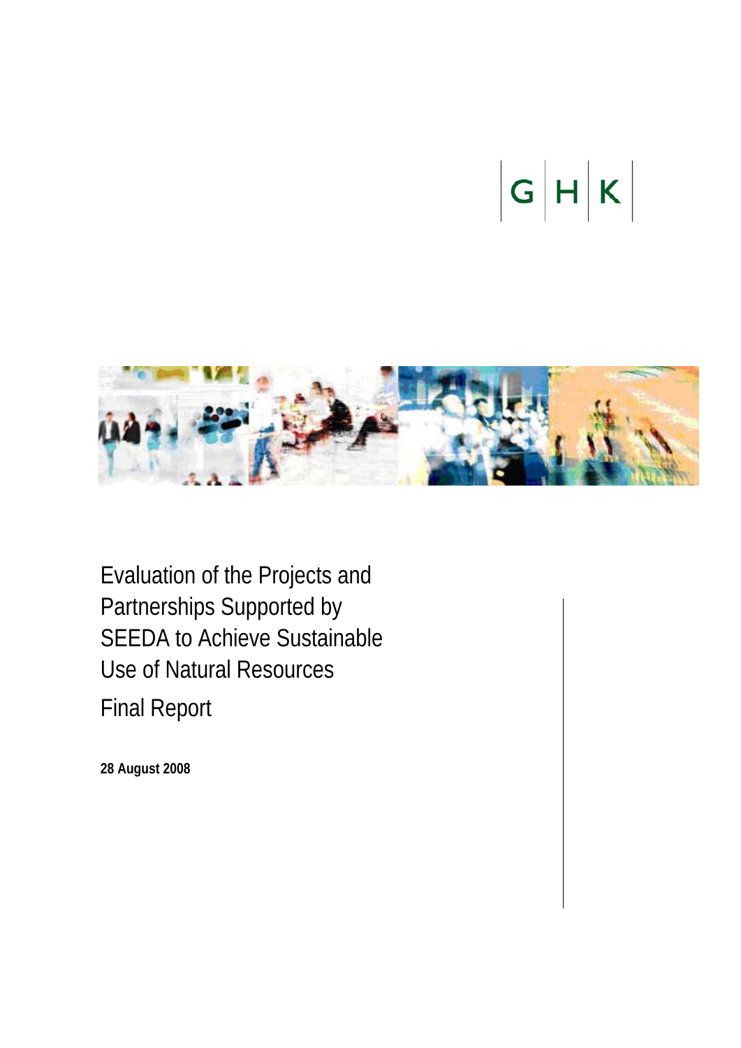G | H | K

# Evaluation of the Projects and Partnerships Supported by SEEDA to Achieve Sustainable Use of Natural Resources

## Final Report

**28 August 2008**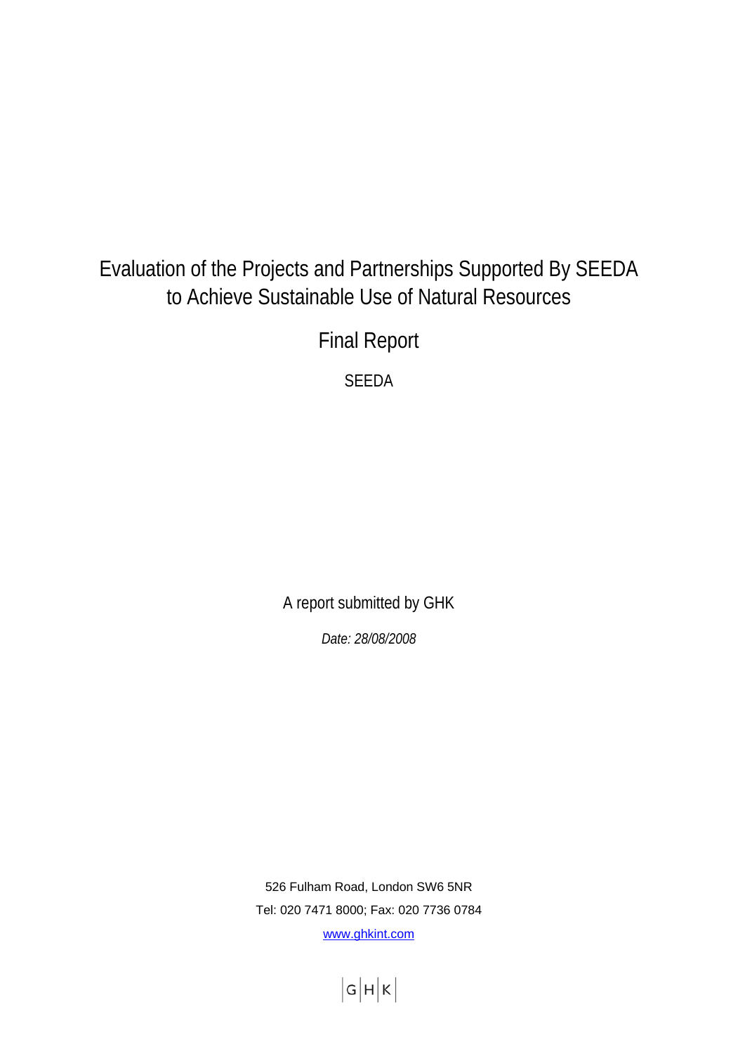# Evaluation of the Projects and Partnerships Supported By SEEDA to Achieve Sustainable Use of Natural Resources

## Final Report

SEEDA

A report submitted by GHK

*Date: 28/08/2008*

526 Fulham Road, London SW6 5NR

Tel: 020 7471 8000; Fax: 020 7736 0784

www.ghkint.com

|G|H|K|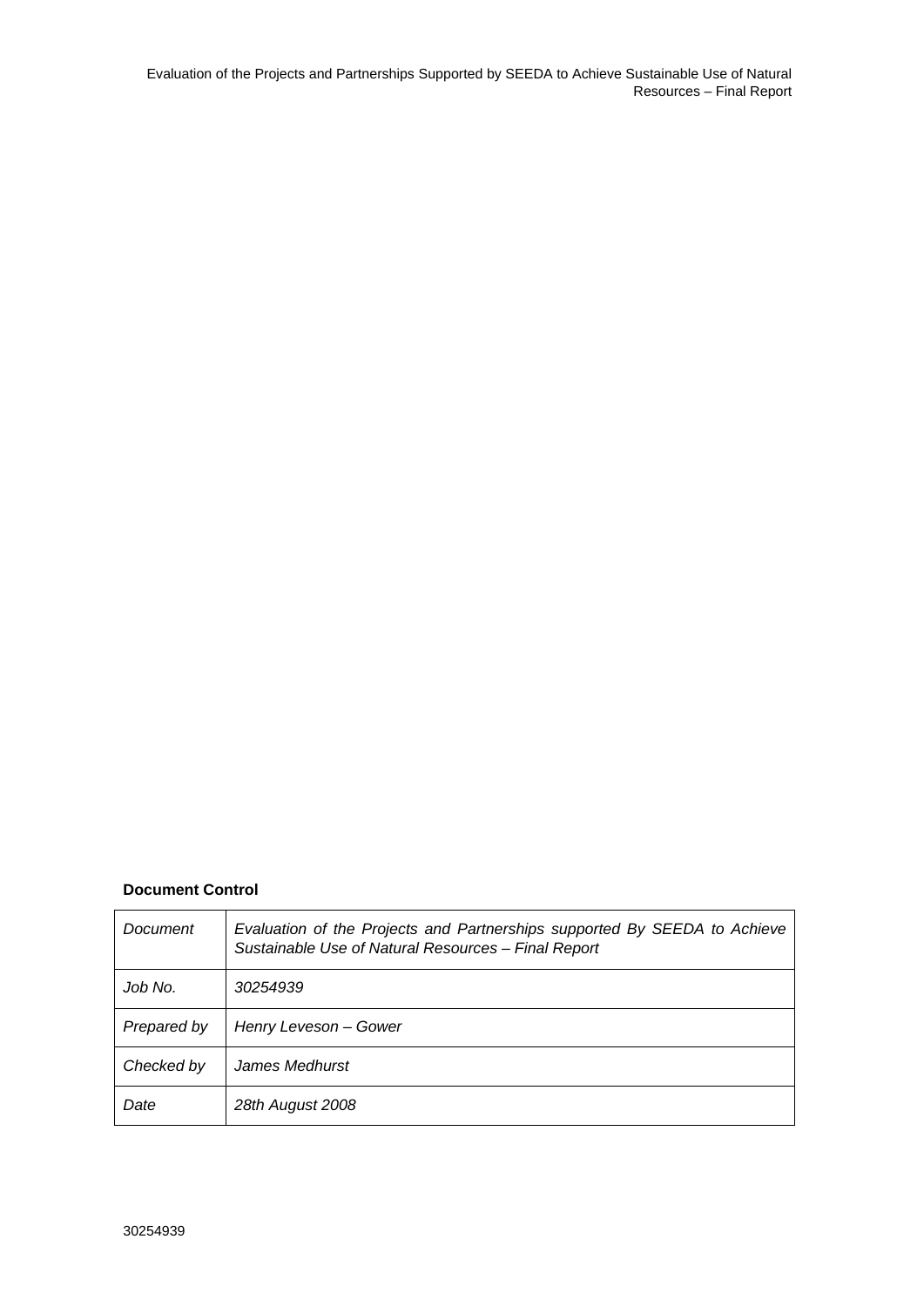**Document Control**

| Document | *Evaluation of the Projects and Partnerships supported By SEEDA to Achieve Sustainable Use of Natural Resources – Final Report* |
|---|---|
| *Job No.* | *30254939* |
| *Prepared by* | *Henry Leveson – Gower* |
| *Checked by* | *James Medhurst* |
| *Date* | *28th August 2008* |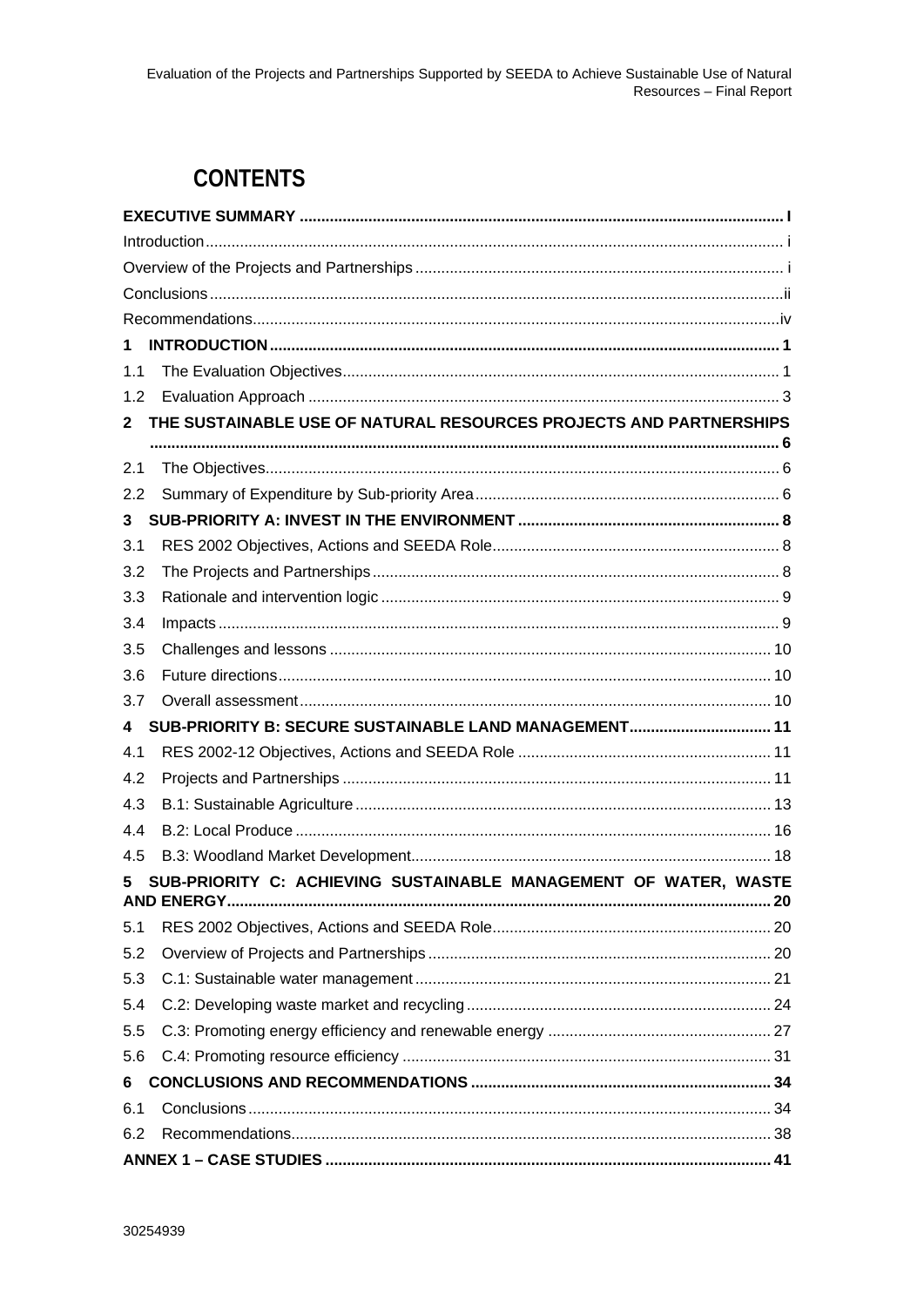# CONTENTS

**EXECUTIVE SUMMARY** ..... I

Introduction ..... i

Overview of the Projects and Partnerships ..... i

Conclusions ..... ii

Recommendations ..... iv

**1 INTRODUCTION** ..... 1

1.1 The Evaluation Objectives ..... 1

1.2 Evaluation Approach ..... 3

**2 THE SUSTAINABLE USE OF NATURAL RESOURCES PROJECTS AND PARTNERSHIPS** ..... 6

2.1 The Objectives ..... 6

2.2 Summary of Expenditure by Sub-priority Area ..... 6

**3 SUB-PRIORITY A: INVEST IN THE ENVIRONMENT** ..... 8

3.1 RES 2002 Objectives, Actions and SEEDA Role ..... 8

3.2 The Projects and Partnerships ..... 8

3.3 Rationale and intervention logic ..... 9

3.4 Impacts ..... 9

3.5 Challenges and lessons ..... 10

3.6 Future directions ..... 10

3.7 Overall assessment ..... 10

**4 SUB-PRIORITY B: SECURE SUSTAINABLE LAND MANAGEMENT** ..... 11

4.1 RES 2002-12 Objectives, Actions and SEEDA Role ..... 11

4.2 Projects and Partnerships ..... 11

4.3 B.1: Sustainable Agriculture ..... 13

4.4 B.2: Local Produce ..... 16

4.5 B.3: Woodland Market Development ..... 18

**5 SUB-PRIORITY C: ACHIEVING SUSTAINABLE MANAGEMENT OF WATER, WASTE AND ENERGY** ..... 20

5.1 RES 2002 Objectives, Actions and SEEDA Role ..... 20

5.2 Overview of Projects and Partnerships ..... 20

5.3 C.1: Sustainable water management ..... 21

5.4 C.2: Developing waste market and recycling ..... 24

5.5 C.3: Promoting energy efficiency and renewable energy ..... 27

5.6 C.4: Promoting resource efficiency ..... 31

**6 CONCLUSIONS AND RECOMMENDATIONS** ..... 34

6.1 Conclusions ..... 34

6.2 Recommendations ..... 38

**ANNEX 1 – CASE STUDIES** ..... 41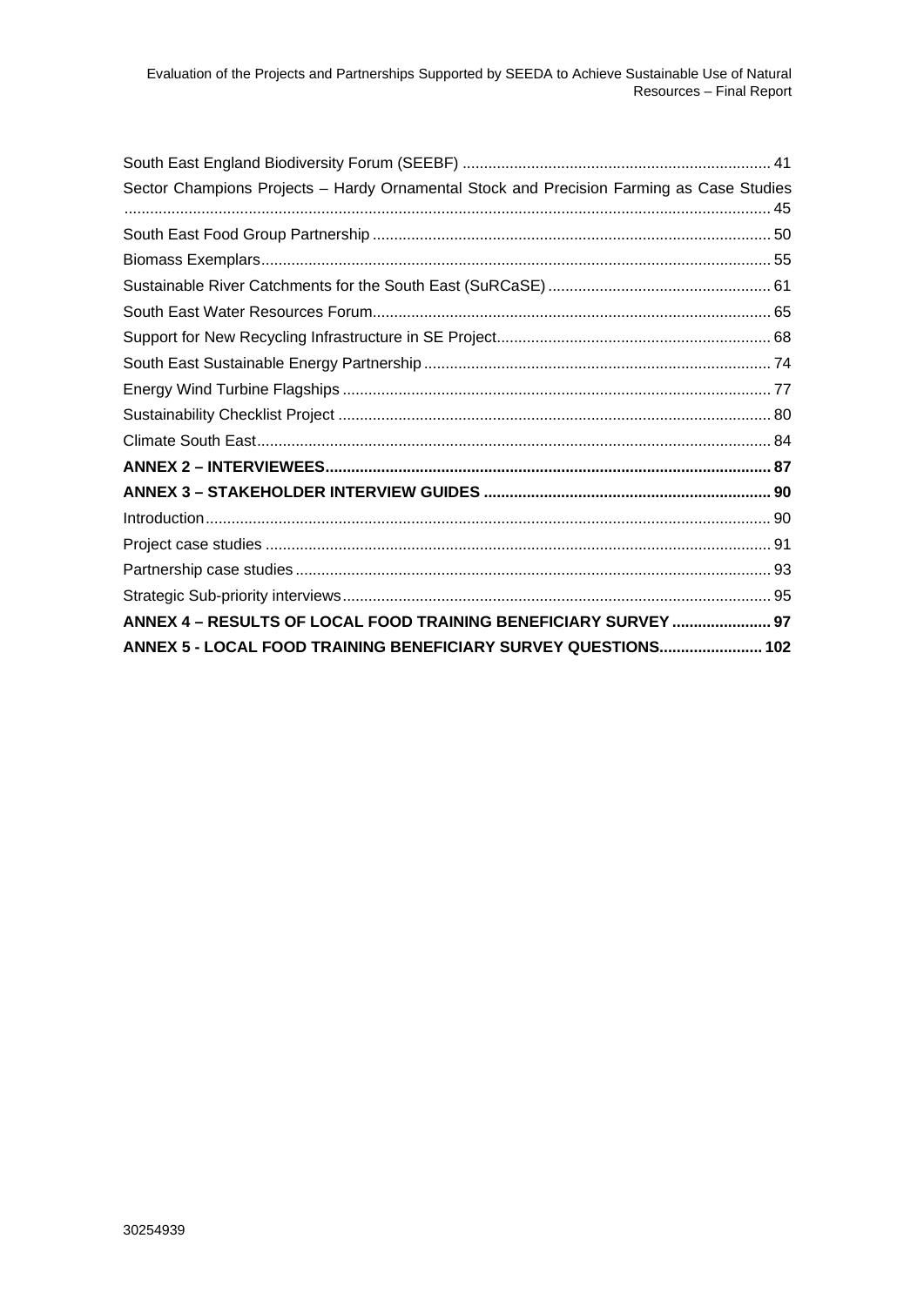South East England Biodiversity Forum (SEEBF) ........................................................................ 41

Sector Champions Projects – Hardy Ornamental Stock and Precision Farming as Case Studies ........................................................................ 45

South East Food Group Partnership ........................................................................ 50

Biomass Exemplars ........................................................................ 55

Sustainable River Catchments for the South East (SuRCaSE) ........................................................................ 61

South East Water Resources Forum ........................................................................ 65

Support for New Recycling Infrastructure in SE Project ........................................................................ 68

South East Sustainable Energy Partnership ........................................................................ 74

Energy Wind Turbine Flagships ........................................................................ 77

Sustainability Checklist Project ........................................................................ 80

Climate South East ........................................................................ 84

**ANNEX 2 – INTERVIEWEES ........................................................................ 87**

**ANNEX 3 – STAKEHOLDER INTERVIEW GUIDES ........................................................................ 90**

Introduction ........................................................................ 90

Project case studies ........................................................................ 91

Partnership case studies ........................................................................ 93

Strategic Sub-priority interviews ........................................................................ 95

**ANNEX 4 – RESULTS OF LOCAL FOOD TRAINING BENEFICIARY SURVEY ........................................................................ 97**

**ANNEX 5 - LOCAL FOOD TRAINING BENEFICIARY SURVEY QUESTIONS ........................................................................ 102**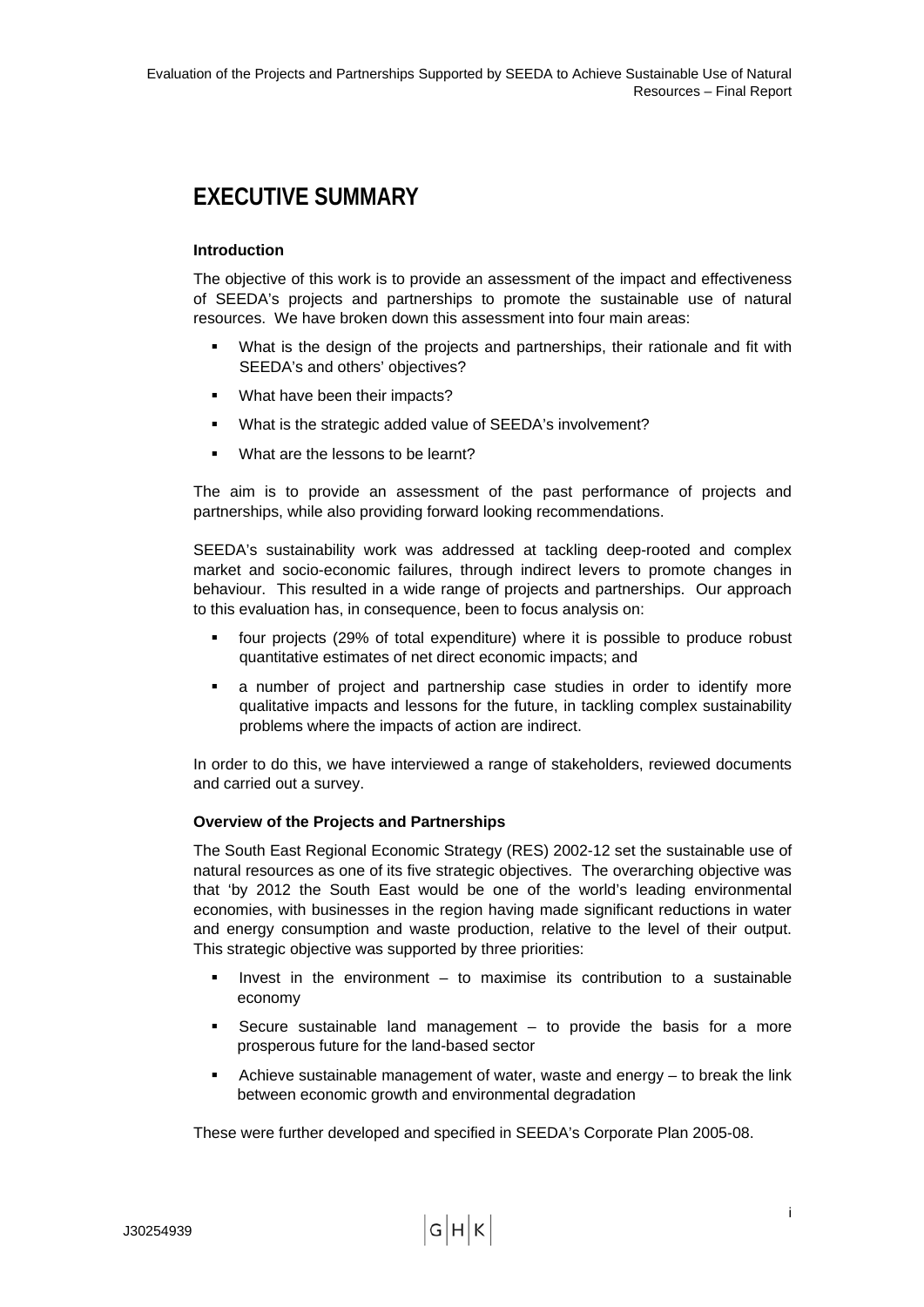# EXECUTIVE SUMMARY

**Introduction**

The objective of this work is to provide an assessment of the impact and effectiveness of SEEDA's projects and partnerships to promote the sustainable use of natural resources. We have broken down this assessment into four main areas:

- What is the design of the projects and partnerships, their rationale and fit with SEEDA's and others' objectives?
- What have been their impacts?
- What is the strategic added value of SEEDA's involvement?
- What are the lessons to be learnt?

The aim is to provide an assessment of the past performance of projects and partnerships, while also providing forward looking recommendations.

SEEDA's sustainability work was addressed at tackling deep-rooted and complex market and socio-economic failures, through indirect levers to promote changes in behaviour. This resulted in a wide range of projects and partnerships. Our approach to this evaluation has, in consequence, been to focus analysis on:

- four projects (29% of total expenditure) where it is possible to produce robust quantitative estimates of net direct economic impacts; and
- a number of project and partnership case studies in order to identify more qualitative impacts and lessons for the future, in tackling complex sustainability problems where the impacts of action are indirect.

In order to do this, we have interviewed a range of stakeholders, reviewed documents and carried out a survey.

**Overview of the Projects and Partnerships**

The South East Regional Economic Strategy (RES) 2002-12 set the sustainable use of natural resources as one of its five strategic objectives. The overarching objective was that 'by 2012 the South East would be one of the world's leading environmental economies, with businesses in the region having made significant reductions in water and energy consumption and waste production, relative to the level of their output. This strategic objective was supported by three priorities:

- Invest in the environment – to maximise its contribution to a sustainable economy
- Secure sustainable land management – to provide the basis for a more prosperous future for the land-based sector
- Achieve sustainable management of water, waste and energy – to break the link between economic growth and environmental degradation

These were further developed and specified in SEEDA's Corporate Plan 2005-08.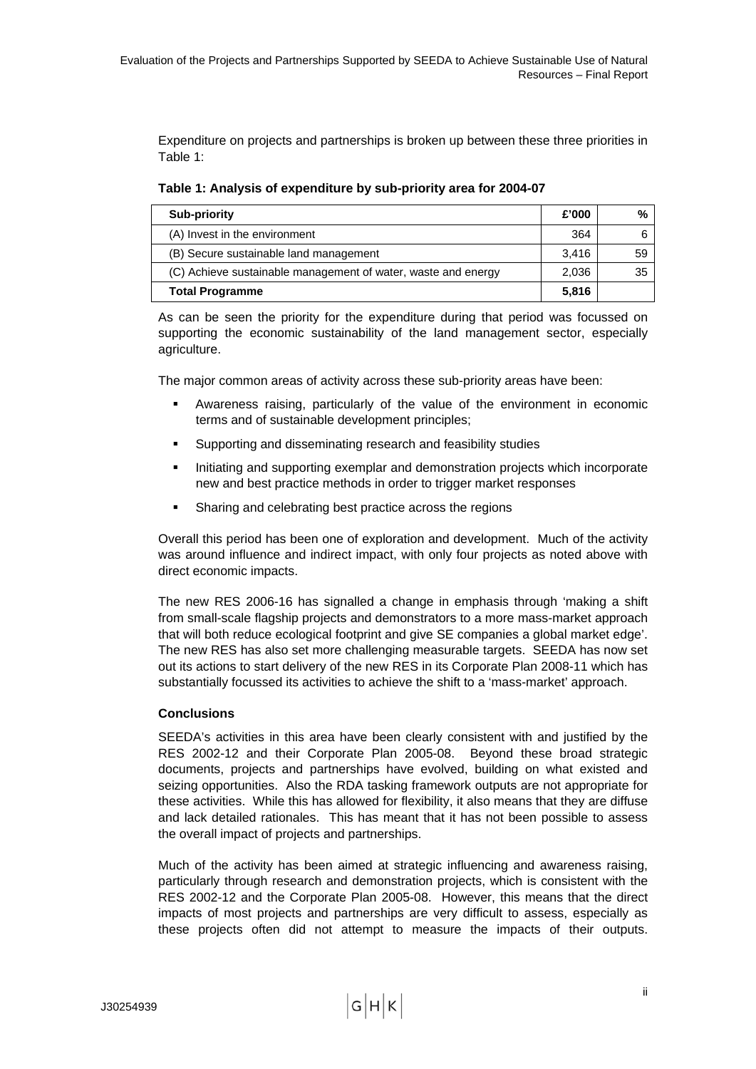Expenditure on projects and partnerships is broken up between these three priorities in Table 1:

**Table 1: Analysis of expenditure by sub-priority area for 2004-07**

| Sub-priority | £'000 | % |
|---|---|---|
| (A) Invest in the environment | 364 | 6 |
| (B) Secure sustainable land management | 3,416 | 59 |
| (C) Achieve sustainable management of water, waste and energy | 2,036 | 35 |
| **Total Programme** | **5,816** | |

As can be seen the priority for the expenditure during that period was focussed on supporting the economic sustainability of the land management sector, especially agriculture.

The major common areas of activity across these sub-priority areas have been:

- Awareness raising, particularly of the value of the environment in economic terms and of sustainable development principles;
- Supporting and disseminating research and feasibility studies
- Initiating and supporting exemplar and demonstration projects which incorporate new and best practice methods in order to trigger market responses
- Sharing and celebrating best practice across the regions

Overall this period has been one of exploration and development. Much of the activity was around influence and indirect impact, with only four projects as noted above with direct economic impacts.

The new RES 2006-16 has signalled a change in emphasis through 'making a shift from small-scale flagship projects and demonstrators to a more mass-market approach that will both reduce ecological footprint and give SE companies a global market edge'. The new RES has also set more challenging measurable targets. SEEDA has now set out its actions to start delivery of the new RES in its Corporate Plan 2008-11 which has substantially focussed its activities to achieve the shift to a 'mass-market' approach.

**Conclusions**

SEEDA's activities in this area have been clearly consistent with and justified by the RES 2002-12 and their Corporate Plan 2005-08. Beyond these broad strategic documents, projects and partnerships have evolved, building on what existed and seizing opportunities. Also the RDA tasking framework outputs are not appropriate for these activities. While this has allowed for flexibility, it also means that they are diffuse and lack detailed rationales. This has meant that it has not been possible to assess the overall impact of projects and partnerships.

Much of the activity has been aimed at strategic influencing and awareness raising, particularly through research and demonstration projects, which is consistent with the RES 2002-12 and the Corporate Plan 2005-08. However, this means that the direct impacts of most projects and partnerships are very difficult to assess, especially as these projects often did not attempt to measure the impacts of their outputs.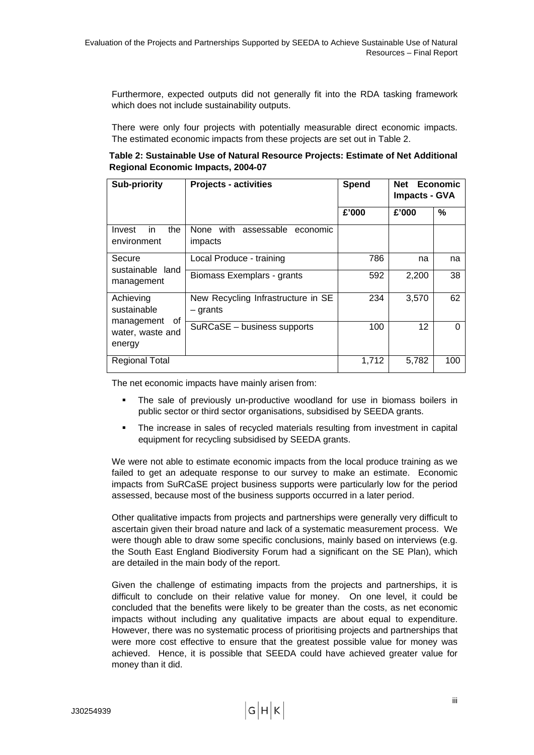Furthermore, expected outputs did not generally fit into the RDA tasking framework which does not include sustainability outputs.

There were only four projects with potentially measurable direct economic impacts. The estimated economic impacts from these projects are set out in Table 2.

**Table 2: Sustainable Use of Natural Resource Projects: Estimate of Net Additional Regional Economic Impacts, 2004-07**

| Sub-priority | Projects - activities | Spend | Net Economic Impacts - GVA | |
|---|---|---|---|---|
| | | £'000 | £'000 | % |
| Invest in the environment | None with assessable economic impacts | | | |
| Secure sustainable land management | Local Produce - training | 786 | na | na |
| | Biomass Exemplars - grants | 592 | 2,200 | 38 |
| Achieving sustainable management of water, waste and energy | New Recycling Infrastructure in SE – grants | 234 | 3,570 | 62 |
| | SuRCaSE – business supports | 100 | 12 | 0 |
| Regional Total | | 1,712 | 5,782 | 100 |

The net economic impacts have mainly arisen from:

- The sale of previously un-productive woodland for use in biomass boilers in public sector or third sector organisations, subsidised by SEEDA grants.
- The increase in sales of recycled materials resulting from investment in capital equipment for recycling subsidised by SEEDA grants.

We were not able to estimate economic impacts from the local produce training as we failed to get an adequate response to our survey to make an estimate. Economic impacts from SuRCaSE project business supports were particularly low for the period assessed, because most of the business supports occurred in a later period.

Other qualitative impacts from projects and partnerships were generally very difficult to ascertain given their broad nature and lack of a systematic measurement process. We were though able to draw some specific conclusions, mainly based on interviews (e.g. the South East England Biodiversity Forum had a significant on the SE Plan), which are detailed in the main body of the report.

Given the challenge of estimating impacts from the projects and partnerships, it is difficult to conclude on their relative value for money. On one level, it could be concluded that the benefits were likely to be greater than the costs, as net economic impacts without including any qualitative impacts are about equal to expenditure. However, there was no systematic process of prioritising projects and partnerships that were more cost effective to ensure that the greatest possible value for money was achieved. Hence, it is possible that SEEDA could have achieved greater value for money than it did.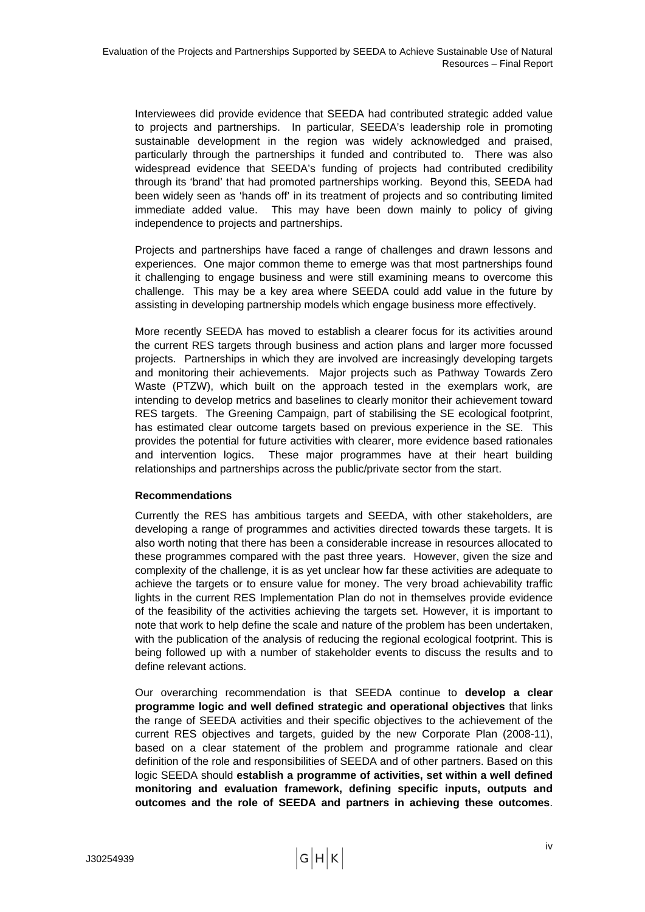Interviewees did provide evidence that SEEDA had contributed strategic added value to projects and partnerships. In particular, SEEDA's leadership role in promoting sustainable development in the region was widely acknowledged and praised, particularly through the partnerships it funded and contributed to. There was also widespread evidence that SEEDA's funding of projects had contributed credibility through its 'brand' that had promoted partnerships working. Beyond this, SEEDA had been widely seen as 'hands off' in its treatment of projects and so contributing limited immediate added value. This may have been down mainly to policy of giving independence to projects and partnerships.

Projects and partnerships have faced a range of challenges and drawn lessons and experiences. One major common theme to emerge was that most partnerships found it challenging to engage business and were still examining means to overcome this challenge. This may be a key area where SEEDA could add value in the future by assisting in developing partnership models which engage business more effectively.

More recently SEEDA has moved to establish a clearer focus for its activities around the current RES targets through business and action plans and larger more focussed projects. Partnerships in which they are involved are increasingly developing targets and monitoring their achievements. Major projects such as Pathway Towards Zero Waste (PTZW), which built on the approach tested in the exemplars work, are intending to develop metrics and baselines to clearly monitor their achievement toward RES targets. The Greening Campaign, part of stabilising the SE ecological footprint, has estimated clear outcome targets based on previous experience in the SE. This provides the potential for future activities with clearer, more evidence based rationales and intervention logics. These major programmes have at their heart building relationships and partnerships across the public/private sector from the start.

**Recommendations**

Currently the RES has ambitious targets and SEEDA, with other stakeholders, are developing a range of programmes and activities directed towards these targets. It is also worth noting that there has been a considerable increase in resources allocated to these programmes compared with the past three years. However, given the size and complexity of the challenge, it is as yet unclear how far these activities are adequate to achieve the targets or to ensure value for money. The very broad achievability traffic lights in the current RES Implementation Plan do not in themselves provide evidence of the feasibility of the activities achieving the targets set. However, it is important to note that work to help define the scale and nature of the problem has been undertaken, with the publication of the analysis of reducing the regional ecological footprint. This is being followed up with a number of stakeholder events to discuss the results and to define relevant actions.

Our overarching recommendation is that SEEDA continue to **develop a clear programme logic and well defined strategic and operational objectives** that links the range of SEEDA activities and their specific objectives to the achievement of the current RES objectives and targets, guided by the new Corporate Plan (2008-11), based on a clear statement of the problem and programme rationale and clear definition of the role and responsibilities of SEEDA and of other partners. Based on this logic SEEDA should **establish a programme of activities, set within a well defined monitoring and evaluation framework, defining specific inputs, outputs and outcomes and the role of SEEDA and partners in achieving these outcomes**.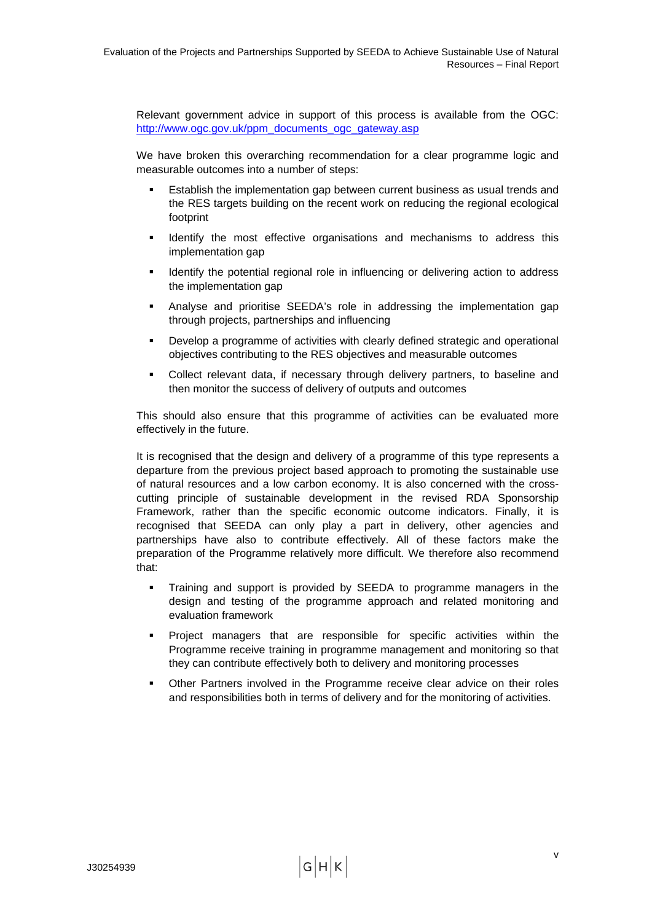Relevant government advice in support of this process is available from the OGC: [http://www.ogc.gov.uk/ppm_documents_ogc_gateway.asp](http://www.ogc.gov.uk/ppm_documents_ogc_gateway.asp)

We have broken this overarching recommendation for a clear programme logic and measurable outcomes into a number of steps:

- Establish the implementation gap between current business as usual trends and the RES targets building on the recent work on reducing the regional ecological footprint
- Identify the most effective organisations and mechanisms to address this implementation gap
- Identify the potential regional role in influencing or delivering action to address the implementation gap
- Analyse and prioritise SEEDA's role in addressing the implementation gap through projects, partnerships and influencing
- Develop a programme of activities with clearly defined strategic and operational objectives contributing to the RES objectives and measurable outcomes
- Collect relevant data, if necessary through delivery partners, to baseline and then monitor the success of delivery of outputs and outcomes

This should also ensure that this programme of activities can be evaluated more effectively in the future.

It is recognised that the design and delivery of a programme of this type represents a departure from the previous project based approach to promoting the sustainable use of natural resources and a low carbon economy. It is also concerned with the cross-cutting principle of sustainable development in the revised RDA Sponsorship Framework, rather than the specific economic outcome indicators. Finally, it is recognised that SEEDA can only play a part in delivery, other agencies and partnerships have also to contribute effectively. All of these factors make the preparation of the Programme relatively more difficult. We therefore also recommend that:

- Training and support is provided by SEEDA to programme managers in the design and testing of the programme approach and related monitoring and evaluation framework
- Project managers that are responsible for specific activities within the Programme receive training in programme management and monitoring so that they can contribute effectively both to delivery and monitoring processes
- Other Partners involved in the Programme receive clear advice on their roles and responsibilities both in terms of delivery and for the monitoring of activities.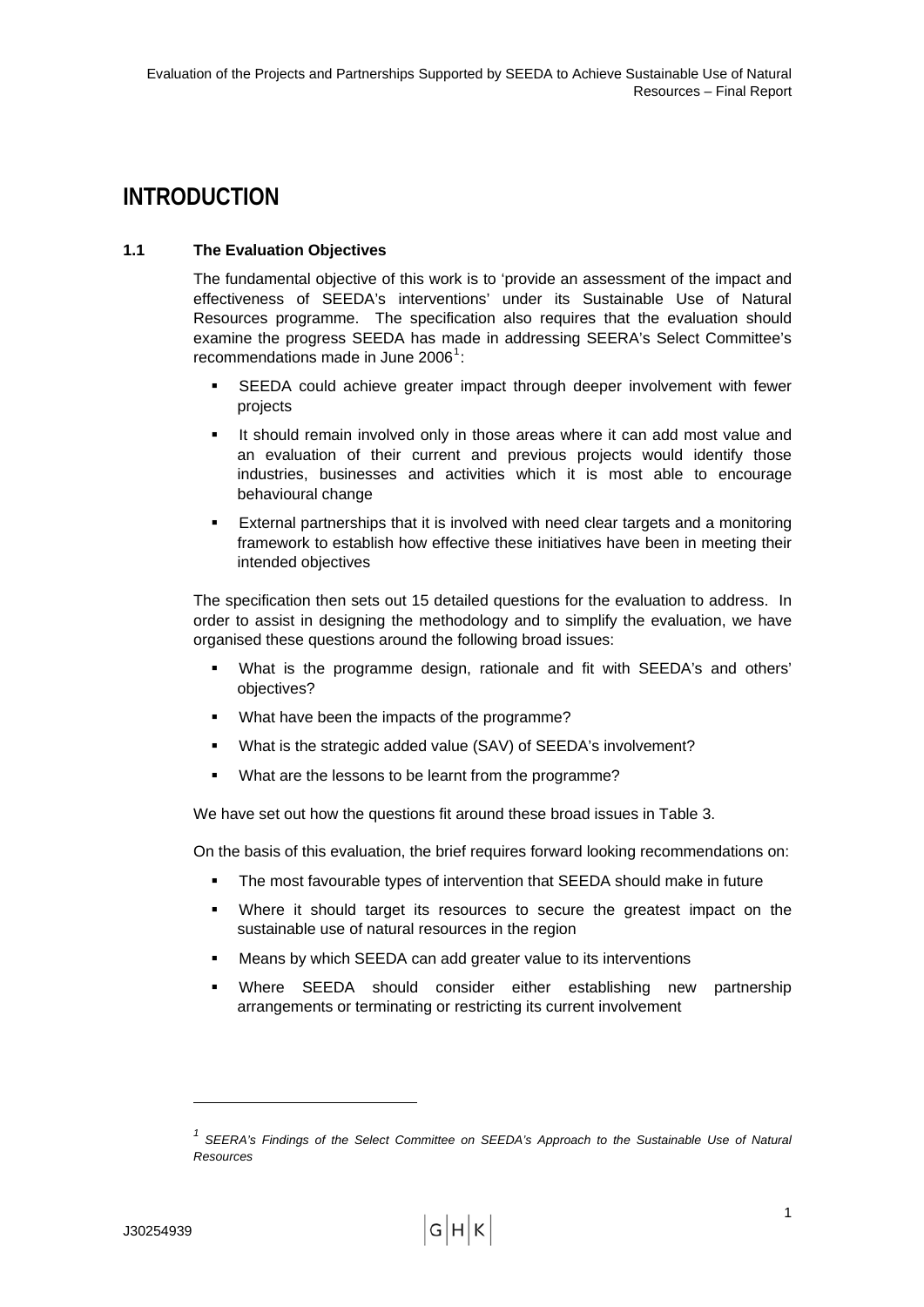# INTRODUCTION

### 1.1 The Evaluation Objectives

The fundamental objective of this work is to 'provide an assessment of the impact and effectiveness of SEEDA's interventions' under its Sustainable Use of Natural Resources programme. The specification also requires that the evaluation should examine the progress SEEDA has made in addressing SEERA's Select Committee's recommendations made in June 2006[1]:

- SEEDA could achieve greater impact through deeper involvement with fewer projects
- It should remain involved only in those areas where it can add most value and an evaluation of their current and previous projects would identify those industries, businesses and activities which it is most able to encourage behavioural change
- External partnerships that it is involved with need clear targets and a monitoring framework to establish how effective these initiatives have been in meeting their intended objectives

The specification then sets out 15 detailed questions for the evaluation to address. In order to assist in designing the methodology and to simplify the evaluation, we have organised these questions around the following broad issues:

- What is the programme design, rationale and fit with SEEDA's and others' objectives?
- What have been the impacts of the programme?
- What is the strategic added value (SAV) of SEEDA's involvement?
- What are the lessons to be learnt from the programme?

We have set out how the questions fit around these broad issues in Table 3.

On the basis of this evaluation, the brief requires forward looking recommendations on:

- The most favourable types of intervention that SEEDA should make in future
- Where it should target its resources to secure the greatest impact on the sustainable use of natural resources in the region
- Means by which SEEDA can add greater value to its interventions
- Where SEEDA should consider either establishing new partnership arrangements or terminating or restricting its current involvement

---

[1] *SEERA's Findings of the Select Committee on SEEDA's Approach to the Sustainable Use of Natural Resources*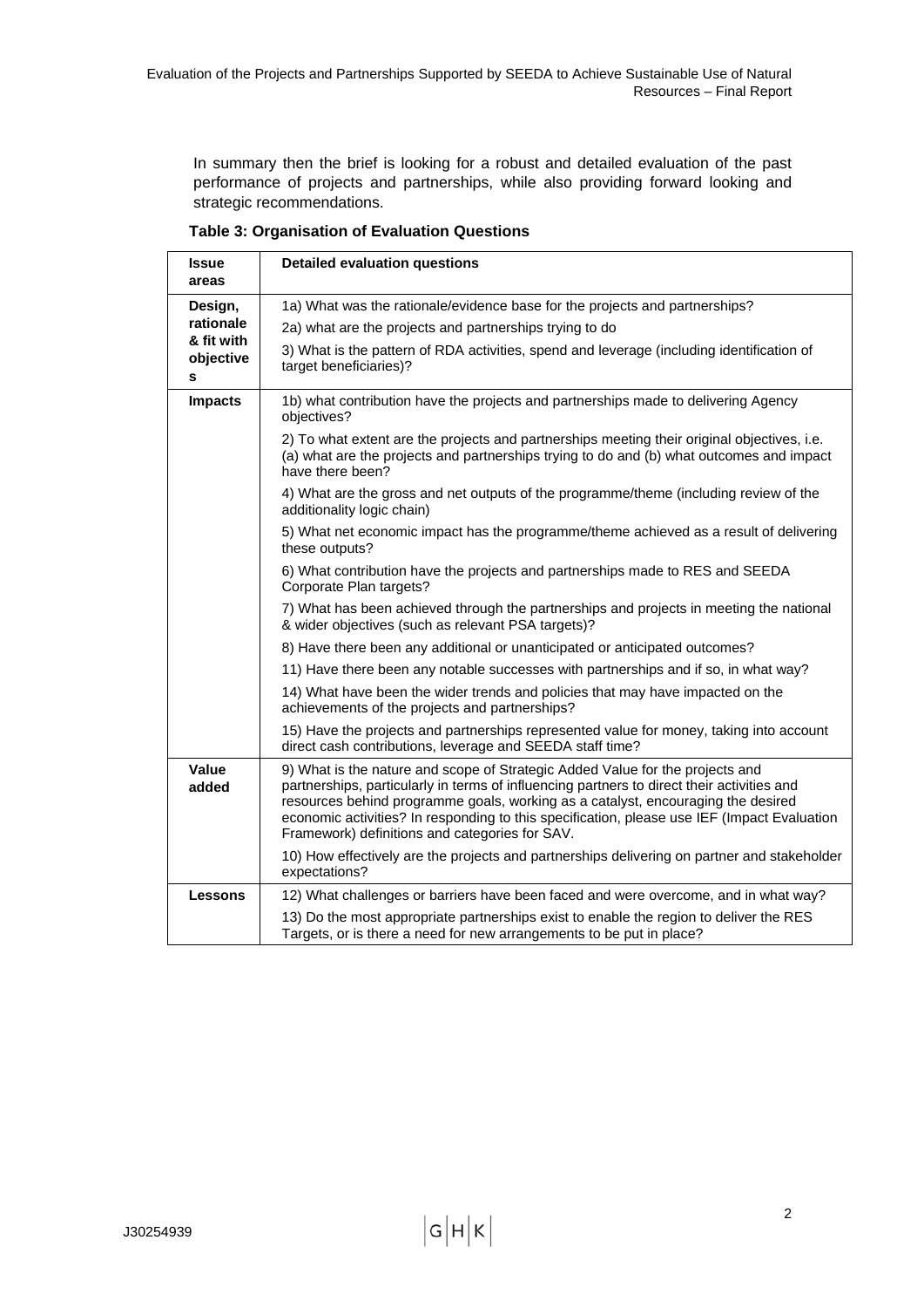In summary then the brief is looking for a robust and detailed evaluation of the past performance of projects and partnerships, while also providing forward looking and strategic recommendations.

**Table 3: Organisation of Evaluation Questions**

| Issue areas | Detailed evaluation questions |
|---|---|
| **Design, rationale & fit with objectives** | 1a) What was the rationale/evidence base for the projects and partnerships? |
| | 2a) what are the projects and partnerships trying to do |
| | 3) What is the pattern of RDA activities, spend and leverage (including identification of target beneficiaries)? |
| **Impacts** | 1b) what contribution have the projects and partnerships made to delivering Agency objectives? |
| | 2) To what extent are the projects and partnerships meeting their original objectives, i.e. (a) what are the projects and partnerships trying to do and (b) what outcomes and impact have there been? |
| | 4) What are the gross and net outputs of the programme/theme (including review of the additionality logic chain) |
| | 5) What net economic impact has the programme/theme achieved as a result of delivering these outputs? |
| | 6) What contribution have the projects and partnerships made to RES and SEEDA Corporate Plan targets? |
| | 7) What has been achieved through the partnerships and projects in meeting the national & wider objectives (such as relevant PSA targets)? |
| | 8) Have there been any additional or unanticipated or anticipated outcomes? |
| | 11) Have there been any notable successes with partnerships and if so, in what way? |
| | 14) What have been the wider trends and policies that may have impacted on the achievements of the projects and partnerships? |
| | 15) Have the projects and partnerships represented value for money, taking into account direct cash contributions, leverage and SEEDA staff time? |
| **Value added** | 9) What is the nature and scope of Strategic Added Value for the projects and partnerships, particularly in terms of influencing partners to direct their activities and resources behind programme goals, working as a catalyst, encouraging the desired economic activities? In responding to this specification, please use IEF (Impact Evaluation Framework) definitions and categories for SAV. |
| | 10) How effectively are the projects and partnerships delivering on partner and stakeholder expectations? |
| **Lessons** | 12) What challenges or barriers have been faced and were overcome, and in what way? |
| | 13) Do the most appropriate partnerships exist to enable the region to deliver the RES Targets, or is there a need for new arrangements to be put in place? |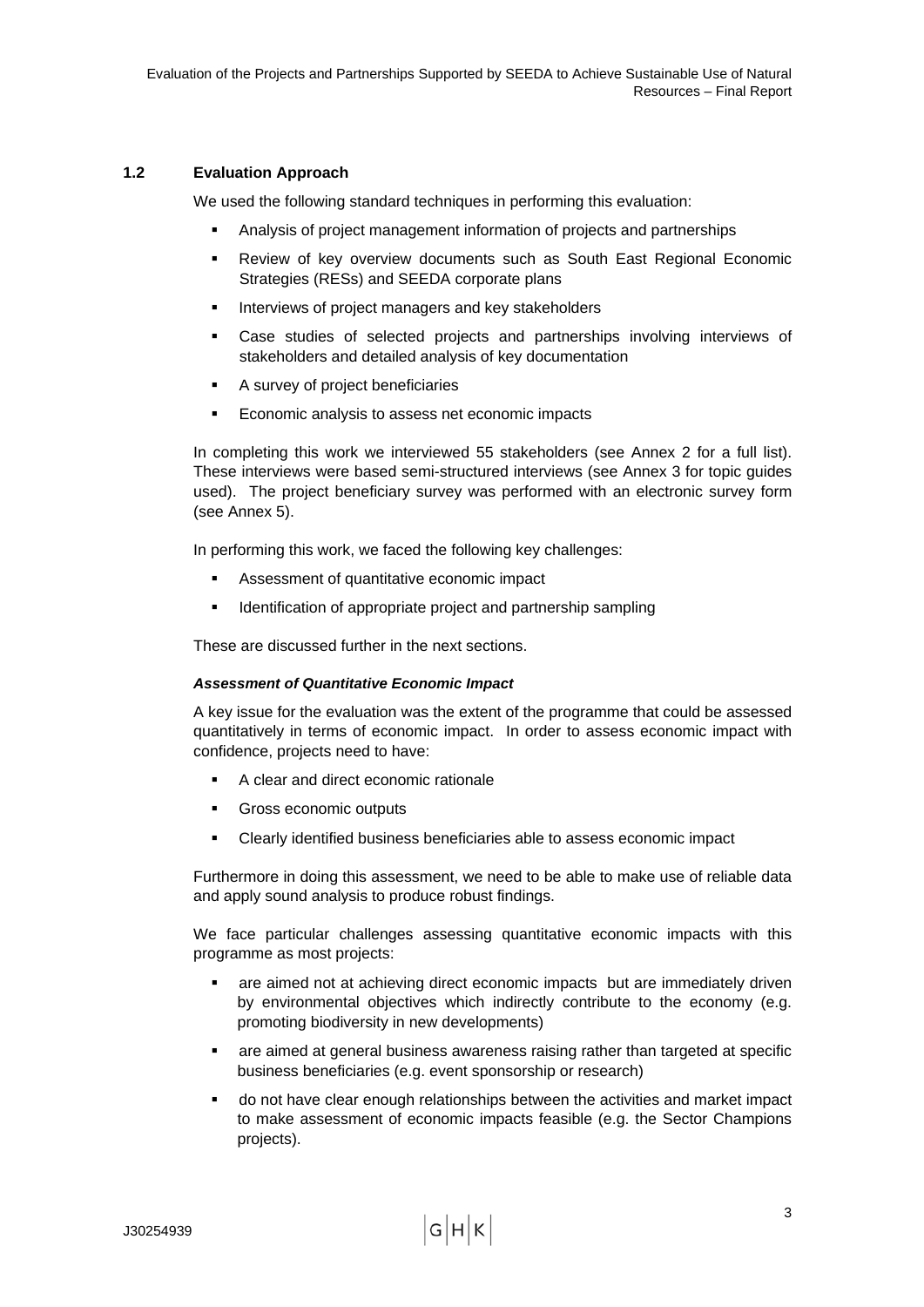## 1.2 Evaluation Approach

We used the following standard techniques in performing this evaluation:

- Analysis of project management information of projects and partnerships
- Review of key overview documents such as South East Regional Economic Strategies (RESs) and SEEDA corporate plans
- Interviews of project managers and key stakeholders
- Case studies of selected projects and partnerships involving interviews of stakeholders and detailed analysis of key documentation
- A survey of project beneficiaries
- Economic analysis to assess net economic impacts

In completing this work we interviewed 55 stakeholders (see Annex 2 for a full list). These interviews were based semi-structured interviews (see Annex 3 for topic guides used). The project beneficiary survey was performed with an electronic survey form (see Annex 5).

In performing this work, we faced the following key challenges:

- Assessment of quantitative economic impact
- Identification of appropriate project and partnership sampling

These are discussed further in the next sections.

#### *Assessment of Quantitative Economic Impact*

A key issue for the evaluation was the extent of the programme that could be assessed quantitatively in terms of economic impact. In order to assess economic impact with confidence, projects need to have:

- A clear and direct economic rationale
- Gross economic outputs
- Clearly identified business beneficiaries able to assess economic impact

Furthermore in doing this assessment, we need to be able to make use of reliable data and apply sound analysis to produce robust findings.

We face particular challenges assessing quantitative economic impacts with this programme as most projects:

- are aimed not at achieving direct economic impacts but are immediately driven by environmental objectives which indirectly contribute to the economy (e.g. promoting biodiversity in new developments)
- are aimed at general business awareness raising rather than targeted at specific business beneficiaries (e.g. event sponsorship or research)
- do not have clear enough relationships between the activities and market impact to make assessment of economic impacts feasible (e.g. the Sector Champions projects).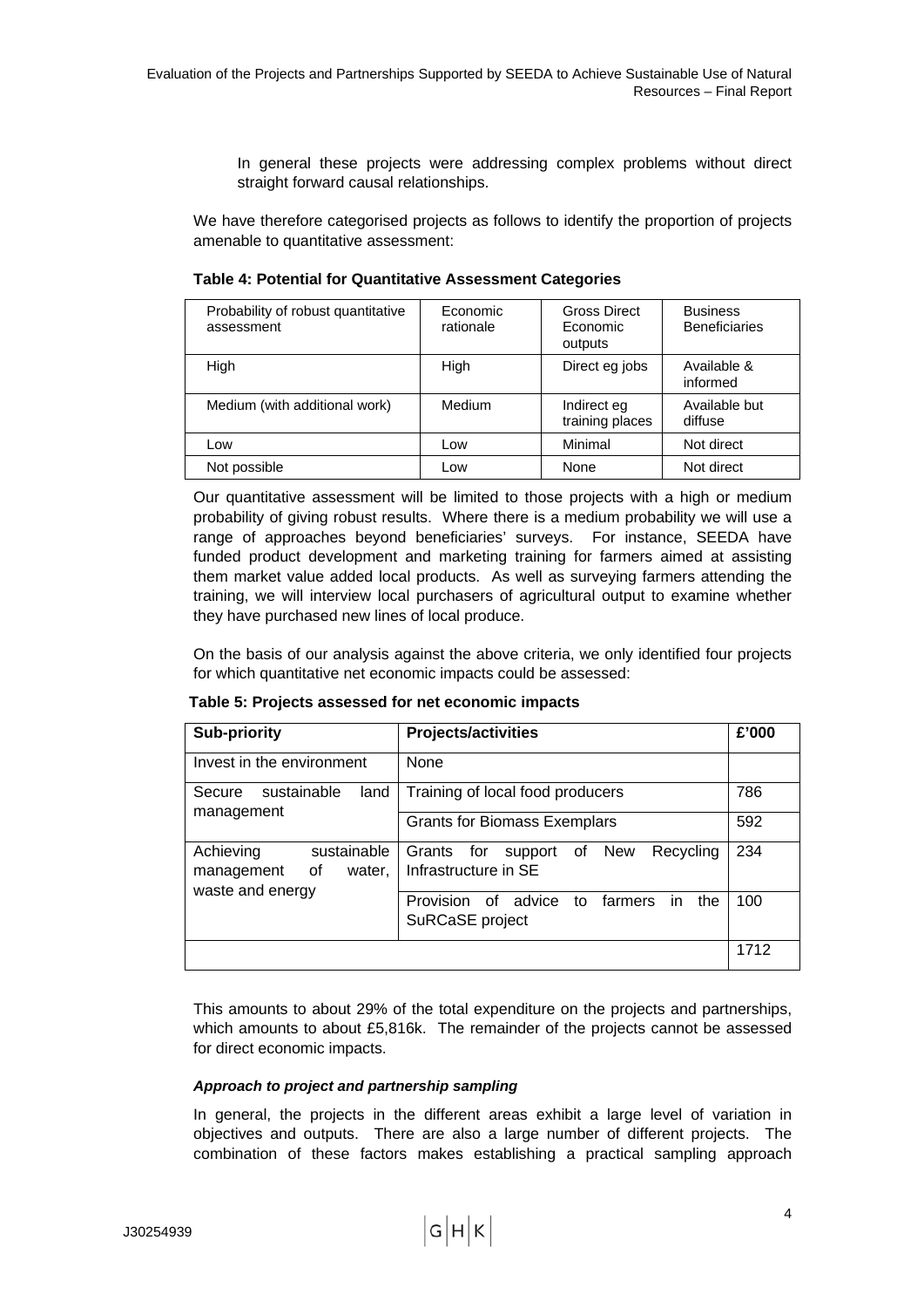In general these projects were addressing complex problems without direct straight forward causal relationships.

We have therefore categorised projects as follows to identify the proportion of projects amenable to quantitative assessment:

**Table 4: Potential for Quantitative Assessment Categories**

| Probability of robust quantitative assessment | Economic rationale | Gross Direct Economic outputs | Business Beneficiaries |
|---|---|---|---|
| High | High | Direct eg jobs | Available & informed |
| Medium (with additional work) | Medium | Indirect eg training places | Available but diffuse |
| Low | Low | Minimal | Not direct |
| Not possible | Low | None | Not direct |

Our quantitative assessment will be limited to those projects with a high or medium probability of giving robust results. Where there is a medium probability we will use a range of approaches beyond beneficiaries' surveys. For instance, SEEDA have funded product development and marketing training for farmers aimed at assisting them market value added local products. As well as surveying farmers attending the training, we will interview local purchasers of agricultural output to examine whether they have purchased new lines of local produce.

On the basis of our analysis against the above criteria, we only identified four projects for which quantitative net economic impacts could be assessed:

**Table 5: Projects assessed for net economic impacts**

| Sub-priority | Projects/activities | £'000 |
|---|---|---|
| Invest in the environment | None | |
| Secure sustainable land management | Training of local food producers | 786 |
| | Grants for Biomass Exemplars | 592 |
| Achieving sustainable management of water, waste and energy | Grants for support of New Recycling Infrastructure in SE | 234 |
| | Provision of advice to farmers in the SuRCaSE project | 100 |
| | | 1712 |

This amounts to about 29% of the total expenditure on the projects and partnerships, which amounts to about £5,816k. The remainder of the projects cannot be assessed for direct economic impacts.

***Approach to project and partnership sampling***

In general, the projects in the different areas exhibit a large level of variation in objectives and outputs. There are also a large number of different projects. The combination of these factors makes establishing a practical sampling approach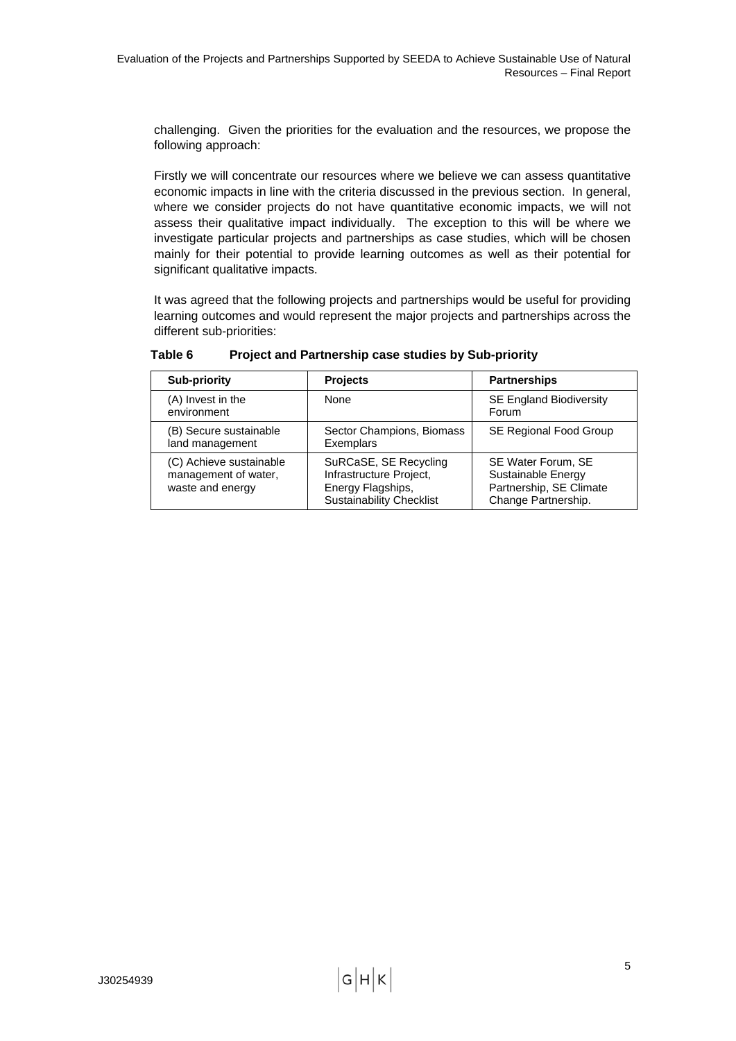challenging. Given the priorities for the evaluation and the resources, we propose the following approach:

Firstly we will concentrate our resources where we believe we can assess quantitative economic impacts in line with the criteria discussed in the previous section. In general, where we consider projects do not have quantitative economic impacts, we will not assess their qualitative impact individually. The exception to this will be where we investigate particular projects and partnerships as case studies, which will be chosen mainly for their potential to provide learning outcomes as well as their potential for significant qualitative impacts.

It was agreed that the following projects and partnerships would be useful for providing learning outcomes and would represent the major projects and partnerships across the different sub-priorities:

**Table 6 Project and Partnership case studies by Sub-priority**

| Sub-priority | Projects | Partnerships |
|---|---|---|
| (A) Invest in the environment | None | SE England Biodiversity Forum |
| (B) Secure sustainable land management | Sector Champions, Biomass Exemplars | SE Regional Food Group |
| (C) Achieve sustainable management of water, waste and energy | SuRCaSE, SE Recycling Infrastructure Project, Energy Flagships, Sustainability Checklist | SE Water Forum, SE Sustainable Energy Partnership, SE Climate Change Partnership. |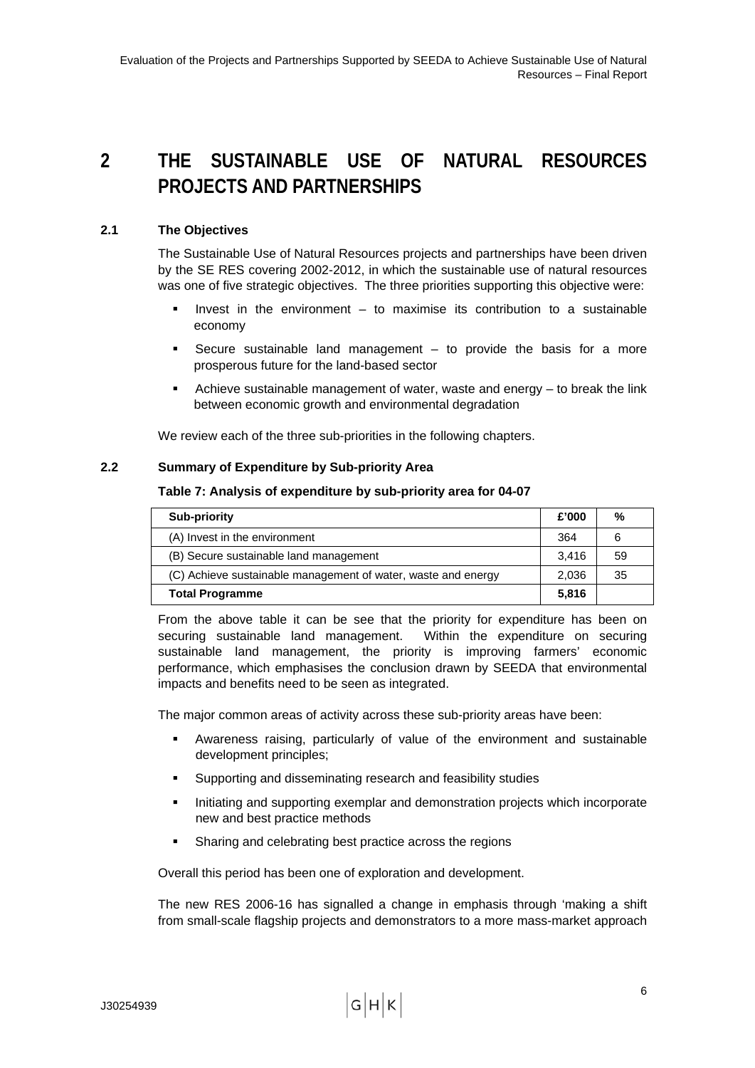# 2 THE SUSTAINABLE USE OF NATURAL RESOURCES PROJECTS AND PARTNERSHIPS

## 2.1 The Objectives

The Sustainable Use of Natural Resources projects and partnerships have been driven by the SE RES covering 2002-2012, in which the sustainable use of natural resources was one of five strategic objectives. The three priorities supporting this objective were:

- Invest in the environment – to maximise its contribution to a sustainable economy
- Secure sustainable land management – to provide the basis for a more prosperous future for the land-based sector
- Achieve sustainable management of water, waste and energy – to break the link between economic growth and environmental degradation

We review each of the three sub-priorities in the following chapters.

## 2.2 Summary of Expenditure by Sub-priority Area

**Table 7: Analysis of expenditure by sub-priority area for 04-07**

| Sub-priority | £'000 | % |
|---|---|---|
| (A) Invest in the environment | 364 | 6 |
| (B) Secure sustainable land management | 3,416 | 59 |
| (C) Achieve sustainable management of water, waste and energy | 2,036 | 35 |
| **Total Programme** | **5,816** | |

From the above table it can be see that the priority for expenditure has been on securing sustainable land management. Within the expenditure on securing sustainable land management, the priority is improving farmers' economic performance, which emphasises the conclusion drawn by SEEDA that environmental impacts and benefits need to be seen as integrated.

The major common areas of activity across these sub-priority areas have been:

- Awareness raising, particularly of value of the environment and sustainable development principles;
- Supporting and disseminating research and feasibility studies
- Initiating and supporting exemplar and demonstration projects which incorporate new and best practice methods
- Sharing and celebrating best practice across the regions

Overall this period has been one of exploration and development.

The new RES 2006-16 has signalled a change in emphasis through 'making a shift from small-scale flagship projects and demonstrators to a more mass-market approach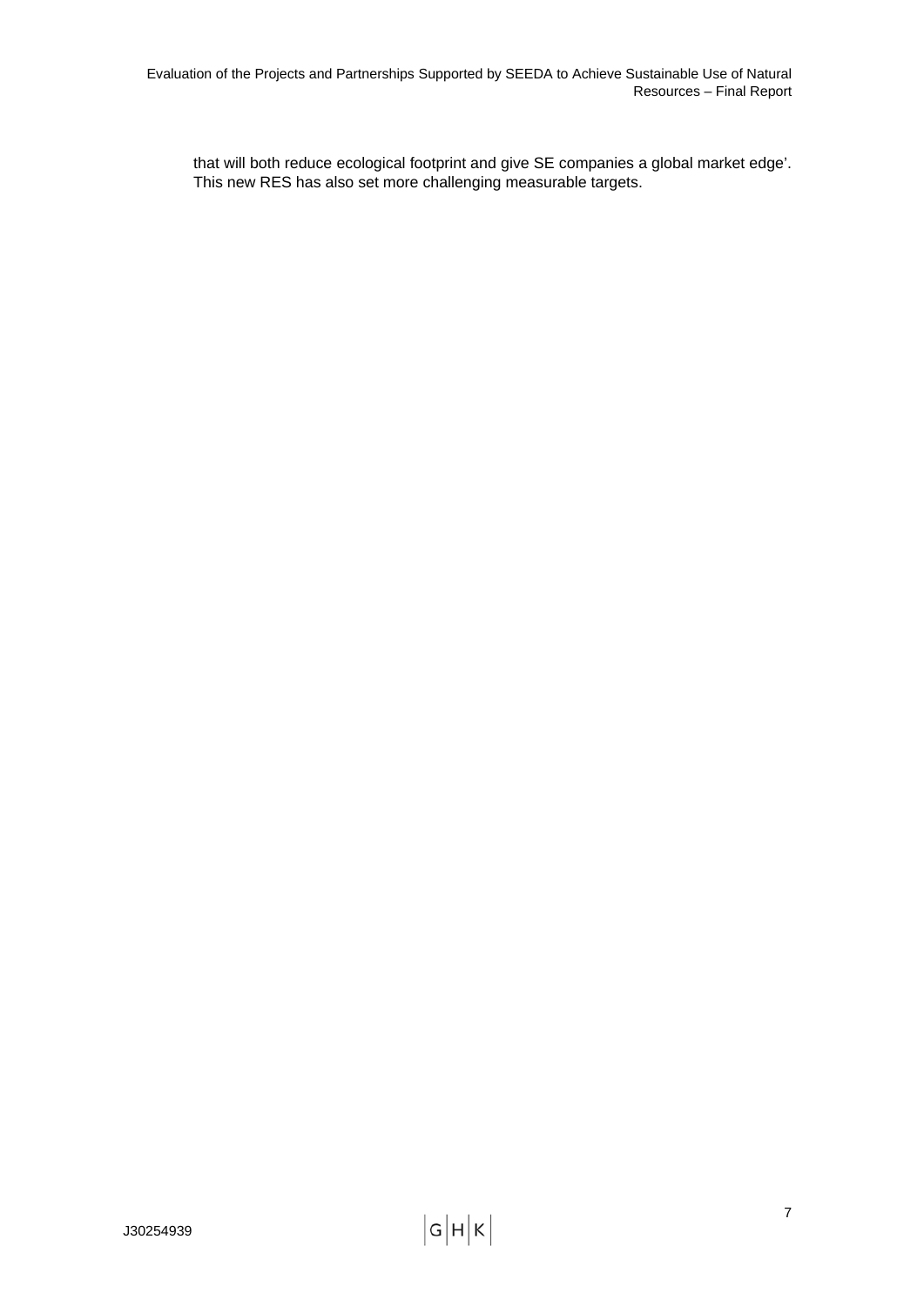that will both reduce ecological footprint and give SE companies a global market edge'. This new RES has also set more challenging measurable targets.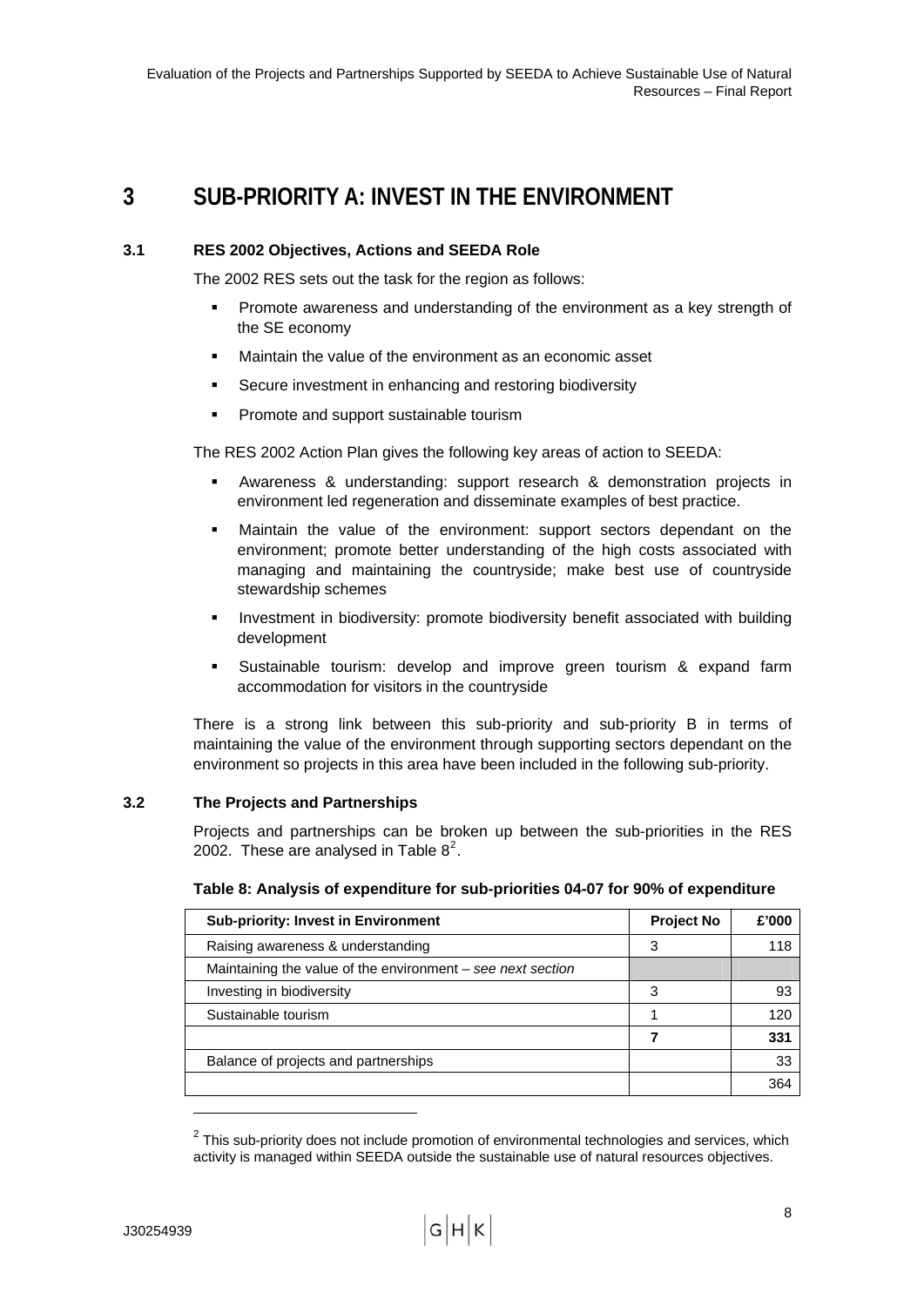# 3 SUB-PRIORITY A: INVEST IN THE ENVIRONMENT

## 3.1 RES 2002 Objectives, Actions and SEEDA Role

The 2002 RES sets out the task for the region as follows:

- Promote awareness and understanding of the environment as a key strength of the SE economy
- Maintain the value of the environment as an economic asset
- Secure investment in enhancing and restoring biodiversity
- Promote and support sustainable tourism

The RES 2002 Action Plan gives the following key areas of action to SEEDA:

- Awareness & understanding: support research & demonstration projects in environment led regeneration and disseminate examples of best practice.
- Maintain the value of the environment: support sectors dependant on the environment; promote better understanding of the high costs associated with managing and maintaining the countryside; make best use of countryside stewardship schemes
- Investment in biodiversity: promote biodiversity benefit associated with building development
- Sustainable tourism: develop and improve green tourism & expand farm accommodation for visitors in the countryside

There is a strong link between this sub-priority and sub-priority B in terms of maintaining the value of the environment through supporting sectors dependant on the environment so projects in this area have been included in the following sub-priority.

## 3.2 The Projects and Partnerships

Projects and partnerships can be broken up between the sub-priorities in the RES 2002. These are analysed in Table 8[2].

**Table 8: Analysis of expenditure for sub-priorities 04-07 for 90% of expenditure**

| Sub-priority: Invest in Environment | Project No | £'000 |
|---|---|---|
| Raising awareness & understanding | 3 | 118 |
| Maintaining the value of the environment – *see next section* | | |
| Investing in biodiversity | 3 | 93 |
| Sustainable tourism | 1 | 120 |
| | **7** | **331** |
| Balance of projects and partnerships | | 33 |
| | | 364 |

[2] This sub-priority does not include promotion of environmental technologies and services, which activity is managed within SEEDA outside the sustainable use of natural resources objectives.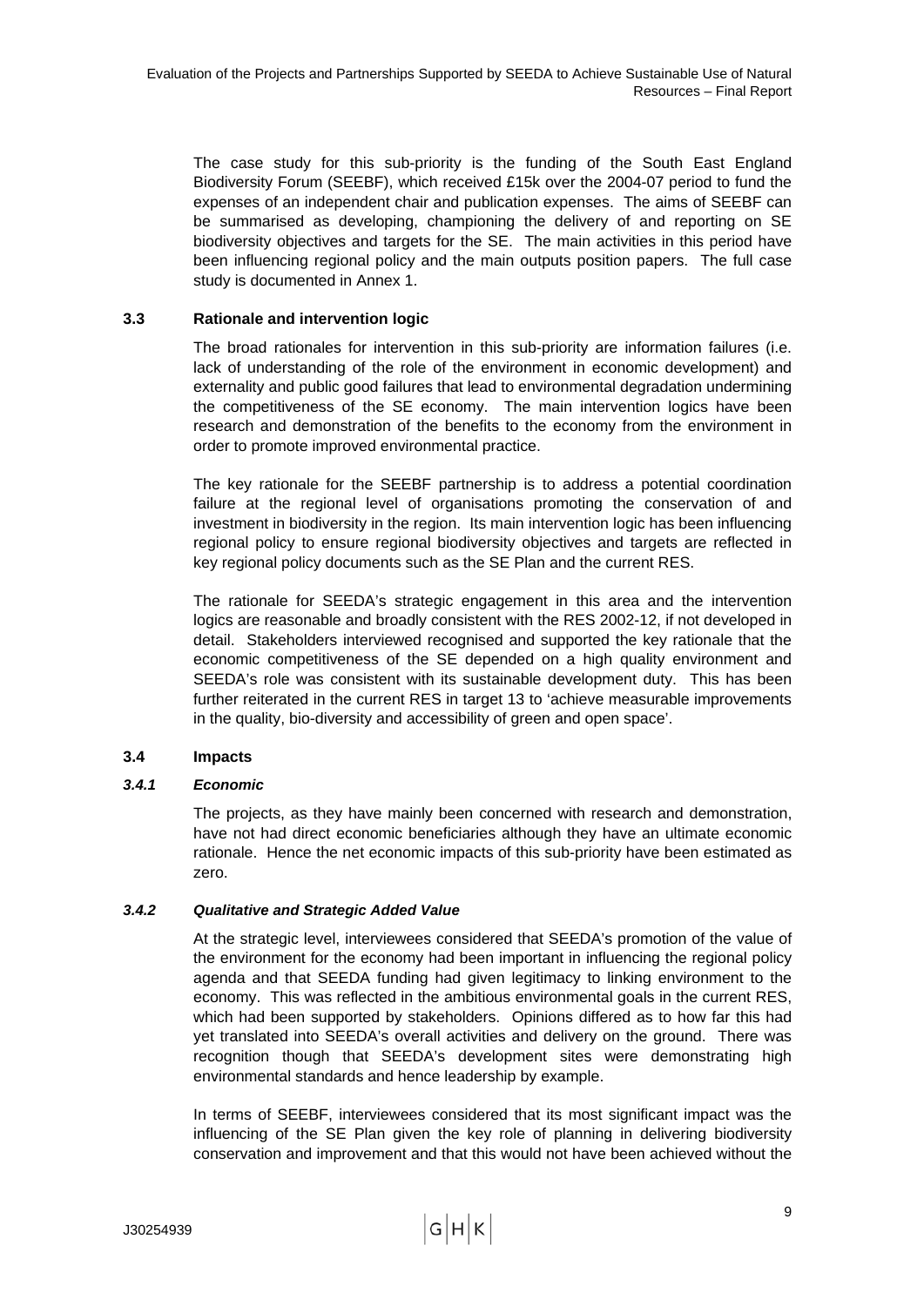The case study for this sub-priority is the funding of the South East England Biodiversity Forum (SEEBF), which received £15k over the 2004-07 period to fund the expenses of an independent chair and publication expenses. The aims of SEEBF can be summarised as developing, championing the delivery of and reporting on SE biodiversity objectives and targets for the SE. The main activities in this period have been influencing regional policy and the main outputs position papers. The full case study is documented in Annex 1.

### 3.3 Rationale and intervention logic

The broad rationales for intervention in this sub-priority are information failures (i.e. lack of understanding of the role of the environment in economic development) and externality and public good failures that lead to environmental degradation undermining the competitiveness of the SE economy. The main intervention logics have been research and demonstration of the benefits to the economy from the environment in order to promote improved environmental practice.

The key rationale for the SEEBF partnership is to address a potential coordination failure at the regional level of organisations promoting the conservation of and investment in biodiversity in the region. Its main intervention logic has been influencing regional policy to ensure regional biodiversity objectives and targets are reflected in key regional policy documents such as the SE Plan and the current RES.

The rationale for SEEDA's strategic engagement in this area and the intervention logics are reasonable and broadly consistent with the RES 2002-12, if not developed in detail. Stakeholders interviewed recognised and supported the key rationale that the economic competitiveness of the SE depended on a high quality environment and SEEDA's role was consistent with its sustainable development duty. This has been further reiterated in the current RES in target 13 to 'achieve measurable improvements in the quality, bio-diversity and accessibility of green and open space'.

### 3.4 Impacts

#### *3.4.1 Economic*

The projects, as they have mainly been concerned with research and demonstration, have not had direct economic beneficiaries although they have an ultimate economic rationale. Hence the net economic impacts of this sub-priority have been estimated as zero.

#### *3.4.2 Qualitative and Strategic Added Value*

At the strategic level, interviewees considered that SEEDA's promotion of the value of the environment for the economy had been important in influencing the regional policy agenda and that SEEDA funding had given legitimacy to linking environment to the economy. This was reflected in the ambitious environmental goals in the current RES, which had been supported by stakeholders. Opinions differed as to how far this had yet translated into SEEDA's overall activities and delivery on the ground. There was recognition though that SEEDA's development sites were demonstrating high environmental standards and hence leadership by example.

In terms of SEEBF, interviewees considered that its most significant impact was the influencing of the SE Plan given the key role of planning in delivering biodiversity conservation and improvement and that this would not have been achieved without the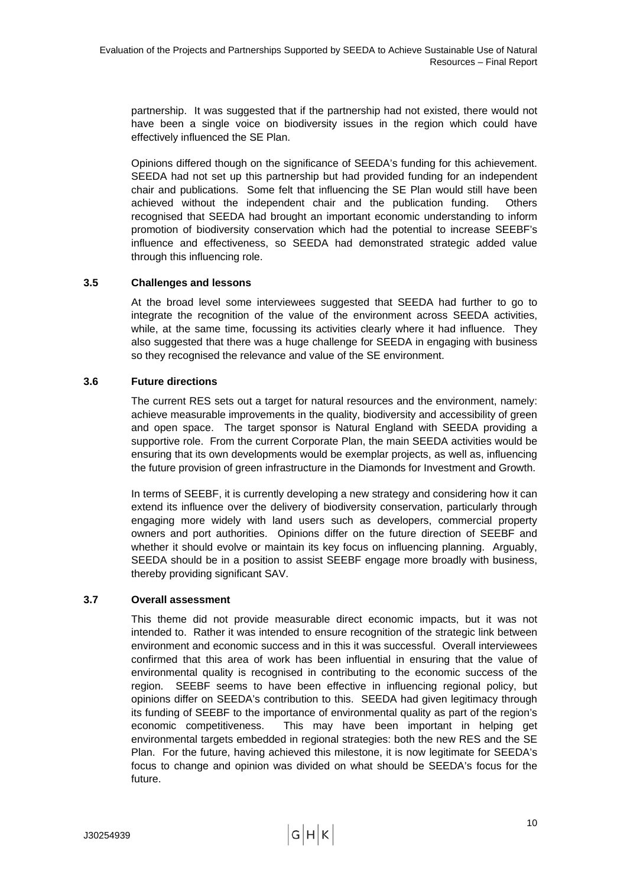partnership. It was suggested that if the partnership had not existed, there would not have been a single voice on biodiversity issues in the region which could have effectively influenced the SE Plan.

Opinions differed though on the significance of SEEDA's funding for this achievement. SEEDA had not set up this partnership but had provided funding for an independent chair and publications. Some felt that influencing the SE Plan would still have been achieved without the independent chair and the publication funding. Others recognised that SEEDA had brought an important economic understanding to inform promotion of biodiversity conservation which had the potential to increase SEEBF's influence and effectiveness, so SEEDA had demonstrated strategic added value through this influencing role.

### 3.5 Challenges and lessons

At the broad level some interviewees suggested that SEEDA had further to go to integrate the recognition of the value of the environment across SEEDA activities, while, at the same time, focussing its activities clearly where it had influence. They also suggested that there was a huge challenge for SEEDA in engaging with business so they recognised the relevance and value of the SE environment.

### 3.6 Future directions

The current RES sets out a target for natural resources and the environment, namely: achieve measurable improvements in the quality, biodiversity and accessibility of green and open space. The target sponsor is Natural England with SEEDA providing a supportive role. From the current Corporate Plan, the main SEEDA activities would be ensuring that its own developments would be exemplar projects, as well as, influencing the future provision of green infrastructure in the Diamonds for Investment and Growth.

In terms of SEEBF, it is currently developing a new strategy and considering how it can extend its influence over the delivery of biodiversity conservation, particularly through engaging more widely with land users such as developers, commercial property owners and port authorities. Opinions differ on the future direction of SEEBF and whether it should evolve or maintain its key focus on influencing planning. Arguably, SEEDA should be in a position to assist SEEBF engage more broadly with business, thereby providing significant SAV.

### 3.7 Overall assessment

This theme did not provide measurable direct economic impacts, but it was not intended to. Rather it was intended to ensure recognition of the strategic link between environment and economic success and in this it was successful. Overall interviewees confirmed that this area of work has been influential in ensuring that the value of environmental quality is recognised in contributing to the economic success of the region. SEEBF seems to have been effective in influencing regional policy, but opinions differ on SEEDA's contribution to this. SEEDA had given legitimacy through its funding of SEEBF to the importance of environmental quality as part of the region's economic competitiveness. This may have been important in helping get environmental targets embedded in regional strategies: both the new RES and the SE Plan. For the future, having achieved this milestone, it is now legitimate for SEEDA's focus to change and opinion was divided on what should be SEEDA's focus for the future.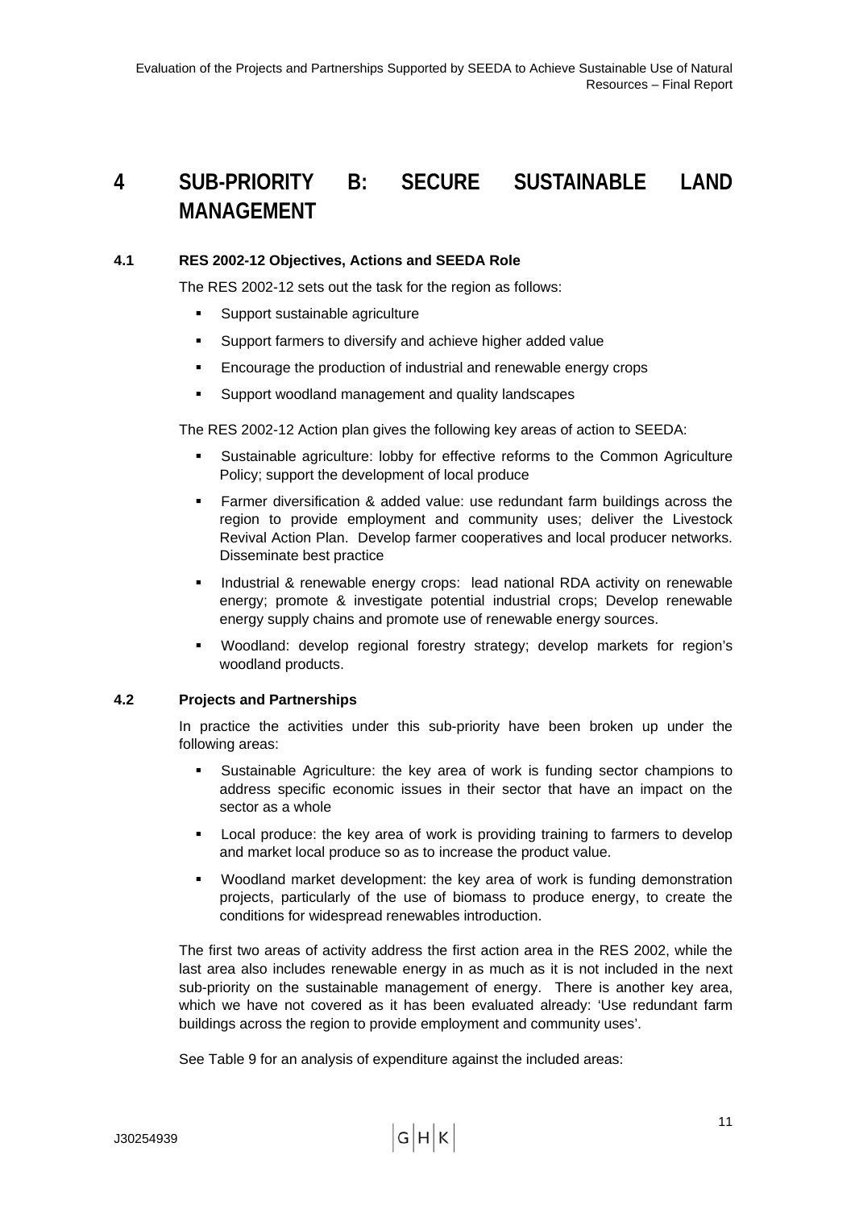# 4 SUB-PRIORITY B: SECURE SUSTAINABLE LAND MANAGEMENT

### 4.1 RES 2002-12 Objectives, Actions and SEEDA Role

The RES 2002-12 sets out the task for the region as follows:

- Support sustainable agriculture
- Support farmers to diversify and achieve higher added value
- Encourage the production of industrial and renewable energy crops
- Support woodland management and quality landscapes

The RES 2002-12 Action plan gives the following key areas of action to SEEDA:

- Sustainable agriculture: lobby for effective reforms to the Common Agriculture Policy; support the development of local produce
- Farmer diversification & added value: use redundant farm buildings across the region to provide employment and community uses; deliver the Livestock Revival Action Plan. Develop farmer cooperatives and local producer networks. Disseminate best practice
- Industrial & renewable energy crops: lead national RDA activity on renewable energy; promote & investigate potential industrial crops; Develop renewable energy supply chains and promote use of renewable energy sources.
- Woodland: develop regional forestry strategy; develop markets for region's woodland products.

### 4.2 Projects and Partnerships

In practice the activities under this sub-priority have been broken up under the following areas:

- Sustainable Agriculture: the key area of work is funding sector champions to address specific economic issues in their sector that have an impact on the sector as a whole
- Local produce: the key area of work is providing training to farmers to develop and market local produce so as to increase the product value.
- Woodland market development: the key area of work is funding demonstration projects, particularly of the use of biomass to produce energy, to create the conditions for widespread renewables introduction.

The first two areas of activity address the first action area in the RES 2002, while the last area also includes renewable energy in as much as it is not included in the next sub-priority on the sustainable management of energy. There is another key area, which we have not covered as it has been evaluated already: 'Use redundant farm buildings across the region to provide employment and community uses'.

See Table 9 for an analysis of expenditure against the included areas: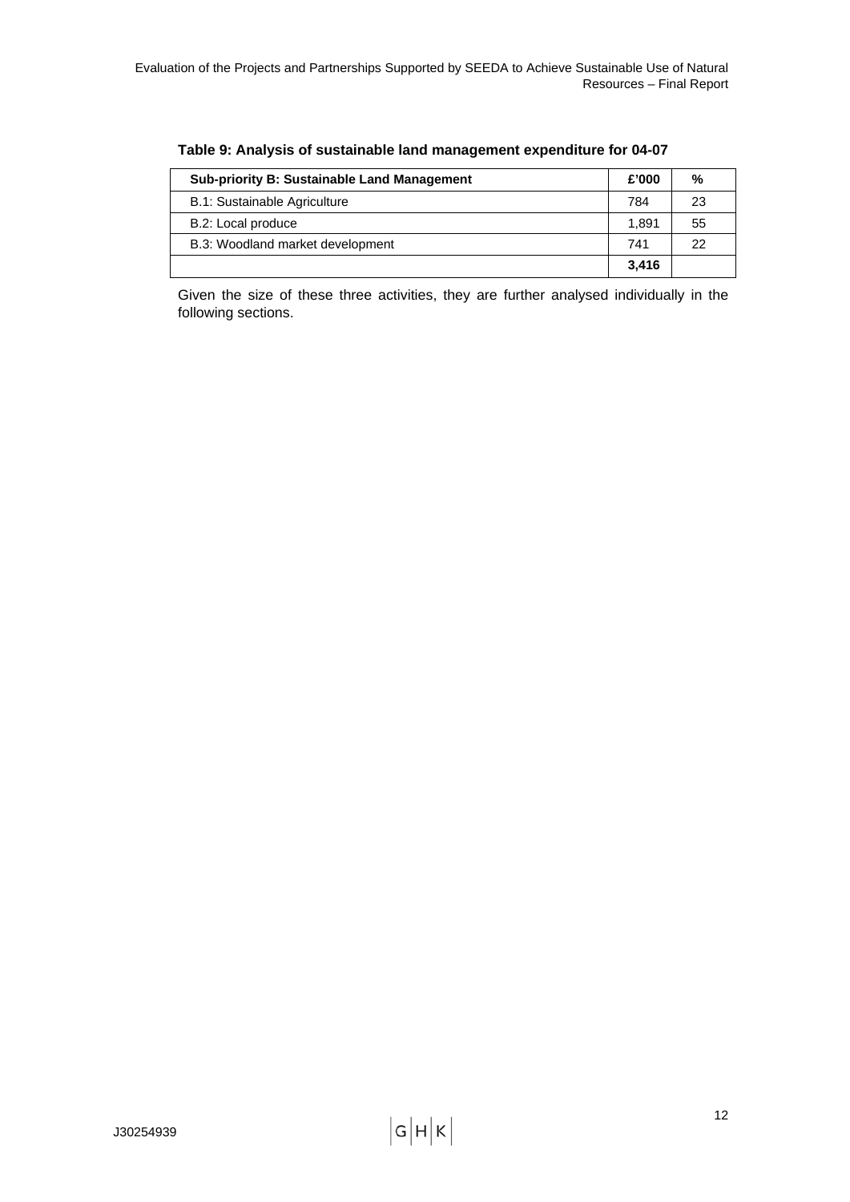**Table 9: Analysis of sustainable land management expenditure for 04-07**

| Sub-priority B: Sustainable Land Management | £'000 | % |
|---|---|---|
| B.1: Sustainable Agriculture | 784 | 23 |
| B.2: Local produce | 1,891 | 55 |
| B.3: Woodland market development | 741 | 22 |
| | **3,416** | |

Given the size of these three activities, they are further analysed individually in the following sections.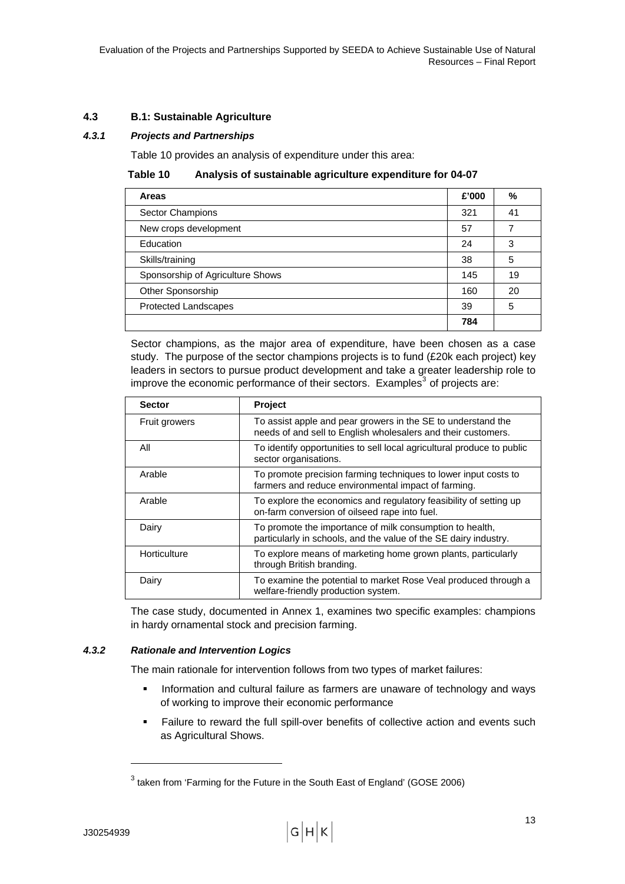### 4.3 B.1: Sustainable Agriculture

#### *4.3.1 Projects and Partnerships*

Table 10 provides an analysis of expenditure under this area:

**Table 10 Analysis of sustainable agriculture expenditure for 04-07**

| Areas | £'000 | % |
|---|---|---|
| Sector Champions | 321 | 41 |
| New crops development | 57 | 7 |
| Education | 24 | 3 |
| Skills/training | 38 | 5 |
| Sponsorship of Agriculture Shows | 145 | 19 |
| Other Sponsorship | 160 | 20 |
| Protected Landscapes | 39 | 5 |
| | **784** | |

Sector champions, as the major area of expenditure, have been chosen as a case study. The purpose of the sector champions projects is to fund (£20k each project) key leaders in sectors to pursue product development and take a greater leadership role to improve the economic performance of their sectors. Examples[3] of projects are:

| Sector | Project |
|---|---|
| Fruit growers | To assist apple and pear growers in the SE to understand the needs of and sell to English wholesalers and their customers. |
| All | To identify opportunities to sell local agricultural produce to public sector organisations. |
| Arable | To promote precision farming techniques to lower input costs to farmers and reduce environmental impact of farming. |
| Arable | To explore the economics and regulatory feasibility of setting up on-farm conversion of oilseed rape into fuel. |
| Dairy | To promote the importance of milk consumption to health, particularly in schools, and the value of the SE dairy industry. |
| Horticulture | To explore means of marketing home grown plants, particularly through British branding. |
| Dairy | To examine the potential to market Rose Veal produced through a welfare-friendly production system. |

The case study, documented in Annex 1, examines two specific examples: champions in hardy ornamental stock and precision farming.

#### *4.3.2 Rationale and Intervention Logics*

The main rationale for intervention follows from two types of market failures:

- Information and cultural failure as farmers are unaware of technology and ways of working to improve their economic performance
- Failure to reward the full spill-over benefits of collective action and events such as Agricultural Shows.

[3] taken from 'Farming for the Future in the South East of England' (GOSE 2006)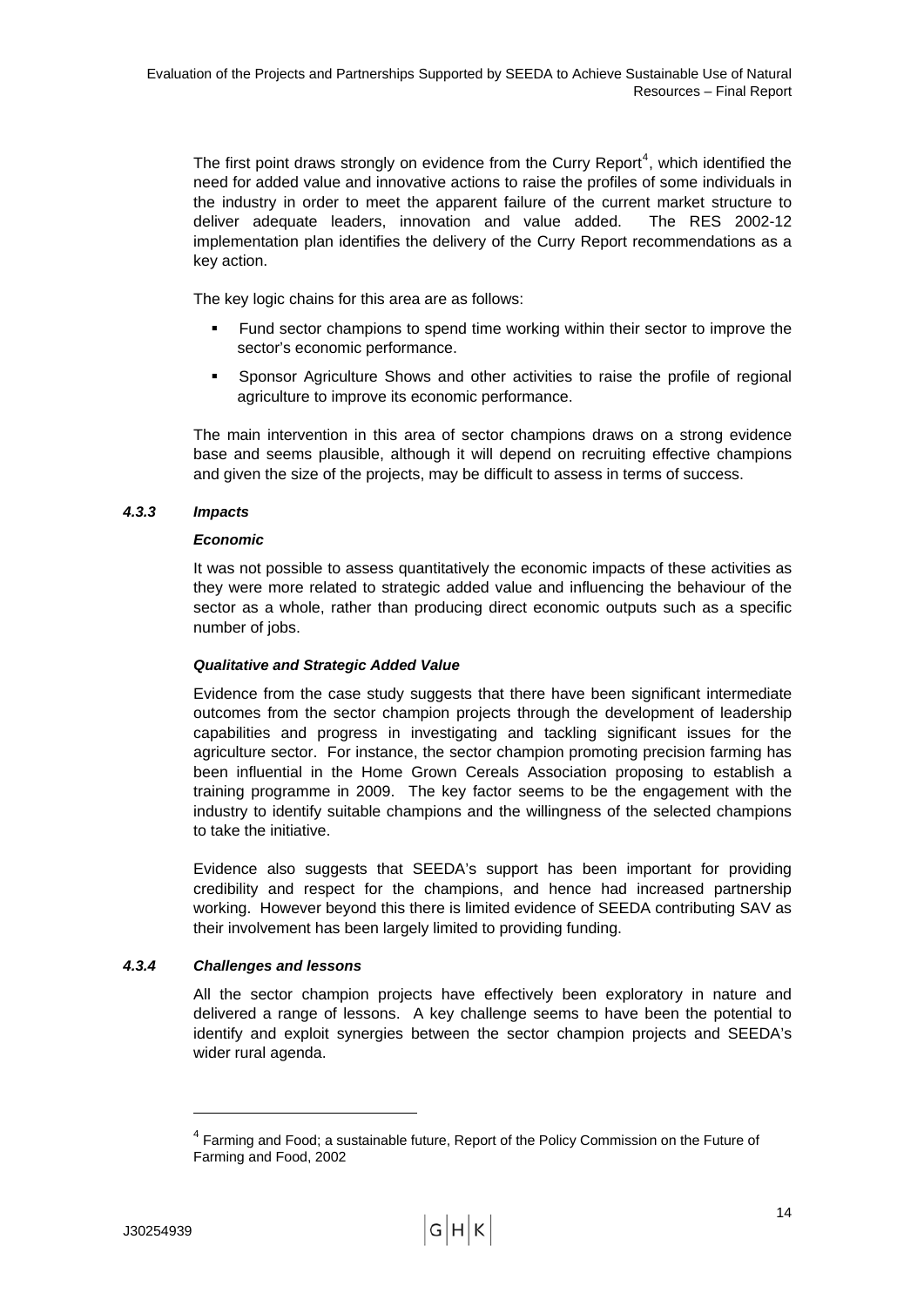The first point draws strongly on evidence from the Curry Report[4], which identified the need for added value and innovative actions to raise the profiles of some individuals in the industry in order to meet the apparent failure of the current market structure to deliver adequate leaders, innovation and value added. The RES 2002-12 implementation plan identifies the delivery of the Curry Report recommendations as a key action.

The key logic chains for this area are as follows:

- Fund sector champions to spend time working within their sector to improve the sector's economic performance.
- Sponsor Agriculture Shows and other activities to raise the profile of regional agriculture to improve its economic performance.

The main intervention in this area of sector champions draws on a strong evidence base and seems plausible, although it will depend on recruiting effective champions and given the size of the projects, may be difficult to assess in terms of success.

### *4.3.3 Impacts*

#### *Economic*

It was not possible to assess quantitatively the economic impacts of these activities as they were more related to strategic added value and influencing the behaviour of the sector as a whole, rather than producing direct economic outputs such as a specific number of jobs.

#### *Qualitative and Strategic Added Value*

Evidence from the case study suggests that there have been significant intermediate outcomes from the sector champion projects through the development of leadership capabilities and progress in investigating and tackling significant issues for the agriculture sector. For instance, the sector champion promoting precision farming has been influential in the Home Grown Cereals Association proposing to establish a training programme in 2009. The key factor seems to be the engagement with the industry to identify suitable champions and the willingness of the selected champions to take the initiative.

Evidence also suggests that SEEDA's support has been important for providing credibility and respect for the champions, and hence had increased partnership working. However beyond this there is limited evidence of SEEDA contributing SAV as their involvement has been largely limited to providing funding.

### *4.3.4 Challenges and lessons*

All the sector champion projects have effectively been exploratory in nature and delivered a range of lessons. A key challenge seems to have been the potential to identify and exploit synergies between the sector champion projects and SEEDA's wider rural agenda.

---

[4] Farming and Food; a sustainable future, Report of the Policy Commission on the Future of Farming and Food, 2002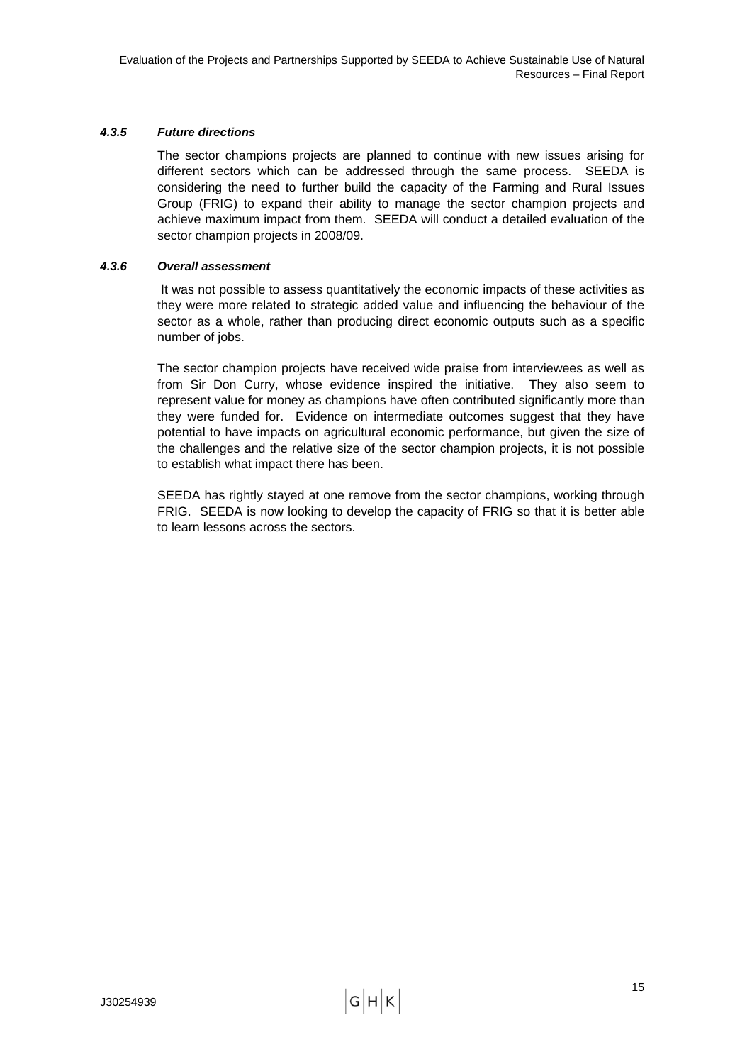#### *4.3.5 Future directions*

The sector champions projects are planned to continue with new issues arising for different sectors which can be addressed through the same process. SEEDA is considering the need to further build the capacity of the Farming and Rural Issues Group (FRIG) to expand their ability to manage the sector champion projects and achieve maximum impact from them. SEEDA will conduct a detailed evaluation of the sector champion projects in 2008/09.

#### *4.3.6 Overall assessment*

It was not possible to assess quantitatively the economic impacts of these activities as they were more related to strategic added value and influencing the behaviour of the sector as a whole, rather than producing direct economic outputs such as a specific number of jobs.

The sector champion projects have received wide praise from interviewees as well as from Sir Don Curry, whose evidence inspired the initiative. They also seem to represent value for money as champions have often contributed significantly more than they were funded for. Evidence on intermediate outcomes suggest that they have potential to have impacts on agricultural economic performance, but given the size of the challenges and the relative size of the sector champion projects, it is not possible to establish what impact there has been.

SEEDA has rightly stayed at one remove from the sector champions, working through FRIG. SEEDA is now looking to develop the capacity of FRIG so that it is better able to learn lessons across the sectors.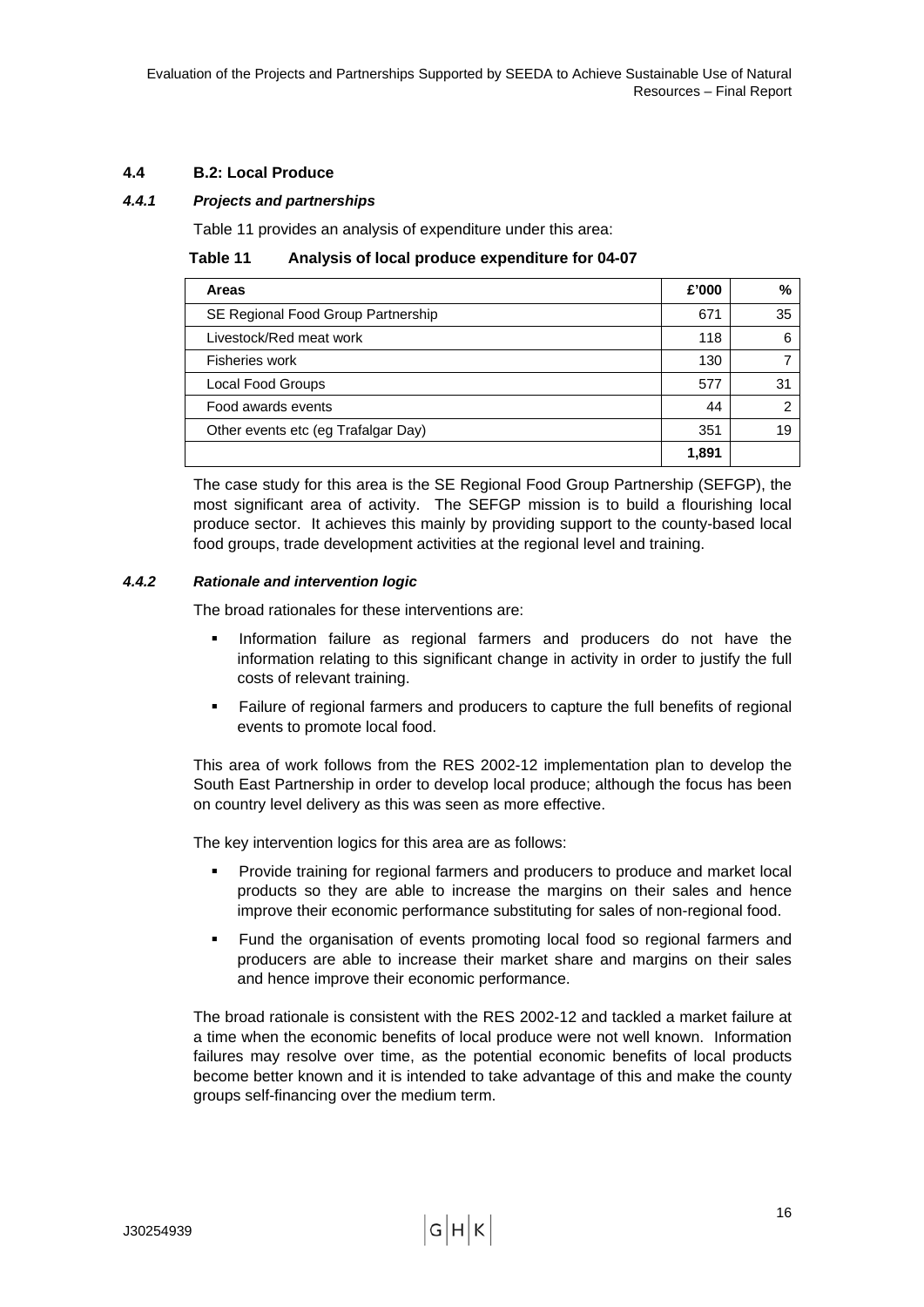### 4.4 B.2: Local Produce

#### *4.4.1 Projects and partnerships*

Table 11 provides an analysis of expenditure under this area:

**Table 11 Analysis of local produce expenditure for 04-07**

| Areas | £'000 | % |
|---|---|---|
| SE Regional Food Group Partnership | 671 | 35 |
| Livestock/Red meat work | 118 | 6 |
| Fisheries work | 130 | 7 |
| Local Food Groups | 577 | 31 |
| Food awards events | 44 | 2 |
| Other events etc (eg Trafalgar Day) | 351 | 19 |
| | **1,891** | |

The case study for this area is the SE Regional Food Group Partnership (SEFGP), the most significant area of activity. The SEFGP mission is to build a flourishing local produce sector. It achieves this mainly by providing support to the county-based local food groups, trade development activities at the regional level and training.

#### *4.4.2 Rationale and intervention logic*

The broad rationales for these interventions are:

- Information failure as regional farmers and producers do not have the information relating to this significant change in activity in order to justify the full costs of relevant training.
- Failure of regional farmers and producers to capture the full benefits of regional events to promote local food.

This area of work follows from the RES 2002-12 implementation plan to develop the South East Partnership in order to develop local produce; although the focus has been on country level delivery as this was seen as more effective.

The key intervention logics for this area are as follows:

- Provide training for regional farmers and producers to produce and market local products so they are able to increase the margins on their sales and hence improve their economic performance substituting for sales of non-regional food.
- Fund the organisation of events promoting local food so regional farmers and producers are able to increase their market share and margins on their sales and hence improve their economic performance.

The broad rationale is consistent with the RES 2002-12 and tackled a market failure at a time when the economic benefits of local produce were not well known. Information failures may resolve over time, as the potential economic benefits of local products become better known and it is intended to take advantage of this and make the county groups self-financing over the medium term.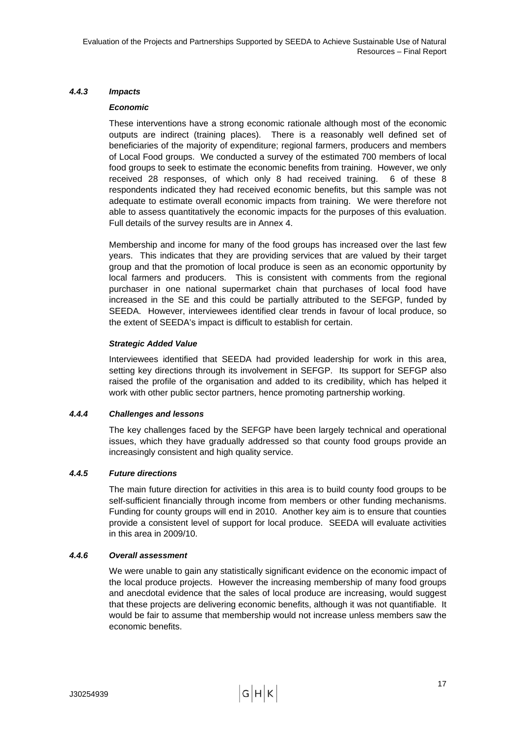#### *4.4.3 Impacts*

***Economic***

These interventions have a strong economic rationale although most of the economic outputs are indirect (training places). There is a reasonably well defined set of beneficiaries of the majority of expenditure; regional farmers, producers and members of Local Food groups. We conducted a survey of the estimated 700 members of local food groups to seek to estimate the economic benefits from training. However, we only received 28 responses, of which only 8 had received training. 6 of these 8 respondents indicated they had received economic benefits, but this sample was not adequate to estimate overall economic impacts from training. We were therefore not able to assess quantitatively the economic impacts for the purposes of this evaluation. Full details of the survey results are in Annex 4.

Membership and income for many of the food groups has increased over the last few years. This indicates that they are providing services that are valued by their target group and that the promotion of local produce is seen as an economic opportunity by local farmers and producers. This is consistent with comments from the regional purchaser in one national supermarket chain that purchases of local food have increased in the SE and this could be partially attributed to the SEFGP, funded by SEEDA. However, interviewees identified clear trends in favour of local produce, so the extent of SEEDA's impact is difficult to establish for certain.

***Strategic Added Value***

Interviewees identified that SEEDA had provided leadership for work in this area, setting key directions through its involvement in SEFGP. Its support for SEFGP also raised the profile of the organisation and added to its credibility, which has helped it work with other public sector partners, hence promoting partnership working.

#### *4.4.4 Challenges and lessons*

The key challenges faced by the SEFGP have been largely technical and operational issues, which they have gradually addressed so that county food groups provide an increasingly consistent and high quality service.

#### *4.4.5 Future directions*

The main future direction for activities in this area is to build county food groups to be self-sufficient financially through income from members or other funding mechanisms. Funding for county groups will end in 2010. Another key aim is to ensure that counties provide a consistent level of support for local produce. SEEDA will evaluate activities in this area in 2009/10.

#### *4.4.6 Overall assessment*

We were unable to gain any statistically significant evidence on the economic impact of the local produce projects. However the increasing membership of many food groups and anecdotal evidence that the sales of local produce are increasing, would suggest that these projects are delivering economic benefits, although it was not quantifiable. It would be fair to assume that membership would not increase unless members saw the economic benefits.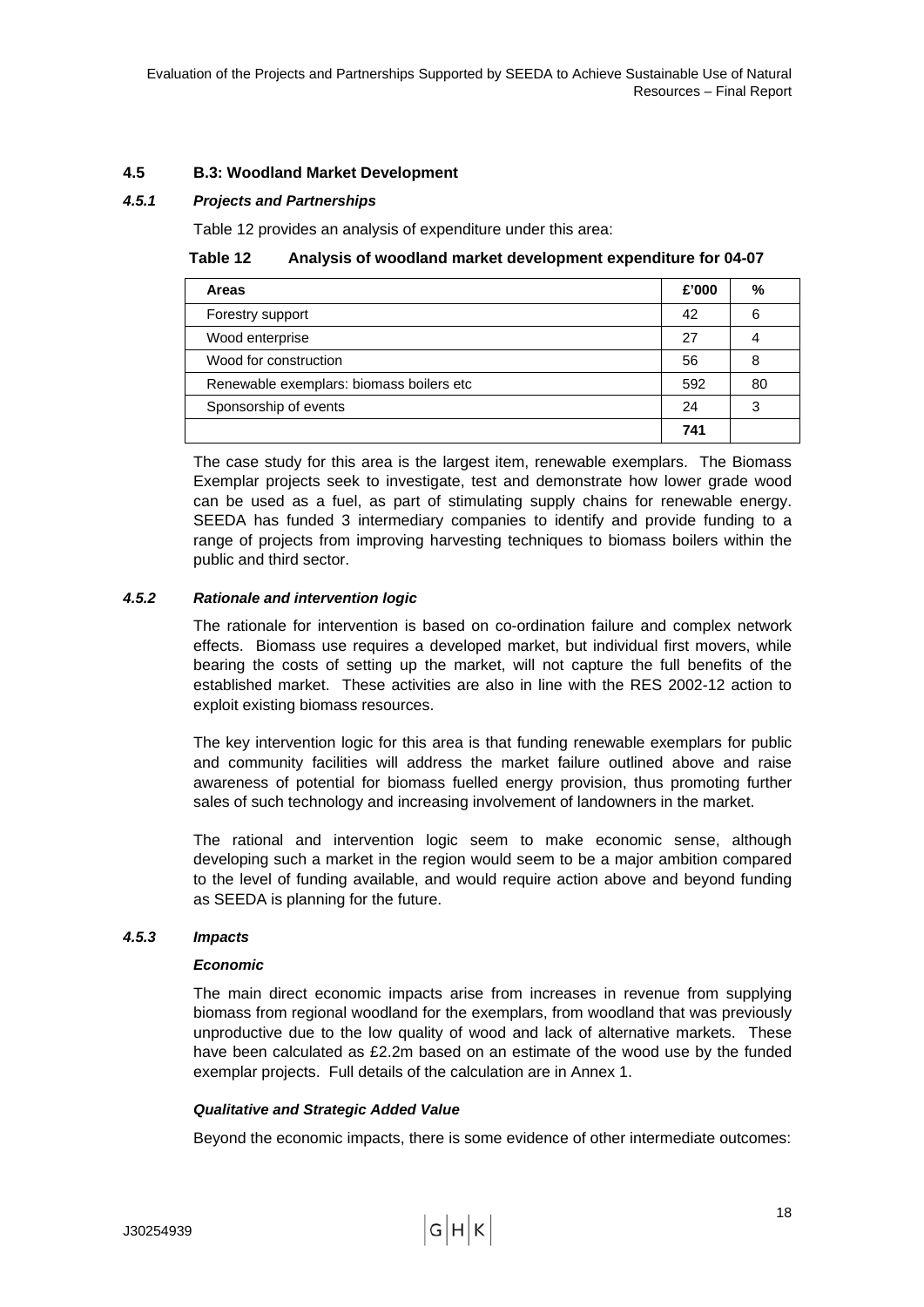## 4.5 B.3: Woodland Market Development

### *4.5.1 Projects and Partnerships*

Table 12 provides an analysis of expenditure under this area:

**Table 12 Analysis of woodland market development expenditure for 04-07**

| Areas | £'000 | % |
|---|---|---|
| Forestry support | 42 | 6 |
| Wood enterprise | 27 | 4 |
| Wood for construction | 56 | 8 |
| Renewable exemplars: biomass boilers etc | 592 | 80 |
| Sponsorship of events | 24 | 3 |
| | **741** | |

The case study for this area is the largest item, renewable exemplars. The Biomass Exemplar projects seek to investigate, test and demonstrate how lower grade wood can be used as a fuel, as part of stimulating supply chains for renewable energy. SEEDA has funded 3 intermediary companies to identify and provide funding to a range of projects from improving harvesting techniques to biomass boilers within the public and third sector.

### *4.5.2 Rationale and intervention logic*

The rationale for intervention is based on co-ordination failure and complex network effects. Biomass use requires a developed market, but individual first movers, while bearing the costs of setting up the market, will not capture the full benefits of the established market. These activities are also in line with the RES 2002-12 action to exploit existing biomass resources.

The key intervention logic for this area is that funding renewable exemplars for public and community facilities will address the market failure outlined above and raise awareness of potential for biomass fuelled energy provision, thus promoting further sales of such technology and increasing involvement of landowners in the market.

The rational and intervention logic seem to make economic sense, although developing such a market in the region would seem to be a major ambition compared to the level of funding available, and would require action above and beyond funding as SEEDA is planning for the future.

### *4.5.3 Impacts*

***Economic***

The main direct economic impacts arise from increases in revenue from supplying biomass from regional woodland for the exemplars, from woodland that was previously unproductive due to the low quality of wood and lack of alternative markets. These have been calculated as £2.2m based on an estimate of the wood use by the funded exemplar projects. Full details of the calculation are in Annex 1.

***Qualitative and Strategic Added Value***

Beyond the economic impacts, there is some evidence of other intermediate outcomes: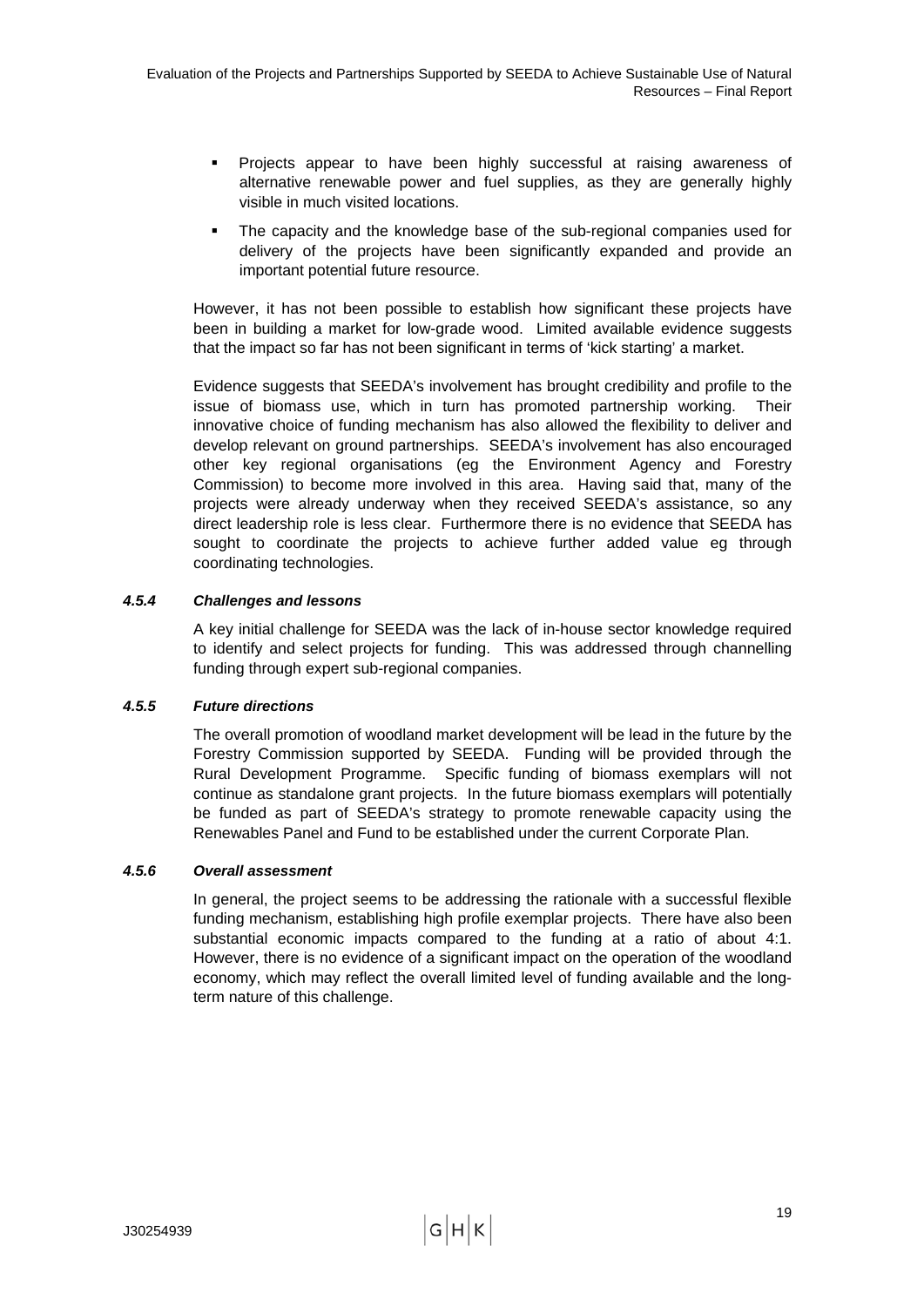- Projects appear to have been highly successful at raising awareness of alternative renewable power and fuel supplies, as they are generally highly visible in much visited locations.
- The capacity and the knowledge base of the sub-regional companies used for delivery of the projects have been significantly expanded and provide an important potential future resource.

However, it has not been possible to establish how significant these projects have been in building a market for low-grade wood. Limited available evidence suggests that the impact so far has not been significant in terms of 'kick starting' a market.

Evidence suggests that SEEDA's involvement has brought credibility and profile to the issue of biomass use, which in turn has promoted partnership working. Their innovative choice of funding mechanism has also allowed the flexibility to deliver and develop relevant on ground partnerships. SEEDA's involvement has also encouraged other key regional organisations (eg the Environment Agency and Forestry Commission) to become more involved in this area. Having said that, many of the projects were already underway when they received SEEDA's assistance, so any direct leadership role is less clear. Furthermore there is no evidence that SEEDA has sought to coordinate the projects to achieve further added value eg through coordinating technologies.

#### *4.5.4 Challenges and lessons*

A key initial challenge for SEEDA was the lack of in-house sector knowledge required to identify and select projects for funding. This was addressed through channelling funding through expert sub-regional companies.

#### *4.5.5 Future directions*

The overall promotion of woodland market development will be lead in the future by the Forestry Commission supported by SEEDA. Funding will be provided through the Rural Development Programme. Specific funding of biomass exemplars will not continue as standalone grant projects. In the future biomass exemplars will potentially be funded as part of SEEDA's strategy to promote renewable capacity using the Renewables Panel and Fund to be established under the current Corporate Plan.

#### *4.5.6 Overall assessment*

In general, the project seems to be addressing the rationale with a successful flexible funding mechanism, establishing high profile exemplar projects. There have also been substantial economic impacts compared to the funding at a ratio of about 4:1. However, there is no evidence of a significant impact on the operation of the woodland economy, which may reflect the overall limited level of funding available and the long-term nature of this challenge.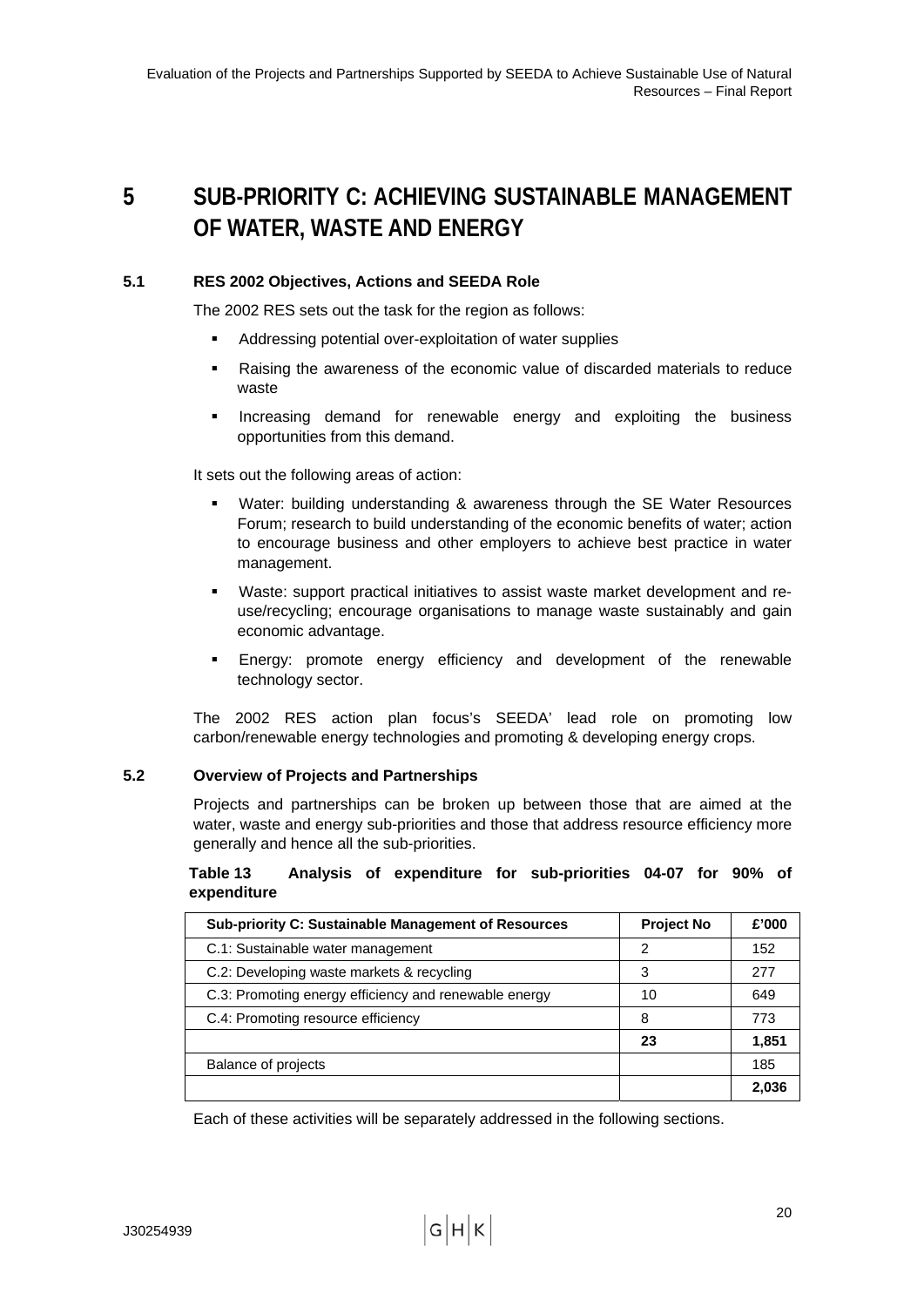# 5 SUB-PRIORITY C: ACHIEVING SUSTAINABLE MANAGEMENT OF WATER, WASTE AND ENERGY

## 5.1 RES 2002 Objectives, Actions and SEEDA Role

The 2002 RES sets out the task for the region as follows:

- Addressing potential over-exploitation of water supplies
- Raising the awareness of the economic value of discarded materials to reduce waste
- Increasing demand for renewable energy and exploiting the business opportunities from this demand.

It sets out the following areas of action:

- Water: building understanding & awareness through the SE Water Resources Forum; research to build understanding of the economic benefits of water; action to encourage business and other employers to achieve best practice in water management.
- Waste: support practical initiatives to assist waste market development and re-use/recycling; encourage organisations to manage waste sustainably and gain economic advantage.
- Energy: promote energy efficiency and development of the renewable technology sector.

The 2002 RES action plan focus's SEEDA' lead role on promoting low carbon/renewable energy technologies and promoting & developing energy crops.

## 5.2 Overview of Projects and Partnerships

Projects and partnerships can be broken up between those that are aimed at the water, waste and energy sub-priorities and those that address resource efficiency more generally and hence all the sub-priorities.

**Table 13 Analysis of expenditure for sub-priorities 04-07 for 90% of expenditure**

| Sub-priority C: Sustainable Management of Resources | Project No | £'000 |
|---|---|---|
| C.1: Sustainable water management | 2 | 152 |
| C.2: Developing waste markets & recycling | 3 | 277 |
| C.3: Promoting energy efficiency and renewable energy | 10 | 649 |
| C.4: Promoting resource efficiency | 8 | 773 |
| | **23** | **1,851** |
| Balance of projects | | 185 |
| | | **2,036** |

Each of these activities will be separately addressed in the following sections.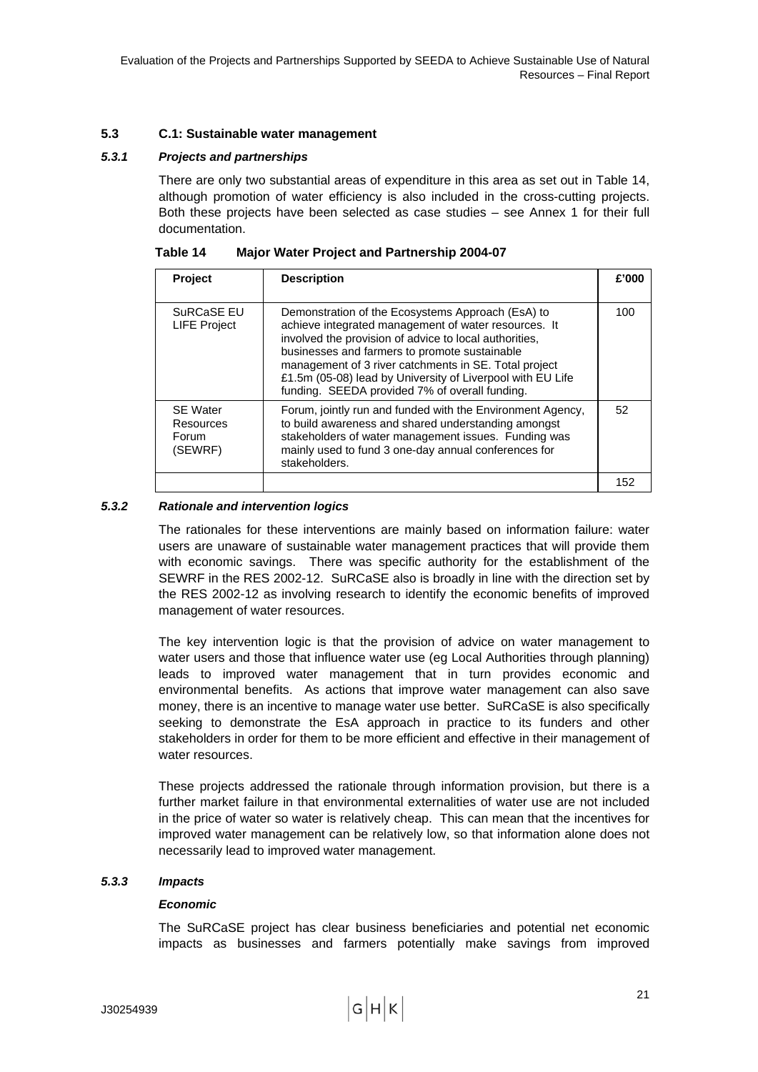### 5.3 C.1: Sustainable water management

#### *5.3.1 Projects and partnerships*

There are only two substantial areas of expenditure in this area as set out in Table 14, although promotion of water efficiency is also included in the cross-cutting projects. Both these projects have been selected as case studies – see Annex 1 for their full documentation.

**Table 14 Major Water Project and Partnership 2004-07**

| Project | Description | £'000 |
|---|---|---|
| SuRCaSE EU LIFE Project | Demonstration of the Ecosystems Approach (EsA) to achieve integrated management of water resources. It involved the provision of advice to local authorities, businesses and farmers to promote sustainable management of 3 river catchments in SE. Total project £1.5m (05-08) lead by University of Liverpool with EU Life funding. SEEDA provided 7% of overall funding. | 100 |
| SE Water Resources Forum (SEWRF) | Forum, jointly run and funded with the Environment Agency, to build awareness and shared understanding amongst stakeholders of water management issues. Funding was mainly used to fund 3 one-day annual conferences for stakeholders. | 52 |
| | | 152 |

#### *5.3.2 Rationale and intervention logics*

The rationales for these interventions are mainly based on information failure: water users are unaware of sustainable water management practices that will provide them with economic savings. There was specific authority for the establishment of the SEWRF in the RES 2002-12. SuRCaSE also is broadly in line with the direction set by the RES 2002-12 as involving research to identify the economic benefits of improved management of water resources.

The key intervention logic is that the provision of advice on water management to water users and those that influence water use (eg Local Authorities through planning) leads to improved water management that in turn provides economic and environmental benefits. As actions that improve water management can also save money, there is an incentive to manage water use better. SuRCaSE is also specifically seeking to demonstrate the EsA approach in practice to its funders and other stakeholders in order for them to be more efficient and effective in their management of water resources.

These projects addressed the rationale through information provision, but there is a further market failure in that environmental externalities of water use are not included in the price of water so water is relatively cheap. This can mean that the incentives for improved water management can be relatively low, so that information alone does not necessarily lead to improved water management.

#### *5.3.3 Impacts*

***Economic***

The SuRCaSE project has clear business beneficiaries and potential net economic impacts as businesses and farmers potentially make savings from improved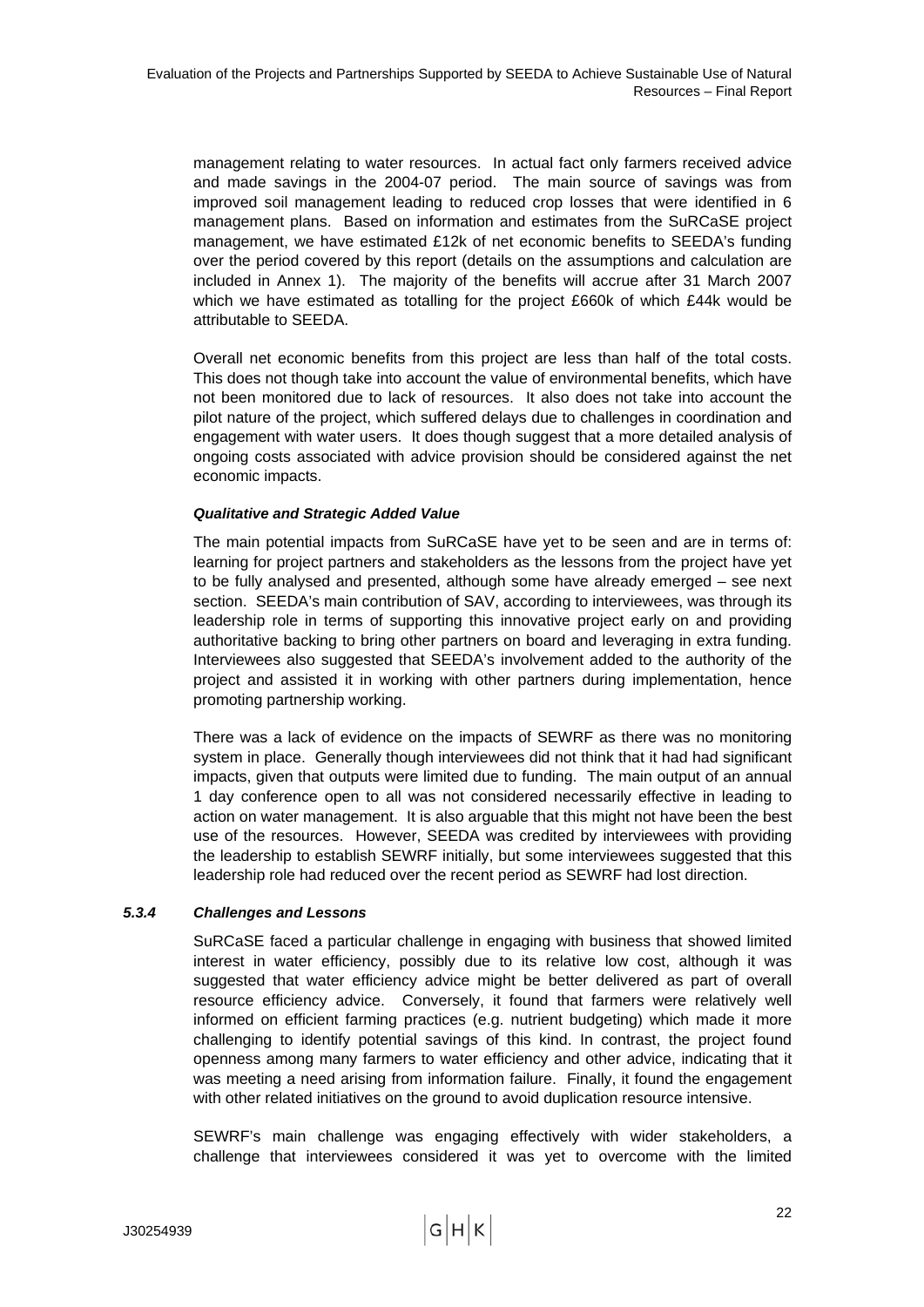management relating to water resources. In actual fact only farmers received advice and made savings in the 2004-07 period. The main source of savings was from improved soil management leading to reduced crop losses that were identified in 6 management plans. Based on information and estimates from the SuRCaSE project management, we have estimated £12k of net economic benefits to SEEDA's funding over the period covered by this report (details on the assumptions and calculation are included in Annex 1). The majority of the benefits will accrue after 31 March 2007 which we have estimated as totalling for the project £660k of which £44k would be attributable to SEEDA.

Overall net economic benefits from this project are less than half of the total costs. This does not though take into account the value of environmental benefits, which have not been monitored due to lack of resources. It also does not take into account the pilot nature of the project, which suffered delays due to challenges in coordination and engagement with water users. It does though suggest that a more detailed analysis of ongoing costs associated with advice provision should be considered against the net economic impacts.

***Qualitative and Strategic Added Value***

The main potential impacts from SuRCaSE have yet to be seen and are in terms of: learning for project partners and stakeholders as the lessons from the project have yet to be fully analysed and presented, although some have already emerged – see next section. SEEDA's main contribution of SAV, according to interviewees, was through its leadership role in terms of supporting this innovative project early on and providing authoritative backing to bring other partners on board and leveraging in extra funding. Interviewees also suggested that SEEDA's involvement added to the authority of the project and assisted it in working with other partners during implementation, hence promoting partnership working.

There was a lack of evidence on the impacts of SEWRF as there was no monitoring system in place. Generally though interviewees did not think that it had had significant impacts, given that outputs were limited due to funding. The main output of an annual 1 day conference open to all was not considered necessarily effective in leading to action on water management. It is also arguable that this might not have been the best use of the resources. However, SEEDA was credited by interviewees with providing the leadership to establish SEWRF initially, but some interviewees suggested that this leadership role had reduced over the recent period as SEWRF had lost direction.

#### *5.3.4 Challenges and Lessons*

SuRCaSE faced a particular challenge in engaging with business that showed limited interest in water efficiency, possibly due to its relative low cost, although it was suggested that water efficiency advice might be better delivered as part of overall resource efficiency advice. Conversely, it found that farmers were relatively well informed on efficient farming practices (e.g. nutrient budgeting) which made it more challenging to identify potential savings of this kind. In contrast, the project found openness among many farmers to water efficiency and other advice, indicating that it was meeting a need arising from information failure. Finally, it found the engagement with other related initiatives on the ground to avoid duplication resource intensive.

SEWRF's main challenge was engaging effectively with wider stakeholders, a challenge that interviewees considered it was yet to overcome with the limited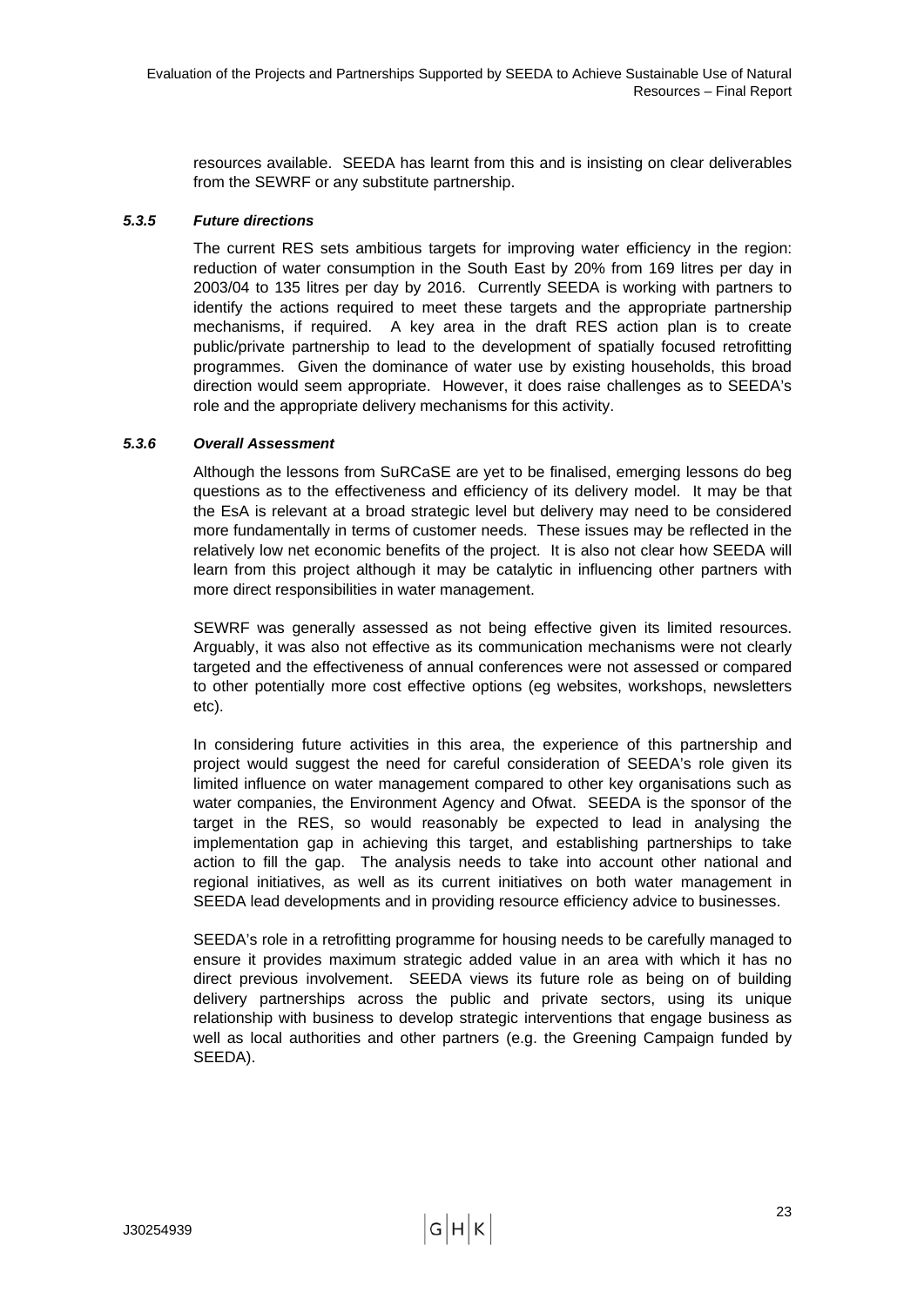resources available. SEEDA has learnt from this and is insisting on clear deliverables from the SEWRF or any substitute partnership.

#### *5.3.5 Future directions*

The current RES sets ambitious targets for improving water efficiency in the region: reduction of water consumption in the South East by 20% from 169 litres per day in 2003/04 to 135 litres per day by 2016. Currently SEEDA is working with partners to identify the actions required to meet these targets and the appropriate partnership mechanisms, if required. A key area in the draft RES action plan is to create public/private partnership to lead to the development of spatially focused retrofitting programmes. Given the dominance of water use by existing households, this broad direction would seem appropriate. However, it does raise challenges as to SEEDA's role and the appropriate delivery mechanisms for this activity.

#### *5.3.6 Overall Assessment*

Although the lessons from SuRCaSE are yet to be finalised, emerging lessons do beg questions as to the effectiveness and efficiency of its delivery model. It may be that the EsA is relevant at a broad strategic level but delivery may need to be considered more fundamentally in terms of customer needs. These issues may be reflected in the relatively low net economic benefits of the project. It is also not clear how SEEDA will learn from this project although it may be catalytic in influencing other partners with more direct responsibilities in water management.

SEWRF was generally assessed as not being effective given its limited resources. Arguably, it was also not effective as its communication mechanisms were not clearly targeted and the effectiveness of annual conferences were not assessed or compared to other potentially more cost effective options (eg websites, workshops, newsletters etc).

In considering future activities in this area, the experience of this partnership and project would suggest the need for careful consideration of SEEDA's role given its limited influence on water management compared to other key organisations such as water companies, the Environment Agency and Ofwat. SEEDA is the sponsor of the target in the RES, so would reasonably be expected to lead in analysing the implementation gap in achieving this target, and establishing partnerships to take action to fill the gap. The analysis needs to take into account other national and regional initiatives, as well as its current initiatives on both water management in SEEDA lead developments and in providing resource efficiency advice to businesses.

SEEDA's role in a retrofitting programme for housing needs to be carefully managed to ensure it provides maximum strategic added value in an area with which it has no direct previous involvement. SEEDA views its future role as being on of building delivery partnerships across the public and private sectors, using its unique relationship with business to develop strategic interventions that engage business as well as local authorities and other partners (e.g. the Greening Campaign funded by SEEDA).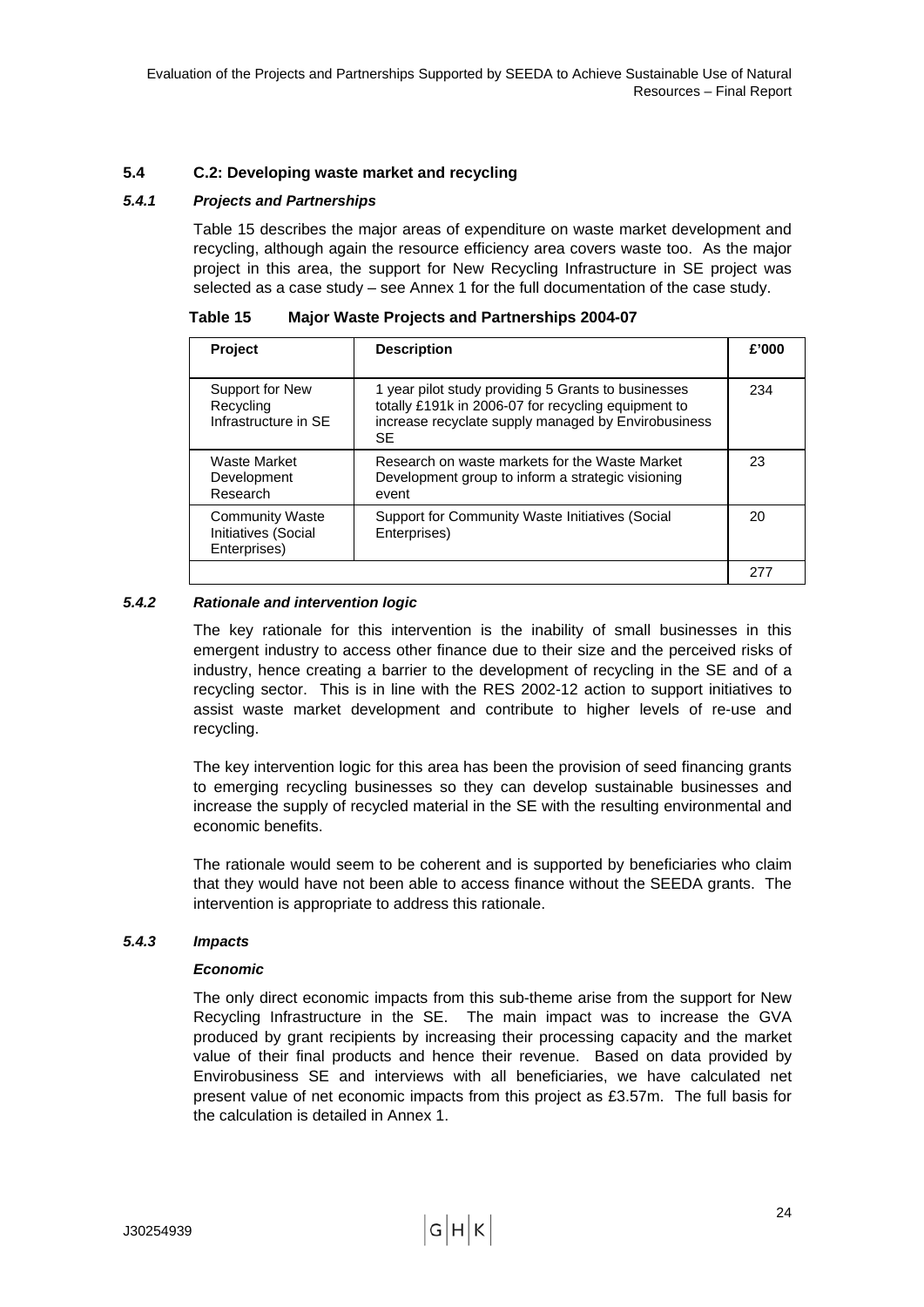### 5.4 C.2: Developing waste market and recycling

#### *5.4.1 Projects and Partnerships*

Table 15 describes the major areas of expenditure on waste market development and recycling, although again the resource efficiency area covers waste too. As the major project in this area, the support for New Recycling Infrastructure in SE project was selected as a case study – see Annex 1 for the full documentation of the case study.

**Table 15 Major Waste Projects and Partnerships 2004-07**

| Project | Description | £'000 |
|---|---|---|
| Support for New Recycling Infrastructure in SE | 1 year pilot study providing 5 Grants to businesses totally £191k in 2006-07 for recycling equipment to increase recyclate supply managed by Envirobusiness SE | 234 |
| Waste Market Development Research | Research on waste markets for the Waste Market Development group to inform a strategic visioning event | 23 |
| Community Waste Initiatives (Social Enterprises) | Support for Community Waste Initiatives (Social Enterprises) | 20 |
| | | 277 |

#### *5.4.2 Rationale and intervention logic*

The key rationale for this intervention is the inability of small businesses in this emergent industry to access other finance due to their size and the perceived risks of industry, hence creating a barrier to the development of recycling in the SE and of a recycling sector. This is in line with the RES 2002-12 action to support initiatives to assist waste market development and contribute to higher levels of re-use and recycling.

The key intervention logic for this area has been the provision of seed financing grants to emerging recycling businesses so they can develop sustainable businesses and increase the supply of recycled material in the SE with the resulting environmental and economic benefits.

The rationale would seem to be coherent and is supported by beneficiaries who claim that they would have not been able to access finance without the SEEDA grants. The intervention is appropriate to address this rationale.

#### *5.4.3 Impacts*

***Economic***

The only direct economic impacts from this sub-theme arise from the support for New Recycling Infrastructure in the SE. The main impact was to increase the GVA produced by grant recipients by increasing their processing capacity and the market value of their final products and hence their revenue. Based on data provided by Envirobusiness SE and interviews with all beneficiaries, we have calculated net present value of net economic impacts from this project as £3.57m. The full basis for the calculation is detailed in Annex 1.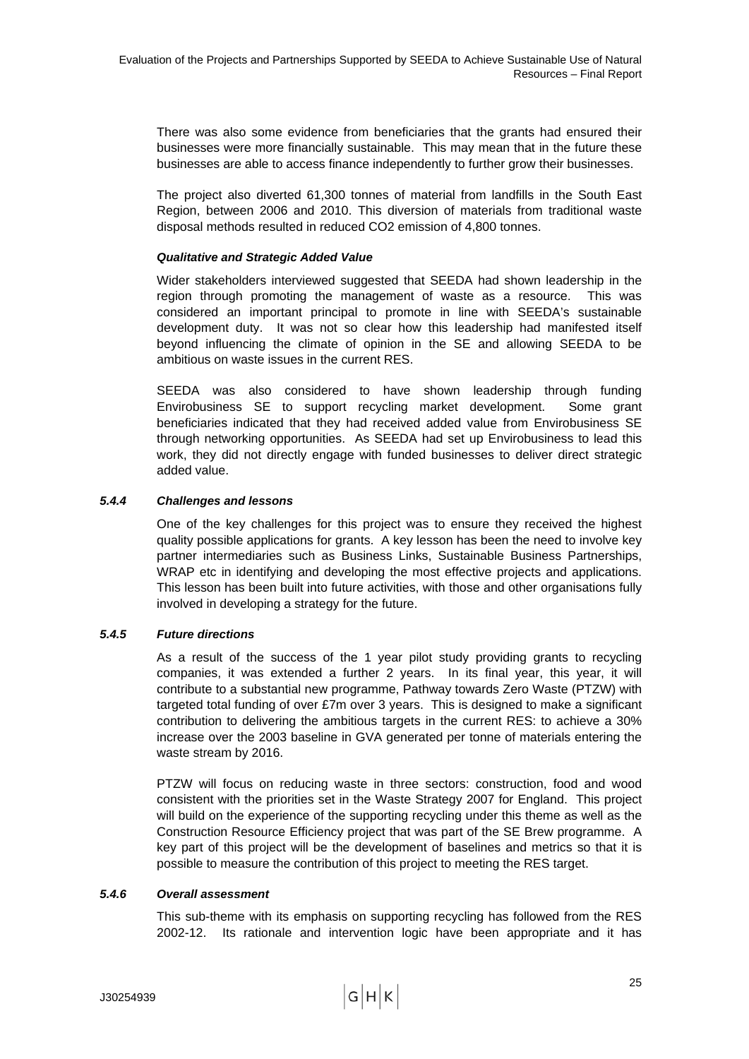There was also some evidence from beneficiaries that the grants had ensured their businesses were more financially sustainable. This may mean that in the future these businesses are able to access finance independently to further grow their businesses.

The project also diverted 61,300 tonnes of material from landfills in the South East Region, between 2006 and 2010. This diversion of materials from traditional waste disposal methods resulted in reduced $CO_2$ emission of 4,800 tonnes.

***Qualitative and Strategic Added Value***

Wider stakeholders interviewed suggested that SEEDA had shown leadership in the region through promoting the management of waste as a resource. This was considered an important principal to promote in line with SEEDA's sustainable development duty. It was not so clear how this leadership had manifested itself beyond influencing the climate of opinion in the SE and allowing SEEDA to be ambitious on waste issues in the current RES.

SEEDA was also considered to have shown leadership through funding Envirobusiness SE to support recycling market development. Some grant beneficiaries indicated that they had received added value from Envirobusiness SE through networking opportunities. As SEEDA had set up Envirobusiness to lead this work, they did not directly engage with funded businesses to deliver direct strategic added value.

### *5.4.4 Challenges and lessons*

One of the key challenges for this project was to ensure they received the highest quality possible applications for grants. A key lesson has been the need to involve key partner intermediaries such as Business Links, Sustainable Business Partnerships, WRAP etc in identifying and developing the most effective projects and applications. This lesson has been built into future activities, with those and other organisations fully involved in developing a strategy for the future.

### *5.4.5 Future directions*

As a result of the success of the 1 year pilot study providing grants to recycling companies, it was extended a further 2 years. In its final year, this year, it will contribute to a substantial new programme, Pathway towards Zero Waste (PTZW) with targeted total funding of over £7m over 3 years. This is designed to make a significant contribution to delivering the ambitious targets in the current RES: to achieve a 30% increase over the 2003 baseline in GVA generated per tonne of materials entering the waste stream by 2016.

PTZW will focus on reducing waste in three sectors: construction, food and wood consistent with the priorities set in the Waste Strategy 2007 for England. This project will build on the experience of the supporting recycling under this theme as well as the Construction Resource Efficiency project that was part of the SE Brew programme. A key part of this project will be the development of baselines and metrics so that it is possible to measure the contribution of this project to meeting the RES target.

### *5.4.6 Overall assessment*

This sub-theme with its emphasis on supporting recycling has followed from the RES 2002-12. Its rationale and intervention logic have been appropriate and it has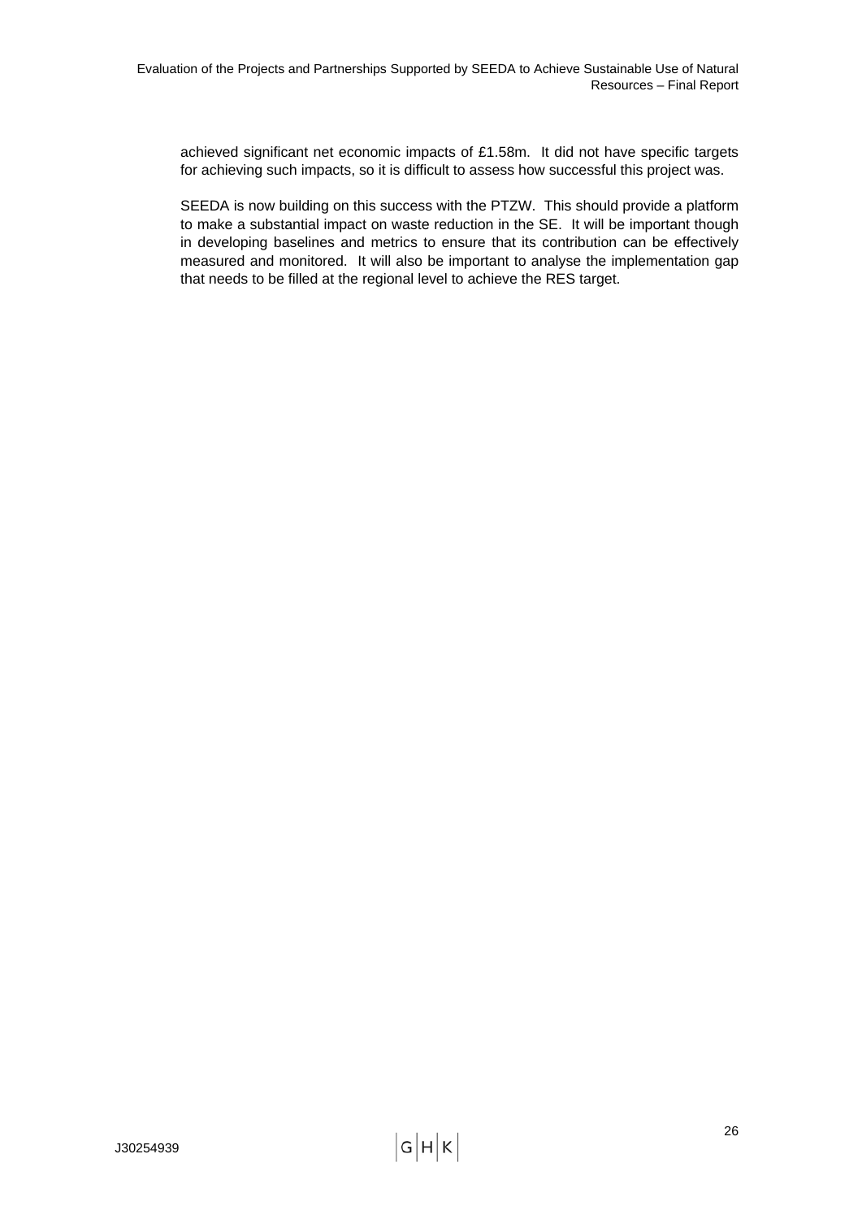achieved significant net economic impacts of £1.58m. It did not have specific targets for achieving such impacts, so it is difficult to assess how successful this project was.

SEEDA is now building on this success with the PTZW. This should provide a platform to make a substantial impact on waste reduction in the SE. It will be important though in developing baselines and metrics to ensure that its contribution can be effectively measured and monitored. It will also be important to analyse the implementation gap that needs to be filled at the regional level to achieve the RES target.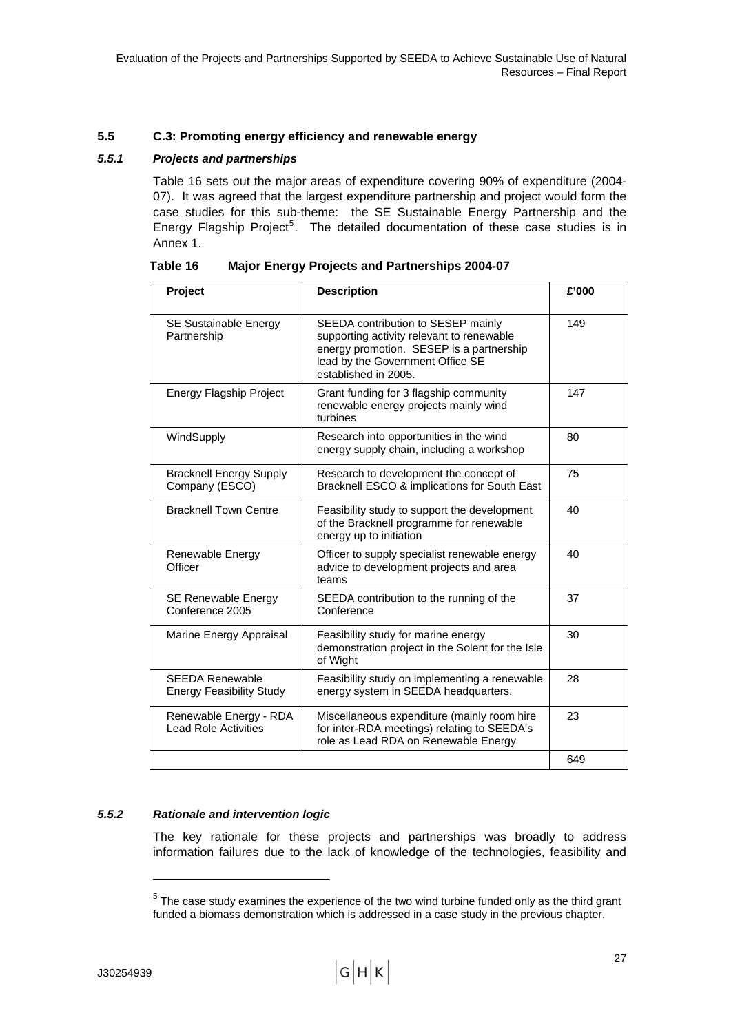## 5.5 C.3: Promoting energy efficiency and renewable energy

### *5.5.1 Projects and partnerships*

Table 16 sets out the major areas of expenditure covering 90% of expenditure (2004-07). It was agreed that the largest expenditure partnership and project would form the case studies for this sub-theme: the SE Sustainable Energy Partnership and the Energy Flagship Project[5]. The detailed documentation of these case studies is in Annex 1.

**Table 16 Major Energy Projects and Partnerships 2004-07**

| Project | Description | £'000 |
|---|---|---|
| SE Sustainable Energy Partnership | SEEDA contribution to SESEP mainly supporting activity relevant to renewable energy promotion. SESEP is a partnership lead by the Government Office SE established in 2005. | 149 |
| Energy Flagship Project | Grant funding for 3 flagship community renewable energy projects mainly wind turbines | 147 |
| WindSupply | Research into opportunities in the wind energy supply chain, including a workshop | 80 |
| Bracknell Energy Supply Company (ESCO) | Research to development the concept of Bracknell ESCO & implications for South East | 75 |
| Bracknell Town Centre | Feasibility study to support the development of the Bracknell programme for renewable energy up to initiation | 40 |
| Renewable Energy Officer | Officer to supply specialist renewable energy advice to development projects and area teams | 40 |
| SE Renewable Energy Conference 2005 | SEEDA contribution to the running of the Conference | 37 |
| Marine Energy Appraisal | Feasibility study for marine energy demonstration project in the Solent for the Isle of Wight | 30 |
| SEEDA Renewable Energy Feasibility Study | Feasibility study on implementing a renewable energy system in SEEDA headquarters. | 28 |
| Renewable Energy - RDA Lead Role Activities | Miscellaneous expenditure (mainly room hire for inter-RDA meetings) relating to SEEDA's role as Lead RDA on Renewable Energy | 23 |
| | | 649 |

### *5.5.2 Rationale and intervention logic*

The key rationale for these projects and partnerships was broadly to address information failures due to the lack of knowledge of the technologies, feasibility and

[5] The case study examines the experience of the two wind turbine funded only as the third grant funded a biomass demonstration which is addressed in a case study in the previous chapter.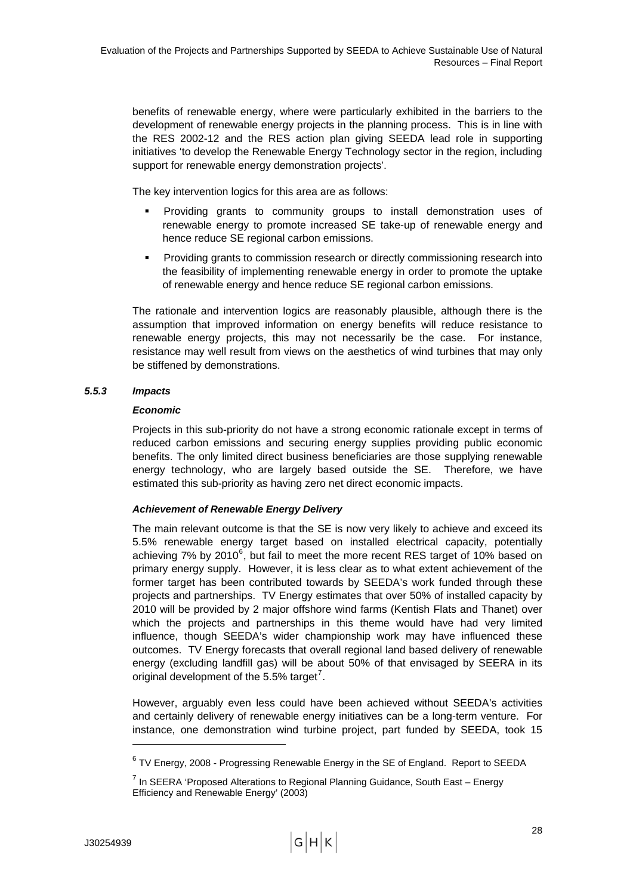benefits of renewable energy, where were particularly exhibited in the barriers to the development of renewable energy projects in the planning process. This is in line with the RES 2002-12 and the RES action plan giving SEEDA lead role in supporting initiatives 'to develop the Renewable Energy Technology sector in the region, including support for renewable energy demonstration projects'.

The key intervention logics for this area are as follows:

- Providing grants to community groups to install demonstration uses of renewable energy to promote increased SE take-up of renewable energy and hence reduce SE regional carbon emissions.
- Providing grants to commission research or directly commissioning research into the feasibility of implementing renewable energy in order to promote the uptake of renewable energy and hence reduce SE regional carbon emissions.

The rationale and intervention logics are reasonably plausible, although there is the assumption that improved information on energy benefits will reduce resistance to renewable energy projects, this may not necessarily be the case. For instance, resistance may well result from views on the aesthetics of wind turbines that may only be stiffened by demonstrations.

### *5.5.3 Impacts*

***Economic***

Projects in this sub-priority do not have a strong economic rationale except in terms of reduced carbon emissions and securing energy supplies providing public economic benefits. The only limited direct business beneficiaries are those supplying renewable energy technology, who are largely based outside the SE. Therefore, we have estimated this sub-priority as having zero net direct economic impacts.

***Achievement of Renewable Energy Delivery***

The main relevant outcome is that the SE is now very likely to achieve and exceed its 5.5% renewable energy target based on installed electrical capacity, potentially achieving 7% by 2010[6], but fail to meet the more recent RES target of 10% based on primary energy supply. However, it is less clear as to what extent achievement of the former target has been contributed towards by SEEDA's work funded through these projects and partnerships. TV Energy estimates that over 50% of installed capacity by 2010 will be provided by 2 major offshore wind farms (Kentish Flats and Thanet) over which the projects and partnerships in this theme would have had very limited influence, though SEEDA's wider championship work may have influenced these outcomes. TV Energy forecasts that overall regional land based delivery of renewable energy (excluding landfill gas) will be about 50% of that envisaged by SEERA in its original development of the 5.5% target[7].

However, arguably even less could have been achieved without SEEDA's activities and certainly delivery of renewable energy initiatives can be a long-term venture. For instance, one demonstration wind turbine project, part funded by SEEDA, took 15

---

[6] TV Energy, 2008 - Progressing Renewable Energy in the SE of England. Report to SEEDA

[7] In SEERA 'Proposed Alterations to Regional Planning Guidance, South East – Energy Efficiency and Renewable Energy' (2003)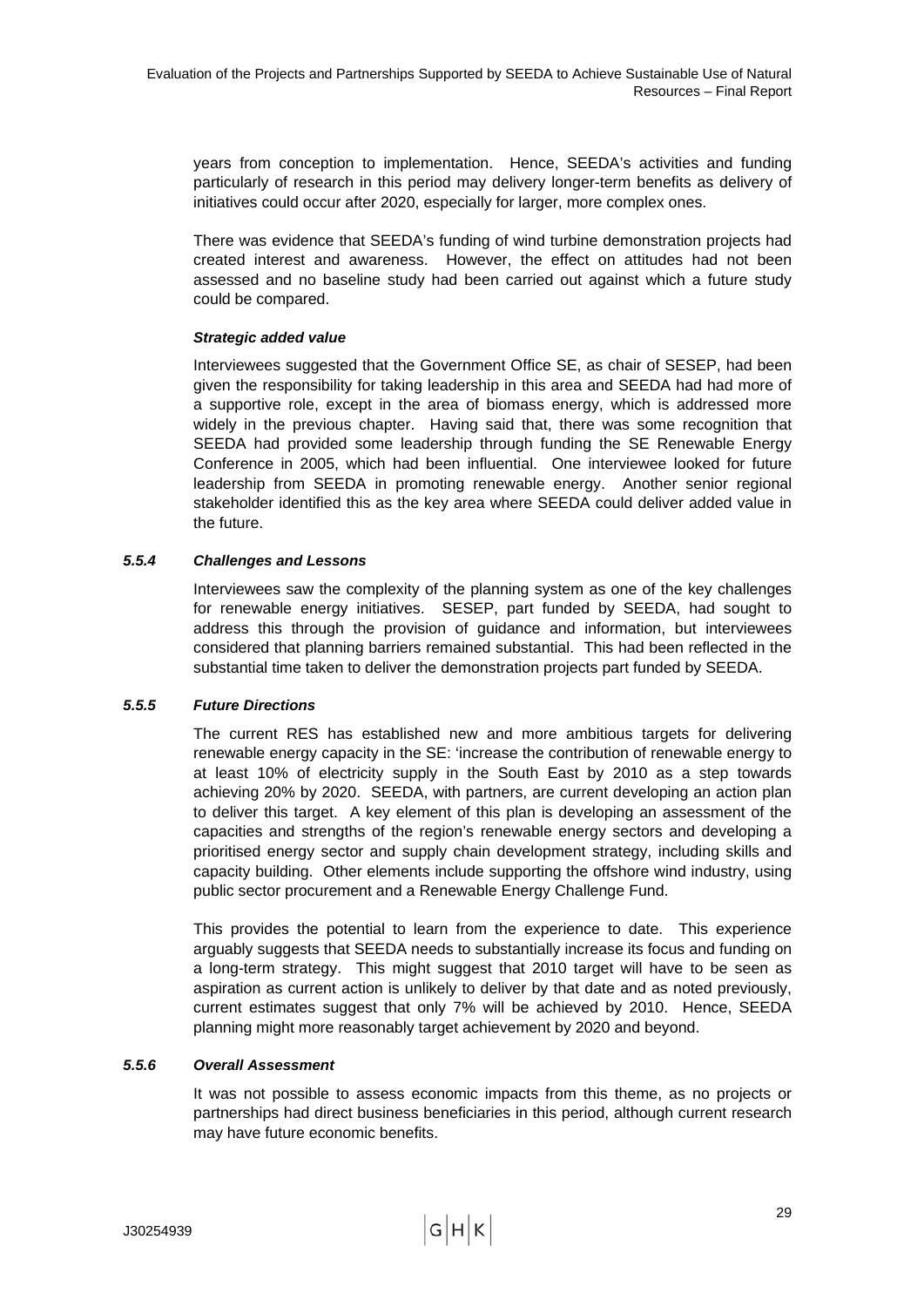years from conception to implementation. Hence, SEEDA's activities and funding particularly of research in this period may delivery longer-term benefits as delivery of initiatives could occur after 2020, especially for larger, more complex ones.

There was evidence that SEEDA's funding of wind turbine demonstration projects had created interest and awareness. However, the effect on attitudes had not been assessed and no baseline study had been carried out against which a future study could be compared.

***Strategic added value***

Interviewees suggested that the Government Office SE, as chair of SESEP, had been given the responsibility for taking leadership in this area and SEEDA had had more of a supportive role, except in the area of biomass energy, which is addressed more widely in the previous chapter. Having said that, there was some recognition that SEEDA had provided some leadership through funding the SE Renewable Energy Conference in 2005, which had been influential. One interviewee looked for future leadership from SEEDA in promoting renewable energy. Another senior regional stakeholder identified this as the key area where SEEDA could deliver added value in the future.

### *5.5.4 Challenges and Lessons*

Interviewees saw the complexity of the planning system as one of the key challenges for renewable energy initiatives. SESEP, part funded by SEEDA, had sought to address this through the provision of guidance and information, but interviewees considered that planning barriers remained substantial. This had been reflected in the substantial time taken to deliver the demonstration projects part funded by SEEDA.

### *5.5.5 Future Directions*

The current RES has established new and more ambitious targets for delivering renewable energy capacity in the SE: 'increase the contribution of renewable energy to at least 10% of electricity supply in the South East by 2010 as a step towards achieving 20% by 2020. SEEDA, with partners, are current developing an action plan to deliver this target. A key element of this plan is developing an assessment of the capacities and strengths of the region's renewable energy sectors and developing a prioritised energy sector and supply chain development strategy, including skills and capacity building. Other elements include supporting the offshore wind industry, using public sector procurement and a Renewable Energy Challenge Fund.

This provides the potential to learn from the experience to date. This experience arguably suggests that SEEDA needs to substantially increase its focus and funding on a long-term strategy. This might suggest that 2010 target will have to be seen as aspiration as current action is unlikely to deliver by that date and as noted previously, current estimates suggest that only 7% will be achieved by 2010. Hence, SEEDA planning might more reasonably target achievement by 2020 and beyond.

### *5.5.6 Overall Assessment*

It was not possible to assess economic impacts from this theme, as no projects or partnerships had direct business beneficiaries in this period, although current research may have future economic benefits.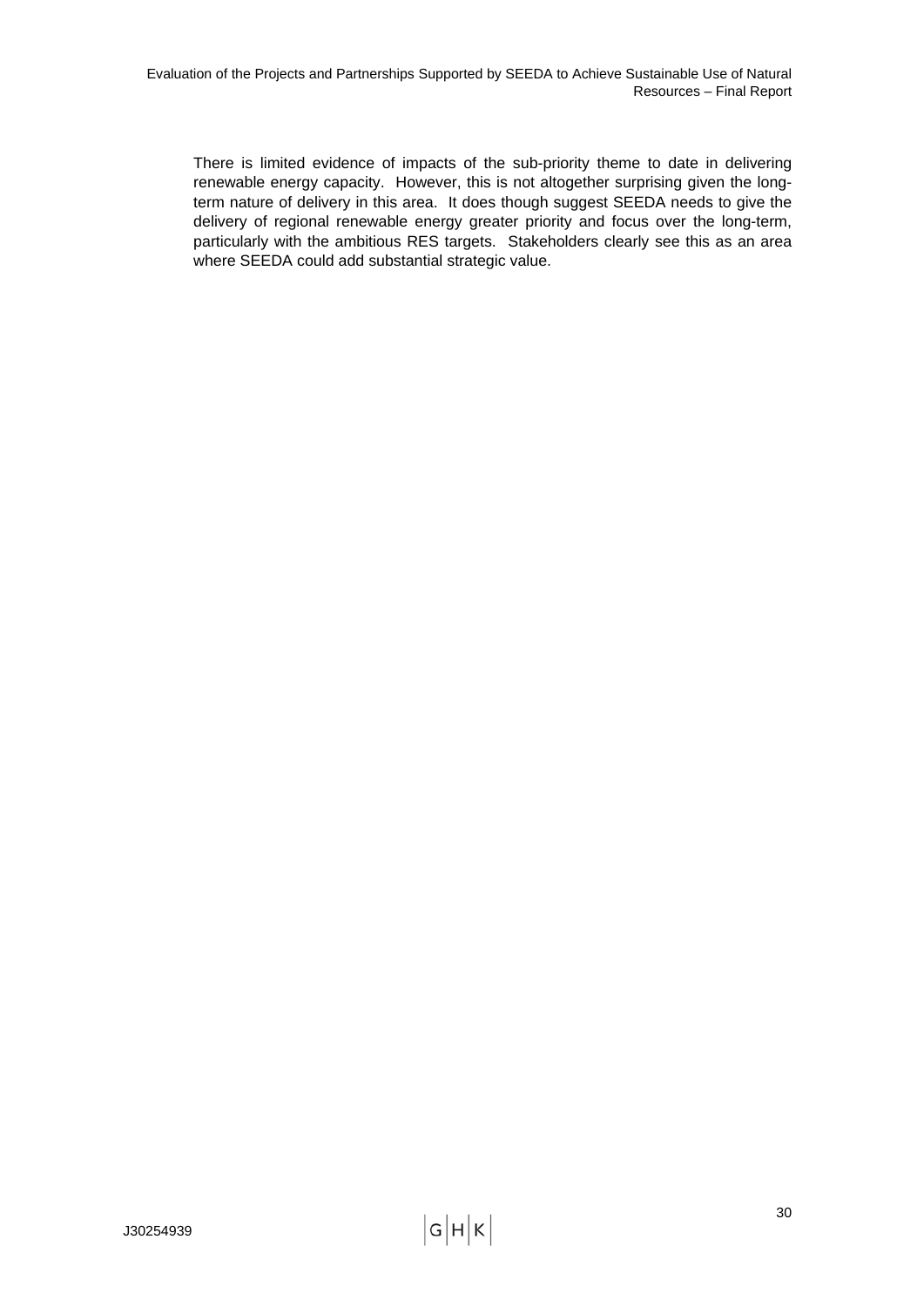There is limited evidence of impacts of the sub-priority theme to date in delivering renewable energy capacity. However, this is not altogether surprising given the long-term nature of delivery in this area. It does though suggest SEEDA needs to give the delivery of regional renewable energy greater priority and focus over the long-term, particularly with the ambitious RES targets. Stakeholders clearly see this as an area where SEEDA could add substantial strategic value.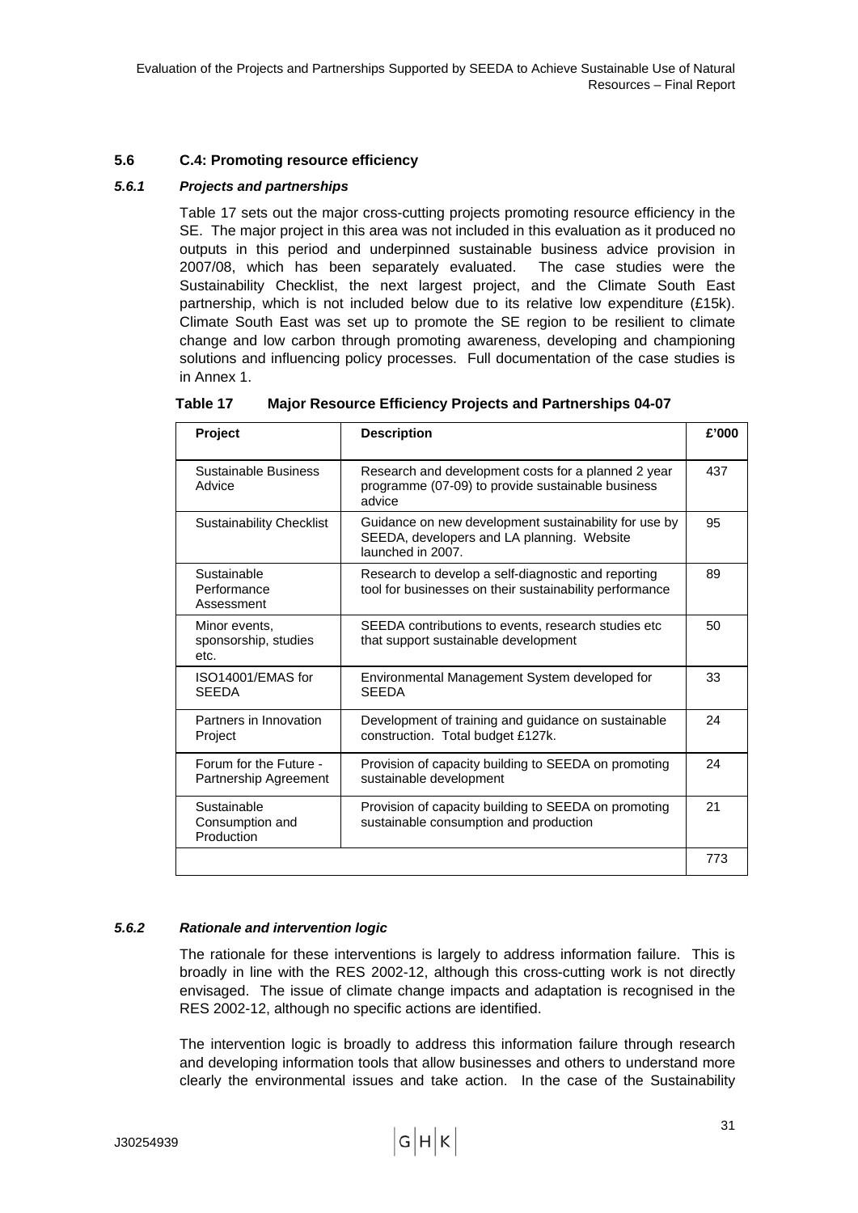## 5.6 C.4: Promoting resource efficiency

### *5.6.1 Projects and partnerships*

Table 17 sets out the major cross-cutting projects promoting resource efficiency in the SE. The major project in this area was not included in this evaluation as it produced no outputs in this period and underpinned sustainable business advice provision in 2007/08, which has been separately evaluated. The case studies were the Sustainability Checklist, the next largest project, and the Climate South East partnership, which is not included below due to its relative low expenditure (£15k). Climate South East was set up to promote the SE region to be resilient to climate change and low carbon through promoting awareness, developing and championing solutions and influencing policy processes. Full documentation of the case studies is in Annex 1.

**Table 17 Major Resource Efficiency Projects and Partnerships 04-07**

| Project | Description | £'000 |
|---|---|---|
| Sustainable Business Advice | Research and development costs for a planned 2 year programme (07-09) to provide sustainable business advice | 437 |
| Sustainability Checklist | Guidance on new development sustainability for use by SEEDA, developers and LA planning. Website launched in 2007. | 95 |
| Sustainable Performance Assessment | Research to develop a self-diagnostic and reporting tool for businesses on their sustainability performance | 89 |
| Minor events, sponsorship, studies etc. | SEEDA contributions to events, research studies etc that support sustainable development | 50 |
| ISO14001/EMAS for SEEDA | Environmental Management System developed for SEEDA | 33 |
| Partners in Innovation Project | Development of training and guidance on sustainable construction. Total budget £127k. | 24 |
| Forum for the Future - Partnership Agreement | Provision of capacity building to SEEDA on promoting sustainable development | 24 |
| Sustainable Consumption and Production | Provision of capacity building to SEEDA on promoting sustainable consumption and production | 21 |
| | | 773 |

### *5.6.2 Rationale and intervention logic*

The rationale for these interventions is largely to address information failure. This is broadly in line with the RES 2002-12, although this cross-cutting work is not directly envisaged. The issue of climate change impacts and adaptation is recognised in the RES 2002-12, although no specific actions are identified.

The intervention logic is broadly to address this information failure through research and developing information tools that allow businesses and others to understand more clearly the environmental issues and take action. In the case of the Sustainability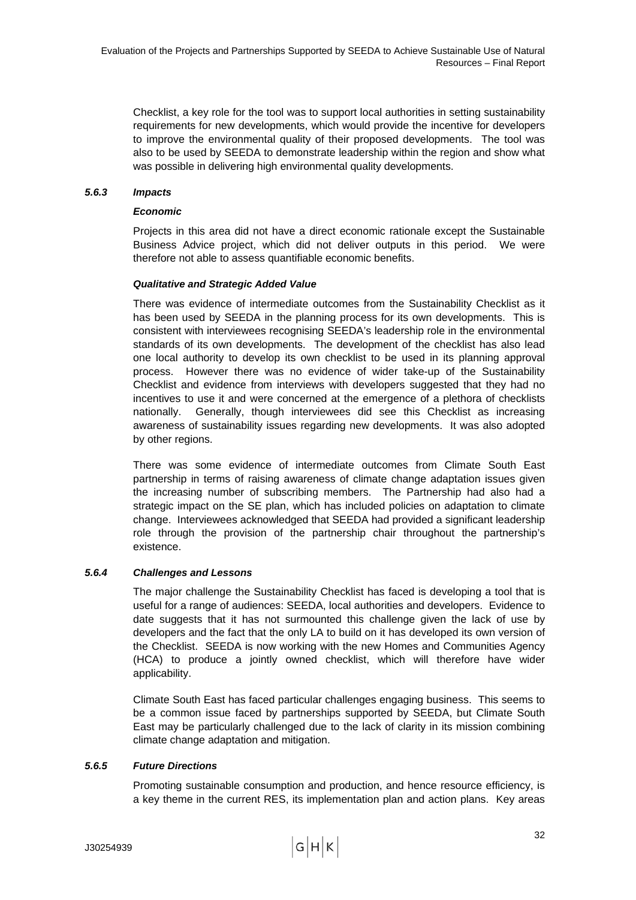Checklist, a key role for the tool was to support local authorities in setting sustainability requirements for new developments, which would provide the incentive for developers to improve the environmental quality of their proposed developments. The tool was also to be used by SEEDA to demonstrate leadership within the region and show what was possible in delivering high environmental quality developments.

### *5.6.3 Impacts*

***Economic***

Projects in this area did not have a direct economic rationale except the Sustainable Business Advice project, which did not deliver outputs in this period. We were therefore not able to assess quantifiable economic benefits.

***Qualitative and Strategic Added Value***

There was evidence of intermediate outcomes from the Sustainability Checklist as it has been used by SEEDA in the planning process for its own developments. This is consistent with interviewees recognising SEEDA's leadership role in the environmental standards of its own developments. The development of the checklist has also lead one local authority to develop its own checklist to be used in its planning approval process. However there was no evidence of wider take-up of the Sustainability Checklist and evidence from interviews with developers suggested that they had no incentives to use it and were concerned at the emergence of a plethora of checklists nationally. Generally, though interviewees did see this Checklist as increasing awareness of sustainability issues regarding new developments. It was also adopted by other regions.

There was some evidence of intermediate outcomes from Climate South East partnership in terms of raising awareness of climate change adaptation issues given the increasing number of subscribing members. The Partnership had also had a strategic impact on the SE plan, which has included policies on adaptation to climate change. Interviewees acknowledged that SEEDA had provided a significant leadership role through the provision of the partnership chair throughout the partnership's existence.

### *5.6.4 Challenges and Lessons*

The major challenge the Sustainability Checklist has faced is developing a tool that is useful for a range of audiences: SEEDA, local authorities and developers. Evidence to date suggests that it has not surmounted this challenge given the lack of use by developers and the fact that the only LA to build on it has developed its own version of the Checklist. SEEDA is now working with the new Homes and Communities Agency (HCA) to produce a jointly owned checklist, which will therefore have wider applicability.

Climate South East has faced particular challenges engaging business. This seems to be a common issue faced by partnerships supported by SEEDA, but Climate South East may be particularly challenged due to the lack of clarity in its mission combining climate change adaptation and mitigation.

### *5.6.5 Future Directions*

Promoting sustainable consumption and production, and hence resource efficiency, is a key theme in the current RES, its implementation plan and action plans. Key areas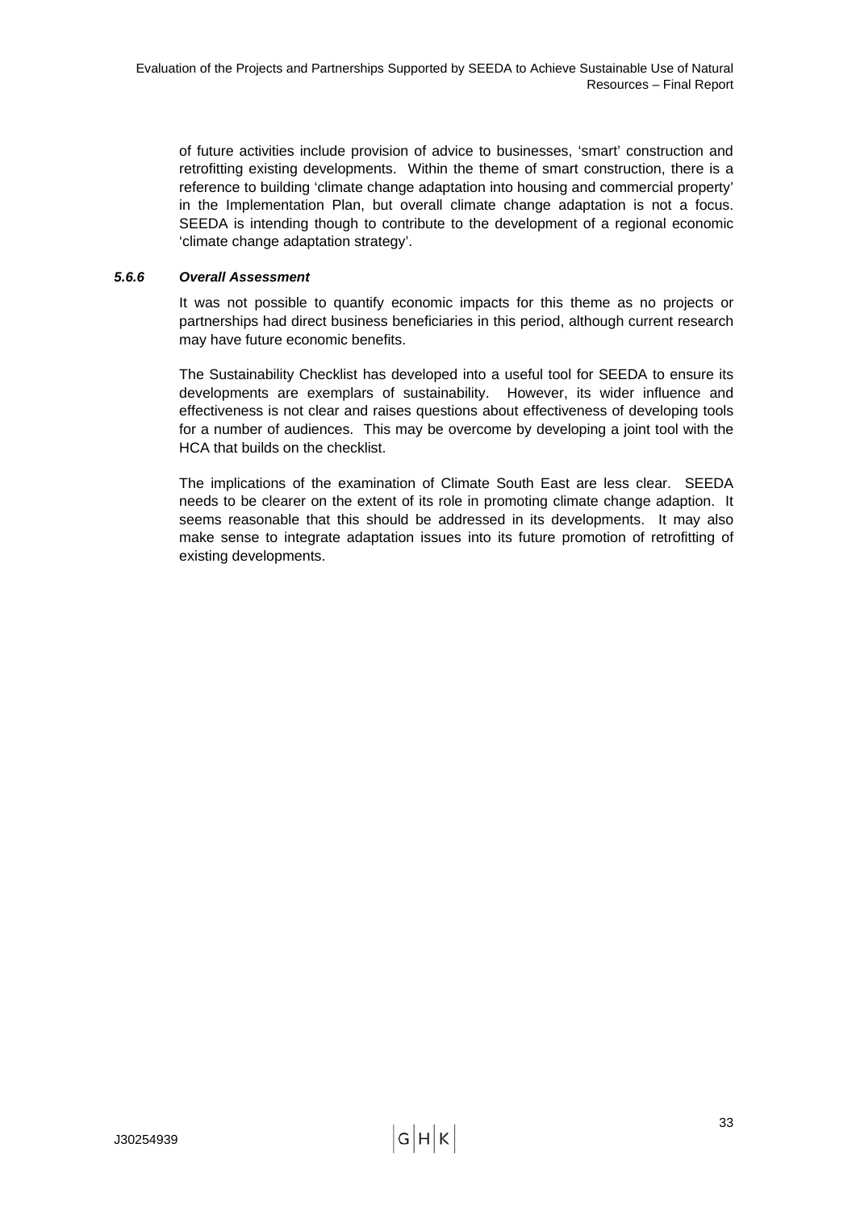of future activities include provision of advice to businesses, 'smart' construction and retrofitting existing developments. Within the theme of smart construction, there is a reference to building 'climate change adaptation into housing and commercial property' in the Implementation Plan, but overall climate change adaptation is not a focus. SEEDA is intending though to contribute to the development of a regional economic 'climate change adaptation strategy'.

#### *5.6.6 Overall Assessment*

It was not possible to quantify economic impacts for this theme as no projects or partnerships had direct business beneficiaries in this period, although current research may have future economic benefits.

The Sustainability Checklist has developed into a useful tool for SEEDA to ensure its developments are exemplars of sustainability. However, its wider influence and effectiveness is not clear and raises questions about effectiveness of developing tools for a number of audiences. This may be overcome by developing a joint tool with the HCA that builds on the checklist.

The implications of the examination of Climate South East are less clear. SEEDA needs to be clearer on the extent of its role in promoting climate change adaption. It seems reasonable that this should be addressed in its developments. It may also make sense to integrate adaptation issues into its future promotion of retrofitting of existing developments.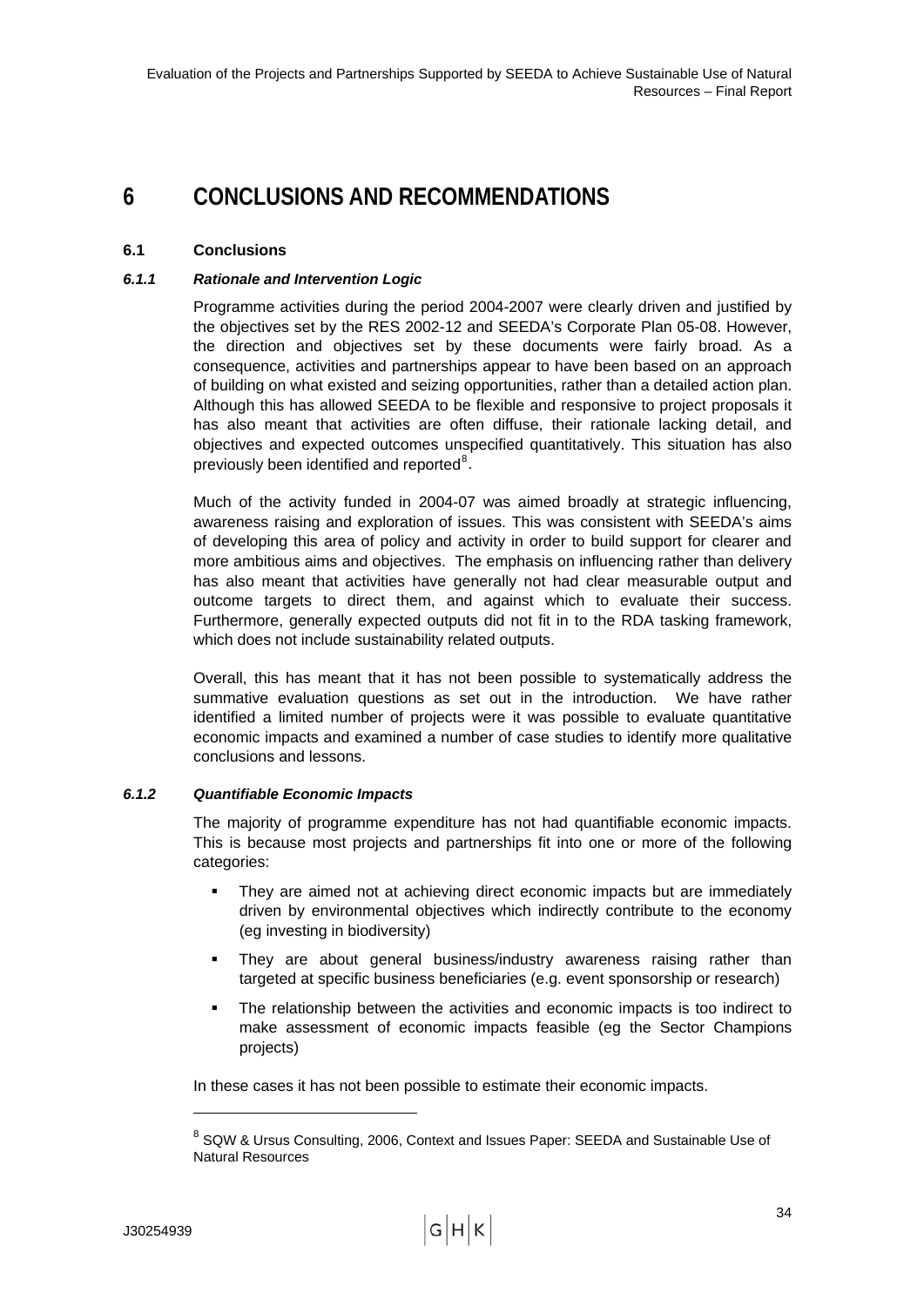# 6 CONCLUSIONS AND RECOMMENDATIONS

## 6.1 Conclusions

### *6.1.1 Rationale and Intervention Logic*

Programme activities during the period 2004-2007 were clearly driven and justified by the objectives set by the RES 2002-12 and SEEDA's Corporate Plan 05-08. However, the direction and objectives set by these documents were fairly broad. As a consequence, activities and partnerships appear to have been based on an approach of building on what existed and seizing opportunities, rather than a detailed action plan. Although this has allowed SEEDA to be flexible and responsive to project proposals it has also meant that activities are often diffuse, their rationale lacking detail, and objectives and expected outcomes unspecified quantitatively. This situation has also previously been identified and reported[8].

Much of the activity funded in 2004-07 was aimed broadly at strategic influencing, awareness raising and exploration of issues. This was consistent with SEEDA's aims of developing this area of policy and activity in order to build support for clearer and more ambitious aims and objectives. The emphasis on influencing rather than delivery has also meant that activities have generally not had clear measurable output and outcome targets to direct them, and against which to evaluate their success. Furthermore, generally expected outputs did not fit in to the RDA tasking framework, which does not include sustainability related outputs.

Overall, this has meant that it has not been possible to systematically address the summative evaluation questions as set out in the introduction. We have rather identified a limited number of projects were it was possible to evaluate quantitative economic impacts and examined a number of case studies to identify more qualitative conclusions and lessons.

### *6.1.2 Quantifiable Economic Impacts*

The majority of programme expenditure has not had quantifiable economic impacts. This is because most projects and partnerships fit into one or more of the following categories:

- They are aimed not at achieving direct economic impacts but are immediately driven by environmental objectives which indirectly contribute to the economy (eg investing in biodiversity)
- They are about general business/industry awareness raising rather than targeted at specific business beneficiaries (e.g. event sponsorship or research)
- The relationship between the activities and economic impacts is too indirect to make assessment of economic impacts feasible (eg the Sector Champions projects)

In these cases it has not been possible to estimate their economic impacts.

---

[8] SQW & Ursus Consulting, 2006, Context and Issues Paper: SEEDA and Sustainable Use of Natural Resources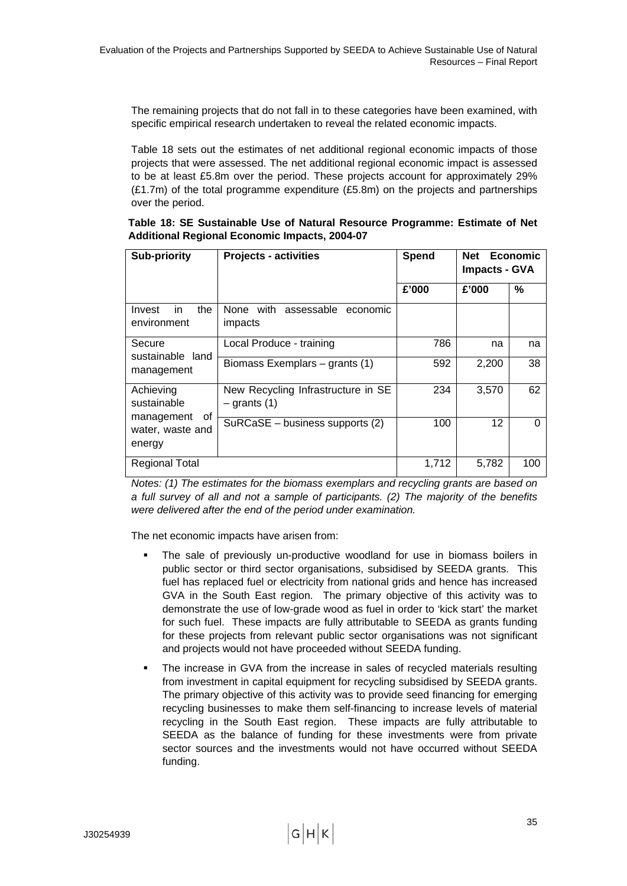The remaining projects that do not fall in to these categories have been examined, with specific empirical research undertaken to reveal the related economic impacts.

Table 18 sets out the estimates of net additional regional economic impacts of those projects that were assessed. The net additional regional economic impact is assessed to be at least £5.8m over the period. These projects account for approximately 29% (£1.7m) of the total programme expenditure (£5.8m) on the projects and partnerships over the period.

**Table 18: SE Sustainable Use of Natural Resource Programme: Estimate of Net Additional Regional Economic Impacts, 2004-07**

| Sub-priority | Projects - activities | Spend | Net Economic Impacts - GVA | |
|---|---|---|---|---|
| | | £'000 | £'000 | % |
| Invest in the environment | None with assessable economic impacts | | | |
| Secure sustainable land management | Local Produce - training | 786 | na | na |
| | Biomass Exemplars – grants (1) | 592 | 2,200 | 38 |
| Achieving sustainable management of water, waste and energy | New Recycling Infrastructure in SE – grants (1) | 234 | 3,570 | 62 |
| | SuRCaSE – business supports (2) | 100 | 12 | 0 |
| Regional Total | | 1,712 | 5,782 | 100 |

*Notes: (1) The estimates for the biomass exemplars and recycling grants are based on a full survey of all and not a sample of participants. (2) The majority of the benefits were delivered after the end of the period under examination.*

The net economic impacts have arisen from:

- The sale of previously un-productive woodland for use in biomass boilers in public sector or third sector organisations, subsidised by SEEDA grants. This fuel has replaced fuel or electricity from national grids and hence has increased GVA in the South East region. The primary objective of this activity was to demonstrate the use of low-grade wood as fuel in order to 'kick start' the market for such fuel. These impacts are fully attributable to SEEDA as grants funding for these projects from relevant public sector organisations was not significant and projects would not have proceeded without SEEDA funding.
- The increase in GVA from the increase in sales of recycled materials resulting from investment in capital equipment for recycling subsidised by SEEDA grants. The primary objective of this activity was to provide seed financing for emerging recycling businesses to make them self-financing to increase levels of material recycling in the South East region. These impacts are fully attributable to SEEDA as the balance of funding for these investments were from private sector sources and the investments would not have occurred without SEEDA funding.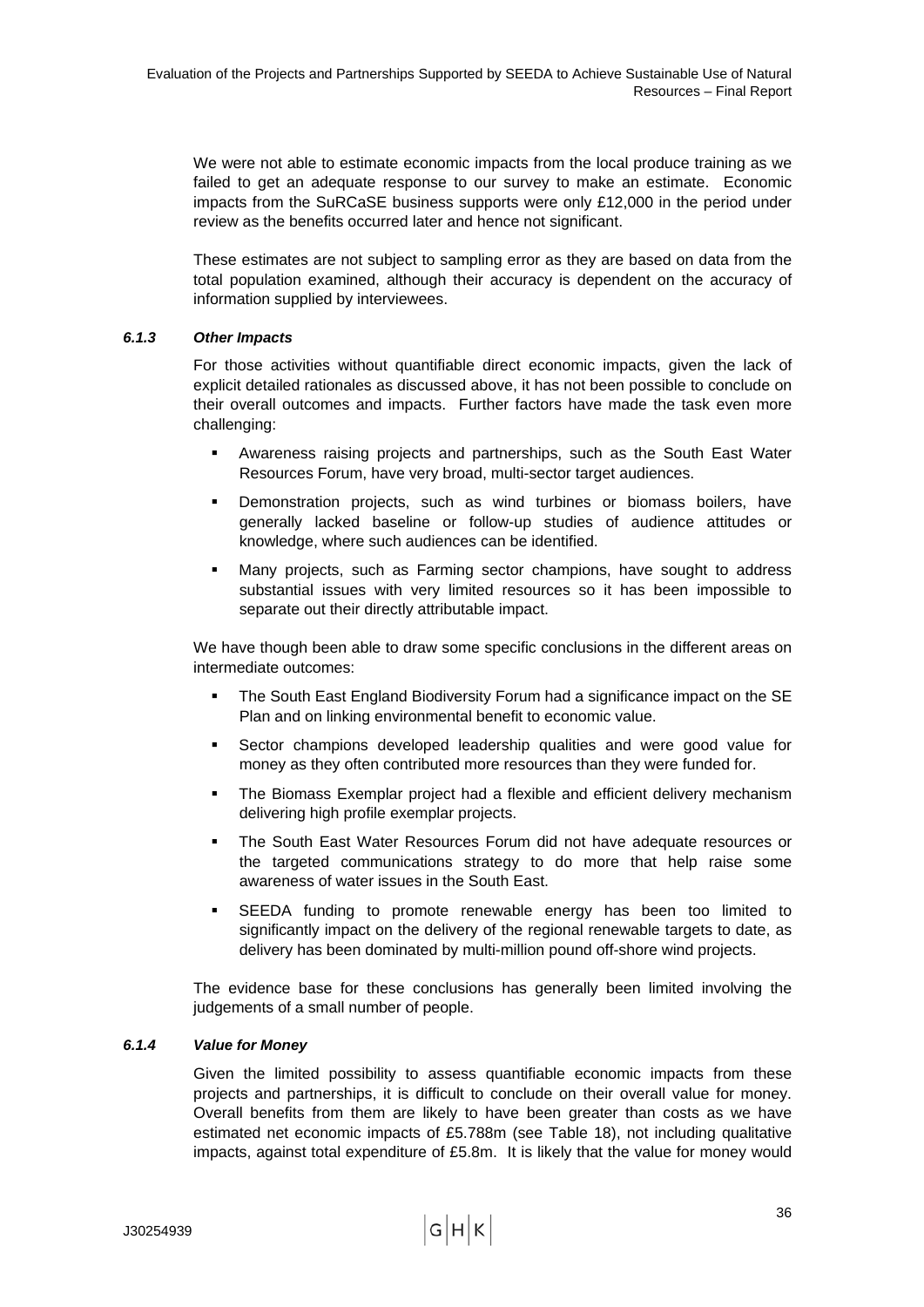We were not able to estimate economic impacts from the local produce training as we failed to get an adequate response to our survey to make an estimate. Economic impacts from the SuRCaSE business supports were only £12,000 in the period under review as the benefits occurred later and hence not significant.

These estimates are not subject to sampling error as they are based on data from the total population examined, although their accuracy is dependent on the accuracy of information supplied by interviewees.

#### *6.1.3 Other Impacts*

For those activities without quantifiable direct economic impacts, given the lack of explicit detailed rationales as discussed above, it has not been possible to conclude on their overall outcomes and impacts. Further factors have made the task even more challenging:

- Awareness raising projects and partnerships, such as the South East Water Resources Forum, have very broad, multi-sector target audiences.
- Demonstration projects, such as wind turbines or biomass boilers, have generally lacked baseline or follow-up studies of audience attitudes or knowledge, where such audiences can be identified.
- Many projects, such as Farming sector champions, have sought to address substantial issues with very limited resources so it has been impossible to separate out their directly attributable impact.

We have though been able to draw some specific conclusions in the different areas on intermediate outcomes:

- The South East England Biodiversity Forum had a significance impact on the SE Plan and on linking environmental benefit to economic value.
- Sector champions developed leadership qualities and were good value for money as they often contributed more resources than they were funded for.
- The Biomass Exemplar project had a flexible and efficient delivery mechanism delivering high profile exemplar projects.
- The South East Water Resources Forum did not have adequate resources or the targeted communications strategy to do more that help raise some awareness of water issues in the South East.
- SEEDA funding to promote renewable energy has been too limited to significantly impact on the delivery of the regional renewable targets to date, as delivery has been dominated by multi-million pound off-shore wind projects.

The evidence base for these conclusions has generally been limited involving the judgements of a small number of people.

#### *6.1.4 Value for Money*

Given the limited possibility to assess quantifiable economic impacts from these projects and partnerships, it is difficult to conclude on their overall value for money. Overall benefits from them are likely to have been greater than costs as we have estimated net economic impacts of £5.788m (see Table 18), not including qualitative impacts, against total expenditure of £5.8m. It is likely that the value for money would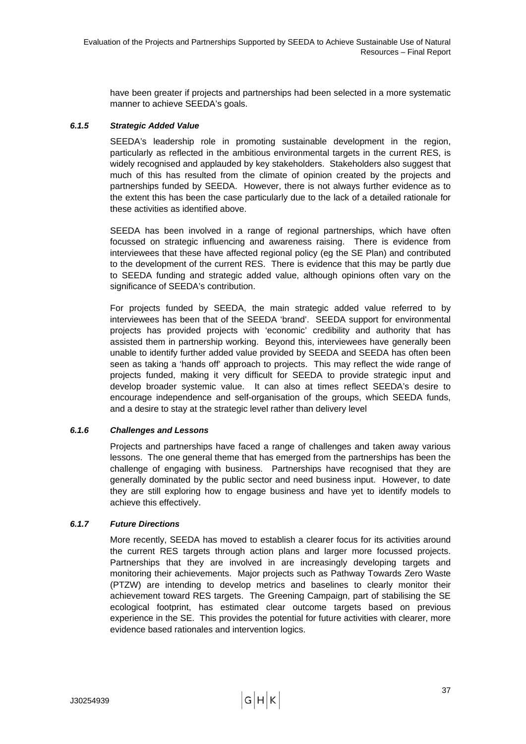have been greater if projects and partnerships had been selected in a more systematic manner to achieve SEEDA's goals.

### *6.1.5 Strategic Added Value*

SEEDA's leadership role in promoting sustainable development in the region, particularly as reflected in the ambitious environmental targets in the current RES, is widely recognised and applauded by key stakeholders. Stakeholders also suggest that much of this has resulted from the climate of opinion created by the projects and partnerships funded by SEEDA. However, there is not always further evidence as to the extent this has been the case particularly due to the lack of a detailed rationale for these activities as identified above.

SEEDA has been involved in a range of regional partnerships, which have often focussed on strategic influencing and awareness raising. There is evidence from interviewees that these have affected regional policy (eg the SE Plan) and contributed to the development of the current RES. There is evidence that this may be partly due to SEEDA funding and strategic added value, although opinions often vary on the significance of SEEDA's contribution.

For projects funded by SEEDA, the main strategic added value referred to by interviewees has been that of the SEEDA 'brand'. SEEDA support for environmental projects has provided projects with 'economic' credibility and authority that has assisted them in partnership working. Beyond this, interviewees have generally been unable to identify further added value provided by SEEDA and SEEDA has often been seen as taking a 'hands off' approach to projects. This may reflect the wide range of projects funded, making it very difficult for SEEDA to provide strategic input and develop broader systemic value. It can also at times reflect SEEDA's desire to encourage independence and self-organisation of the groups, which SEEDA funds, and a desire to stay at the strategic level rather than delivery level

### *6.1.6 Challenges and Lessons*

Projects and partnerships have faced a range of challenges and taken away various lessons. The one general theme that has emerged from the partnerships has been the challenge of engaging with business. Partnerships have recognised that they are generally dominated by the public sector and need business input. However, to date they are still exploring how to engage business and have yet to identify models to achieve this effectively.

### *6.1.7 Future Directions*

More recently, SEEDA has moved to establish a clearer focus for its activities around the current RES targets through action plans and larger more focussed projects. Partnerships that they are involved in are increasingly developing targets and monitoring their achievements. Major projects such as Pathway Towards Zero Waste (PTZW) are intending to develop metrics and baselines to clearly monitor their achievement toward RES targets. The Greening Campaign, part of stabilising the SE ecological footprint, has estimated clear outcome targets based on previous experience in the SE. This provides the potential for future activities with clearer, more evidence based rationales and intervention logics.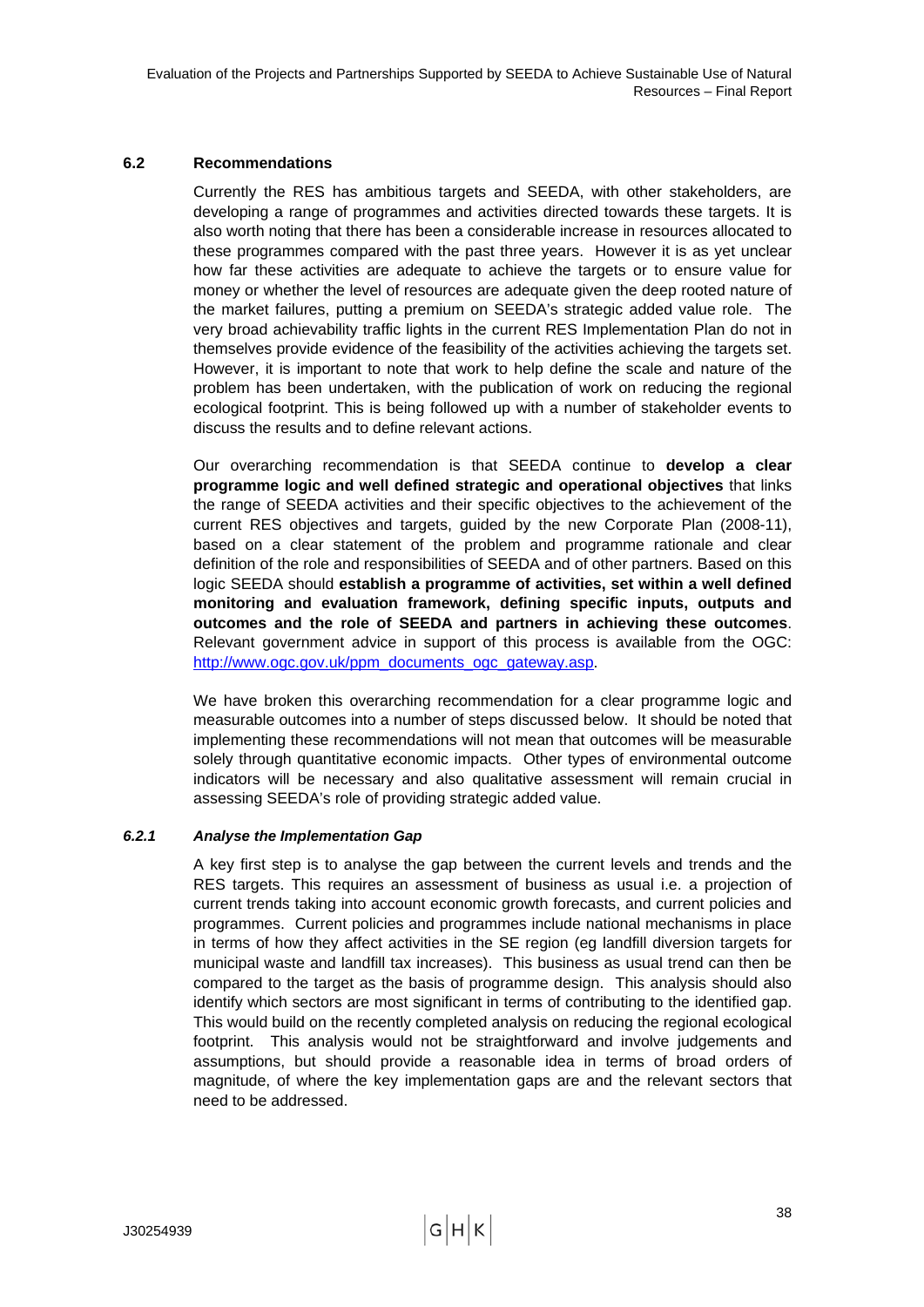## 6.2 Recommendations

Currently the RES has ambitious targets and SEEDA, with other stakeholders, are developing a range of programmes and activities directed towards these targets. It is also worth noting that there has been a considerable increase in resources allocated to these programmes compared with the past three years. However it is as yet unclear how far these activities are adequate to achieve the targets or to ensure value for money or whether the level of resources are adequate given the deep rooted nature of the market failures, putting a premium on SEEDA's strategic added value role. The very broad achievability traffic lights in the current RES Implementation Plan do not in themselves provide evidence of the feasibility of the activities achieving the targets set. However, it is important to note that work to help define the scale and nature of the problem has been undertaken, with the publication of work on reducing the regional ecological footprint. This is being followed up with a number of stakeholder events to discuss the results and to define relevant actions.

Our overarching recommendation is that SEEDA continue to **develop a clear programme logic and well defined strategic and operational objectives** that links the range of SEEDA activities and their specific objectives to the achievement of the current RES objectives and targets, guided by the new Corporate Plan (2008-11), based on a clear statement of the problem and programme rationale and clear definition of the role and responsibilities of SEEDA and of other partners. Based on this logic SEEDA should **establish a programme of activities, set within a well defined monitoring and evaluation framework, defining specific inputs, outputs and outcomes and the role of SEEDA and partners in achieving these outcomes**. Relevant government advice in support of this process is available from the OGC: http://www.ogc.gov.uk/ppm_documents_ogc_gateway.asp.

We have broken this overarching recommendation for a clear programme logic and measurable outcomes into a number of steps discussed below. It should be noted that implementing these recommendations will not mean that outcomes will be measurable solely through quantitative economic impacts. Other types of environmental outcome indicators will be necessary and also qualitative assessment will remain crucial in assessing SEEDA's role of providing strategic added value.

### *6.2.1 Analyse the Implementation Gap*

A key first step is to analyse the gap between the current levels and trends and the RES targets. This requires an assessment of business as usual i.e. a projection of current trends taking into account economic growth forecasts, and current policies and programmes. Current policies and programmes include national mechanisms in place in terms of how they affect activities in the SE region (eg landfill diversion targets for municipal waste and landfill tax increases). This business as usual trend can then be compared to the target as the basis of programme design. This analysis should also identify which sectors are most significant in terms of contributing to the identified gap. This would build on the recently completed analysis on reducing the regional ecological footprint. This analysis would not be straightforward and involve judgements and assumptions, but should provide a reasonable idea in terms of broad orders of magnitude, of where the key implementation gaps are and the relevant sectors that need to be addressed.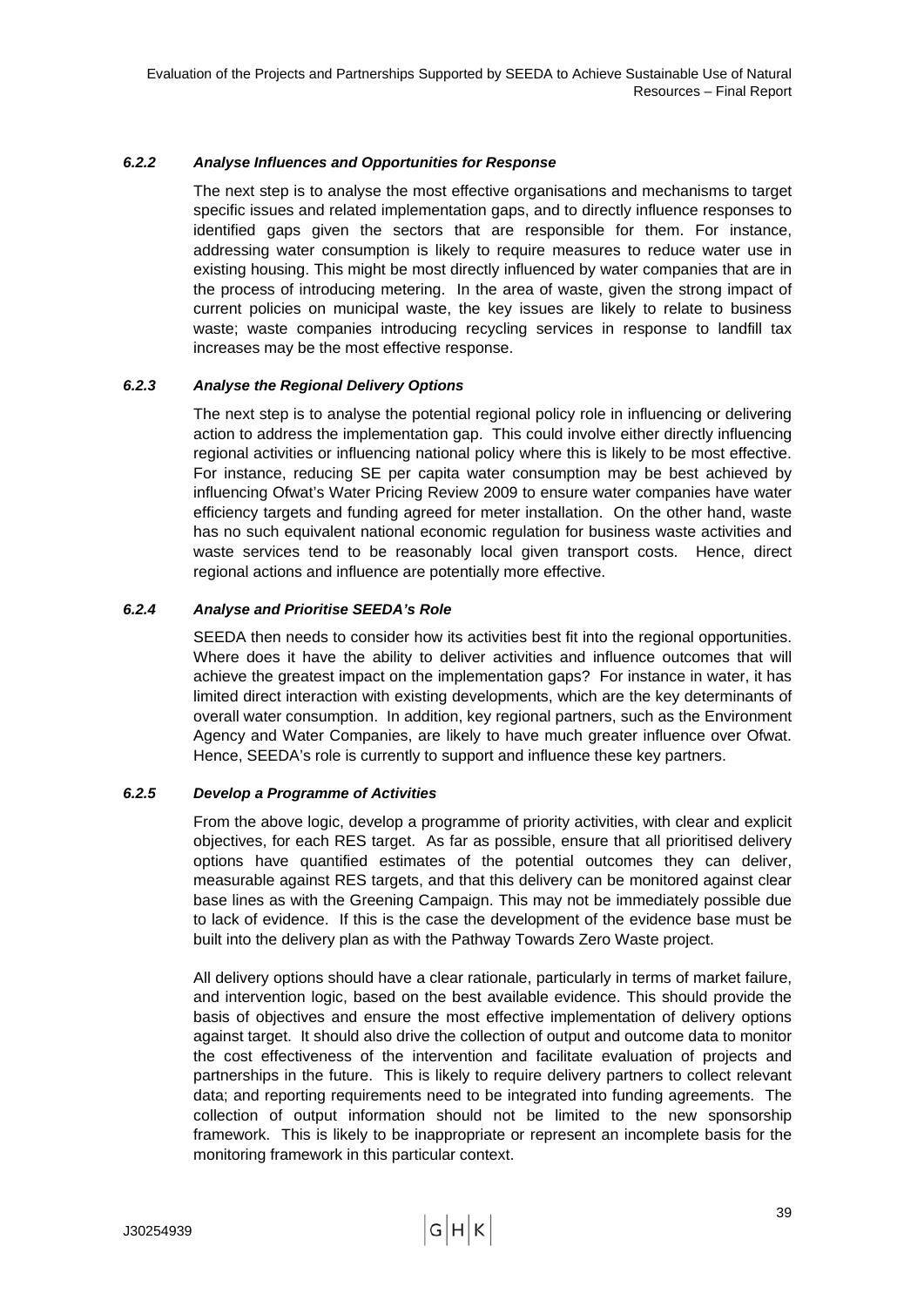#### *6.2.2 Analyse Influences and Opportunities for Response*

The next step is to analyse the most effective organisations and mechanisms to target specific issues and related implementation gaps, and to directly influence responses to identified gaps given the sectors that are responsible for them. For instance, addressing water consumption is likely to require measures to reduce water use in existing housing. This might be most directly influenced by water companies that are in the process of introducing metering. In the area of waste, given the strong impact of current policies on municipal waste, the key issues are likely to relate to business waste; waste companies introducing recycling services in response to landfill tax increases may be the most effective response.

#### *6.2.3 Analyse the Regional Delivery Options*

The next step is to analyse the potential regional policy role in influencing or delivering action to address the implementation gap. This could involve either directly influencing regional activities or influencing national policy where this is likely to be most effective. For instance, reducing SE per capita water consumption may be best achieved by influencing Ofwat's Water Pricing Review 2009 to ensure water companies have water efficiency targets and funding agreed for meter installation. On the other hand, waste has no such equivalent national economic regulation for business waste activities and waste services tend to be reasonably local given transport costs. Hence, direct regional actions and influence are potentially more effective.

#### *6.2.4 Analyse and Prioritise SEEDA's Role*

SEEDA then needs to consider how its activities best fit into the regional opportunities. Where does it have the ability to deliver activities and influence outcomes that will achieve the greatest impact on the implementation gaps? For instance in water, it has limited direct interaction with existing developments, which are the key determinants of overall water consumption. In addition, key regional partners, such as the Environment Agency and Water Companies, are likely to have much greater influence over Ofwat. Hence, SEEDA's role is currently to support and influence these key partners.

#### *6.2.5 Develop a Programme of Activities*

From the above logic, develop a programme of priority activities, with clear and explicit objectives, for each RES target. As far as possible, ensure that all prioritised delivery options have quantified estimates of the potential outcomes they can deliver, measurable against RES targets, and that this delivery can be monitored against clear base lines as with the Greening Campaign. This may not be immediately possible due to lack of evidence. If this is the case the development of the evidence base must be built into the delivery plan as with the Pathway Towards Zero Waste project.

All delivery options should have a clear rationale, particularly in terms of market failure, and intervention logic, based on the best available evidence. This should provide the basis of objectives and ensure the most effective implementation of delivery options against target. It should also drive the collection of output and outcome data to monitor the cost effectiveness of the intervention and facilitate evaluation of projects and partnerships in the future. This is likely to require delivery partners to collect relevant data; and reporting requirements need to be integrated into funding agreements. The collection of output information should not be limited to the new sponsorship framework. This is likely to be inappropriate or represent an incomplete basis for the monitoring framework in this particular context.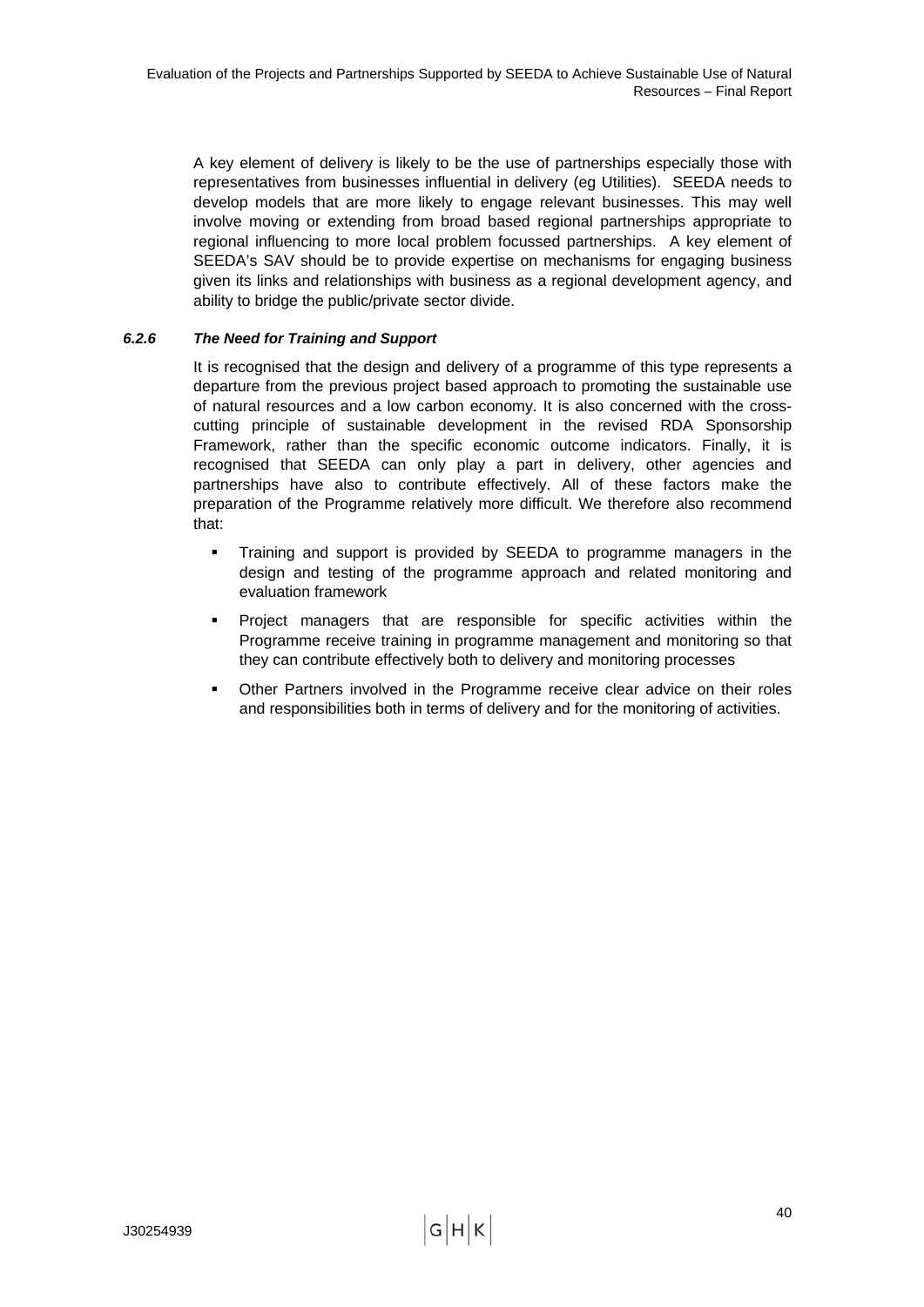A key element of delivery is likely to be the use of partnerships especially those with representatives from businesses influential in delivery (eg Utilities). SEEDA needs to develop models that are more likely to engage relevant businesses. This may well involve moving or extending from broad based regional partnerships appropriate to regional influencing to more local problem focussed partnerships. A key element of SEEDA's SAV should be to provide expertise on mechanisms for engaging business given its links and relationships with business as a regional development agency, and ability to bridge the public/private sector divide.

#### *6.2.6 The Need for Training and Support*

It is recognised that the design and delivery of a programme of this type represents a departure from the previous project based approach to promoting the sustainable use of natural resources and a low carbon economy. It is also concerned with the cross-cutting principle of sustainable development in the revised RDA Sponsorship Framework, rather than the specific economic outcome indicators. Finally, it is recognised that SEEDA can only play a part in delivery, other agencies and partnerships have also to contribute effectively. All of these factors make the preparation of the Programme relatively more difficult. We therefore also recommend that:

- Training and support is provided by SEEDA to programme managers in the design and testing of the programme approach and related monitoring and evaluation framework
- Project managers that are responsible for specific activities within the Programme receive training in programme management and monitoring so that they can contribute effectively both to delivery and monitoring processes
- Other Partners involved in the Programme receive clear advice on their roles and responsibilities both in terms of delivery and for the monitoring of activities.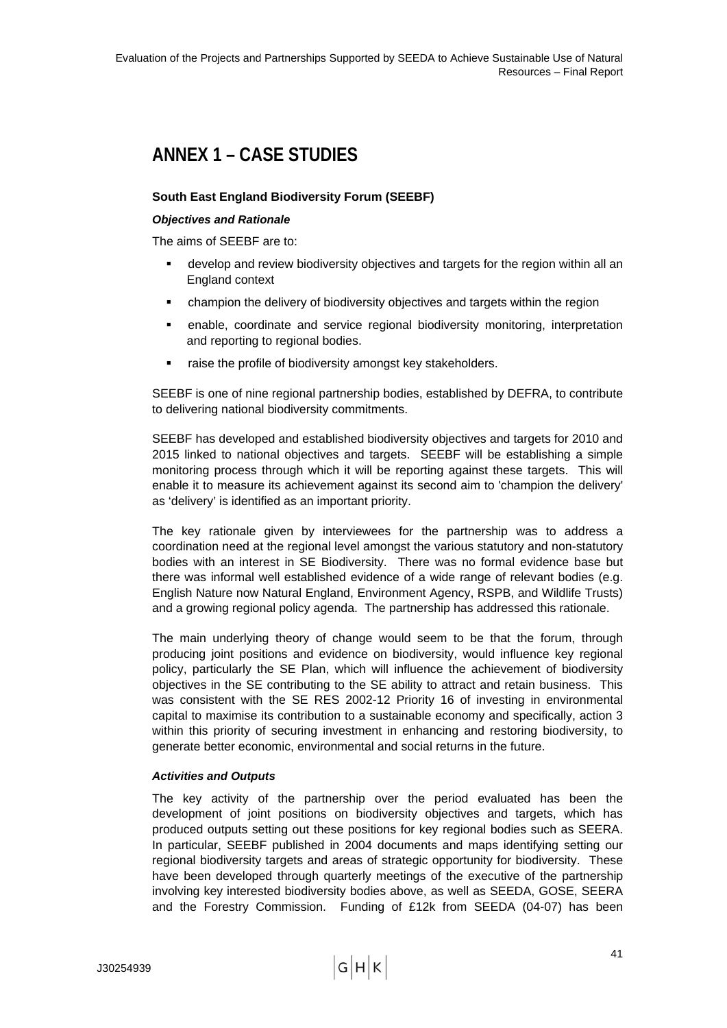# ANNEX 1 – CASE STUDIES

**South East England Biodiversity Forum (SEEBF)**

***Objectives and Rationale***

The aims of SEEBF are to:

- develop and review biodiversity objectives and targets for the region within all an England context
- champion the delivery of biodiversity objectives and targets within the region
- enable, coordinate and service regional biodiversity monitoring, interpretation and reporting to regional bodies.
- raise the profile of biodiversity amongst key stakeholders.

SEEBF is one of nine regional partnership bodies, established by DEFRA, to contribute to delivering national biodiversity commitments.

SEEBF has developed and established biodiversity objectives and targets for 2010 and 2015 linked to national objectives and targets. SEEBF will be establishing a simple monitoring process through which it will be reporting against these targets. This will enable it to measure its achievement against its second aim to 'champion the delivery' as 'delivery' is identified as an important priority.

The key rationale given by interviewees for the partnership was to address a coordination need at the regional level amongst the various statutory and non-statutory bodies with an interest in SE Biodiversity. There was no formal evidence base but there was informal well established evidence of a wide range of relevant bodies (e.g. English Nature now Natural England, Environment Agency, RSPB, and Wildlife Trusts) and a growing regional policy agenda. The partnership has addressed this rationale.

The main underlying theory of change would seem to be that the forum, through producing joint positions and evidence on biodiversity, would influence key regional policy, particularly the SE Plan, which will influence the achievement of biodiversity objectives in the SE contributing to the SE ability to attract and retain business. This was consistent with the SE RES 2002-12 Priority 16 of investing in environmental capital to maximise its contribution to a sustainable economy and specifically, action 3 within this priority of securing investment in enhancing and restoring biodiversity, to generate better economic, environmental and social returns in the future.

***Activities and Outputs***

The key activity of the partnership over the period evaluated has been the development of joint positions on biodiversity objectives and targets, which has produced outputs setting out these positions for key regional bodies such as SEERA. In particular, SEEBF published in 2004 documents and maps identifying setting our regional biodiversity targets and areas of strategic opportunity for biodiversity. These have been developed through quarterly meetings of the executive of the partnership involving key interested biodiversity bodies above, as well as SEEDA, GOSE, SEERA and the Forestry Commission. Funding of £12k from SEEDA (04-07) has been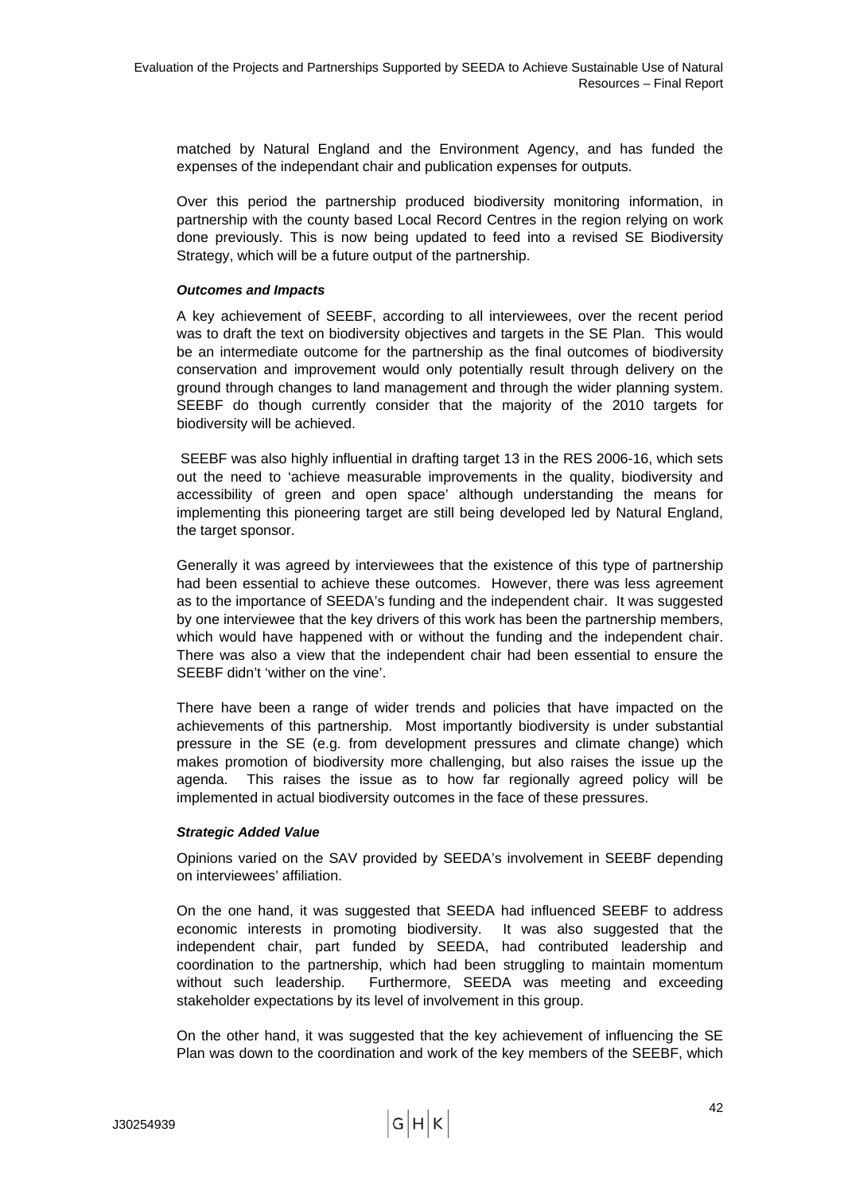matched by Natural England and the Environment Agency, and has funded the expenses of the independant chair and publication expenses for outputs.

Over this period the partnership produced biodiversity monitoring information, in partnership with the county based Local Record Centres in the region relying on work done previously. This is now being updated to feed into a revised SE Biodiversity Strategy, which will be a future output of the partnership.

***Outcomes and Impacts***

A key achievement of SEEBF, according to all interviewees, over the recent period was to draft the text on biodiversity objectives and targets in the SE Plan. This would be an intermediate outcome for the partnership as the final outcomes of biodiversity conservation and improvement would only potentially result through delivery on the ground through changes to land management and through the wider planning system. SEEBF do though currently consider that the majority of the 2010 targets for biodiversity will be achieved.

SEEBF was also highly influential in drafting target 13 in the RES 2006-16, which sets out the need to 'achieve measurable improvements in the quality, biodiversity and accessibility of green and open space' although understanding the means for implementing this pioneering target are still being developed led by Natural England, the target sponsor.

Generally it was agreed by interviewees that the existence of this type of partnership had been essential to achieve these outcomes. However, there was less agreement as to the importance of SEEDA's funding and the independent chair. It was suggested by one interviewee that the key drivers of this work has been the partnership members, which would have happened with or without the funding and the independent chair. There was also a view that the independent chair had been essential to ensure the SEEBF didn't 'wither on the vine'.

There have been a range of wider trends and policies that have impacted on the achievements of this partnership. Most importantly biodiversity is under substantial pressure in the SE (e.g. from development pressures and climate change) which makes promotion of biodiversity more challenging, but also raises the issue up the agenda. This raises the issue as to how far regionally agreed policy will be implemented in actual biodiversity outcomes in the face of these pressures.

***Strategic Added Value***

Opinions varied on the SAV provided by SEEDA's involvement in SEEBF depending on interviewees' affiliation.

On the one hand, it was suggested that SEEDA had influenced SEEBF to address economic interests in promoting biodiversity. It was also suggested that the independent chair, part funded by SEEDA, had contributed leadership and coordination to the partnership, which had been struggling to maintain momentum without such leadership. Furthermore, SEEDA was meeting and exceeding stakeholder expectations by its level of involvement in this group.

On the other hand, it was suggested that the key achievement of influencing the SE Plan was down to the coordination and work of the key members of the SEEBF, which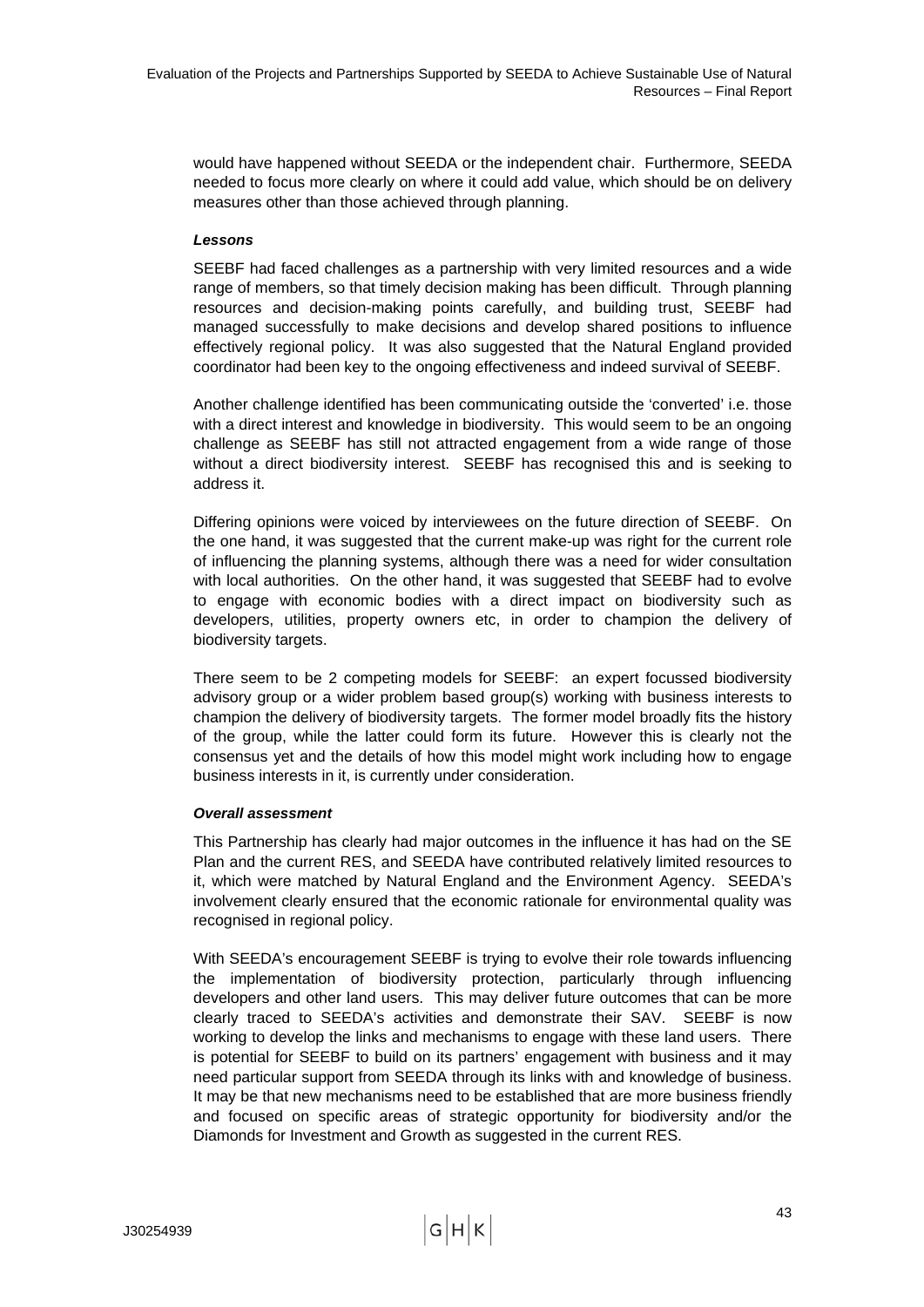would have happened without SEEDA or the independent chair. Furthermore, SEEDA needed to focus more clearly on where it could add value, which should be on delivery measures other than those achieved through planning.

***Lessons***

SEEBF had faced challenges as a partnership with very limited resources and a wide range of members, so that timely decision making has been difficult. Through planning resources and decision-making points carefully, and building trust, SEEBF had managed successfully to make decisions and develop shared positions to influence effectively regional policy. It was also suggested that the Natural England provided coordinator had been key to the ongoing effectiveness and indeed survival of SEEBF.

Another challenge identified has been communicating outside the 'converted' i.e. those with a direct interest and knowledge in biodiversity. This would seem to be an ongoing challenge as SEEBF has still not attracted engagement from a wide range of those without a direct biodiversity interest. SEEBF has recognised this and is seeking to address it.

Differing opinions were voiced by interviewees on the future direction of SEEBF. On the one hand, it was suggested that the current make-up was right for the current role of influencing the planning systems, although there was a need for wider consultation with local authorities. On the other hand, it was suggested that SEEBF had to evolve to engage with economic bodies with a direct impact on biodiversity such as developers, utilities, property owners etc, in order to champion the delivery of biodiversity targets.

There seem to be 2 competing models for SEEBF: an expert focussed biodiversity advisory group or a wider problem based group(s) working with business interests to champion the delivery of biodiversity targets. The former model broadly fits the history of the group, while the latter could form its future. However this is clearly not the consensus yet and the details of how this model might work including how to engage business interests in it, is currently under consideration.

***Overall assessment***

This Partnership has clearly had major outcomes in the influence it has had on the SE Plan and the current RES, and SEEDA have contributed relatively limited resources to it, which were matched by Natural England and the Environment Agency. SEEDA's involvement clearly ensured that the economic rationale for environmental quality was recognised in regional policy.

With SEEDA's encouragement SEEBF is trying to evolve their role towards influencing the implementation of biodiversity protection, particularly through influencing developers and other land users. This may deliver future outcomes that can be more clearly traced to SEEDA's activities and demonstrate their SAV. SEEBF is now working to develop the links and mechanisms to engage with these land users. There is potential for SEEBF to build on its partners' engagement with business and it may need particular support from SEEDA through its links with and knowledge of business. It may be that new mechanisms need to be established that are more business friendly and focused on specific areas of strategic opportunity for biodiversity and/or the Diamonds for Investment and Growth as suggested in the current RES.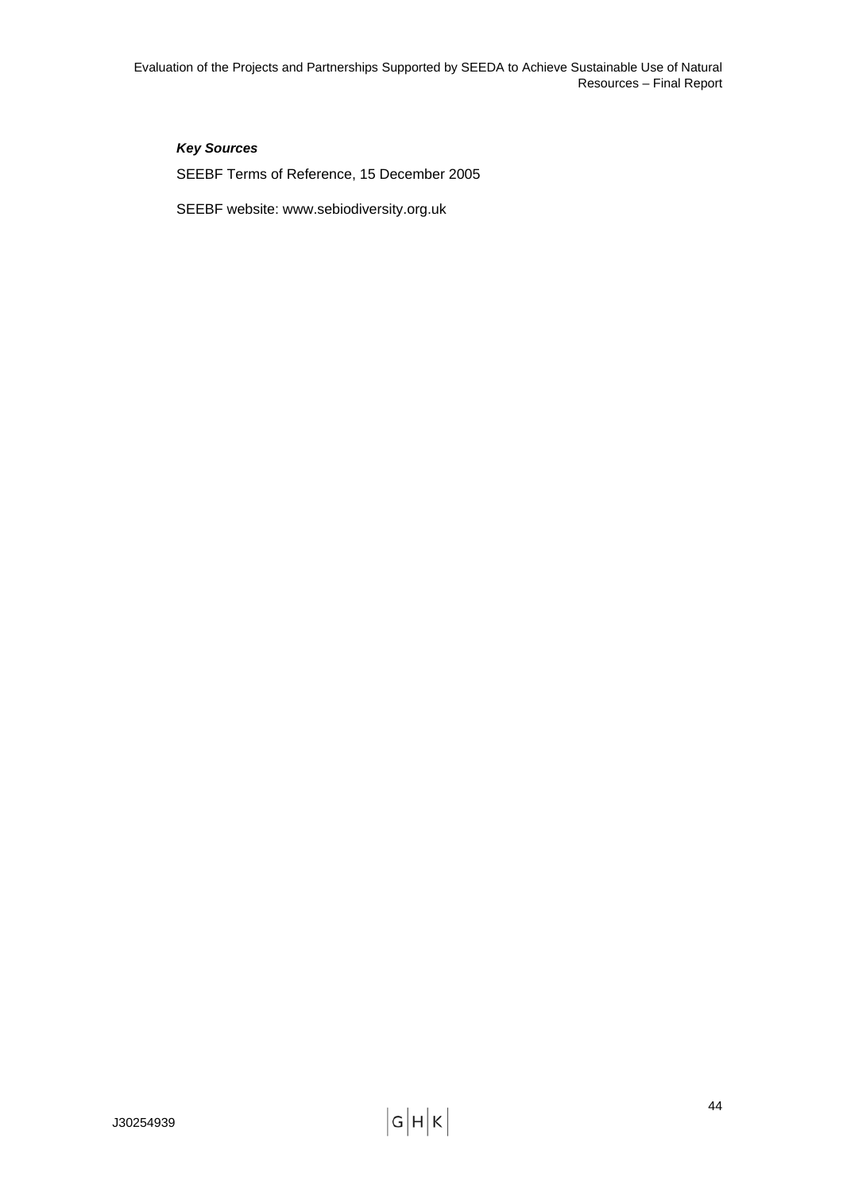***Key Sources***

SEEBF Terms of Reference, 15 December 2005

SEEBF website: www.sebiodiversity.org.uk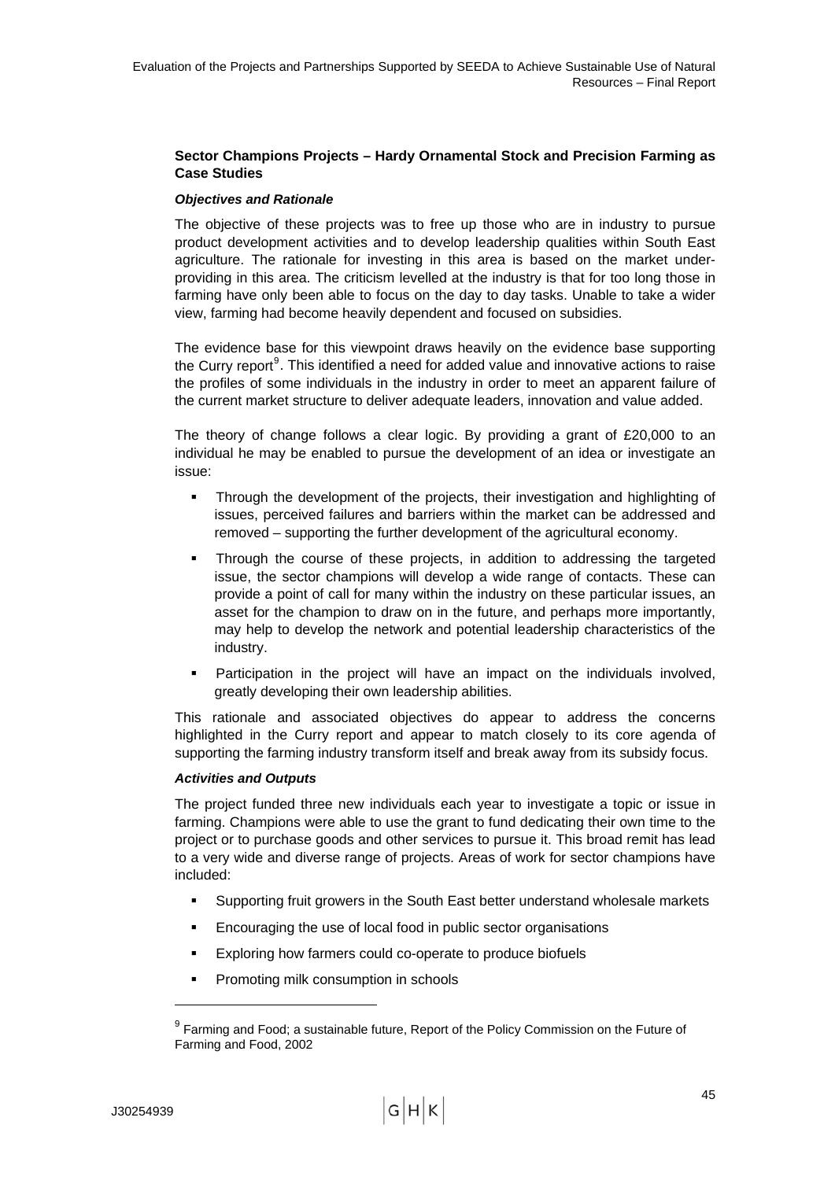### Sector Champions Projects – Hardy Ornamental Stock and Precision Farming as Case Studies

#### *Objectives and Rationale*

The objective of these projects was to free up those who are in industry to pursue product development activities and to develop leadership qualities within South East agriculture. The rationale for investing in this area is based on the market under-providing in this area. The criticism levelled at the industry is that for too long those in farming have only been able to focus on the day to day tasks. Unable to take a wider view, farming had become heavily dependent and focused on subsidies.

The evidence base for this viewpoint draws heavily on the evidence base supporting the Curry report[9]. This identified a need for added value and innovative actions to raise the profiles of some individuals in the industry in order to meet an apparent failure of the current market structure to deliver adequate leaders, innovation and value added.

The theory of change follows a clear logic. By providing a grant of £20,000 to an individual he may be enabled to pursue the development of an idea or investigate an issue:

- Through the development of the projects, their investigation and highlighting of issues, perceived failures and barriers within the market can be addressed and removed – supporting the further development of the agricultural economy.
- Through the course of these projects, in addition to addressing the targeted issue, the sector champions will develop a wide range of contacts. These can provide a point of call for many within the industry on these particular issues, an asset for the champion to draw on in the future, and perhaps more importantly, may help to develop the network and potential leadership characteristics of the industry.
- Participation in the project will have an impact on the individuals involved, greatly developing their own leadership abilities.

This rationale and associated objectives do appear to address the concerns highlighted in the Curry report and appear to match closely to its core agenda of supporting the farming industry transform itself and break away from its subsidy focus.

#### *Activities and Outputs*

The project funded three new individuals each year to investigate a topic or issue in farming. Champions were able to use the grant to fund dedicating their own time to the project or to purchase goods and other services to pursue it. This broad remit has lead to a very wide and diverse range of projects. Areas of work for sector champions have included:

- Supporting fruit growers in the South East better understand wholesale markets
- Encouraging the use of local food in public sector organisations
- Exploring how farmers could co-operate to produce biofuels
- Promoting milk consumption in schools

[9] Farming and Food; a sustainable future, Report of the Policy Commission on the Future of Farming and Food, 2002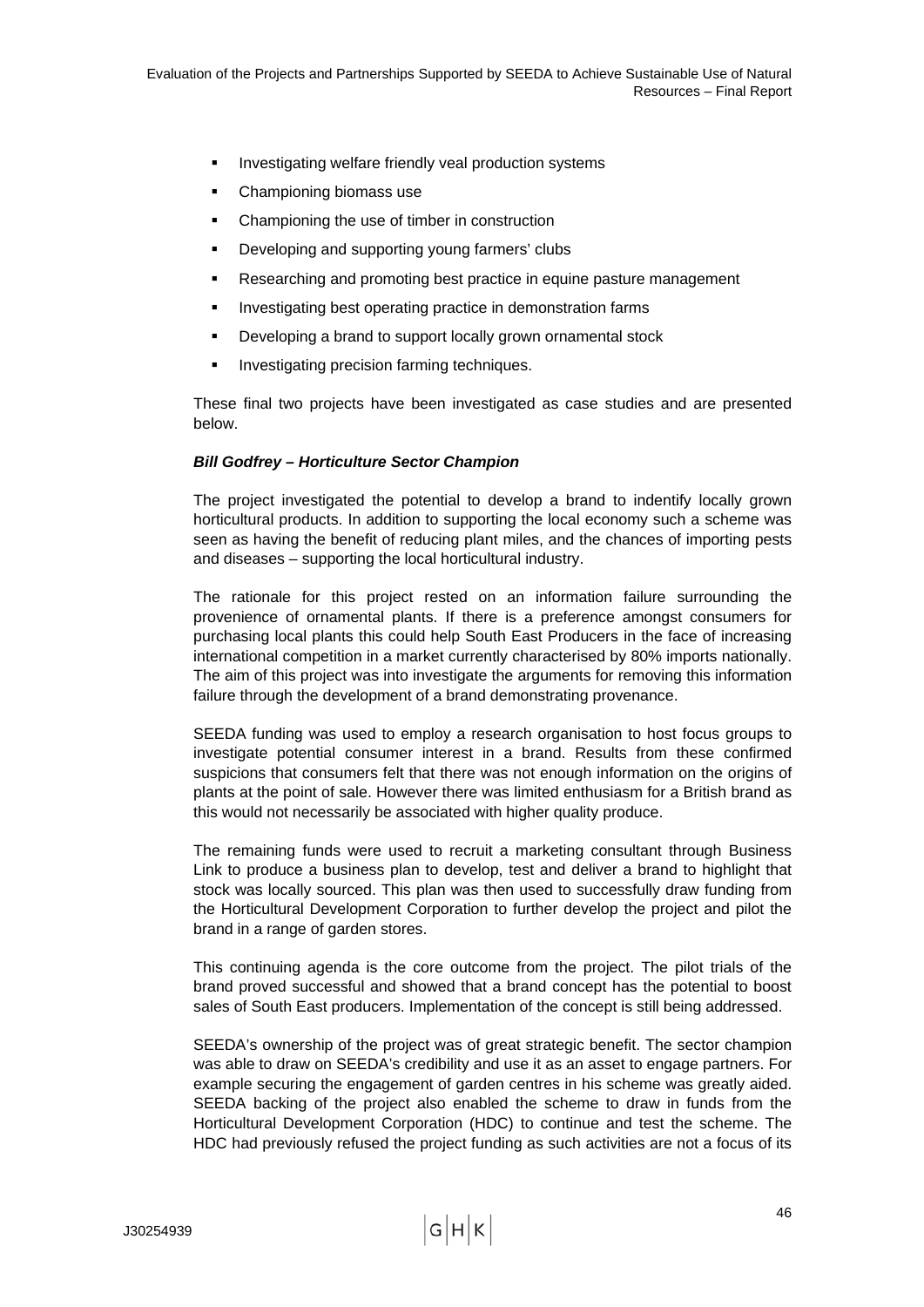- Investigating welfare friendly veal production systems
- Championing biomass use
- Championing the use of timber in construction
- Developing and supporting young farmers' clubs
- Researching and promoting best practice in equine pasture management
- Investigating best operating practice in demonstration farms
- Developing a brand to support locally grown ornamental stock
- Investigating precision farming techniques.

These final two projects have been investigated as case studies and are presented below.

***Bill Godfrey – Horticulture Sector Champion***

The project investigated the potential to develop a brand to indentify locally grown horticultural products. In addition to supporting the local economy such a scheme was seen as having the benefit of reducing plant miles, and the chances of importing pests and diseases – supporting the local horticultural industry.

The rationale for this project rested on an information failure surrounding the provenience of ornamental plants. If there is a preference amongst consumers for purchasing local plants this could help South East Producers in the face of increasing international competition in a market currently characterised by 80% imports nationally. The aim of this project was into investigate the arguments for removing this information failure through the development of a brand demonstrating provenance.

SEEDA funding was used to employ a research organisation to host focus groups to investigate potential consumer interest in a brand. Results from these confirmed suspicions that consumers felt that there was not enough information on the origins of plants at the point of sale. However there was limited enthusiasm for a British brand as this would not necessarily be associated with higher quality produce.

The remaining funds were used to recruit a marketing consultant through Business Link to produce a business plan to develop, test and deliver a brand to highlight that stock was locally sourced. This plan was then used to successfully draw funding from the Horticultural Development Corporation to further develop the project and pilot the brand in a range of garden stores.

This continuing agenda is the core outcome from the project. The pilot trials of the brand proved successful and showed that a brand concept has the potential to boost sales of South East producers. Implementation of the concept is still being addressed.

SEEDA's ownership of the project was of great strategic benefit. The sector champion was able to draw on SEEDA's credibility and use it as an asset to engage partners. For example securing the engagement of garden centres in his scheme was greatly aided. SEEDA backing of the project also enabled the scheme to draw in funds from the Horticultural Development Corporation (HDC) to continue and test the scheme. The HDC had previously refused the project funding as such activities are not a focus of its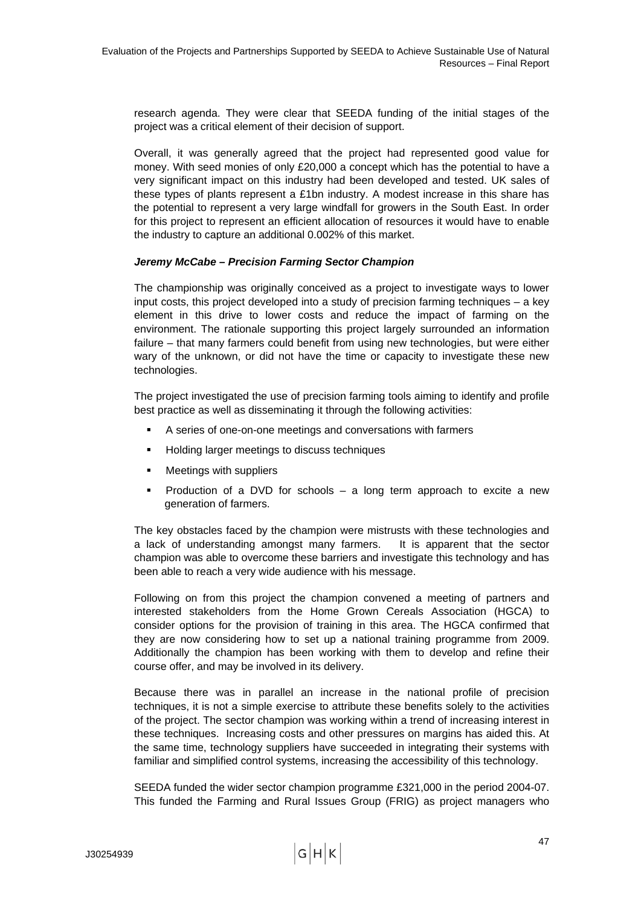research agenda. They were clear that SEEDA funding of the initial stages of the project was a critical element of their decision of support.

Overall, it was generally agreed that the project had represented good value for money. With seed monies of only £20,000 a concept which has the potential to have a very significant impact on this industry had been developed and tested. UK sales of these types of plants represent a £1bn industry. A modest increase in this share has the potential to represent a very large windfall for growers in the South East. In order for this project to represent an efficient allocation of resources it would have to enable the industry to capture an additional 0.002% of this market.

***Jeremy McCabe – Precision Farming Sector Champion***

The championship was originally conceived as a project to investigate ways to lower input costs, this project developed into a study of precision farming techniques – a key element in this drive to lower costs and reduce the impact of farming on the environment. The rationale supporting this project largely surrounded an information failure – that many farmers could benefit from using new technologies, but were either wary of the unknown, or did not have the time or capacity to investigate these new technologies.

The project investigated the use of precision farming tools aiming to identify and profile best practice as well as disseminating it through the following activities:

- A series of one-on-one meetings and conversations with farmers
- Holding larger meetings to discuss techniques
- Meetings with suppliers
- Production of a DVD for schools – a long term approach to excite a new generation of farmers.

The key obstacles faced by the champion were mistrusts with these technologies and a lack of understanding amongst many farmers. It is apparent that the sector champion was able to overcome these barriers and investigate this technology and has been able to reach a very wide audience with his message.

Following on from this project the champion convened a meeting of partners and interested stakeholders from the Home Grown Cereals Association (HGCA) to consider options for the provision of training in this area. The HGCA confirmed that they are now considering how to set up a national training programme from 2009. Additionally the champion has been working with them to develop and refine their course offer, and may be involved in its delivery.

Because there was in parallel an increase in the national profile of precision techniques, it is not a simple exercise to attribute these benefits solely to the activities of the project. The sector champion was working within a trend of increasing interest in these techniques. Increasing costs and other pressures on margins has aided this. At the same time, technology suppliers have succeeded in integrating their systems with familiar and simplified control systems, increasing the accessibility of this technology.

SEEDA funded the wider sector champion programme £321,000 in the period 2004-07. This funded the Farming and Rural Issues Group (FRIG) as project managers who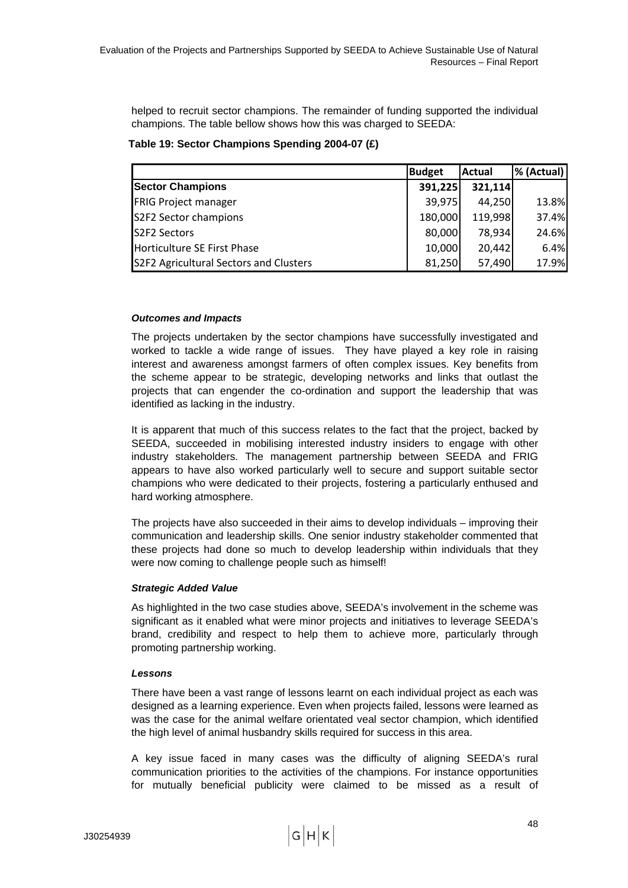helped to recruit sector champions. The remainder of funding supported the individual champions. The table bellow shows how this was charged to SEEDA:

**Table 19: Sector Champions Spending 2004-07 (£)**

| | Budget | Actual | % (Actual) |
|---|---|---|---|
| **Sector Champions** | **391,225** | **321,114** | |
| FRIG Project manager | 39,975 | 44,250 | 13.8% |
| S2F2 Sector champions | 180,000 | 119,998 | 37.4% |
| S2F2 Sectors | 80,000 | 78,934 | 24.6% |
| Horticulture SE First Phase | 10,000 | 20,442 | 6.4% |
| S2F2 Agricultural Sectors and Clusters | 81,250 | 57,490 | 17.9% |

***Outcomes and Impacts***

The projects undertaken by the sector champions have successfully investigated and worked to tackle a wide range of issues. They have played a key role in raising interest and awareness amongst farmers of often complex issues. Key benefits from the scheme appear to be strategic, developing networks and links that outlast the projects that can engender the co-ordination and support the leadership that was identified as lacking in the industry.

It is apparent that much of this success relates to the fact that the project, backed by SEEDA, succeeded in mobilising interested industry insiders to engage with other industry stakeholders. The management partnership between SEEDA and FRIG appears to have also worked particularly well to secure and support suitable sector champions who were dedicated to their projects, fostering a particularly enthused and hard working atmosphere.

The projects have also succeeded in their aims to develop individuals – improving their communication and leadership skills. One senior industry stakeholder commented that these projects had done so much to develop leadership within individuals that they were now coming to challenge people such as himself!

***Strategic Added Value***

As highlighted in the two case studies above, SEEDA's involvement in the scheme was significant as it enabled what were minor projects and initiatives to leverage SEEDA's brand, credibility and respect to help them to achieve more, particularly through promoting partnership working.

***Lessons***

There have been a vast range of lessons learnt on each individual project as each was designed as a learning experience. Even when projects failed, lessons were learned as was the case for the animal welfare orientated veal sector champion, which identified the high level of animal husbandry skills required for success in this area.

A key issue faced in many cases was the difficulty of aligning SEEDA's rural communication priorities to the activities of the champions. For instance opportunities for mutually beneficial publicity were claimed to be missed as a result of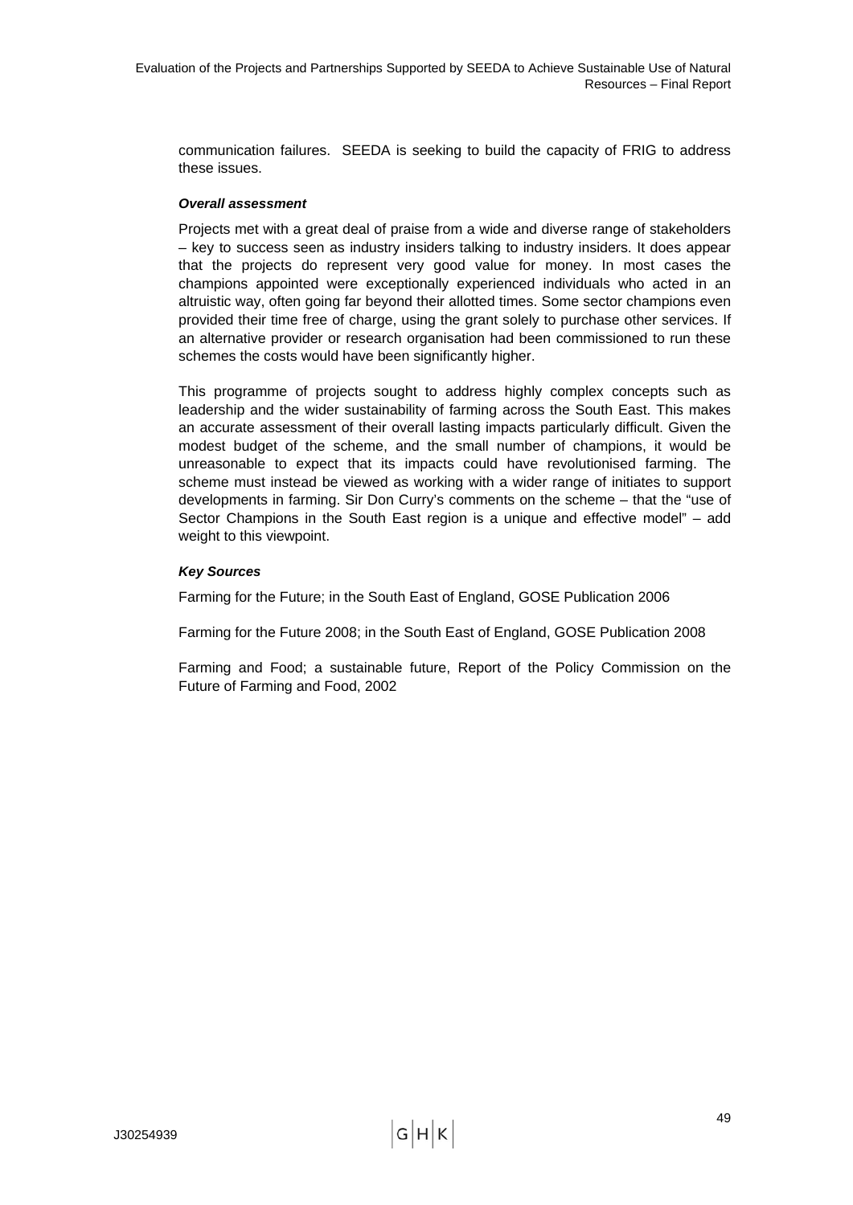communication failures. SEEDA is seeking to build the capacity of FRIG to address these issues.

***Overall assessment***

Projects met with a great deal of praise from a wide and diverse range of stakeholders – key to success seen as industry insiders talking to industry insiders. It does appear that the projects do represent very good value for money. In most cases the champions appointed were exceptionally experienced individuals who acted in an altruistic way, often going far beyond their allotted times. Some sector champions even provided their time free of charge, using the grant solely to purchase other services. If an alternative provider or research organisation had been commissioned to run these schemes the costs would have been significantly higher.

This programme of projects sought to address highly complex concepts such as leadership and the wider sustainability of farming across the South East. This makes an accurate assessment of their overall lasting impacts particularly difficult. Given the modest budget of the scheme, and the small number of champions, it would be unreasonable to expect that its impacts could have revolutionised farming. The scheme must instead be viewed as working with a wider range of initiates to support developments in farming. Sir Don Curry's comments on the scheme – that the "use of Sector Champions in the South East region is a unique and effective model" – add weight to this viewpoint.

***Key Sources***

Farming for the Future; in the South East of England, GOSE Publication 2006

Farming for the Future 2008; in the South East of England, GOSE Publication 2008

Farming and Food; a sustainable future, Report of the Policy Commission on the Future of Farming and Food, 2002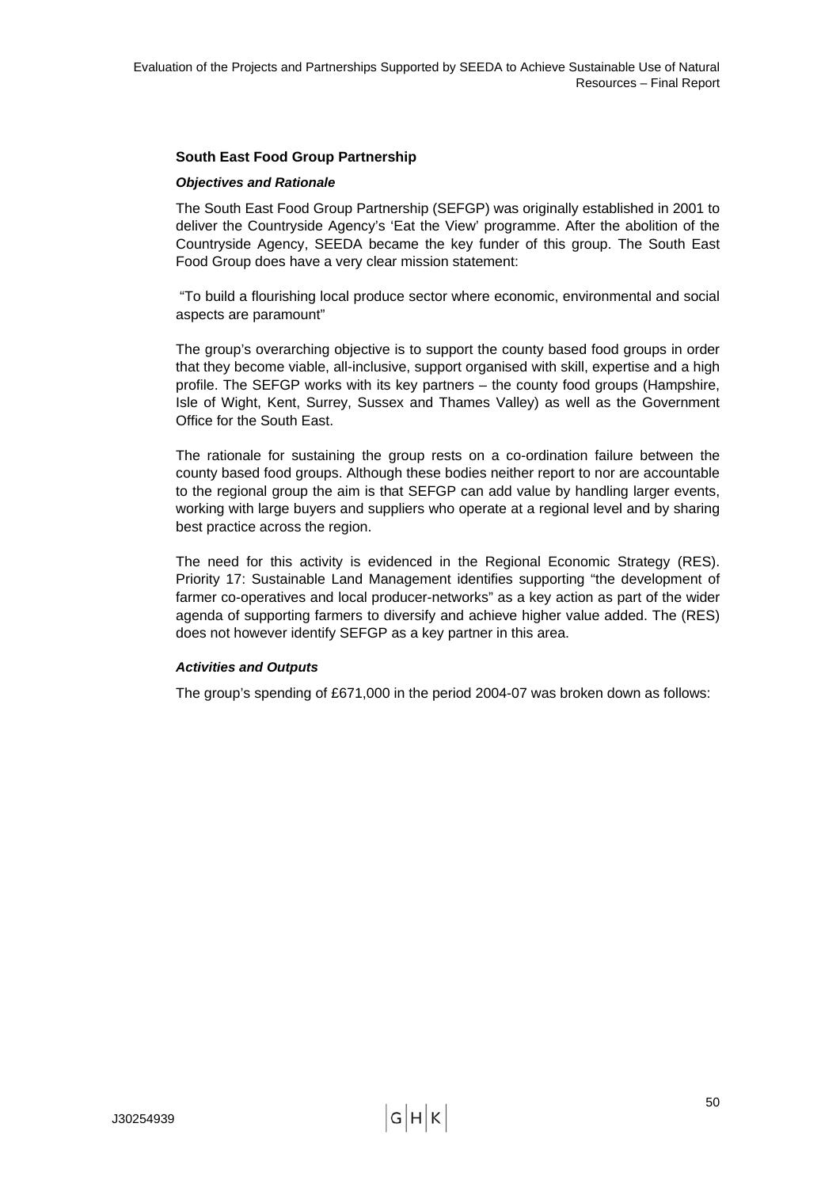### South East Food Group Partnership

#### *Objectives and Rationale*

The South East Food Group Partnership (SEFGP) was originally established in 2001 to deliver the Countryside Agency's 'Eat the View' programme. After the abolition of the Countryside Agency, SEEDA became the key funder of this group. The South East Food Group does have a very clear mission statement:

"To build a flourishing local produce sector where economic, environmental and social aspects are paramount"

The group's overarching objective is to support the county based food groups in order that they become viable, all-inclusive, support organised with skill, expertise and a high profile. The SEFGP works with its key partners – the county food groups (Hampshire, Isle of Wight, Kent, Surrey, Sussex and Thames Valley) as well as the Government Office for the South East.

The rationale for sustaining the group rests on a co-ordination failure between the county based food groups. Although these bodies neither report to nor are accountable to the regional group the aim is that SEFGP can add value by handling larger events, working with large buyers and suppliers who operate at a regional level and by sharing best practice across the region.

The need for this activity is evidenced in the Regional Economic Strategy (RES). Priority 17: Sustainable Land Management identifies supporting "the development of farmer co-operatives and local producer-networks" as a key action as part of the wider agenda of supporting farmers to diversify and achieve higher value added. The (RES) does not however identify SEFGP as a key partner in this area.

#### *Activities and Outputs*

The group's spending of £671,000 in the period 2004-07 was broken down as follows: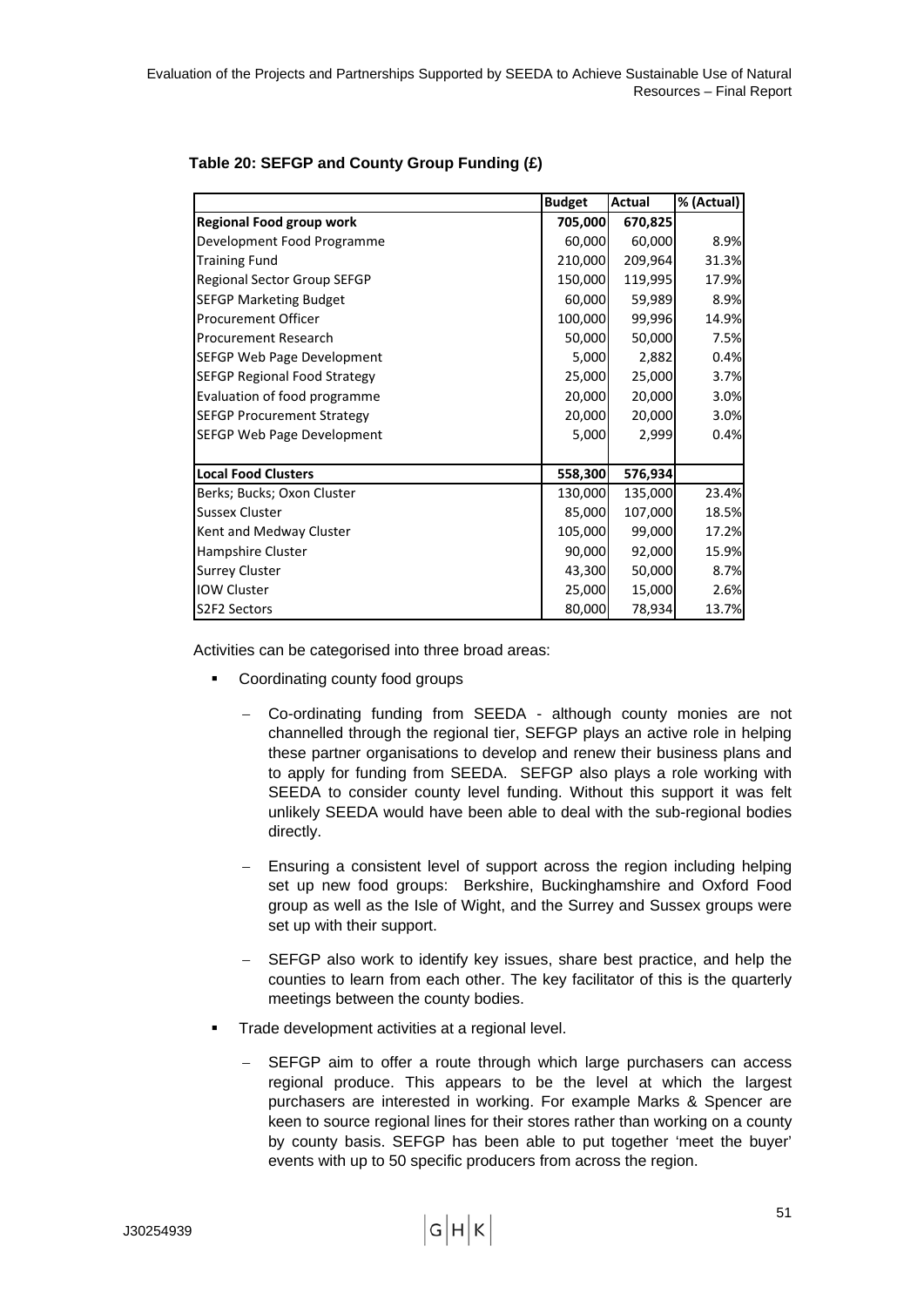**Table 20: SEFGP and County Group Funding (£)**

| | Budget | Actual | % (Actual) |
|---|---|---|---|
| **Regional Food group work** | **705,000** | **670,825** | |
| Development Food Programme | 60,000 | 60,000 | 8.9% |
| Training Fund | 210,000 | 209,964 | 31.3% |
| Regional Sector Group SEFGP | 150,000 | 119,995 | 17.9% |
| SEFGP Marketing Budget | 60,000 | 59,989 | 8.9% |
| Procurement Officer | 100,000 | 99,996 | 14.9% |
| Procurement Research | 50,000 | 50,000 | 7.5% |
| SEFGP Web Page Development | 5,000 | 2,882 | 0.4% |
| SEFGP Regional Food Strategy | 25,000 | 25,000 | 3.7% |
| Evaluation of food programme | 20,000 | 20,000 | 3.0% |
| SEFGP Procurement Strategy | 20,000 | 20,000 | 3.0% |
| SEFGP Web Page Development | 5,000 | 2,999 | 0.4% |
| | | | |
| **Local Food Clusters** | **558,300** | **576,934** | |
| Berks; Bucks; Oxon Cluster | 130,000 | 135,000 | 23.4% |
| Sussex Cluster | 85,000 | 107,000 | 18.5% |
| Kent and Medway Cluster | 105,000 | 99,000 | 17.2% |
| Hampshire Cluster | 90,000 | 92,000 | 15.9% |
| Surrey Cluster | 43,300 | 50,000 | 8.7% |
| IOW Cluster | 25,000 | 15,000 | 2.6% |
| S2F2 Sectors | 80,000 | 78,934 | 13.7% |

Activities can be categorised into three broad areas:

- Coordinating county food groups
  - Co-ordinating funding from SEEDA - although county monies are not channelled through the regional tier, SEFGP plays an active role in helping these partner organisations to develop and renew their business plans and to apply for funding from SEEDA. SEFGP also plays a role working with SEEDA to consider county level funding. Without this support it was felt unlikely SEEDA would have been able to deal with the sub-regional bodies directly.
  - Ensuring a consistent level of support across the region including helping set up new food groups: Berkshire, Buckinghamshire and Oxford Food group as well as the Isle of Wight, and the Surrey and Sussex groups were set up with their support.
  - SEFGP also work to identify key issues, share best practice, and help the counties to learn from each other. The key facilitator of this is the quarterly meetings between the county bodies.
- Trade development activities at a regional level.
  - SEFGP aim to offer a route through which large purchasers can access regional produce. This appears to be the level at which the largest purchasers are interested in working. For example Marks & Spencer are keen to source regional lines for their stores rather than working on a county by county basis. SEFGP has been able to put together 'meet the buyer' events with up to 50 specific producers from across the region.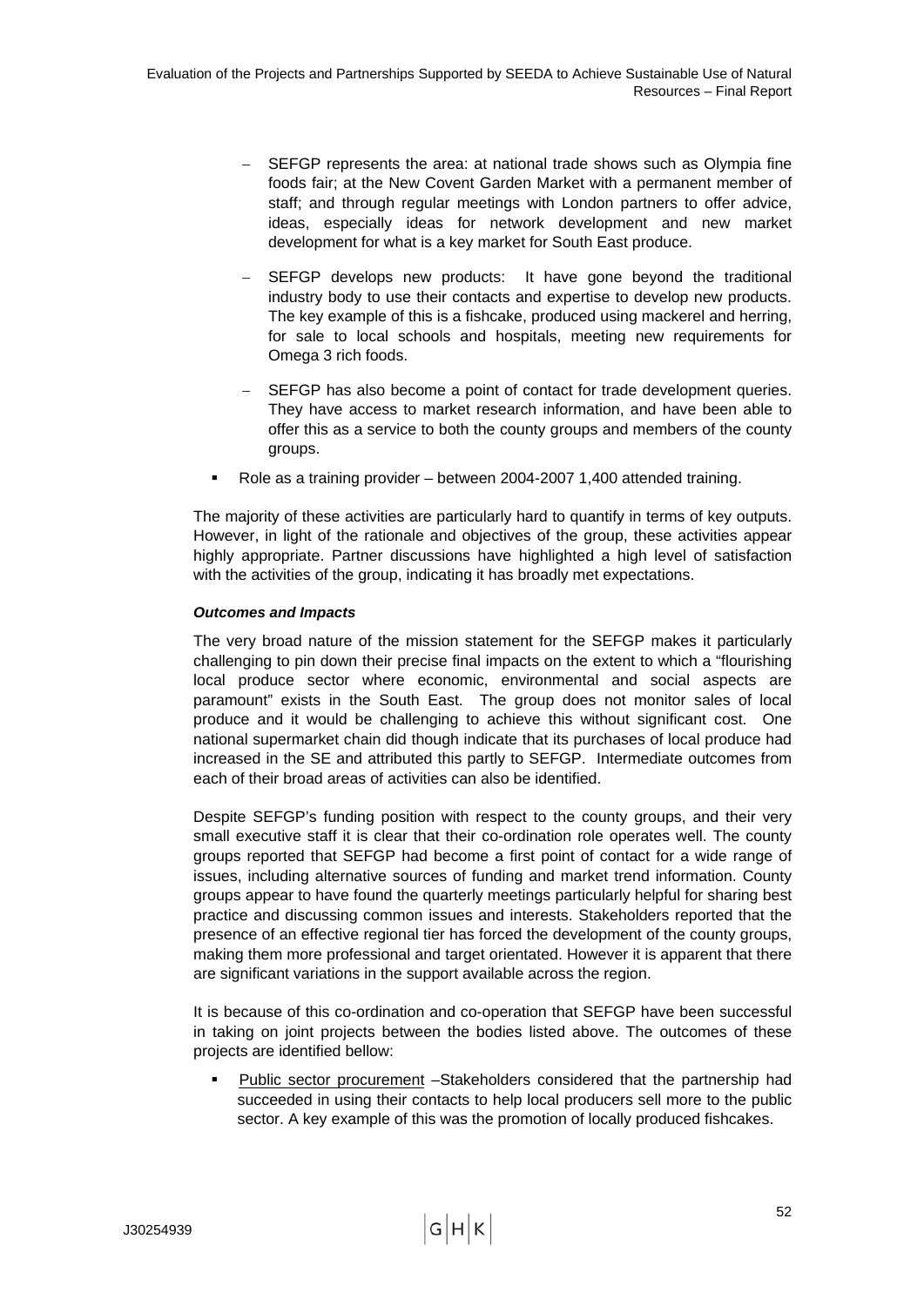- SEFGP represents the area: at national trade shows such as Olympia fine foods fair; at the New Covent Garden Market with a permanent member of staff; and through regular meetings with London partners to offer advice, ideas, especially ideas for network development and new market development for what is a key market for South East produce.

- SEFGP develops new products: It have gone beyond the traditional industry body to use their contacts and expertise to develop new products. The key example of this is a fishcake, produced using mackerel and herring, for sale to local schools and hospitals, meeting new requirements for Omega 3 rich foods.

- SEFGP has also become a point of contact for trade development queries. They have access to market research information, and have been able to offer this as a service to both the county groups and members of the county groups.

- Role as a training provider – between 2004-2007 1,400 attended training.

The majority of these activities are particularly hard to quantify in terms of key outputs. However, in light of the rationale and objectives of the group, these activities appear highly appropriate. Partner discussions have highlighted a high level of satisfaction with the activities of the group, indicating it has broadly met expectations.

***Outcomes and Impacts***

The very broad nature of the mission statement for the SEFGP makes it particularly challenging to pin down their precise final impacts on the extent to which a "flourishing local produce sector where economic, environmental and social aspects are paramount" exists in the South East. The group does not monitor sales of local produce and it would be challenging to achieve this without significant cost. One national supermarket chain did though indicate that its purchases of local produce had increased in the SE and attributed this partly to SEFGP. Intermediate outcomes from each of their broad areas of activities can also be identified.

Despite SEFGP's funding position with respect to the county groups, and their very small executive staff it is clear that their co-ordination role operates well. The county groups reported that SEFGP had become a first point of contact for a wide range of issues, including alternative sources of funding and market trend information. County groups appear to have found the quarterly meetings particularly helpful for sharing best practice and discussing common issues and interests. Stakeholders reported that the presence of an effective regional tier has forced the development of the county groups, making them more professional and target orientated. However it is apparent that there are significant variations in the support available across the region.

It is because of this co-ordination and co-operation that SEFGP have been successful in taking on joint projects between the bodies listed above. The outcomes of these projects are identified bellow:

- Public sector procurement –Stakeholders considered that the partnership had succeeded in using their contacts to help local producers sell more to the public sector. A key example of this was the promotion of locally produced fishcakes.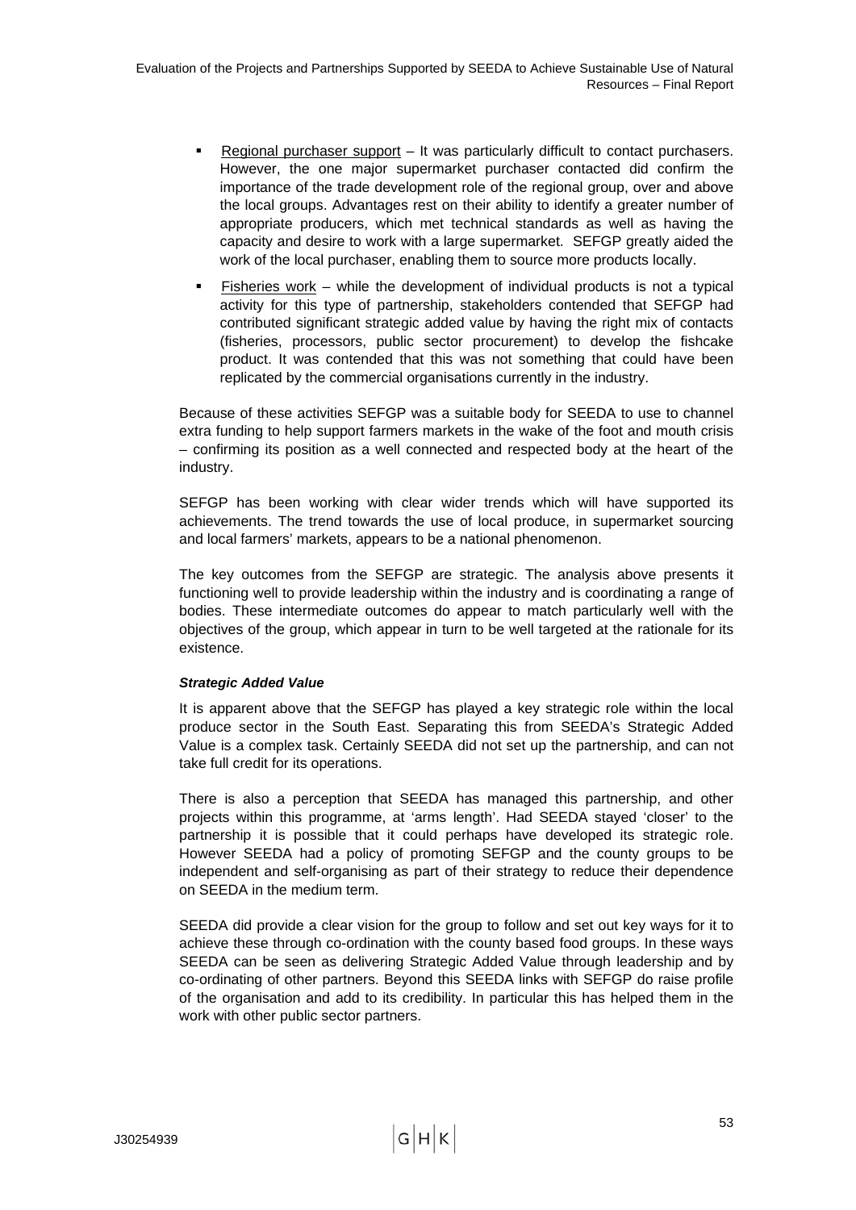- Regional purchaser support – It was particularly difficult to contact purchasers. However, the one major supermarket purchaser contacted did confirm the importance of the trade development role of the regional group, over and above the local groups. Advantages rest on their ability to identify a greater number of appropriate producers, which met technical standards as well as having the capacity and desire to work with a large supermarket. SEFGP greatly aided the work of the local purchaser, enabling them to source more products locally.

- Fisheries work – while the development of individual products is not a typical activity for this type of partnership, stakeholders contended that SEFGP had contributed significant strategic added value by having the right mix of contacts (fisheries, processors, public sector procurement) to develop the fishcake product. It was contended that this was not something that could have been replicated by the commercial organisations currently in the industry.

Because of these activities SEFGP was a suitable body for SEEDA to use to channel extra funding to help support farmers markets in the wake of the foot and mouth crisis – confirming its position as a well connected and respected body at the heart of the industry.

SEFGP has been working with clear wider trends which will have supported its achievements. The trend towards the use of local produce, in supermarket sourcing and local farmers' markets, appears to be a national phenomenon.

The key outcomes from the SEFGP are strategic. The analysis above presents it functioning well to provide leadership within the industry and is coordinating a range of bodies. These intermediate outcomes do appear to match particularly well with the objectives of the group, which appear in turn to be well targeted at the rationale for its existence.

***Strategic Added Value***

It is apparent above that the SEFGP has played a key strategic role within the local produce sector in the South East. Separating this from SEEDA's Strategic Added Value is a complex task. Certainly SEEDA did not set up the partnership, and can not take full credit for its operations.

There is also a perception that SEEDA has managed this partnership, and other projects within this programme, at 'arms length'. Had SEEDA stayed 'closer' to the partnership it is possible that it could perhaps have developed its strategic role. However SEEDA had a policy of promoting SEFGP and the county groups to be independent and self-organising as part of their strategy to reduce their dependence on SEEDA in the medium term.

SEEDA did provide a clear vision for the group to follow and set out key ways for it to achieve these through co-ordination with the county based food groups. In these ways SEEDA can be seen as delivering Strategic Added Value through leadership and by co-ordinating of other partners. Beyond this SEEDA links with SEFGP do raise profile of the organisation and add to its credibility. In particular this has helped them in the work with other public sector partners.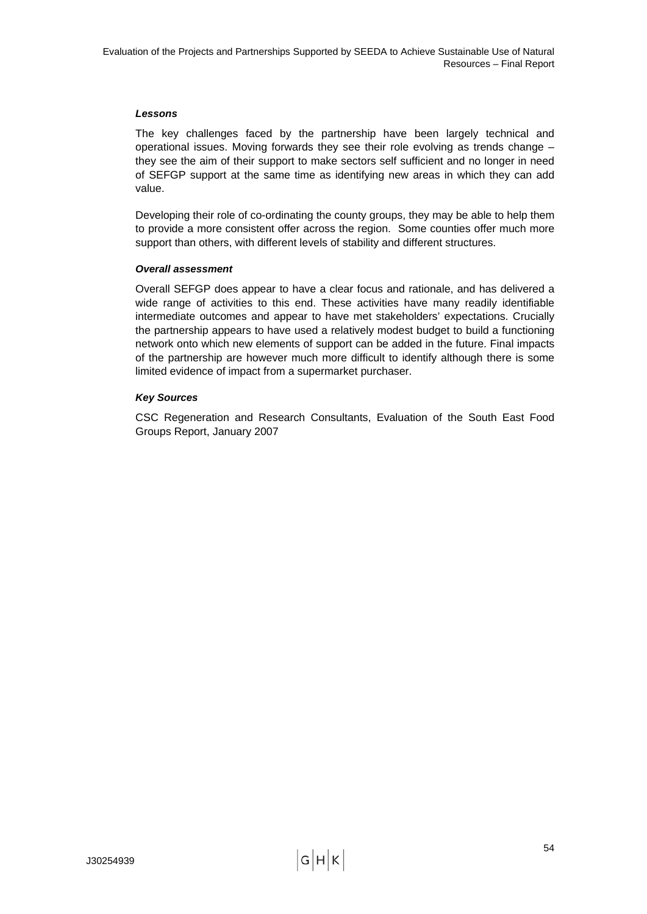***Lessons***

The key challenges faced by the partnership have been largely technical and operational issues. Moving forwards they see their role evolving as trends change – they see the aim of their support to make sectors self sufficient and no longer in need of SEFGP support at the same time as identifying new areas in which they can add value.

Developing their role of co-ordinating the county groups, they may be able to help them to provide a more consistent offer across the region. Some counties offer much more support than others, with different levels of stability and different structures.

***Overall assessment***

Overall SEFGP does appear to have a clear focus and rationale, and has delivered a wide range of activities to this end. These activities have many readily identifiable intermediate outcomes and appear to have met stakeholders' expectations. Crucially the partnership appears to have used a relatively modest budget to build a functioning network onto which new elements of support can be added in the future. Final impacts of the partnership are however much more difficult to identify although there is some limited evidence of impact from a supermarket purchaser.

***Key Sources***

CSC Regeneration and Research Consultants, Evaluation of the South East Food Groups Report, January 2007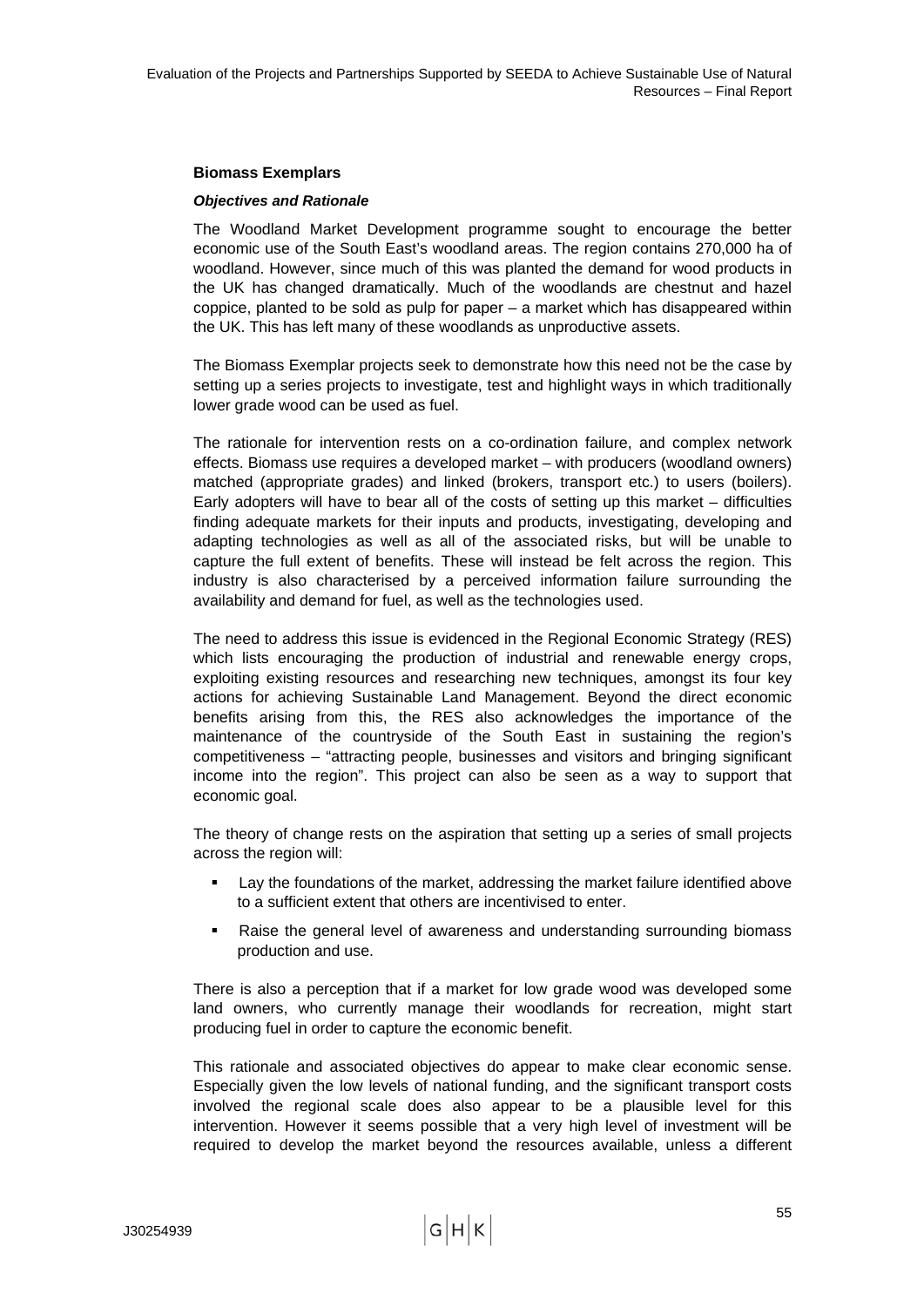### Biomass Exemplars

#### *Objectives and Rationale*

The Woodland Market Development programme sought to encourage the better economic use of the South East's woodland areas. The region contains 270,000 ha of woodland. However, since much of this was planted the demand for wood products in the UK has changed dramatically. Much of the woodlands are chestnut and hazel coppice, planted to be sold as pulp for paper – a market which has disappeared within the UK. This has left many of these woodlands as unproductive assets.

The Biomass Exemplar projects seek to demonstrate how this need not be the case by setting up a series projects to investigate, test and highlight ways in which traditionally lower grade wood can be used as fuel.

The rationale for intervention rests on a co-ordination failure, and complex network effects. Biomass use requires a developed market – with producers (woodland owners) matched (appropriate grades) and linked (brokers, transport etc.) to users (boilers). Early adopters will have to bear all of the costs of setting up this market – difficulties finding adequate markets for their inputs and products, investigating, developing and adapting technologies as well as all of the associated risks, but will be unable to capture the full extent of benefits. These will instead be felt across the region. This industry is also characterised by a perceived information failure surrounding the availability and demand for fuel, as well as the technologies used.

The need to address this issue is evidenced in the Regional Economic Strategy (RES) which lists encouraging the production of industrial and renewable energy crops, exploiting existing resources and researching new techniques, amongst its four key actions for achieving Sustainable Land Management. Beyond the direct economic benefits arising from this, the RES also acknowledges the importance of the maintenance of the countryside of the South East in sustaining the region's competitiveness – "attracting people, businesses and visitors and bringing significant income into the region". This project can also be seen as a way to support that economic goal.

The theory of change rests on the aspiration that setting up a series of small projects across the region will:

- Lay the foundations of the market, addressing the market failure identified above to a sufficient extent that others are incentivised to enter.
- Raise the general level of awareness and understanding surrounding biomass production and use.

There is also a perception that if a market for low grade wood was developed some land owners, who currently manage their woodlands for recreation, might start producing fuel in order to capture the economic benefit.

This rationale and associated objectives do appear to make clear economic sense. Especially given the low levels of national funding, and the significant transport costs involved the regional scale does also appear to be a plausible level for this intervention. However it seems possible that a very high level of investment will be required to develop the market beyond the resources available, unless a different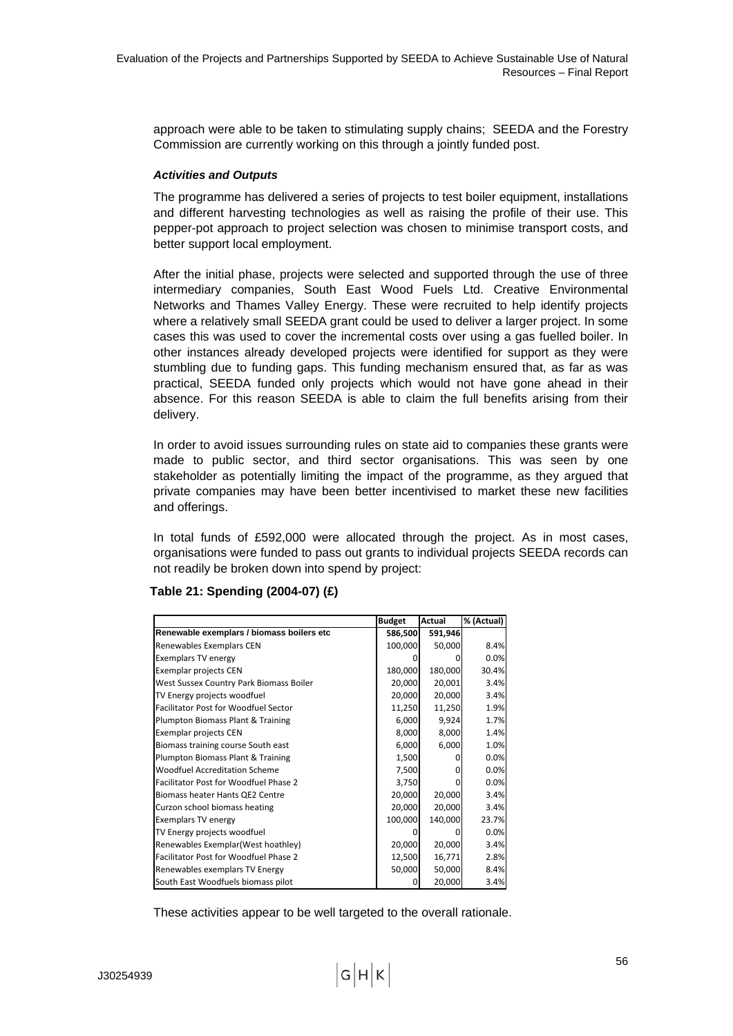approach were able to be taken to stimulating supply chains; SEEDA and the Forestry Commission are currently working on this through a jointly funded post.

***Activities and Outputs***

The programme has delivered a series of projects to test boiler equipment, installations and different harvesting technologies as well as raising the profile of their use. This pepper-pot approach to project selection was chosen to minimise transport costs, and better support local employment.

After the initial phase, projects were selected and supported through the use of three intermediary companies, South East Wood Fuels Ltd. Creative Environmental Networks and Thames Valley Energy. These were recruited to help identify projects where a relatively small SEEDA grant could be used to deliver a larger project. In some cases this was used to cover the incremental costs over using a gas fuelled boiler. In other instances already developed projects were identified for support as they were stumbling due to funding gaps. This funding mechanism ensured that, as far as was practical, SEEDA funded only projects which would not have gone ahead in their absence. For this reason SEEDA is able to claim the full benefits arising from their delivery.

In order to avoid issues surrounding rules on state aid to companies these grants were made to public sector, and third sector organisations. This was seen by one stakeholder as potentially limiting the impact of the programme, as they argued that private companies may have been better incentivised to market these new facilities and offerings.

In total funds of £592,000 were allocated through the project. As in most cases, organisations were funded to pass out grants to individual projects SEEDA records can not readily be broken down into spend by project:

**Table 21: Spending (2004-07) (£)**

| | Budget | Actual | % (Actual) |
|---|---|---|---|
| **Renewable exemplars / biomass boilers etc** | **586,500** | **591,946** | |
| Renewables Exemplars CEN | 100,000 | 50,000 | 8.4% |
| Exemplars TV energy | 0 | 0 | 0.0% |
| Exemplar projects CEN | 180,000 | 180,000 | 30.4% |
| West Sussex Country Park Biomass Boiler | 20,000 | 20,001 | 3.4% |
| TV Energy projects woodfuel | 20,000 | 20,000 | 3.4% |
| Facilitator Post for Woodfuel Sector | 11,250 | 11,250 | 1.9% |
| Plumpton Biomass Plant & Training | 6,000 | 9,924 | 1.7% |
| Exemplar projects CEN | 8,000 | 8,000 | 1.4% |
| Biomass training course South east | 6,000 | 6,000 | 1.0% |
| Plumpton Biomass Plant & Training | 1,500 | 0 | 0.0% |
| Woodfuel Accreditation Scheme | 7,500 | 0 | 0.0% |
| Facilitator Post for Woodfuel Phase 2 | 3,750 | 0 | 0.0% |
| Biomass heater Hants QE2 Centre | 20,000 | 20,000 | 3.4% |
| Curzon school biomass heating | 20,000 | 20,000 | 3.4% |
| Exemplars TV energy | 100,000 | 140,000 | 23.7% |
| TV Energy projects woodfuel | 0 | 0 | 0.0% |
| Renewables Exemplar(West hoathley) | 20,000 | 20,000 | 3.4% |
| Facilitator Post for Woodfuel Phase 2 | 12,500 | 16,771 | 2.8% |
| Renewables exemplars TV Energy | 50,000 | 50,000 | 8.4% |
| South East Woodfuels biomass pilot | 0 | 20,000 | 3.4% |

These activities appear to be well targeted to the overall rationale.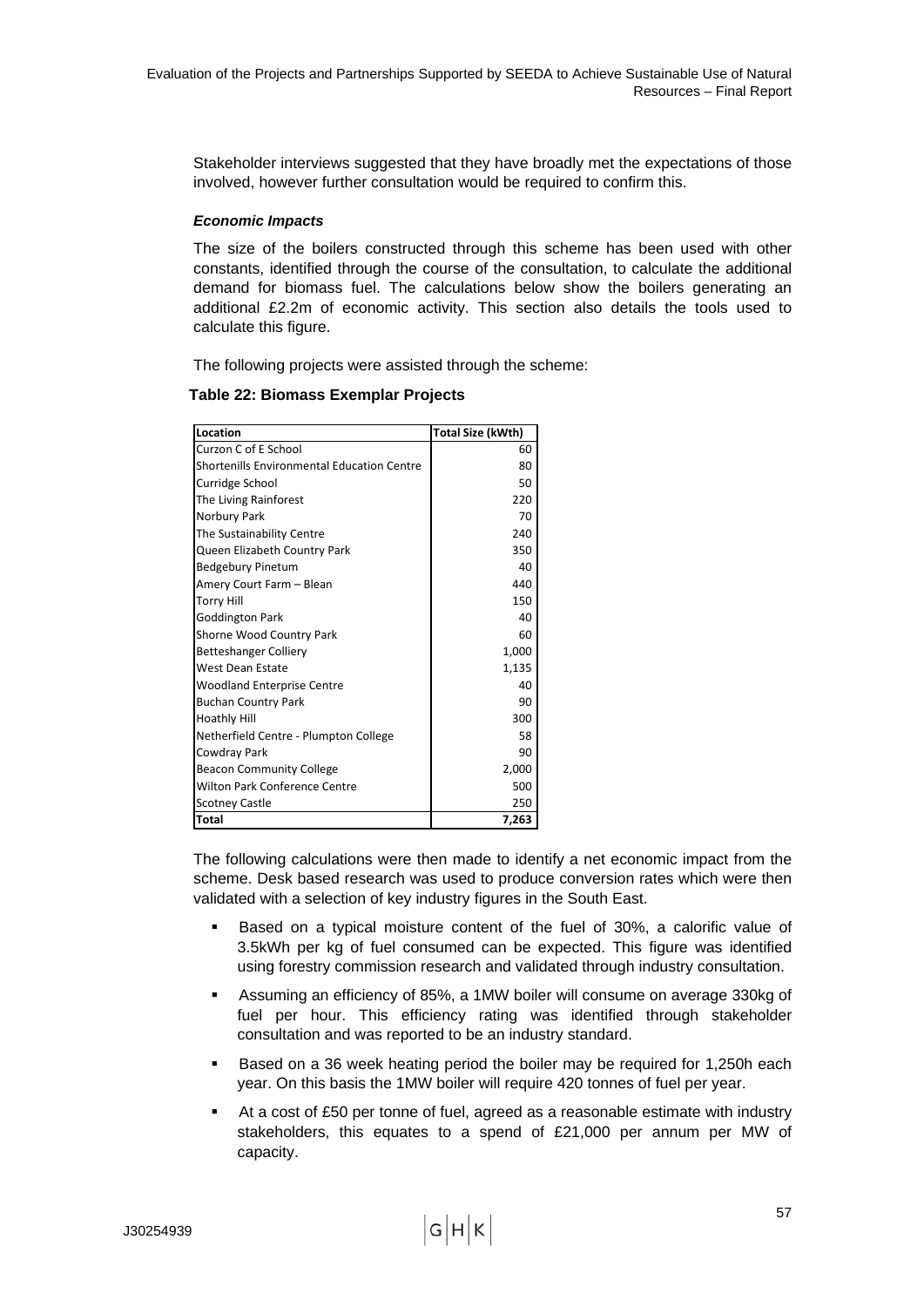Stakeholder interviews suggested that they have broadly met the expectations of those involved, however further consultation would be required to confirm this.

***Economic Impacts***

The size of the boilers constructed through this scheme has been used with other constants, identified through the course of the consultation, to calculate the additional demand for biomass fuel. The calculations below show the boilers generating an additional £2.2m of economic activity. This section also details the tools used to calculate this figure.

The following projects were assisted through the scheme:

**Table 22: Biomass Exemplar Projects**

| Location | Total Size (kWth) |
|---|---|
| Curzon C of E School | 60 |
| Shortenills Environmental Education Centre | 80 |
| Curridge School | 50 |
| The Living Rainforest | 220 |
| Norbury Park | 70 |
| The Sustainability Centre | 240 |
| Queen Elizabeth Country Park | 350 |
| Bedgebury Pinetum | 40 |
| Amery Court Farm – Blean | 440 |
| Torry Hill | 150 |
| Goddington Park | 40 |
| Shorne Wood Country Park | 60 |
| Betteshanger Colliery | 1,000 |
| West Dean Estate | 1,135 |
| Woodland Enterprise Centre | 40 |
| Buchan Country Park | 90 |
| Hoathly Hill | 300 |
| Netherfield Centre - Plumpton College | 58 |
| Cowdray Park | 90 |
| Beacon Community College | 2,000 |
| Wilton Park Conference Centre | 500 |
| Scotney Castle | 250 |
| **Total** | **7,263** |

The following calculations were then made to identify a net economic impact from the scheme. Desk based research was used to produce conversion rates which were then validated with a selection of key industry figures in the South East.

- Based on a typical moisture content of the fuel of 30%, a calorific value of 3.5kWh per kg of fuel consumed can be expected. This figure was identified using forestry commission research and validated through industry consultation.
- Assuming an efficiency of 85%, a 1MW boiler will consume on average 330kg of fuel per hour. This efficiency rating was identified through stakeholder consultation and was reported to be an industry standard.
- Based on a 36 week heating period the boiler may be required for 1,250h each year. On this basis the 1MW boiler will require 420 tonnes of fuel per year.
- At a cost of £50 per tonne of fuel, agreed as a reasonable estimate with industry stakeholders, this equates to a spend of £21,000 per annum per MW of capacity.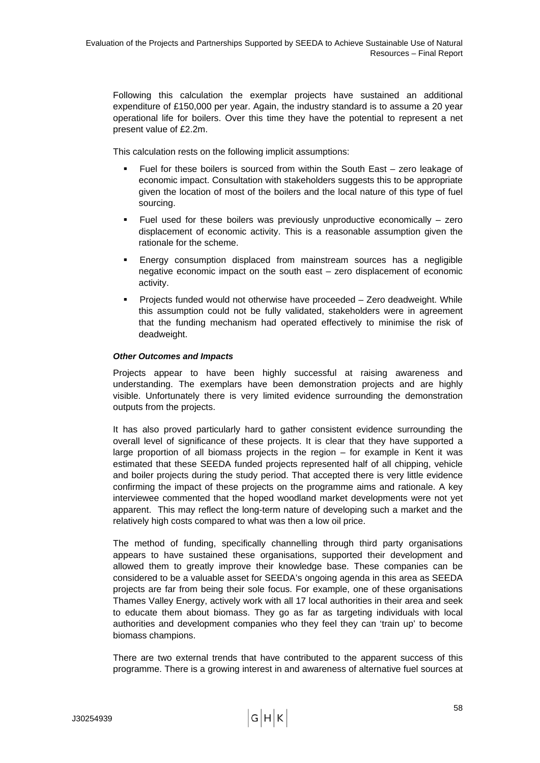Following this calculation the exemplar projects have sustained an additional expenditure of £150,000 per year. Again, the industry standard is to assume a 20 year operational life for boilers. Over this time they have the potential to represent a net present value of £2.2m.

This calculation rests on the following implicit assumptions:

- Fuel for these boilers is sourced from within the South East – zero leakage of economic impact. Consultation with stakeholders suggests this to be appropriate given the location of most of the boilers and the local nature of this type of fuel sourcing.
- Fuel used for these boilers was previously unproductive economically – zero displacement of economic activity. This is a reasonable assumption given the rationale for the scheme.
- Energy consumption displaced from mainstream sources has a negligible negative economic impact on the south east – zero displacement of economic activity.
- Projects funded would not otherwise have proceeded – Zero deadweight. While this assumption could not be fully validated, stakeholders were in agreement that the funding mechanism had operated effectively to minimise the risk of deadweight.

***Other Outcomes and Impacts***

Projects appear to have been highly successful at raising awareness and understanding. The exemplars have been demonstration projects and are highly visible. Unfortunately there is very limited evidence surrounding the demonstration outputs from the projects.

It has also proved particularly hard to gather consistent evidence surrounding the overall level of significance of these projects. It is clear that they have supported a large proportion of all biomass projects in the region – for example in Kent it was estimated that these SEEDA funded projects represented half of all chipping, vehicle and boiler projects during the study period. That accepted there is very little evidence confirming the impact of these projects on the programme aims and rationale. A key interviewee commented that the hoped woodland market developments were not yet apparent. This may reflect the long-term nature of developing such a market and the relatively high costs compared to what was then a low oil price.

The method of funding, specifically channelling through third party organisations appears to have sustained these organisations, supported their development and allowed them to greatly improve their knowledge base. These companies can be considered to be a valuable asset for SEEDA's ongoing agenda in this area as SEEDA projects are far from being their sole focus. For example, one of these organisations Thames Valley Energy, actively work with all 17 local authorities in their area and seek to educate them about biomass. They go as far as targeting individuals with local authorities and development companies who they feel they can 'train up' to become biomass champions.

There are two external trends that have contributed to the apparent success of this programme. There is a growing interest in and awareness of alternative fuel sources at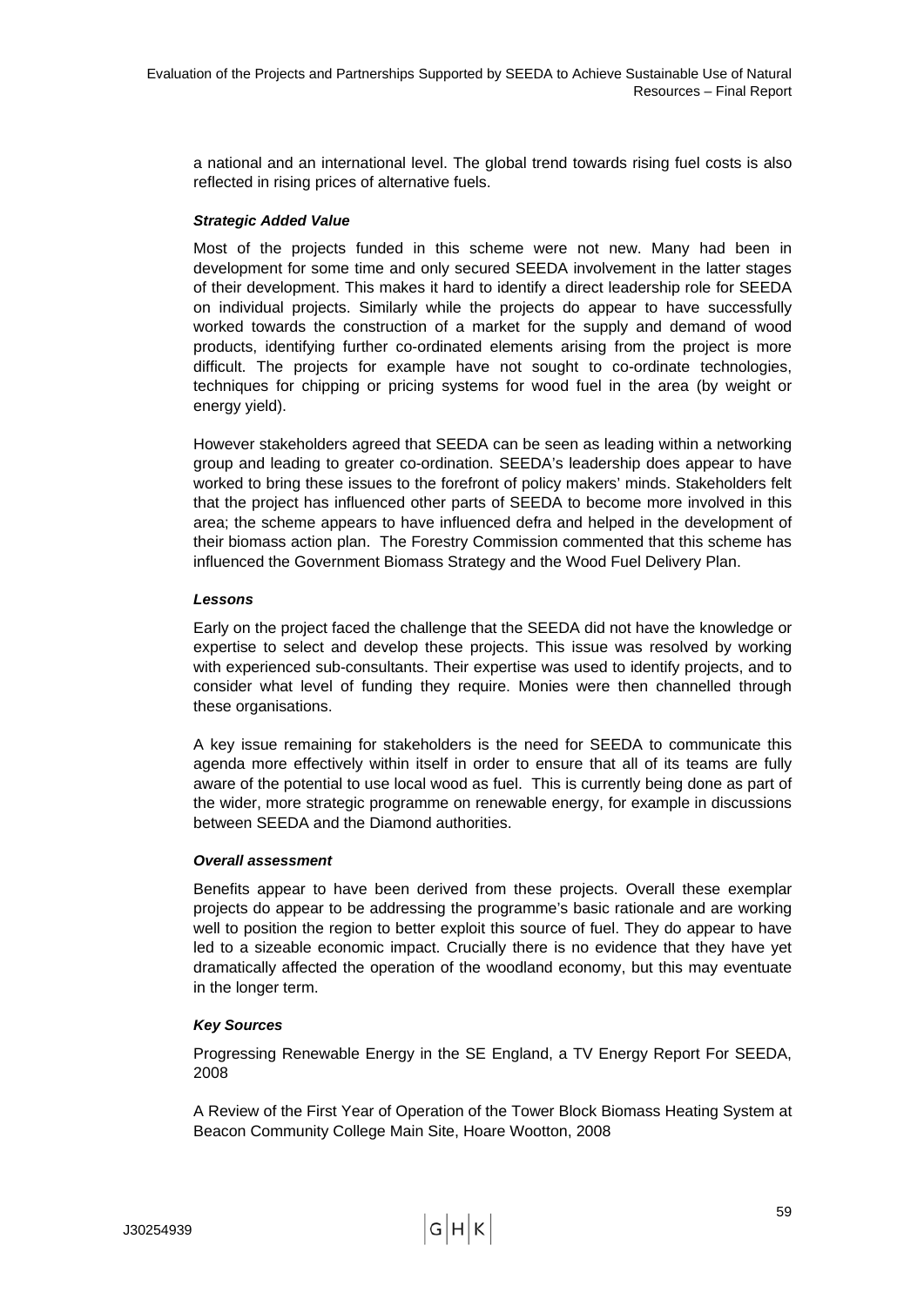a national and an international level. The global trend towards rising fuel costs is also reflected in rising prices of alternative fuels.

***Strategic Added Value***

Most of the projects funded in this scheme were not new. Many had been in development for some time and only secured SEEDA involvement in the latter stages of their development. This makes it hard to identify a direct leadership role for SEEDA on individual projects. Similarly while the projects do appear to have successfully worked towards the construction of a market for the supply and demand of wood products, identifying further co-ordinated elements arising from the project is more difficult. The projects for example have not sought to co-ordinate technologies, techniques for chipping or pricing systems for wood fuel in the area (by weight or energy yield).

However stakeholders agreed that SEEDA can be seen as leading within a networking group and leading to greater co-ordination. SEEDA's leadership does appear to have worked to bring these issues to the forefront of policy makers' minds. Stakeholders felt that the project has influenced other parts of SEEDA to become more involved in this area; the scheme appears to have influenced defra and helped in the development of their biomass action plan. The Forestry Commission commented that this scheme has influenced the Government Biomass Strategy and the Wood Fuel Delivery Plan.

***Lessons***

Early on the project faced the challenge that the SEEDA did not have the knowledge or expertise to select and develop these projects. This issue was resolved by working with experienced sub-consultants. Their expertise was used to identify projects, and to consider what level of funding they require. Monies were then channelled through these organisations.

A key issue remaining for stakeholders is the need for SEEDA to communicate this agenda more effectively within itself in order to ensure that all of its teams are fully aware of the potential to use local wood as fuel. This is currently being done as part of the wider, more strategic programme on renewable energy, for example in discussions between SEEDA and the Diamond authorities.

***Overall assessment***

Benefits appear to have been derived from these projects. Overall these exemplar projects do appear to be addressing the programme's basic rationale and are working well to position the region to better exploit this source of fuel. They do appear to have led to a sizeable economic impact. Crucially there is no evidence that they have yet dramatically affected the operation of the woodland economy, but this may eventuate in the longer term.

***Key Sources***

Progressing Renewable Energy in the SE England, a TV Energy Report For SEEDA, 2008

A Review of the First Year of Operation of the Tower Block Biomass Heating System at Beacon Community College Main Site, Hoare Wootton, 2008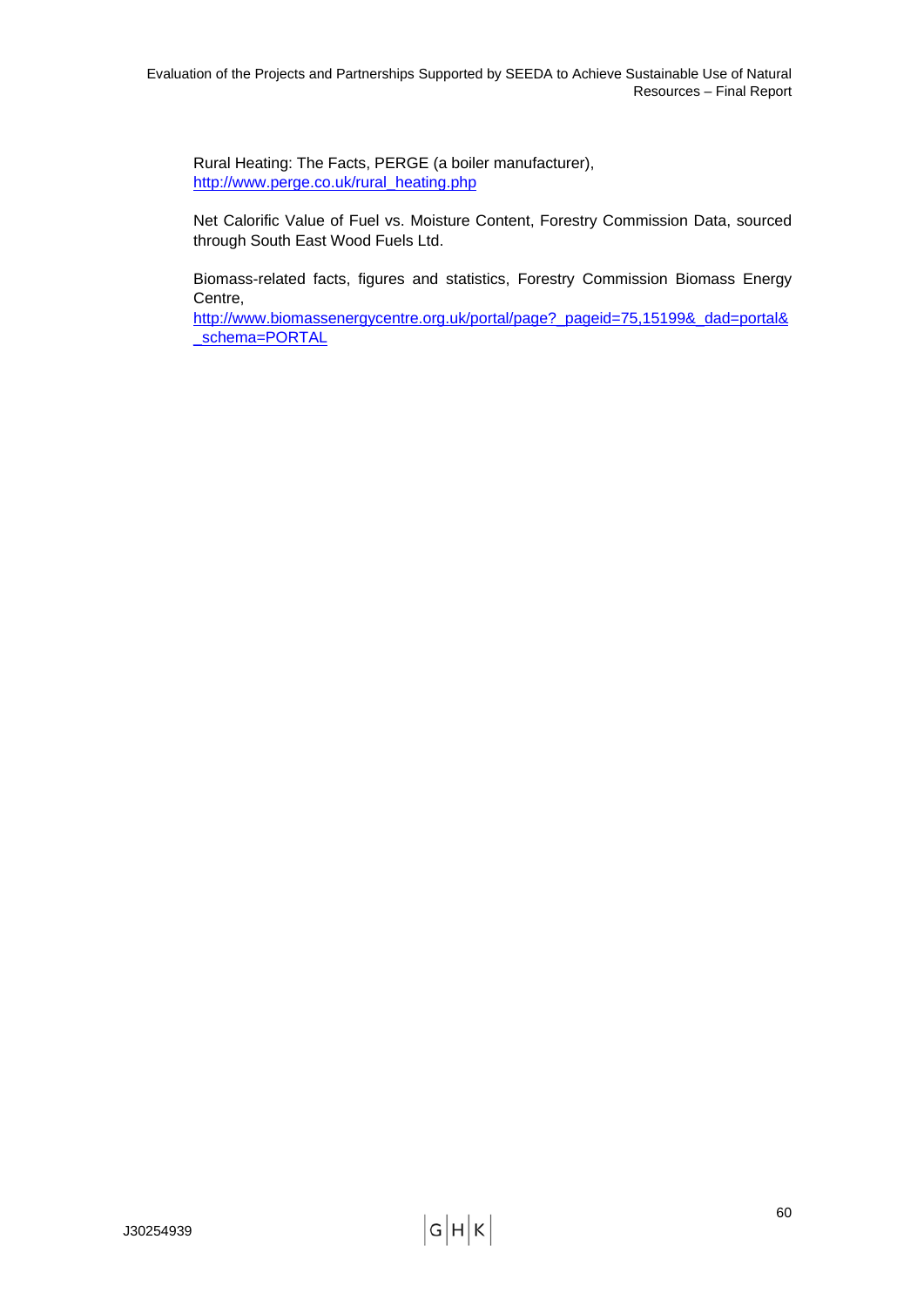Rural Heating: The Facts, PERGE (a boiler manufacturer), http://www.perge.co.uk/rural_heating.php

Net Calorific Value of Fuel vs. Moisture Content, Forestry Commission Data, sourced through South East Wood Fuels Ltd.

Biomass-related facts, figures and statistics, Forestry Commission Biomass Energy Centre, http://www.biomassenergycentre.org.uk/portal/page?_pageid=75,15199&_dad=portal&_schema=PORTAL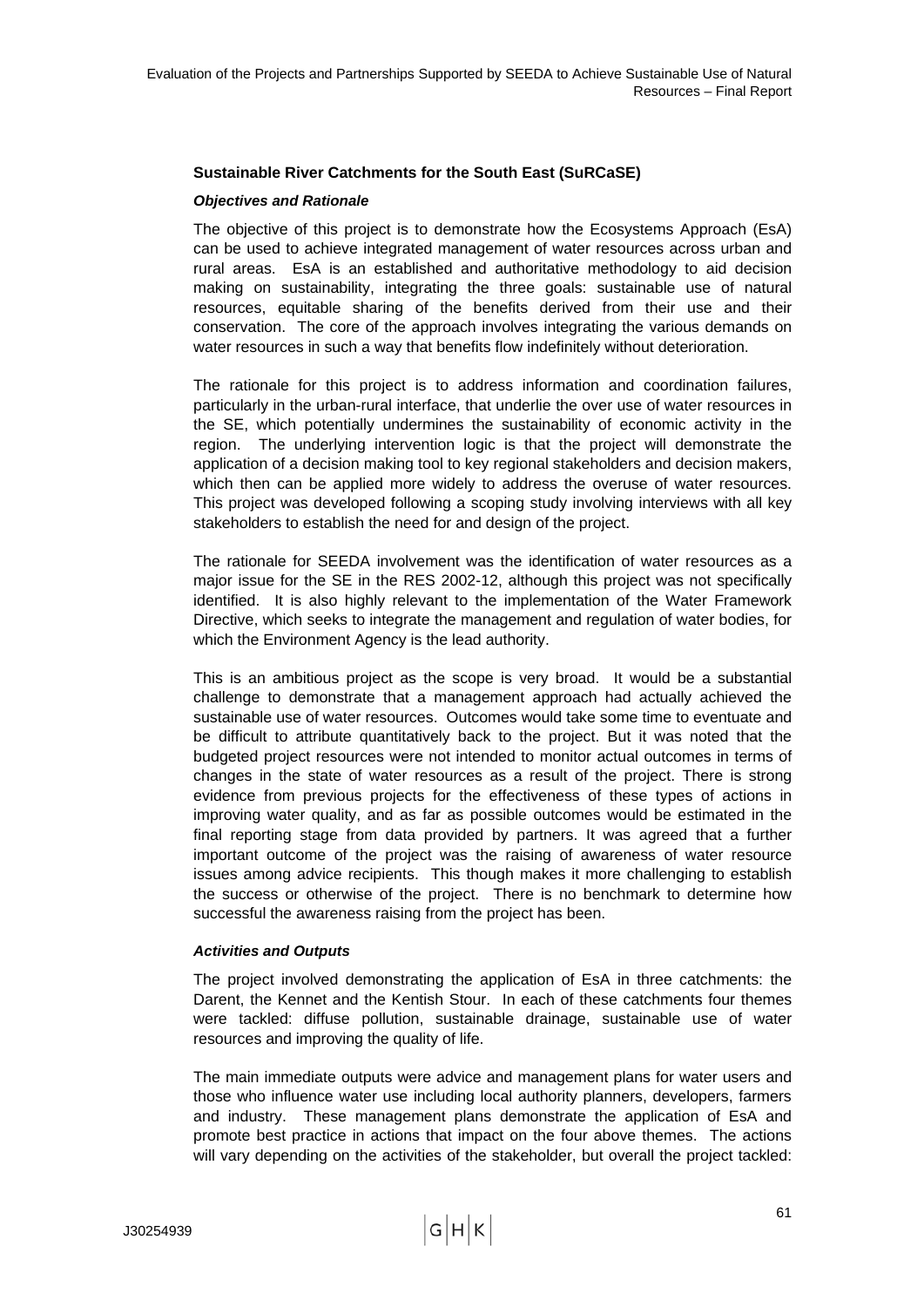### Sustainable River Catchments for the South East (SuRCaSE)

***Objectives and Rationale***

The objective of this project is to demonstrate how the Ecosystems Approach (EsA) can be used to achieve integrated management of water resources across urban and rural areas. EsA is an established and authoritative methodology to aid decision making on sustainability, integrating the three goals: sustainable use of natural resources, equitable sharing of the benefits derived from their use and their conservation. The core of the approach involves integrating the various demands on water resources in such a way that benefits flow indefinitely without deterioration.

The rationale for this project is to address information and coordination failures, particularly in the urban-rural interface, that underlie the over use of water resources in the SE, which potentially undermines the sustainability of economic activity in the region. The underlying intervention logic is that the project will demonstrate the application of a decision making tool to key regional stakeholders and decision makers, which then can be applied more widely to address the overuse of water resources. This project was developed following a scoping study involving interviews with all key stakeholders to establish the need for and design of the project.

The rationale for SEEDA involvement was the identification of water resources as a major issue for the SE in the RES 2002-12, although this project was not specifically identified. It is also highly relevant to the implementation of the Water Framework Directive, which seeks to integrate the management and regulation of water bodies, for which the Environment Agency is the lead authority.

This is an ambitious project as the scope is very broad. It would be a substantial challenge to demonstrate that a management approach had actually achieved the sustainable use of water resources. Outcomes would take some time to eventuate and be difficult to attribute quantitatively back to the project. But it was noted that the budgeted project resources were not intended to monitor actual outcomes in terms of changes in the state of water resources as a result of the project. There is strong evidence from previous projects for the effectiveness of these types of actions in improving water quality, and as far as possible outcomes would be estimated in the final reporting stage from data provided by partners. It was agreed that a further important outcome of the project was the raising of awareness of water resource issues among advice recipients. This though makes it more challenging to establish the success or otherwise of the project. There is no benchmark to determine how successful the awareness raising from the project has been.

***Activities and Outputs***

The project involved demonstrating the application of EsA in three catchments: the Darent, the Kennet and the Kentish Stour. In each of these catchments four themes were tackled: diffuse pollution, sustainable drainage, sustainable use of water resources and improving the quality of life.

The main immediate outputs were advice and management plans for water users and those who influence water use including local authority planners, developers, farmers and industry. These management plans demonstrate the application of EsA and promote best practice in actions that impact on the four above themes. The actions will vary depending on the activities of the stakeholder, but overall the project tackled: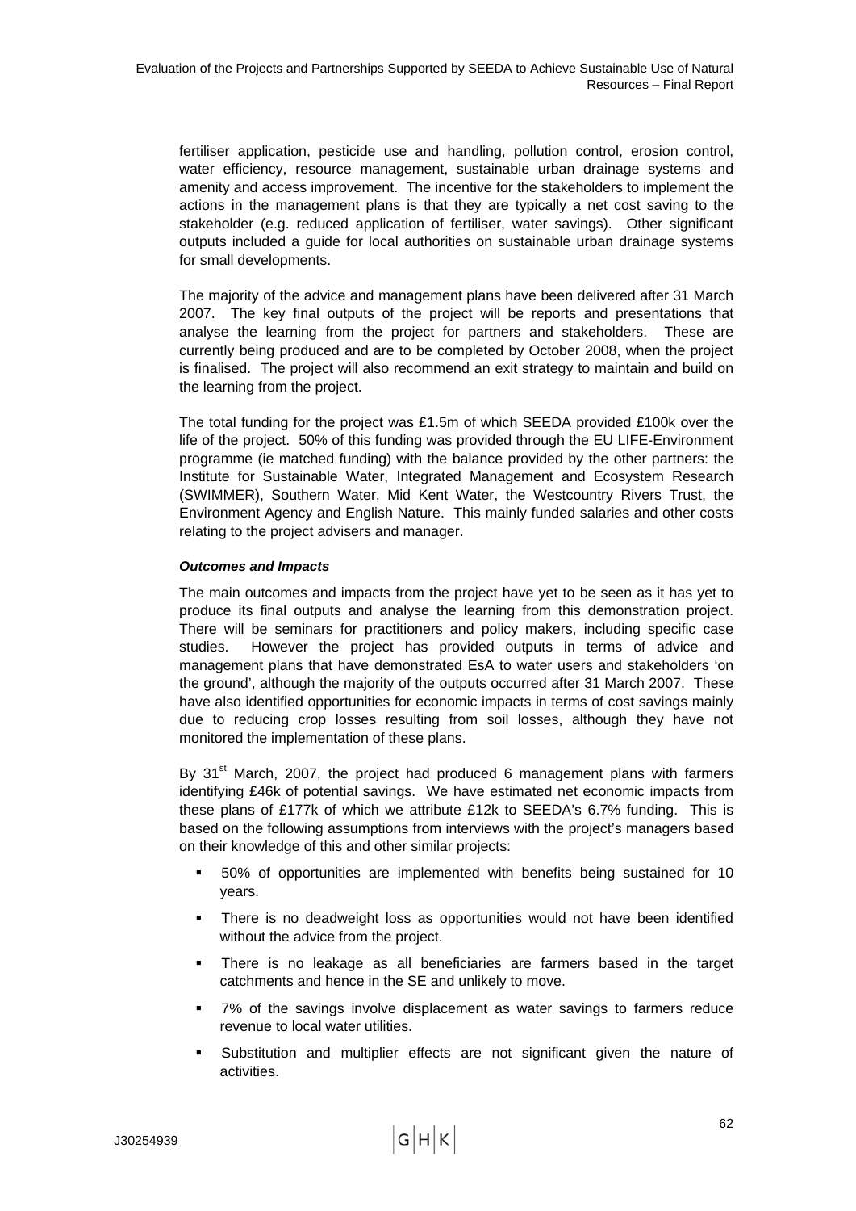fertiliser application, pesticide use and handling, pollution control, erosion control, water efficiency, resource management, sustainable urban drainage systems and amenity and access improvement. The incentive for the stakeholders to implement the actions in the management plans is that they are typically a net cost saving to the stakeholder (e.g. reduced application of fertiliser, water savings). Other significant outputs included a guide for local authorities on sustainable urban drainage systems for small developments.

The majority of the advice and management plans have been delivered after 31 March 2007. The key final outputs of the project will be reports and presentations that analyse the learning from the project for partners and stakeholders. These are currently being produced and are to be completed by October 2008, when the project is finalised. The project will also recommend an exit strategy to maintain and build on the learning from the project.

The total funding for the project was £1.5m of which SEEDA provided £100k over the life of the project. 50% of this funding was provided through the EU LIFE-Environment programme (ie matched funding) with the balance provided by the other partners: the Institute for Sustainable Water, Integrated Management and Ecosystem Research (SWIMMER), Southern Water, Mid Kent Water, the Westcountry Rivers Trust, the Environment Agency and English Nature. This mainly funded salaries and other costs relating to the project advisers and manager.

***Outcomes and Impacts***

The main outcomes and impacts from the project have yet to be seen as it has yet to produce its final outputs and analyse the learning from this demonstration project. There will be seminars for practitioners and policy makers, including specific case studies. However the project has provided outputs in terms of advice and management plans that have demonstrated EsA to water users and stakeholders 'on the ground', although the majority of the outputs occurred after 31 March 2007. These have also identified opportunities for economic impacts in terms of cost savings mainly due to reducing crop losses resulting from soil losses, although they have not monitored the implementation of these plans.

By 31st March, 2007, the project had produced 6 management plans with farmers identifying £46k of potential savings. We have estimated net economic impacts from these plans of £177k of which we attribute £12k to SEEDA's 6.7% funding. This is based on the following assumptions from interviews with the project's managers based on their knowledge of this and other similar projects:

- 50% of opportunities are implemented with benefits being sustained for 10 years.
- There is no deadweight loss as opportunities would not have been identified without the advice from the project.
- There is no leakage as all beneficiaries are farmers based in the target catchments and hence in the SE and unlikely to move.
- 7% of the savings involve displacement as water savings to farmers reduce revenue to local water utilities.
- Substitution and multiplier effects are not significant given the nature of activities.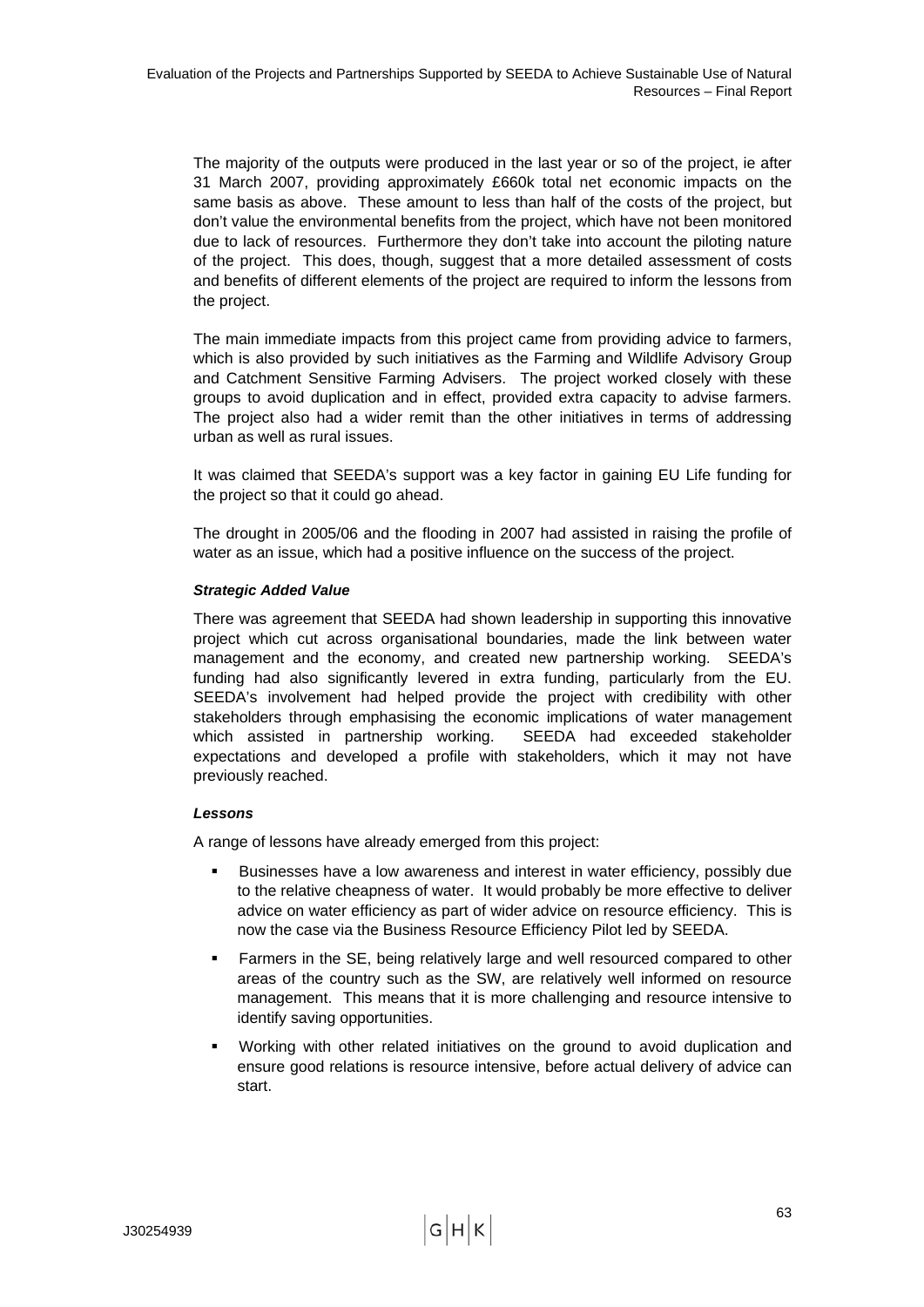The majority of the outputs were produced in the last year or so of the project, ie after 31 March 2007, providing approximately £660k total net economic impacts on the same basis as above. These amount to less than half of the costs of the project, but don't value the environmental benefits from the project, which have not been monitored due to lack of resources. Furthermore they don't take into account the piloting nature of the project. This does, though, suggest that a more detailed assessment of costs and benefits of different elements of the project are required to inform the lessons from the project.

The main immediate impacts from this project came from providing advice to farmers, which is also provided by such initiatives as the Farming and Wildlife Advisory Group and Catchment Sensitive Farming Advisers. The project worked closely with these groups to avoid duplication and in effect, provided extra capacity to advise farmers. The project also had a wider remit than the other initiatives in terms of addressing urban as well as rural issues.

It was claimed that SEEDA's support was a key factor in gaining EU Life funding for the project so that it could go ahead.

The drought in 2005/06 and the flooding in 2007 had assisted in raising the profile of water as an issue, which had a positive influence on the success of the project.

***Strategic Added Value***

There was agreement that SEEDA had shown leadership in supporting this innovative project which cut across organisational boundaries, made the link between water management and the economy, and created new partnership working. SEEDA's funding had also significantly levered in extra funding, particularly from the EU. SEEDA's involvement had helped provide the project with credibility with other stakeholders through emphasising the economic implications of water management which assisted in partnership working. SEEDA had exceeded stakeholder expectations and developed a profile with stakeholders, which it may not have previously reached.

***Lessons***

A range of lessons have already emerged from this project:

- Businesses have a low awareness and interest in water efficiency, possibly due to the relative cheapness of water. It would probably be more effective to deliver advice on water efficiency as part of wider advice on resource efficiency. This is now the case via the Business Resource Efficiency Pilot led by SEEDA.
- Farmers in the SE, being relatively large and well resourced compared to other areas of the country such as the SW, are relatively well informed on resource management. This means that it is more challenging and resource intensive to identify saving opportunities.
- Working with other related initiatives on the ground to avoid duplication and ensure good relations is resource intensive, before actual delivery of advice can start.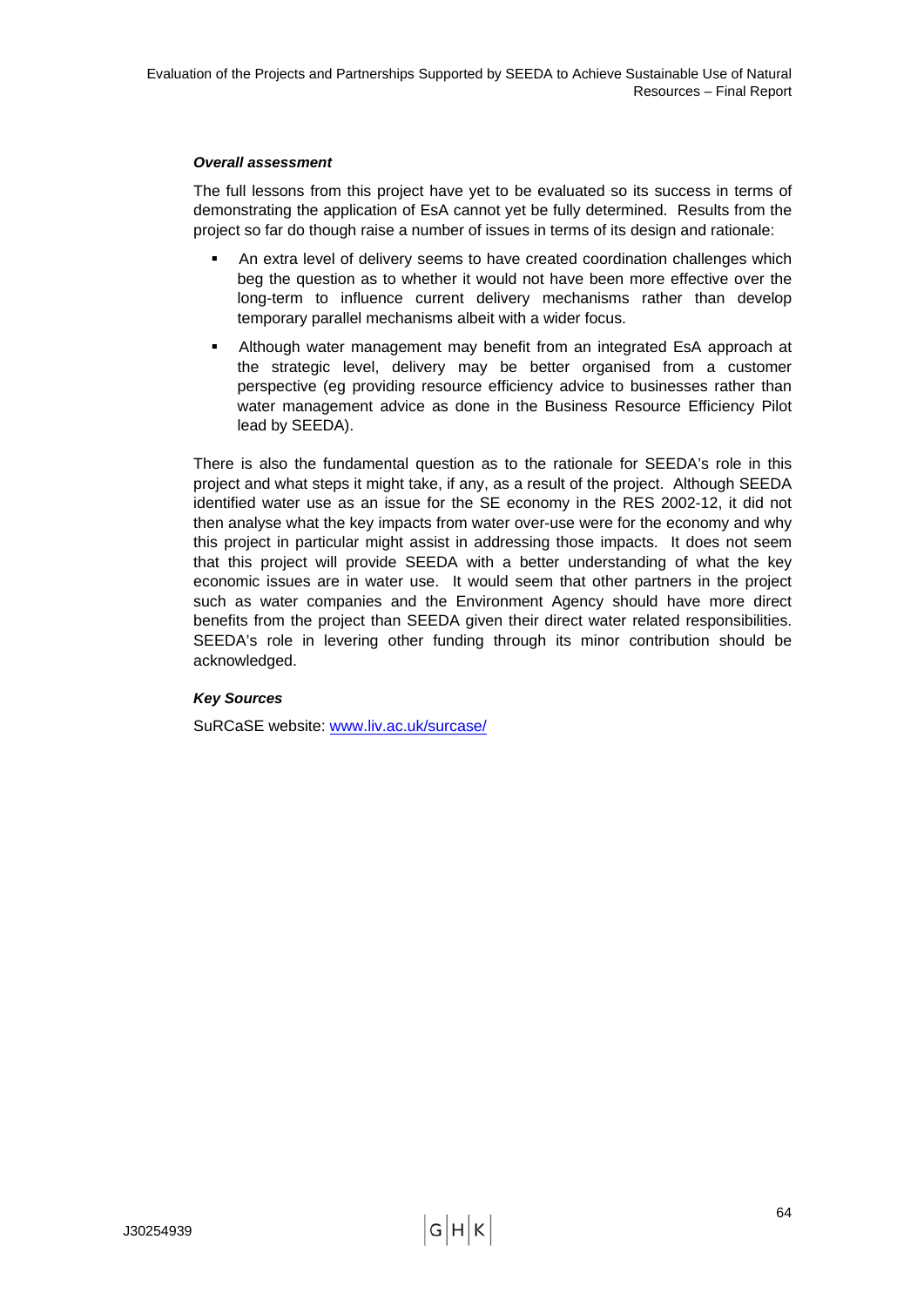***Overall assessment***

The full lessons from this project have yet to be evaluated so its success in terms of demonstrating the application of EsA cannot yet be fully determined. Results from the project so far do though raise a number of issues in terms of its design and rationale:

- An extra level of delivery seems to have created coordination challenges which beg the question as to whether it would not have been more effective over the long-term to influence current delivery mechanisms rather than develop temporary parallel mechanisms albeit with a wider focus.
- Although water management may benefit from an integrated EsA approach at the strategic level, delivery may be better organised from a customer perspective (eg providing resource efficiency advice to businesses rather than water management advice as done in the Business Resource Efficiency Pilot lead by SEEDA).

There is also the fundamental question as to the rationale for SEEDA's role in this project and what steps it might take, if any, as a result of the project. Although SEEDA identified water use as an issue for the SE economy in the RES 2002-12, it did not then analyse what the key impacts from water over-use were for the economy and why this project in particular might assist in addressing those impacts. It does not seem that this project will provide SEEDA with a better understanding of what the key economic issues are in water use. It would seem that other partners in the project such as water companies and the Environment Agency should have more direct benefits from the project than SEEDA given their direct water related responsibilities. SEEDA's role in levering other funding through its minor contribution should be acknowledged.

***Key Sources***

SuRCaSE website: [www.liv.ac.uk/surcase/](http://www.liv.ac.uk/surcase/)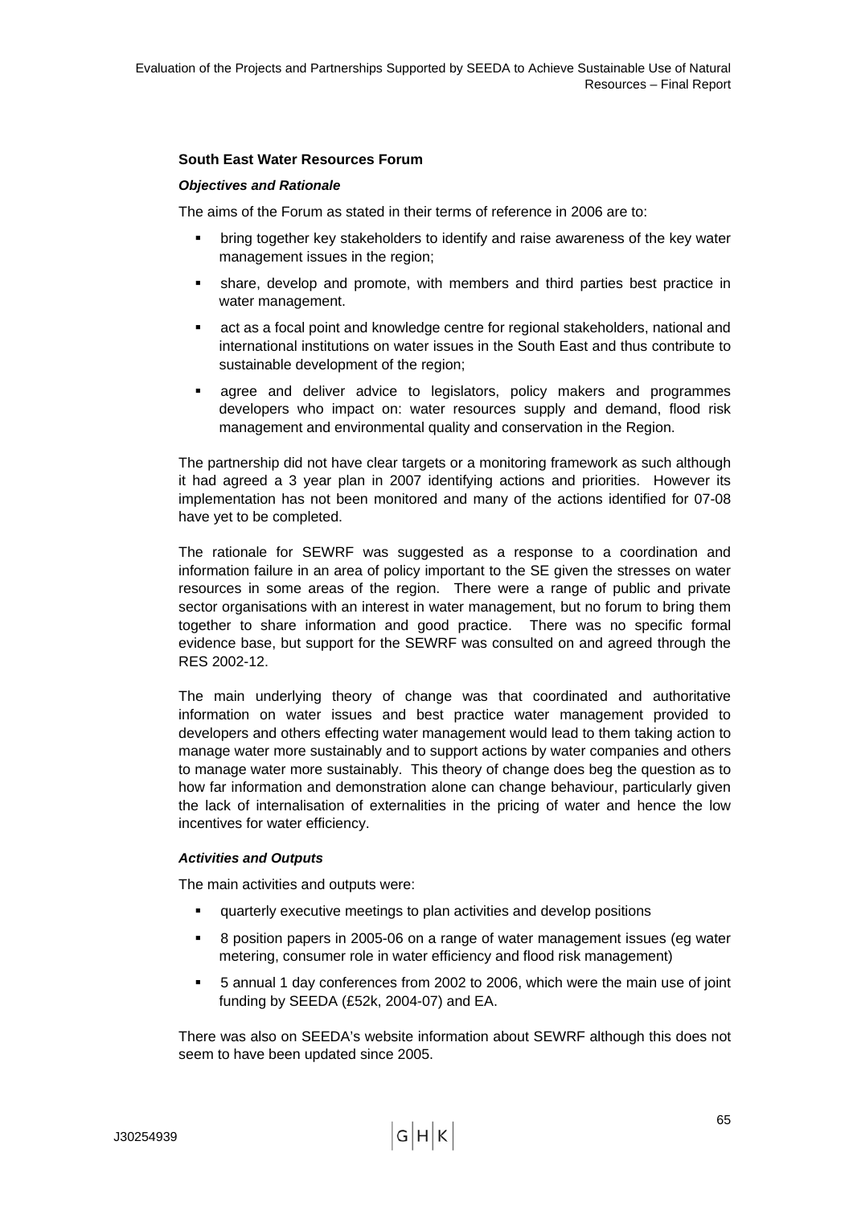### South East Water Resources Forum

#### *Objectives and Rationale*

The aims of the Forum as stated in their terms of reference in 2006 are to:

- bring together key stakeholders to identify and raise awareness of the key water management issues in the region;
- share, develop and promote, with members and third parties best practice in water management.
- act as a focal point and knowledge centre for regional stakeholders, national and international institutions on water issues in the South East and thus contribute to sustainable development of the region;
- agree and deliver advice to legislators, policy makers and programmes developers who impact on: water resources supply and demand, flood risk management and environmental quality and conservation in the Region.

The partnership did not have clear targets or a monitoring framework as such although it had agreed a 3 year plan in 2007 identifying actions and priorities. However its implementation has not been monitored and many of the actions identified for 07-08 have yet to be completed.

The rationale for SEWRF was suggested as a response to a coordination and information failure in an area of policy important to the SE given the stresses on water resources in some areas of the region. There were a range of public and private sector organisations with an interest in water management, but no forum to bring them together to share information and good practice. There was no specific formal evidence base, but support for the SEWRF was consulted on and agreed through the RES 2002-12.

The main underlying theory of change was that coordinated and authoritative information on water issues and best practice water management provided to developers and others effecting water management would lead to them taking action to manage water more sustainably and to support actions by water companies and others to manage water more sustainably. This theory of change does beg the question as to how far information and demonstration alone can change behaviour, particularly given the lack of internalisation of externalities in the pricing of water and hence the low incentives for water efficiency.

#### *Activities and Outputs*

The main activities and outputs were:

- quarterly executive meetings to plan activities and develop positions
- 8 position papers in 2005-06 on a range of water management issues (eg water metering, consumer role in water efficiency and flood risk management)
- 5 annual 1 day conferences from 2002 to 2006, which were the main use of joint funding by SEEDA (£52k, 2004-07) and EA.

There was also on SEEDA's website information about SEWRF although this does not seem to have been updated since 2005.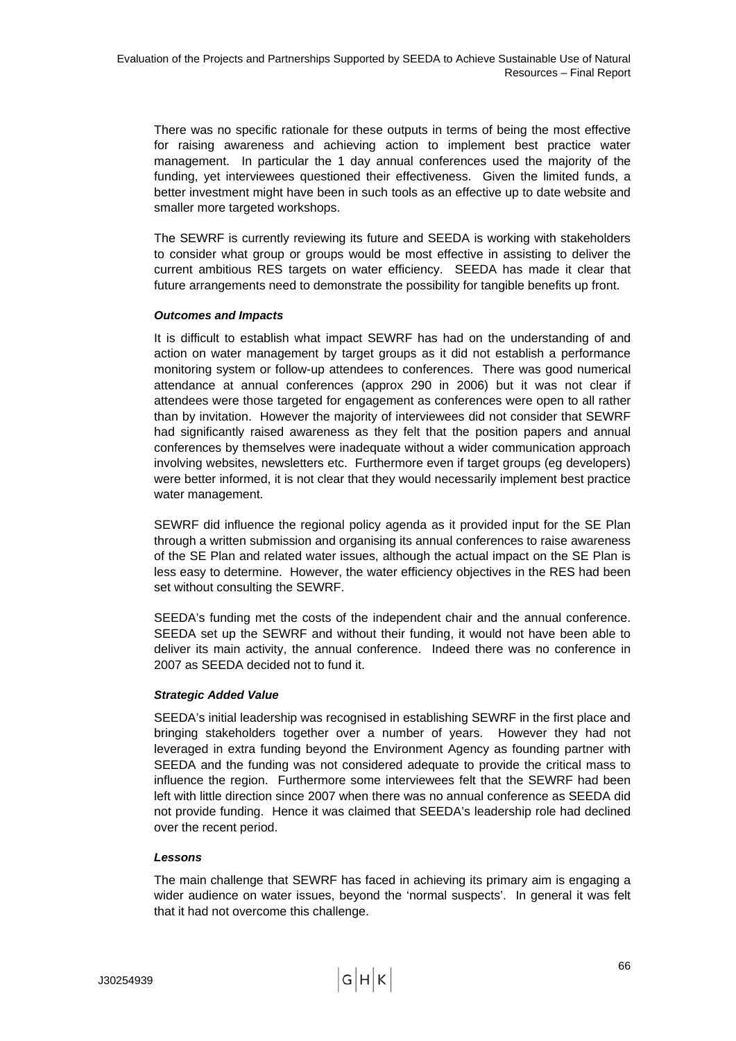There was no specific rationale for these outputs in terms of being the most effective for raising awareness and achieving action to implement best practice water management. In particular the 1 day annual conferences used the majority of the funding, yet interviewees questioned their effectiveness. Given the limited funds, a better investment might have been in such tools as an effective up to date website and smaller more targeted workshops.

The SEWRF is currently reviewing its future and SEEDA is working with stakeholders to consider what group or groups would be most effective in assisting to deliver the current ambitious RES targets on water efficiency. SEEDA has made it clear that future arrangements need to demonstrate the possibility for tangible benefits up front.

***Outcomes and Impacts***

It is difficult to establish what impact SEWRF has had on the understanding of and action on water management by target groups as it did not establish a performance monitoring system or follow-up attendees to conferences. There was good numerical attendance at annual conferences (approx 290 in 2006) but it was not clear if attendees were those targeted for engagement as conferences were open to all rather than by invitation. However the majority of interviewees did not consider that SEWRF had significantly raised awareness as they felt that the position papers and annual conferences by themselves were inadequate without a wider communication approach involving websites, newsletters etc. Furthermore even if target groups (eg developers) were better informed, it is not clear that they would necessarily implement best practice water management.

SEWRF did influence the regional policy agenda as it provided input for the SE Plan through a written submission and organising its annual conferences to raise awareness of the SE Plan and related water issues, although the actual impact on the SE Plan is less easy to determine. However, the water efficiency objectives in the RES had been set without consulting the SEWRF.

SEEDA's funding met the costs of the independent chair and the annual conference. SEEDA set up the SEWRF and without their funding, it would not have been able to deliver its main activity, the annual conference. Indeed there was no conference in 2007 as SEEDA decided not to fund it.

***Strategic Added Value***

SEEDA's initial leadership was recognised in establishing SEWRF in the first place and bringing stakeholders together over a number of years. However they had not leveraged in extra funding beyond the Environment Agency as founding partner with SEEDA and the funding was not considered adequate to provide the critical mass to influence the region. Furthermore some interviewees felt that the SEWRF had been left with little direction since 2007 when there was no annual conference as SEEDA did not provide funding. Hence it was claimed that SEEDA's leadership role had declined over the recent period.

***Lessons***

The main challenge that SEWRF has faced in achieving its primary aim is engaging a wider audience on water issues, beyond the 'normal suspects'. In general it was felt that it had not overcome this challenge.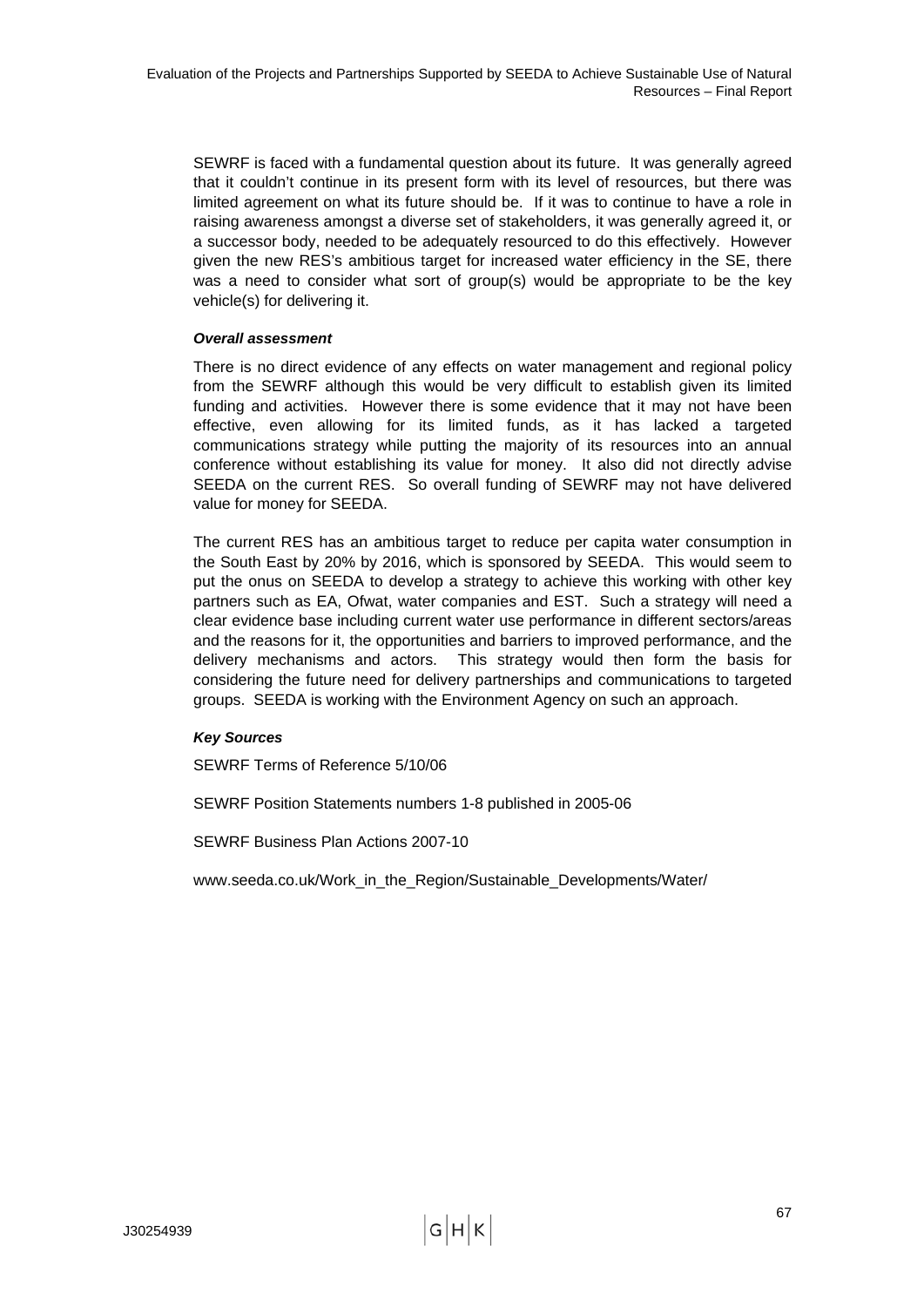SEWRF is faced with a fundamental question about its future. It was generally agreed that it couldn't continue in its present form with its level of resources, but there was limited agreement on what its future should be. If it was to continue to have a role in raising awareness amongst a diverse set of stakeholders, it was generally agreed it, or a successor body, needed to be adequately resourced to do this effectively. However given the new RES's ambitious target for increased water efficiency in the SE, there was a need to consider what sort of group(s) would be appropriate to be the key vehicle(s) for delivering it.

***Overall assessment***

There is no direct evidence of any effects on water management and regional policy from the SEWRF although this would be very difficult to establish given its limited funding and activities. However there is some evidence that it may not have been effective, even allowing for its limited funds, as it has lacked a targeted communications strategy while putting the majority of its resources into an annual conference without establishing its value for money. It also did not directly advise SEEDA on the current RES. So overall funding of SEWRF may not have delivered value for money for SEEDA.

The current RES has an ambitious target to reduce per capita water consumption in the South East by 20% by 2016, which is sponsored by SEEDA. This would seem to put the onus on SEEDA to develop a strategy to achieve this working with other key partners such as EA, Ofwat, water companies and EST. Such a strategy will need a clear evidence base including current water use performance in different sectors/areas and the reasons for it, the opportunities and barriers to improved performance, and the delivery mechanisms and actors. This strategy would then form the basis for considering the future need for delivery partnerships and communications to targeted groups. SEEDA is working with the Environment Agency on such an approach.

***Key Sources***

SEWRF Terms of Reference 5/10/06

SEWRF Position Statements numbers 1-8 published in 2005-06

SEWRF Business Plan Actions 2007-10

www.seeda.co.uk/Work_in_the_Region/Sustainable_Developments/Water/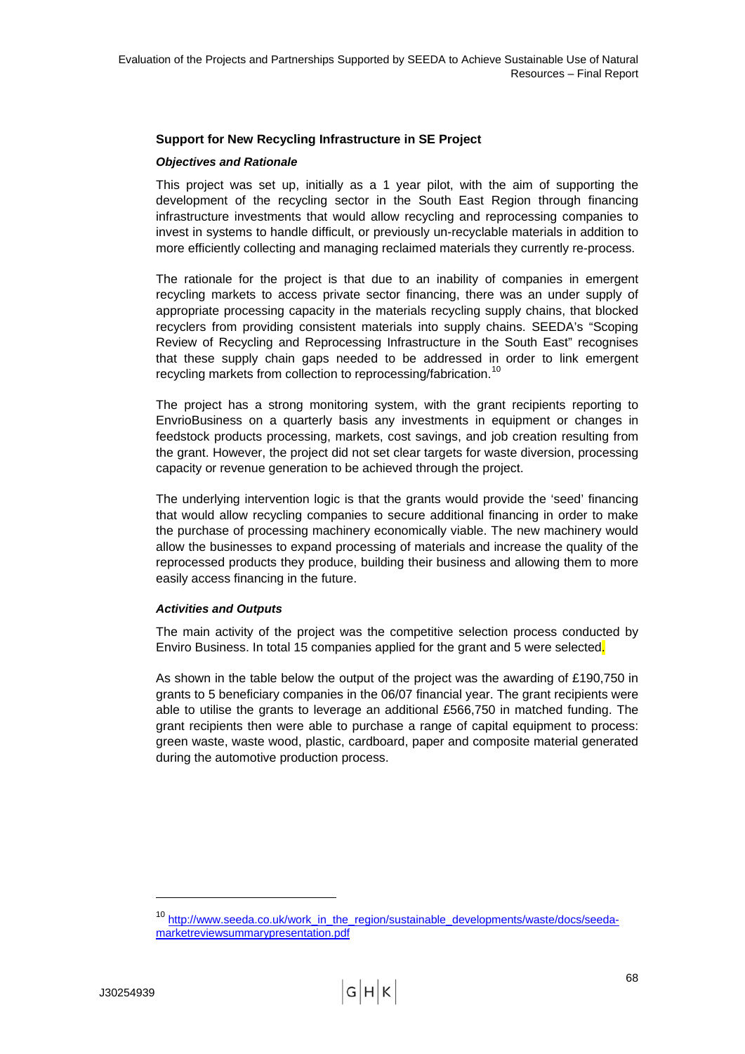#### Support for New Recycling Infrastructure in SE Project

***Objectives and Rationale***

This project was set up, initially as a 1 year pilot, with the aim of supporting the development of the recycling sector in the South East Region through financing infrastructure investments that would allow recycling and reprocessing companies to invest in systems to handle difficult, or previously un-recyclable materials in addition to more efficiently collecting and managing reclaimed materials they currently re-process.

The rationale for the project is that due to an inability of companies in emergent recycling markets to access private sector financing, there was an under supply of appropriate processing capacity in the materials recycling supply chains, that blocked recyclers from providing consistent materials into supply chains. SEEDA's "Scoping Review of Recycling and Reprocessing Infrastructure in the South East" recognises that these supply chain gaps needed to be addressed in order to link emergent recycling markets from collection to reprocessing/fabrication.[10]

The project has a strong monitoring system, with the grant recipients reporting to EnvrioBusiness on a quarterly basis any investments in equipment or changes in feedstock products processing, markets, cost savings, and job creation resulting from the grant. However, the project did not set clear targets for waste diversion, processing capacity or revenue generation to be achieved through the project.

The underlying intervention logic is that the grants would provide the 'seed' financing that would allow recycling companies to secure additional financing in order to make the purchase of processing machinery economically viable. The new machinery would allow the businesses to expand processing of materials and increase the quality of the reprocessed products they produce, building their business and allowing them to more easily access financing in the future.

***Activities and Outputs***

The main activity of the project was the competitive selection process conducted by Enviro Business. In total 15 companies applied for the grant and 5 were selected.

As shown in the table below the output of the project was the awarding of £190,750 in grants to 5 beneficiary companies in the 06/07 financial year. The grant recipients were able to utilise the grants to leverage an additional £566,750 in matched funding. The grant recipients then were able to purchase a range of capital equipment to process: green waste, waste wood, plastic, cardboard, paper and composite material generated during the automotive production process.

---

[10] http://www.seeda.co.uk/work_in_the_region/sustainable_developments/waste/docs/seeda-marketreviewsummarypresentation.pdf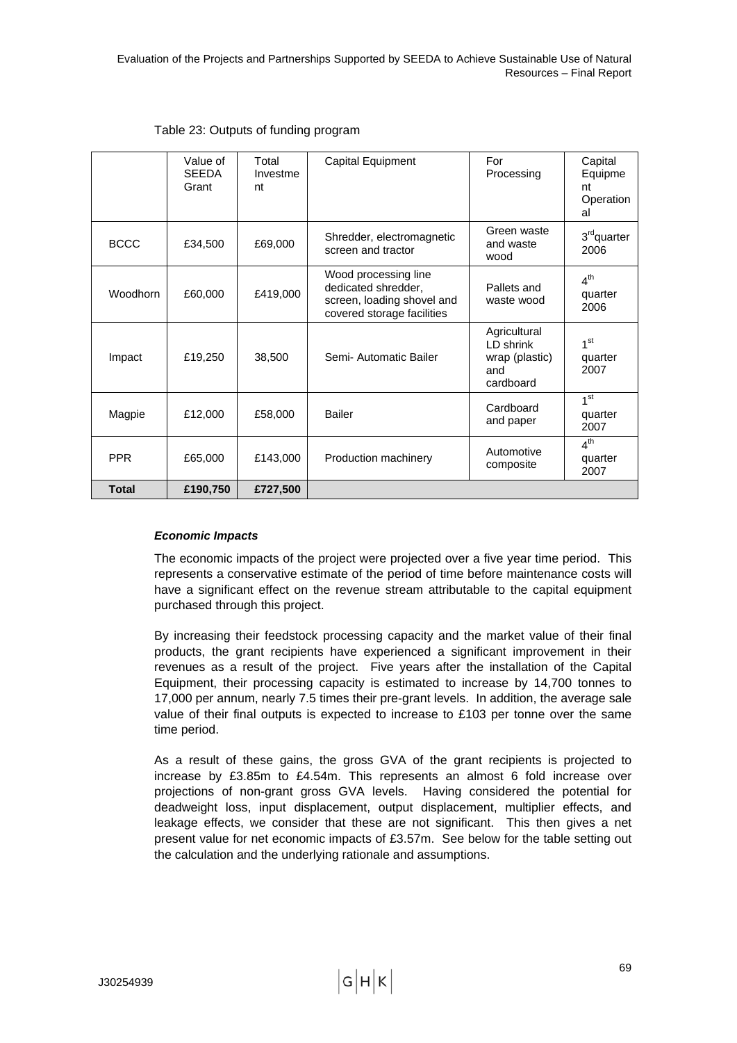Table 23: Outputs of funding program

| | Value of SEEDA Grant | Total Investment | Capital Equipment | For Processing | Capital Equipment Operational |
|---|---|---|---|---|---|
| BCCC | £34,500 | £69,000 | Shredder, electromagnetic screen and tractor | Green waste and waste wood | 3rd quarter 2006 |
| Woodhorn | £60,000 | £419,000 | Wood processing line dedicated shredder, screen, loading shovel and covered storage facilities | Pallets and waste wood | 4th quarter 2006 |
| Impact | £19,250 | 38,500 | Semi- Automatic Bailer | Agricultural LD shrink wrap (plastic) and cardboard | 1st quarter 2007 |
| Magpie | £12,000 | £58,000 | Bailer | Cardboard and paper | 1st quarter 2007 |
| PPR | £65,000 | £143,000 | Production machinery | Automotive composite | 4th quarter 2007 |
| **Total** | **£190,750** | **£727,500** | | | |

***Economic Impacts***

The economic impacts of the project were projected over a five year time period. This represents a conservative estimate of the period of time before maintenance costs will have a significant effect on the revenue stream attributable to the capital equipment purchased through this project.

By increasing their feedstock processing capacity and the market value of their final products, the grant recipients have experienced a significant improvement in their revenues as a result of the project. Five years after the installation of the Capital Equipment, their processing capacity is estimated to increase by 14,700 tonnes to 17,000 per annum, nearly 7.5 times their pre-grant levels. In addition, the average sale value of their final outputs is expected to increase to £103 per tonne over the same time period.

As a result of these gains, the gross GVA of the grant recipients is projected to increase by £3.85m to £4.54m. This represents an almost 6 fold increase over projections of non-grant gross GVA levels. Having considered the potential for deadweight loss, input displacement, output displacement, multiplier effects, and leakage effects, we consider that these are not significant. This then gives a net present value for net economic impacts of £3.57m. See below for the table setting out the calculation and the underlying rationale and assumptions.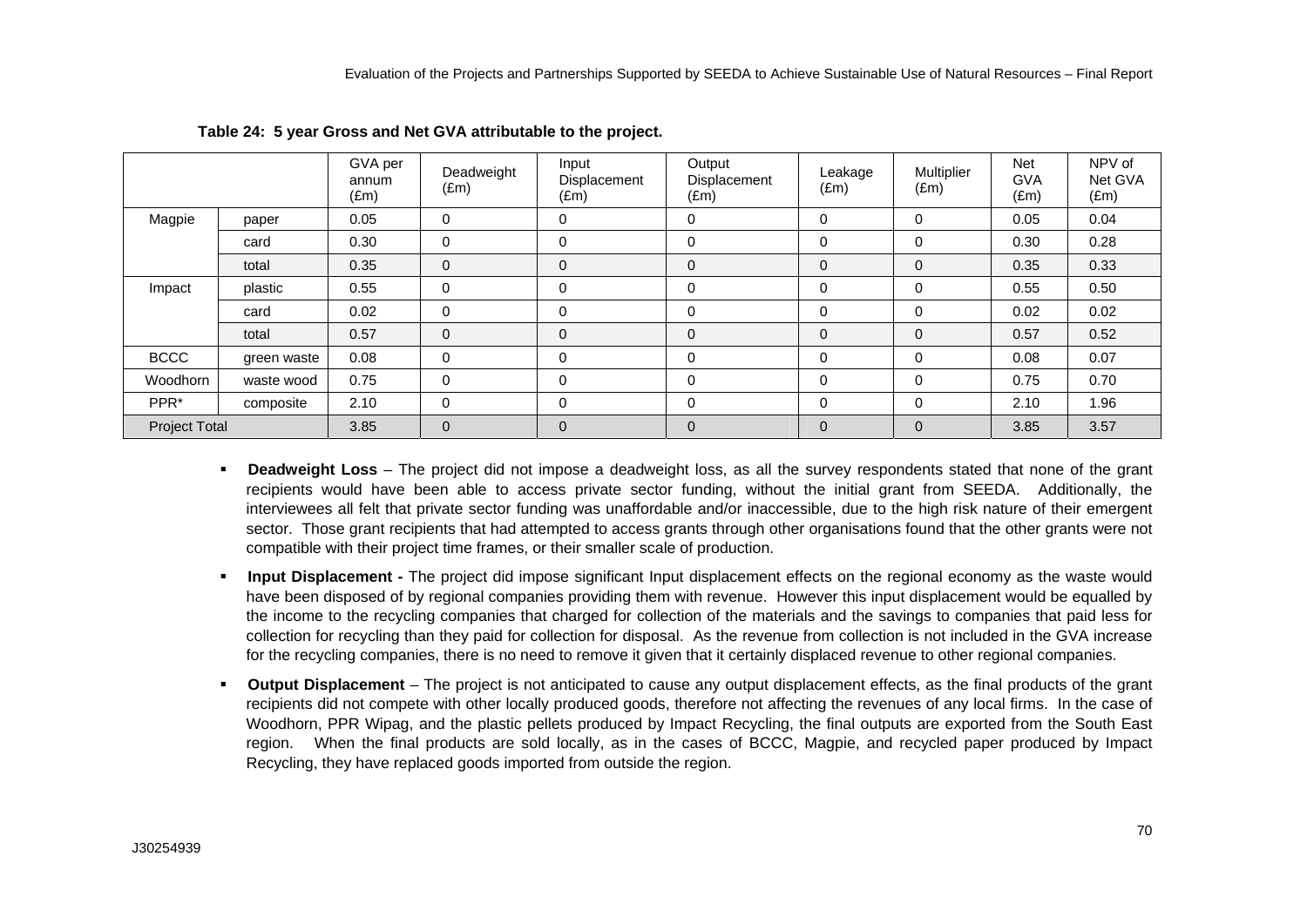**Table 24: 5 year Gross and Net GVA attributable to the project.**

| | | GVA per annum (£m) | Deadweight (£m) | Input Displacement (£m) | Output Displacement (£m) | Leakage (£m) | Multiplier (£m) | Net GVA (£m) | NPV of Net GVA (£m) |
|---|---|---|---|---|---|---|---|---|---|
| Magpie | paper | 0.05 | 0 | 0 | 0 | 0 | 0 | 0.05 | 0.04 |
| | card | 0.30 | 0 | 0 | 0 | 0 | 0 | 0.30 | 0.28 |
| | total | 0.35 | 0 | 0 | 0 | 0 | 0 | 0.35 | 0.33 |
| Impact | plastic | 0.55 | 0 | 0 | 0 | 0 | 0 | 0.55 | 0.50 |
| | card | 0.02 | 0 | 0 | 0 | 0 | 0 | 0.02 | 0.02 |
| | total | 0.57 | 0 | 0 | 0 | 0 | 0 | 0.57 | 0.52 |
| BCCC | green waste | 0.08 | 0 | 0 | 0 | 0 | 0 | 0.08 | 0.07 |
| Woodhorn | waste wood | 0.75 | 0 | 0 | 0 | 0 | 0 | 0.75 | 0.70 |
| PPR* | composite | 2.10 | 0 | 0 | 0 | 0 | 0 | 2.10 | 1.96 |
| Project Total | | 3.85 | 0 | 0 | 0 | 0 | 0 | 3.85 | 3.57 |

- **Deadweight Loss** – The project did not impose a deadweight loss, as all the survey respondents stated that none of the grant recipients would have been able to access private sector funding, without the initial grant from SEEDA. Additionally, the interviewees all felt that private sector funding was unaffordable and/or inaccessible, due to the high risk nature of their emergent sector. Those grant recipients that had attempted to access grants through other organisations found that the other grants were not compatible with their project time frames, or their smaller scale of production.
- **Input Displacement -** The project did impose significant Input displacement effects on the regional economy as the waste would have been disposed of by regional companies providing them with revenue. However this input displacement would be equalled by the income to the recycling companies that charged for collection of the materials and the savings to companies that paid less for collection for recycling than they paid for collection for disposal. As the revenue from collection is not included in the GVA increase for the recycling companies, there is no need to remove it given that it certainly displaced revenue to other regional companies.
- **Output Displacement** – The project is not anticipated to cause any output displacement effects, as the final products of the grant recipients did not compete with other locally produced goods, therefore not affecting the revenues of any local firms. In the case of Woodhorn, PPR Wipag, and the plastic pellets produced by Impact Recycling, the final outputs are exported from the South East region. When the final products are sold locally, as in the cases of BCCC, Magpie, and recycled paper produced by Impact Recycling, they have replaced goods imported from outside the region.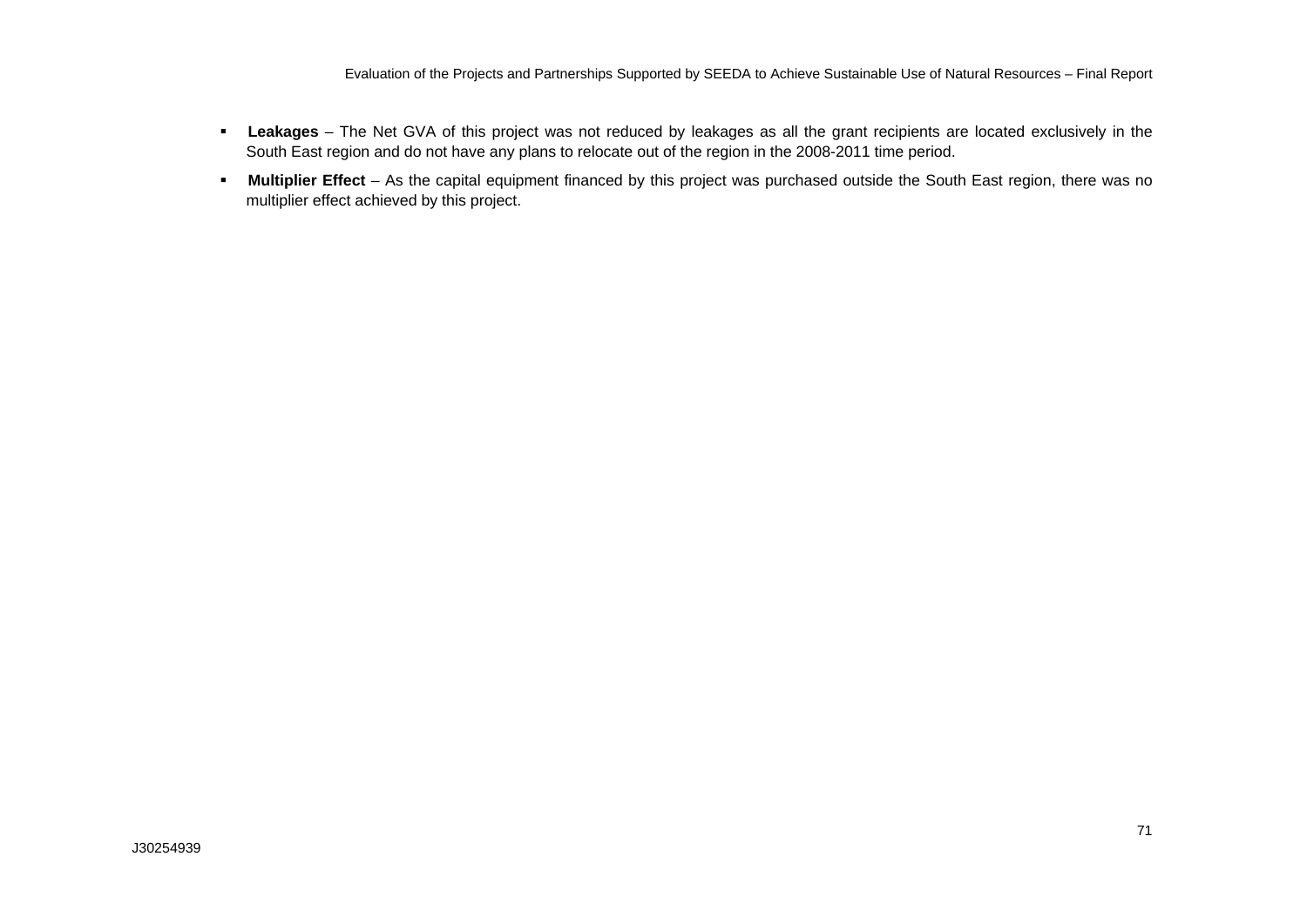- **Leakages** – The Net GVA of this project was not reduced by leakages as all the grant recipients are located exclusively in the South East region and do not have any plans to relocate out of the region in the 2008-2011 time period.
- **Multiplier Effect** – As the capital equipment financed by this project was purchased outside the South East region, there was no multiplier effect achieved by this project.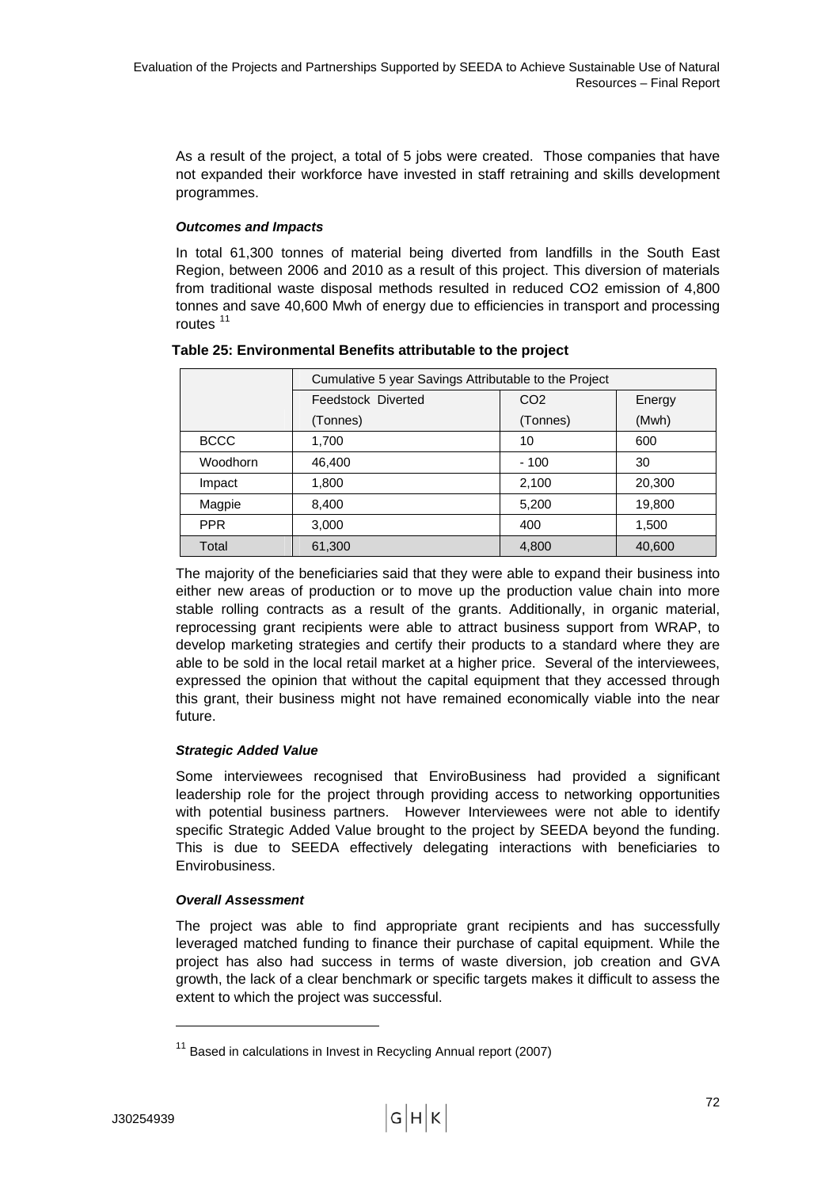As a result of the project, a total of 5 jobs were created. Those companies that have not expanded their workforce have invested in staff retraining and skills development programmes.

***Outcomes and Impacts***

In total 61,300 tonnes of material being diverted from landfills in the South East Region, between 2006 and 2010 as a result of this project. This diversion of materials from traditional waste disposal methods resulted in reduced $CO_2$ emission of 4,800 tonnes and save 40,600 Mwh of energy due to efficiencies in transport and processing routes [11]

**Table 25: Environmental Benefits attributable to the project**

| | Cumulative 5 year Savings Attributable to the Project | | |
|---|---|---|---|
| | Feedstock Diverted (Tonnes) | $CO_2$ (Tonnes) | Energy (Mwh) |
| BCCC | 1,700 | 10 | 600 |
| Woodhorn | 46,400 | - 100 | 30 |
| Impact | 1,800 | 2,100 | 20,300 |
| Magpie | 8,400 | 5,200 | 19,800 |
| PPR | 3,000 | 400 | 1,500 |
| Total | 61,300 | 4,800 | 40,600 |

The majority of the beneficiaries said that they were able to expand their business into either new areas of production or to move up the production value chain into more stable rolling contracts as a result of the grants. Additionally, in organic material, reprocessing grant recipients were able to attract business support from WRAP, to develop marketing strategies and certify their products to a standard where they are able to be sold in the local retail market at a higher price. Several of the interviewees, expressed the opinion that without the capital equipment that they accessed through this grant, their business might not have remained economically viable into the near future.

***Strategic Added Value***

Some interviewees recognised that EnviroBusiness had provided a significant leadership role for the project through providing access to networking opportunities with potential business partners. However Interviewees were not able to identify specific Strategic Added Value brought to the project by SEEDA beyond the funding. This is due to SEEDA effectively delegating interactions with beneficiaries to Envirobusiness.

***Overall Assessment***

The project was able to find appropriate grant recipients and has successfully leveraged matched funding to finance their purchase of capital equipment. While the project has also had success in terms of waste diversion, job creation and GVA growth, the lack of a clear benchmark or specific targets makes it difficult to assess the extent to which the project was successful.

[11] Based in calculations in Invest in Recycling Annual report (2007)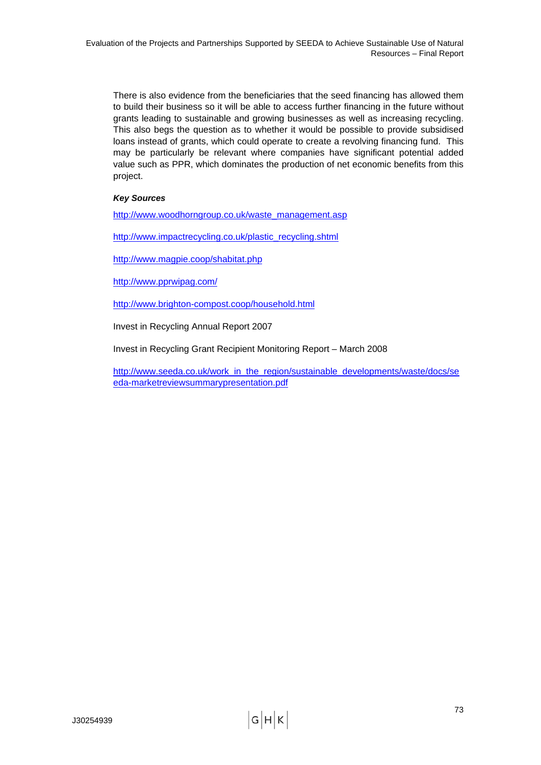There is also evidence from the beneficiaries that the seed financing has allowed them to build their business so it will be able to access further financing in the future without grants leading to sustainable and growing businesses as well as increasing recycling. This also begs the question as to whether it would be possible to provide subsidised loans instead of grants, which could operate to create a revolving financing fund. This may be particularly be relevant where companies have significant potential added value such as PPR, which dominates the production of net economic benefits from this project.

***Key Sources***

http://www.woodhorngroup.co.uk/waste_management.asp

http://www.impactrecycling.co.uk/plastic_recycling.shtml

http://www.magpie.coop/shabitat.php

http://www.pprwipag.com/

http://www.brighton-compost.coop/household.html

Invest in Recycling Annual Report 2007

Invest in Recycling Grant Recipient Monitoring Report – March 2008

http://www.seeda.co.uk/work_in_the_region/sustainable_developments/waste/docs/seeda-marketreviewsummarypresentation.pdf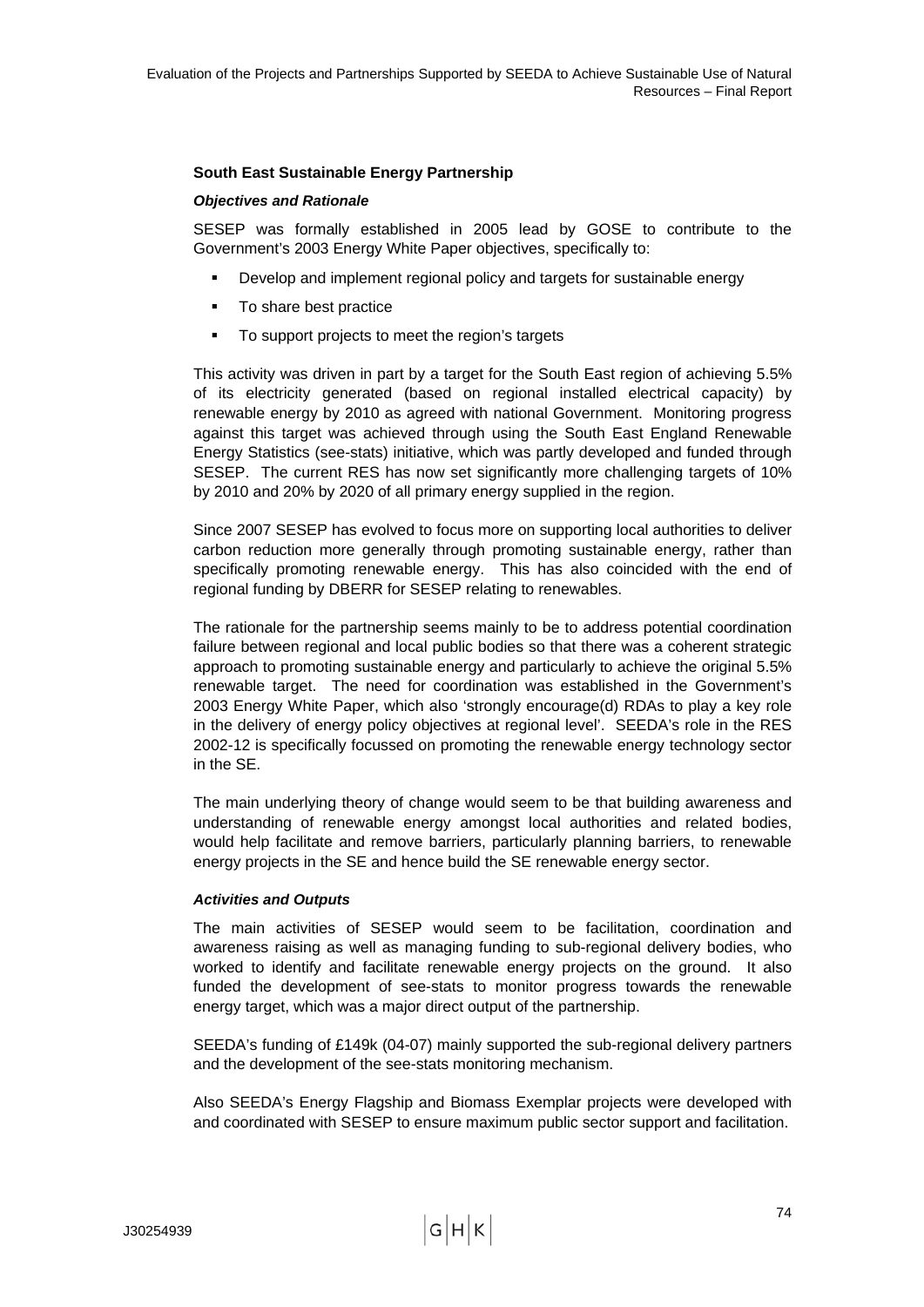**South East Sustainable Energy Partnership**

***Objectives and Rationale***

SESEP was formally established in 2005 lead by GOSE to contribute to the Government's 2003 Energy White Paper objectives, specifically to:

- Develop and implement regional policy and targets for sustainable energy
- To share best practice
- To support projects to meet the region's targets

This activity was driven in part by a target for the South East region of achieving 5.5% of its electricity generated (based on regional installed electrical capacity) by renewable energy by 2010 as agreed with national Government. Monitoring progress against this target was achieved through using the South East England Renewable Energy Statistics (see-stats) initiative, which was partly developed and funded through SESEP. The current RES has now set significantly more challenging targets of 10% by 2010 and 20% by 2020 of all primary energy supplied in the region.

Since 2007 SESEP has evolved to focus more on supporting local authorities to deliver carbon reduction more generally through promoting sustainable energy, rather than specifically promoting renewable energy. This has also coincided with the end of regional funding by DBERR for SESEP relating to renewables.

The rationale for the partnership seems mainly to be to address potential coordination failure between regional and local public bodies so that there was a coherent strategic approach to promoting sustainable energy and particularly to achieve the original 5.5% renewable target. The need for coordination was established in the Government's 2003 Energy White Paper, which also 'strongly encourage(d) RDAs to play a key role in the delivery of energy policy objectives at regional level'. SEEDA's role in the RES 2002-12 is specifically focussed on promoting the renewable energy technology sector in the SE.

The main underlying theory of change would seem to be that building awareness and understanding of renewable energy amongst local authorities and related bodies, would help facilitate and remove barriers, particularly planning barriers, to renewable energy projects in the SE and hence build the SE renewable energy sector.

***Activities and Outputs***

The main activities of SESEP would seem to be facilitation, coordination and awareness raising as well as managing funding to sub-regional delivery bodies, who worked to identify and facilitate renewable energy projects on the ground. It also funded the development of see-stats to monitor progress towards the renewable energy target, which was a major direct output of the partnership.

SEEDA's funding of £149k (04-07) mainly supported the sub-regional delivery partners and the development of the see-stats monitoring mechanism.

Also SEEDA's Energy Flagship and Biomass Exemplar projects were developed with and coordinated with SESEP to ensure maximum public sector support and facilitation.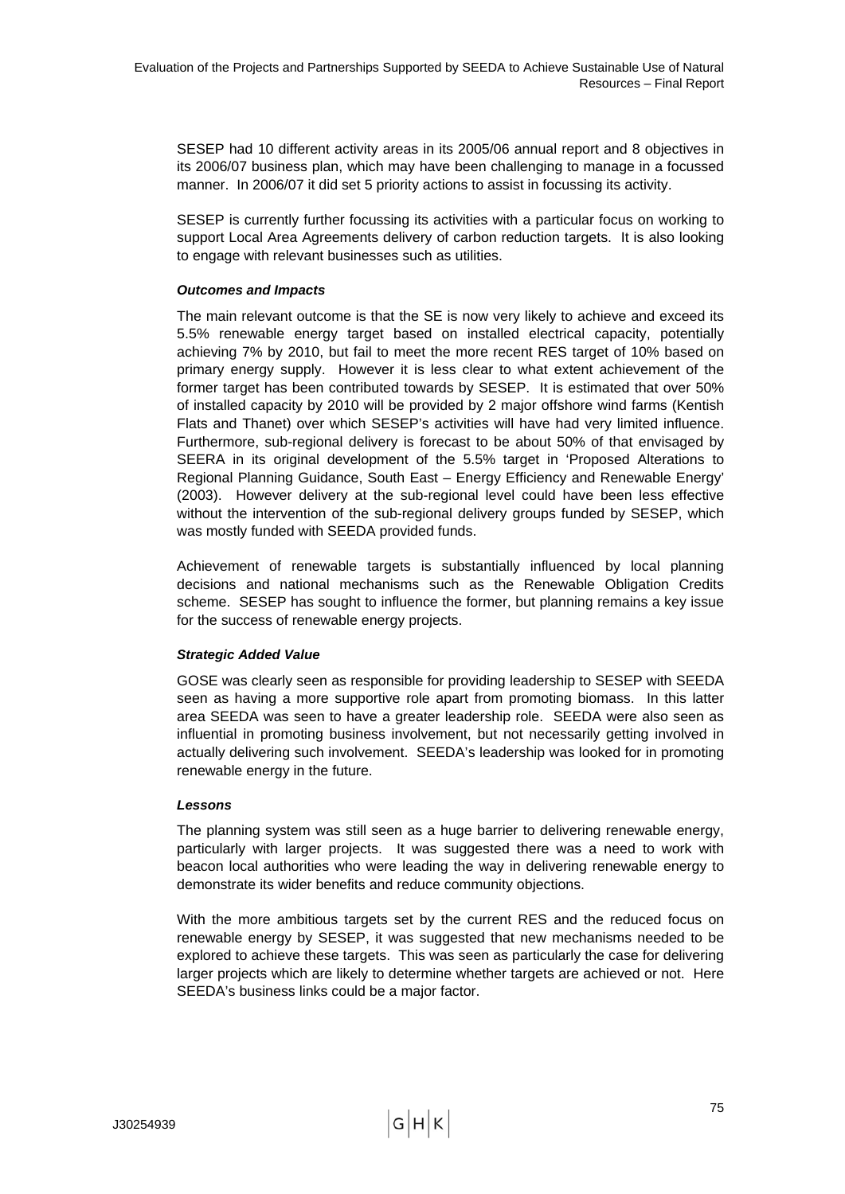SESEP had 10 different activity areas in its 2005/06 annual report and 8 objectives in its 2006/07 business plan, which may have been challenging to manage in a focussed manner. In 2006/07 it did set 5 priority actions to assist in focussing its activity.

SESEP is currently further focussing its activities with a particular focus on working to support Local Area Agreements delivery of carbon reduction targets. It is also looking to engage with relevant businesses such as utilities.

***Outcomes and Impacts***

The main relevant outcome is that the SE is now very likely to achieve and exceed its 5.5% renewable energy target based on installed electrical capacity, potentially achieving 7% by 2010, but fail to meet the more recent RES target of 10% based on primary energy supply. However it is less clear to what extent achievement of the former target has been contributed towards by SESEP. It is estimated that over 50% of installed capacity by 2010 will be provided by 2 major offshore wind farms (Kentish Flats and Thanet) over which SESEP's activities will have had very limited influence. Furthermore, sub-regional delivery is forecast to be about 50% of that envisaged by SEERA in its original development of the 5.5% target in 'Proposed Alterations to Regional Planning Guidance, South East – Energy Efficiency and Renewable Energy' (2003). However delivery at the sub-regional level could have been less effective without the intervention of the sub-regional delivery groups funded by SESEP, which was mostly funded with SEEDA provided funds.

Achievement of renewable targets is substantially influenced by local planning decisions and national mechanisms such as the Renewable Obligation Credits scheme. SESEP has sought to influence the former, but planning remains a key issue for the success of renewable energy projects.

***Strategic Added Value***

GOSE was clearly seen as responsible for providing leadership to SESEP with SEEDA seen as having a more supportive role apart from promoting biomass. In this latter area SEEDA was seen to have a greater leadership role. SEEDA were also seen as influential in promoting business involvement, but not necessarily getting involved in actually delivering such involvement. SEEDA's leadership was looked for in promoting renewable energy in the future.

***Lessons***

The planning system was still seen as a huge barrier to delivering renewable energy, particularly with larger projects. It was suggested there was a need to work with beacon local authorities who were leading the way in delivering renewable energy to demonstrate its wider benefits and reduce community objections.

With the more ambitious targets set by the current RES and the reduced focus on renewable energy by SESEP, it was suggested that new mechanisms needed to be explored to achieve these targets. This was seen as particularly the case for delivering larger projects which are likely to determine whether targets are achieved or not. Here SEEDA's business links could be a major factor.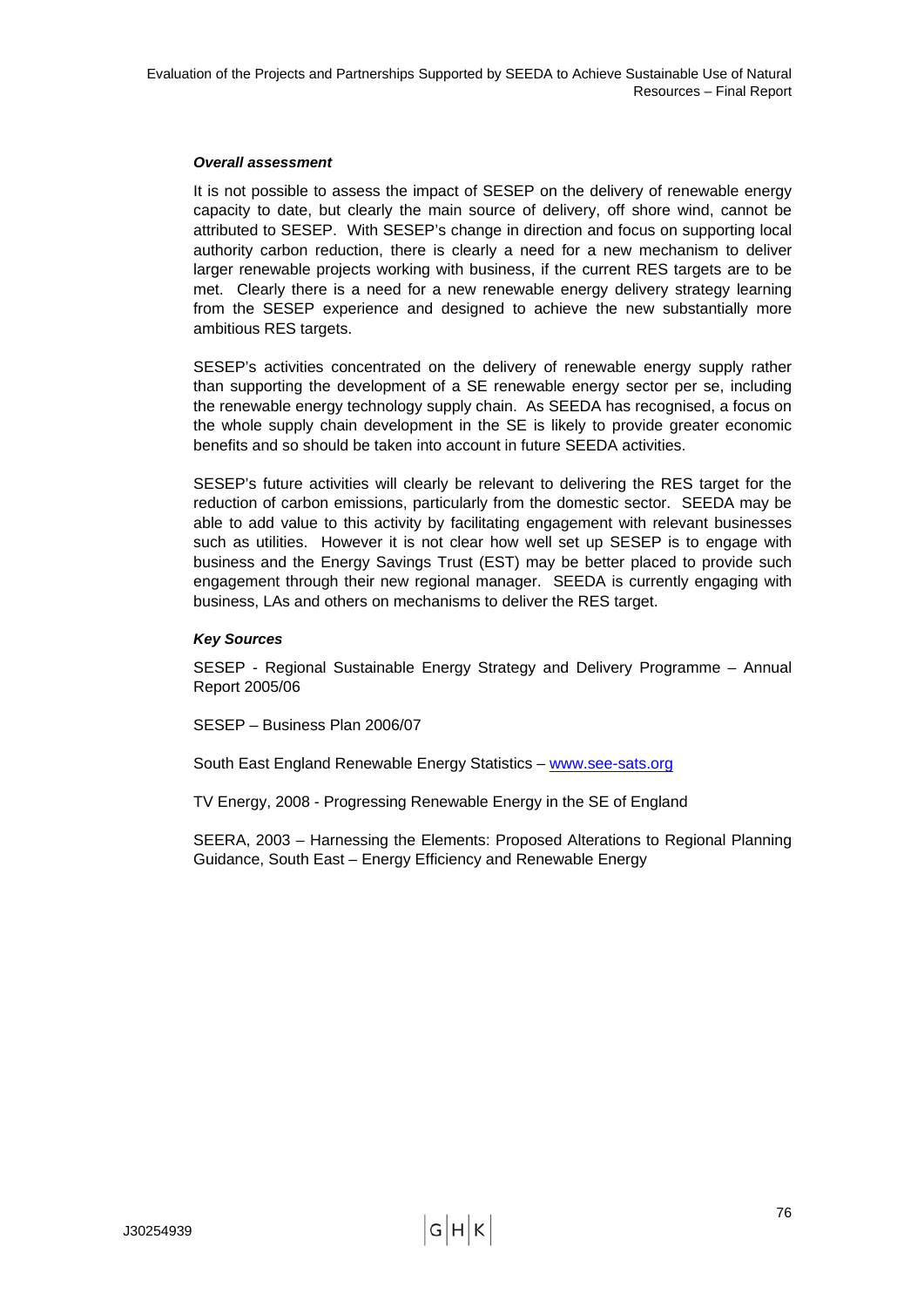***Overall assessment***

It is not possible to assess the impact of SESEP on the delivery of renewable energy capacity to date, but clearly the main source of delivery, off shore wind, cannot be attributed to SESEP. With SESEP's change in direction and focus on supporting local authority carbon reduction, there is clearly a need for a new mechanism to deliver larger renewable projects working with business, if the current RES targets are to be met. Clearly there is a need for a new renewable energy delivery strategy learning from the SESEP experience and designed to achieve the new substantially more ambitious RES targets.

SESEP's activities concentrated on the delivery of renewable energy supply rather than supporting the development of a SE renewable energy sector per se, including the renewable energy technology supply chain. As SEEDA has recognised, a focus on the whole supply chain development in the SE is likely to provide greater economic benefits and so should be taken into account in future SEEDA activities.

SESEP's future activities will clearly be relevant to delivering the RES target for the reduction of carbon emissions, particularly from the domestic sector. SEEDA may be able to add value to this activity by facilitating engagement with relevant businesses such as utilities. However it is not clear how well set up SESEP is to engage with business and the Energy Savings Trust (EST) may be better placed to provide such engagement through their new regional manager. SEEDA is currently engaging with business, LAs and others on mechanisms to deliver the RES target.

***Key Sources***

SESEP - Regional Sustainable Energy Strategy and Delivery Programme – Annual Report 2005/06

SESEP – Business Plan 2006/07

South East England Renewable Energy Statistics – www.see-sats.org

TV Energy, 2008 - Progressing Renewable Energy in the SE of England

SEERA, 2003 – Harnessing the Elements: Proposed Alterations to Regional Planning Guidance, South East – Energy Efficiency and Renewable Energy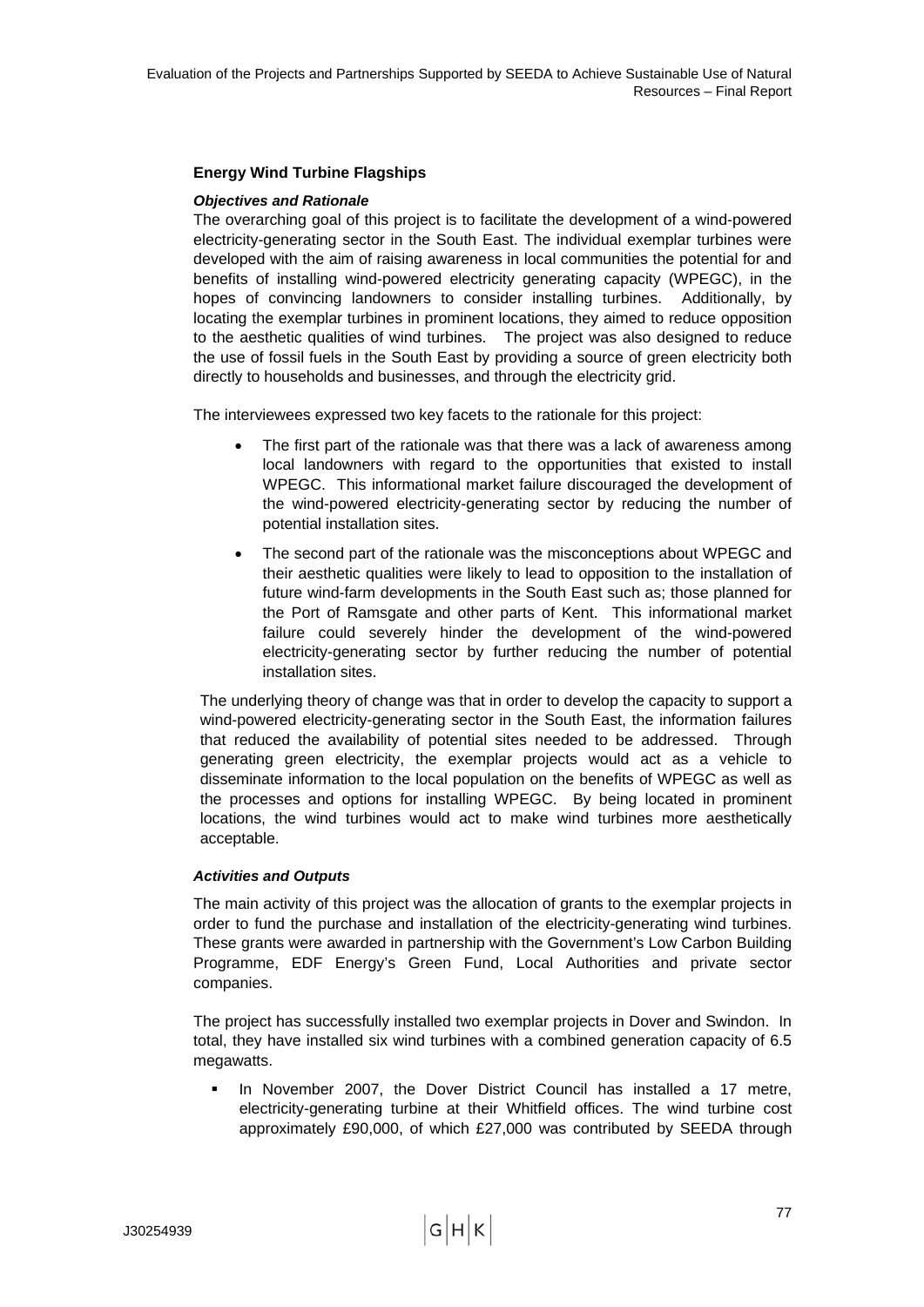### Energy Wind Turbine Flagships

***Objectives and Rationale***

The overarching goal of this project is to facilitate the development of a wind-powered electricity-generating sector in the South East. The individual exemplar turbines were developed with the aim of raising awareness in local communities the potential for and benefits of installing wind-powered electricity generating capacity (WPEGC), in the hopes of convincing landowners to consider installing turbines. Additionally, by locating the exemplar turbines in prominent locations, they aimed to reduce opposition to the aesthetic qualities of wind turbines. The project was also designed to reduce the use of fossil fuels in the South East by providing a source of green electricity both directly to households and businesses, and through the electricity grid.

The interviewees expressed two key facets to the rationale for this project:

- The first part of the rationale was that there was a lack of awareness among local landowners with regard to the opportunities that existed to install WPEGC. This informational market failure discouraged the development of the wind-powered electricity-generating sector by reducing the number of potential installation sites.
- The second part of the rationale was the misconceptions about WPEGC and their aesthetic qualities were likely to lead to opposition to the installation of future wind-farm developments in the South East such as; those planned for the Port of Ramsgate and other parts of Kent. This informational market failure could severely hinder the development of the wind-powered electricity-generating sector by further reducing the number of potential installation sites.

The underlying theory of change was that in order to develop the capacity to support a wind-powered electricity-generating sector in the South East, the information failures that reduced the availability of potential sites needed to be addressed. Through generating green electricity, the exemplar projects would act as a vehicle to disseminate information to the local population on the benefits of WPEGC as well as the processes and options for installing WPEGC. By being located in prominent locations, the wind turbines would act to make wind turbines more aesthetically acceptable.

***Activities and Outputs***

The main activity of this project was the allocation of grants to the exemplar projects in order to fund the purchase and installation of the electricity-generating wind turbines. These grants were awarded in partnership with the Government's Low Carbon Building Programme, EDF Energy's Green Fund, Local Authorities and private sector companies.

The project has successfully installed two exemplar projects in Dover and Swindon. In total, they have installed six wind turbines with a combined generation capacity of 6.5 megawatts.

- In November 2007, the Dover District Council has installed a 17 metre, electricity-generating turbine at their Whitfield offices. The wind turbine cost approximately £90,000, of which £27,000 was contributed by SEEDA through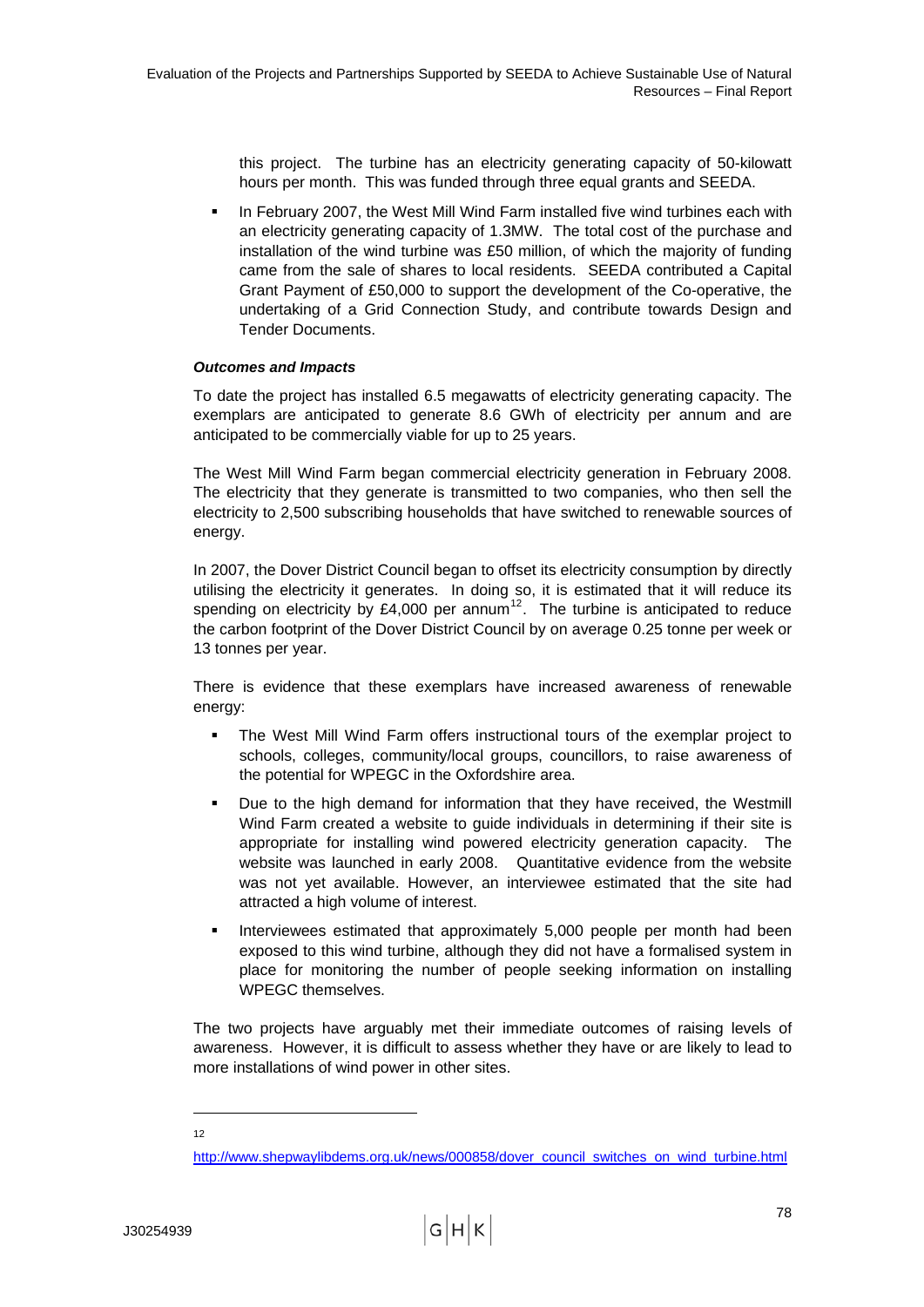this project. The turbine has an electricity generating capacity of 50-kilowatt hours per month. This was funded through three equal grants and SEEDA.

- In February 2007, the West Mill Wind Farm installed five wind turbines each with an electricity generating capacity of 1.3MW. The total cost of the purchase and installation of the wind turbine was £50 million, of which the majority of funding came from the sale of shares to local residents. SEEDA contributed a Capital Grant Payment of £50,000 to support the development of the Co-operative, the undertaking of a Grid Connection Study, and contribute towards Design and Tender Documents.

***Outcomes and Impacts***

To date the project has installed 6.5 megawatts of electricity generating capacity. The exemplars are anticipated to generate 8.6 GWh of electricity per annum and are anticipated to be commercially viable for up to 25 years.

The West Mill Wind Farm began commercial electricity generation in February 2008. The electricity that they generate is transmitted to two companies, who then sell the electricity to 2,500 subscribing households that have switched to renewable sources of energy.

In 2007, the Dover District Council began to offset its electricity consumption by directly utilising the electricity it generates. In doing so, it is estimated that it will reduce its spending on electricity by £4,000 per annum[12]. The turbine is anticipated to reduce the carbon footprint of the Dover District Council by on average 0.25 tonne per week or 13 tonnes per year.

There is evidence that these exemplars have increased awareness of renewable energy:

- The West Mill Wind Farm offers instructional tours of the exemplar project to schools, colleges, community/local groups, councillors, to raise awareness of the potential for WPEGC in the Oxfordshire area.
- Due to the high demand for information that they have received, the Westmill Wind Farm created a website to guide individuals in determining if their site is appropriate for installing wind powered electricity generation capacity. The website was launched in early 2008. Quantitative evidence from the website was not yet available. However, an interviewee estimated that the site had attracted a high volume of interest.
- Interviewees estimated that approximately 5,000 people per month had been exposed to this wind turbine, although they did not have a formalised system in place for monitoring the number of people seeking information on installing WPEGC themselves.

The two projects have arguably met their immediate outcomes of raising levels of awareness. However, it is difficult to assess whether they have or are likely to lead to more installations of wind power in other sites.

---

[12] http://www.shepwaylibdems.org.uk/news/000858/dover_council_switches_on_wind_turbine.html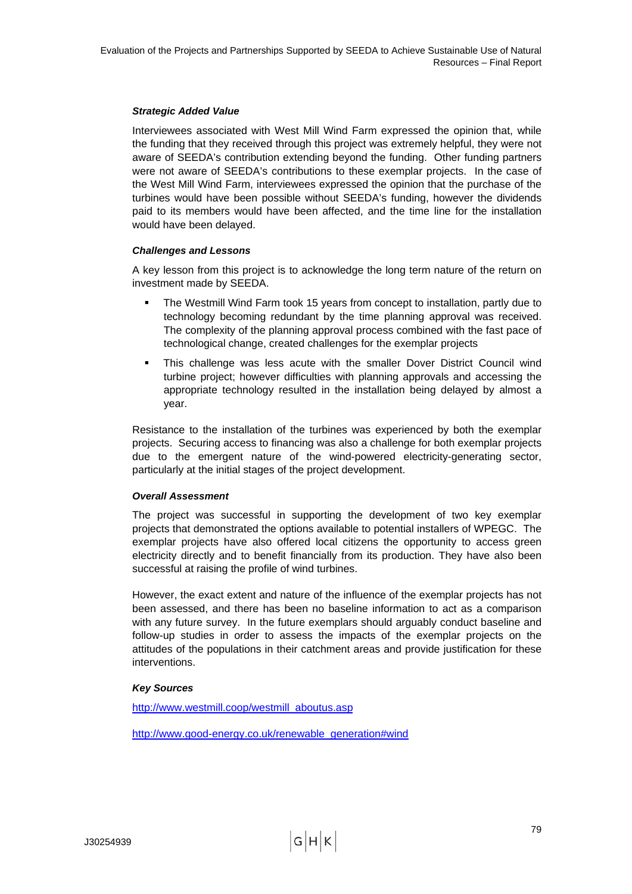***Strategic Added Value***

Interviewees associated with West Mill Wind Farm expressed the opinion that, while the funding that they received through this project was extremely helpful, they were not aware of SEEDA's contribution extending beyond the funding. Other funding partners were not aware of SEEDA's contributions to these exemplar projects. In the case of the West Mill Wind Farm, interviewees expressed the opinion that the purchase of the turbines would have been possible without SEEDA's funding, however the dividends paid to its members would have been affected, and the time line for the installation would have been delayed.

***Challenges and Lessons***

A key lesson from this project is to acknowledge the long term nature of the return on investment made by SEEDA.

- The Westmill Wind Farm took 15 years from concept to installation, partly due to technology becoming redundant by the time planning approval was received. The complexity of the planning approval process combined with the fast pace of technological change, created challenges for the exemplar projects
- This challenge was less acute with the smaller Dover District Council wind turbine project; however difficulties with planning approvals and accessing the appropriate technology resulted in the installation being delayed by almost a year.

Resistance to the installation of the turbines was experienced by both the exemplar projects. Securing access to financing was also a challenge for both exemplar projects due to the emergent nature of the wind-powered electricity-generating sector, particularly at the initial stages of the project development.

***Overall Assessment***

The project was successful in supporting the development of two key exemplar projects that demonstrated the options available to potential installers of WPEGC. The exemplar projects have also offered local citizens the opportunity to access green electricity directly and to benefit financially from its production. They have also been successful at raising the profile of wind turbines.

However, the exact extent and nature of the influence of the exemplar projects has not been assessed, and there has been no baseline information to act as a comparison with any future survey. In the future exemplars should arguably conduct baseline and follow-up studies in order to assess the impacts of the exemplar projects on the attitudes of the populations in their catchment areas and provide justification for these interventions.

***Key Sources***

http://www.westmill.coop/westmill_aboutus.asp

http://www.good-energy.co.uk/renewable_generation#wind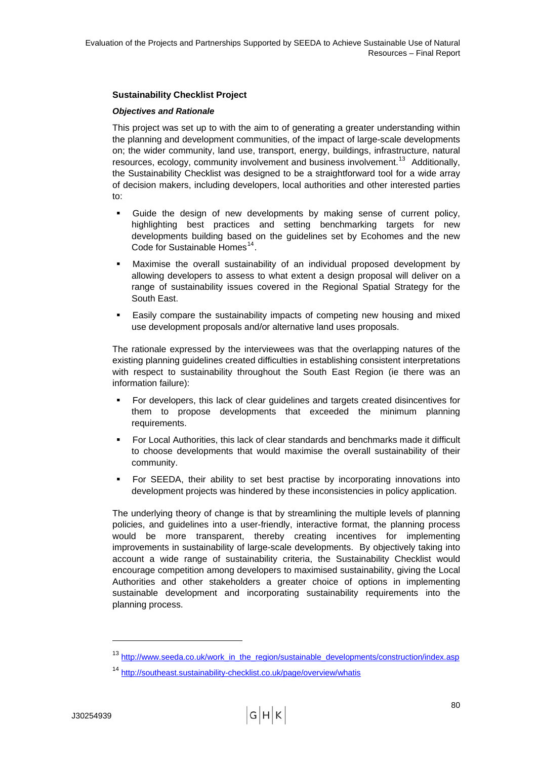### Sustainability Checklist Project

#### *Objectives and Rationale*

This project was set up to with the aim to of generating a greater understanding within the planning and development communities, of the impact of large-scale developments on; the wider community, land use, transport, energy, buildings, infrastructure, natural resources, ecology, community involvement and business involvement.[13] Additionally, the Sustainability Checklist was designed to be a straightforward tool for a wide array of decision makers, including developers, local authorities and other interested parties to:

- Guide the design of new developments by making sense of current policy, highlighting best practices and setting benchmarking targets for new developments building based on the guidelines set by Ecohomes and the new Code for Sustainable Homes[14].
- Maximise the overall sustainability of an individual proposed development by allowing developers to assess to what extent a design proposal will deliver on a range of sustainability issues covered in the Regional Spatial Strategy for the South East.
- Easily compare the sustainability impacts of competing new housing and mixed use development proposals and/or alternative land uses proposals.

The rationale expressed by the interviewees was that the overlapping natures of the existing planning guidelines created difficulties in establishing consistent interpretations with respect to sustainability throughout the South East Region (ie there was an information failure):

- For developers, this lack of clear guidelines and targets created disincentives for them to propose developments that exceeded the minimum planning requirements.
- For Local Authorities, this lack of clear standards and benchmarks made it difficult to choose developments that would maximise the overall sustainability of their community.
- For SEEDA, their ability to set best practise by incorporating innovations into development projects was hindered by these inconsistencies in policy application.

The underlying theory of change is that by streamlining the multiple levels of planning policies, and guidelines into a user-friendly, interactive format, the planning process would be more transparent, thereby creating incentives for implementing improvements in sustainability of large-scale developments. By objectively taking into account a wide range of sustainability criteria, the Sustainability Checklist would encourage competition among developers to maximised sustainability, giving the Local Authorities and other stakeholders a greater choice of options in implementing sustainable development and incorporating sustainability requirements into the planning process.

---

[13] http://www.seeda.co.uk/work_in_the_region/sustainable_developments/construction/index.asp

[14] http://southeast.sustainability-checklist.co.uk/page/overview/whatis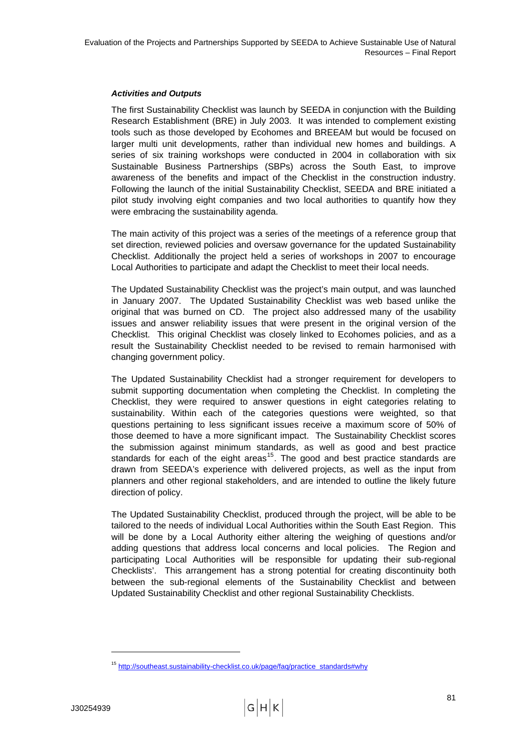***Activities and Outputs***

The first Sustainability Checklist was launch by SEEDA in conjunction with the Building Research Establishment (BRE) in July 2003. It was intended to complement existing tools such as those developed by Ecohomes and BREEAM but would be focused on larger multi unit developments, rather than individual new homes and buildings. A series of six training workshops were conducted in 2004 in collaboration with six Sustainable Business Partnerships (SBPs) across the South East, to improve awareness of the benefits and impact of the Checklist in the construction industry. Following the launch of the initial Sustainability Checklist, SEEDA and BRE initiated a pilot study involving eight companies and two local authorities to quantify how they were embracing the sustainability agenda.

The main activity of this project was a series of the meetings of a reference group that set direction, reviewed policies and oversaw governance for the updated Sustainability Checklist. Additionally the project held a series of workshops in 2007 to encourage Local Authorities to participate and adapt the Checklist to meet their local needs.

The Updated Sustainability Checklist was the project's main output, and was launched in January 2007. The Updated Sustainability Checklist was web based unlike the original that was burned on CD. The project also addressed many of the usability issues and answer reliability issues that were present in the original version of the Checklist. This original Checklist was closely linked to Ecohomes policies, and as a result the Sustainability Checklist needed to be revised to remain harmonised with changing government policy.

The Updated Sustainability Checklist had a stronger requirement for developers to submit supporting documentation when completing the Checklist. In completing the Checklist, they were required to answer questions in eight categories relating to sustainability. Within each of the categories questions were weighted, so that questions pertaining to less significant issues receive a maximum score of 50% of those deemed to have a more significant impact. The Sustainability Checklist scores the submission against minimum standards, as well as good and best practice standards for each of the eight areas[15]. The good and best practice standards are drawn from SEEDA's experience with delivered projects, as well as the input from planners and other regional stakeholders, and are intended to outline the likely future direction of policy.

The Updated Sustainability Checklist, produced through the project, will be able to be tailored to the needs of individual Local Authorities within the South East Region. This will be done by a Local Authority either altering the weighing of questions and/or adding questions that address local concerns and local policies. The Region and participating Local Authorities will be responsible for updating their sub-regional Checklists'. This arrangement has a strong potential for creating discontinuity both between the sub-regional elements of the Sustainability Checklist and between Updated Sustainability Checklist and other regional Sustainability Checklists.

---

[15] http://southeast.sustainability-checklist.co.uk/page/faq/practice_standards#why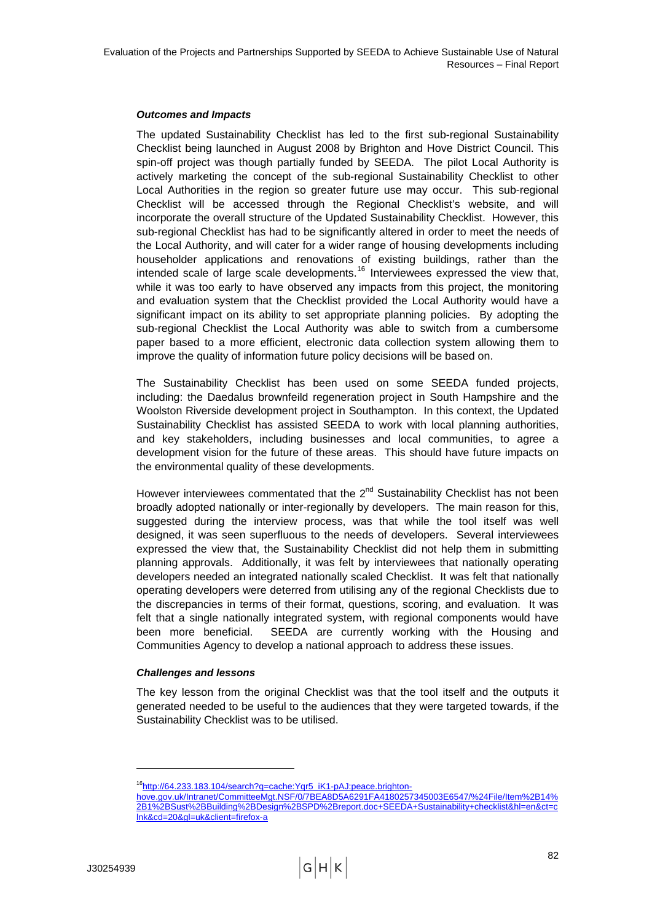***Outcomes and Impacts***

The updated Sustainability Checklist has led to the first sub-regional Sustainability Checklist being launched in August 2008 by Brighton and Hove District Council. This spin-off project was though partially funded by SEEDA. The pilot Local Authority is actively marketing the concept of the sub-regional Sustainability Checklist to other Local Authorities in the region so greater future use may occur. This sub-regional Checklist will be accessed through the Regional Checklist's website, and will incorporate the overall structure of the Updated Sustainability Checklist. However, this sub-regional Checklist has had to be significantly altered in order to meet the needs of the Local Authority, and will cater for a wider range of housing developments including householder applications and renovations of existing buildings, rather than the intended scale of large scale developments.[16] Interviewees expressed the view that, while it was too early to have observed any impacts from this project, the monitoring and evaluation system that the Checklist provided the Local Authority would have a significant impact on its ability to set appropriate planning policies. By adopting the sub-regional Checklist the Local Authority was able to switch from a cumbersome paper based to a more efficient, electronic data collection system allowing them to improve the quality of information future policy decisions will be based on.

The Sustainability Checklist has been used on some SEEDA funded projects, including: the Daedalus brownfeild regeneration project in South Hampshire and the Woolston Riverside development project in Southampton. In this context, the Updated Sustainability Checklist has assisted SEEDA to work with local planning authorities, and key stakeholders, including businesses and local communities, to agree a development vision for the future of these areas. This should have future impacts on the environmental quality of these developments.

However interviewees commentated that the 2nd Sustainability Checklist has not been broadly adopted nationally or inter-regionally by developers. The main reason for this, suggested during the interview process, was that while the tool itself was well designed, it was seen superfluous to the needs of developers. Several interviewees expressed the view that, the Sustainability Checklist did not help them in submitting planning approvals. Additionally, it was felt by interviewees that nationally operating developers needed an integrated nationally scaled Checklist. It was felt that nationally operating developers were deterred from utilising any of the regional Checklists due to the discrepancies in terms of their format, questions, scoring, and evaluation. It was felt that a single nationally integrated system, with regional components would have been more beneficial. SEEDA are currently working with the Housing and Communities Agency to develop a national approach to address these issues.

***Challenges and lessons***

The key lesson from the original Checklist was that the tool itself and the outputs it generated needed to be useful to the audiences that they were targeted towards, if the Sustainability Checklist was to be utilised.

---

[16] http://64.233.183.104/search?q=cache:Ygr5_iK1-pAJ:peace.brighton-hove.gov.uk/Intranet/CommitteeMgt.NSF/0/7BEA8D5A6291FA4180257345003E6547/%24File/Item%2B14%2B1%2BSust%2BBuilding%2BDesign%2BSPD%2Breport.doc+SEEDA+Sustainability+checklist&hl=en&ct=clnk&cd=20&gl=uk&client=firefox-a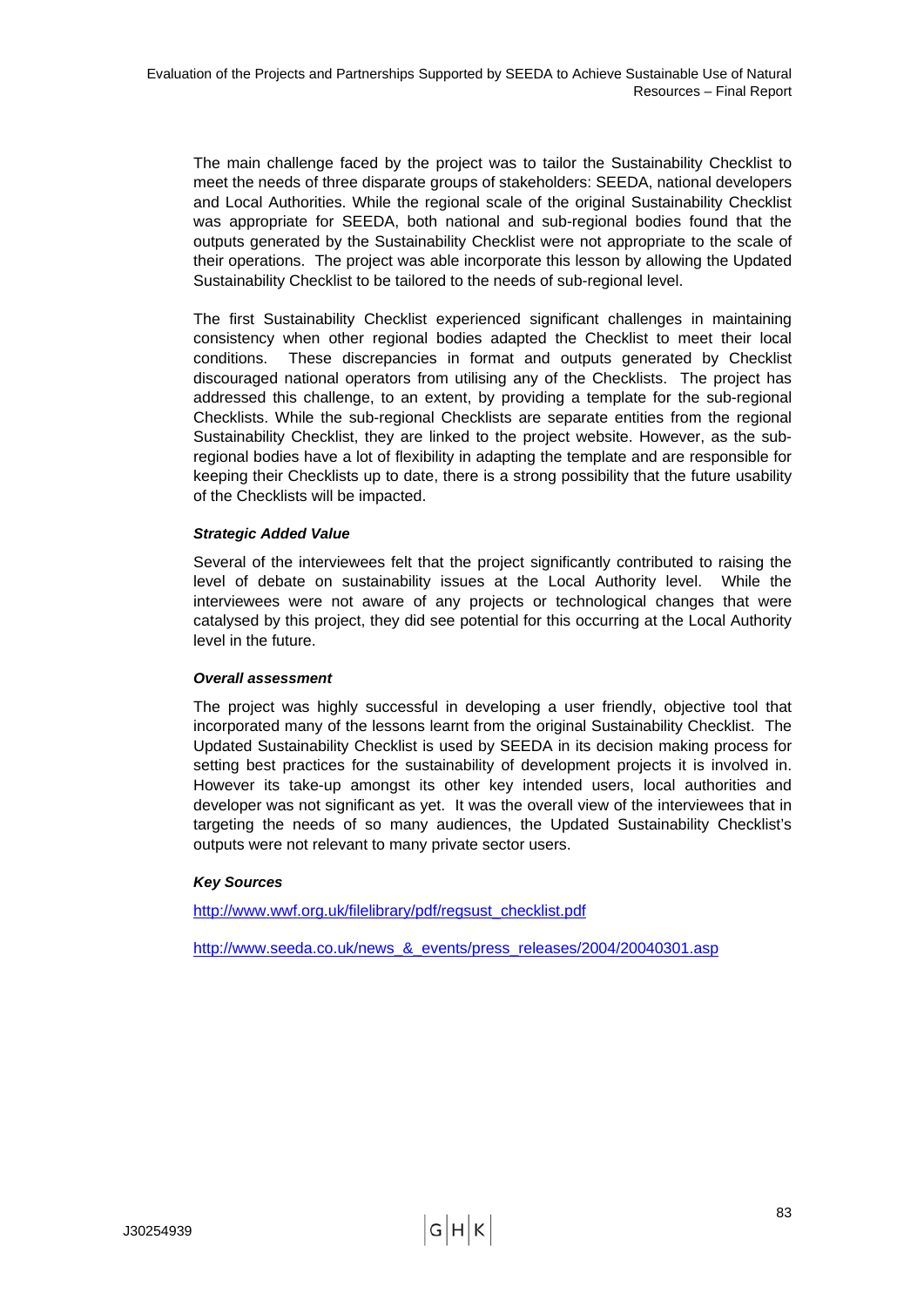The main challenge faced by the project was to tailor the Sustainability Checklist to meet the needs of three disparate groups of stakeholders: SEEDA, national developers and Local Authorities. While the regional scale of the original Sustainability Checklist was appropriate for SEEDA, both national and sub-regional bodies found that the outputs generated by the Sustainability Checklist were not appropriate to the scale of their operations. The project was able incorporate this lesson by allowing the Updated Sustainability Checklist to be tailored to the needs of sub-regional level.

The first Sustainability Checklist experienced significant challenges in maintaining consistency when other regional bodies adapted the Checklist to meet their local conditions. These discrepancies in format and outputs generated by Checklist discouraged national operators from utilising any of the Checklists. The project has addressed this challenge, to an extent, by providing a template for the sub-regional Checklists. While the sub-regional Checklists are separate entities from the regional Sustainability Checklist, they are linked to the project website. However, as the sub-regional bodies have a lot of flexibility in adapting the template and are responsible for keeping their Checklists up to date, there is a strong possibility that the future usability of the Checklists will be impacted.

***Strategic Added Value***

Several of the interviewees felt that the project significantly contributed to raising the level of debate on sustainability issues at the Local Authority level. While the interviewees were not aware of any projects or technological changes that were catalysed by this project, they did see potential for this occurring at the Local Authority level in the future.

***Overall assessment***

The project was highly successful in developing a user friendly, objective tool that incorporated many of the lessons learnt from the original Sustainability Checklist. The Updated Sustainability Checklist is used by SEEDA in its decision making process for setting best practices for the sustainability of development projects it is involved in. However its take-up amongst its other key intended users, local authorities and developer was not significant as yet. It was the overall view of the interviewees that in targeting the needs of so many audiences, the Updated Sustainability Checklist's outputs were not relevant to many private sector users.

***Key Sources***

http://www.wwf.org.uk/filelibrary/pdf/regsust_checklist.pdf

http://www.seeda.co.uk/news_&_events/press_releases/2004/20040301.asp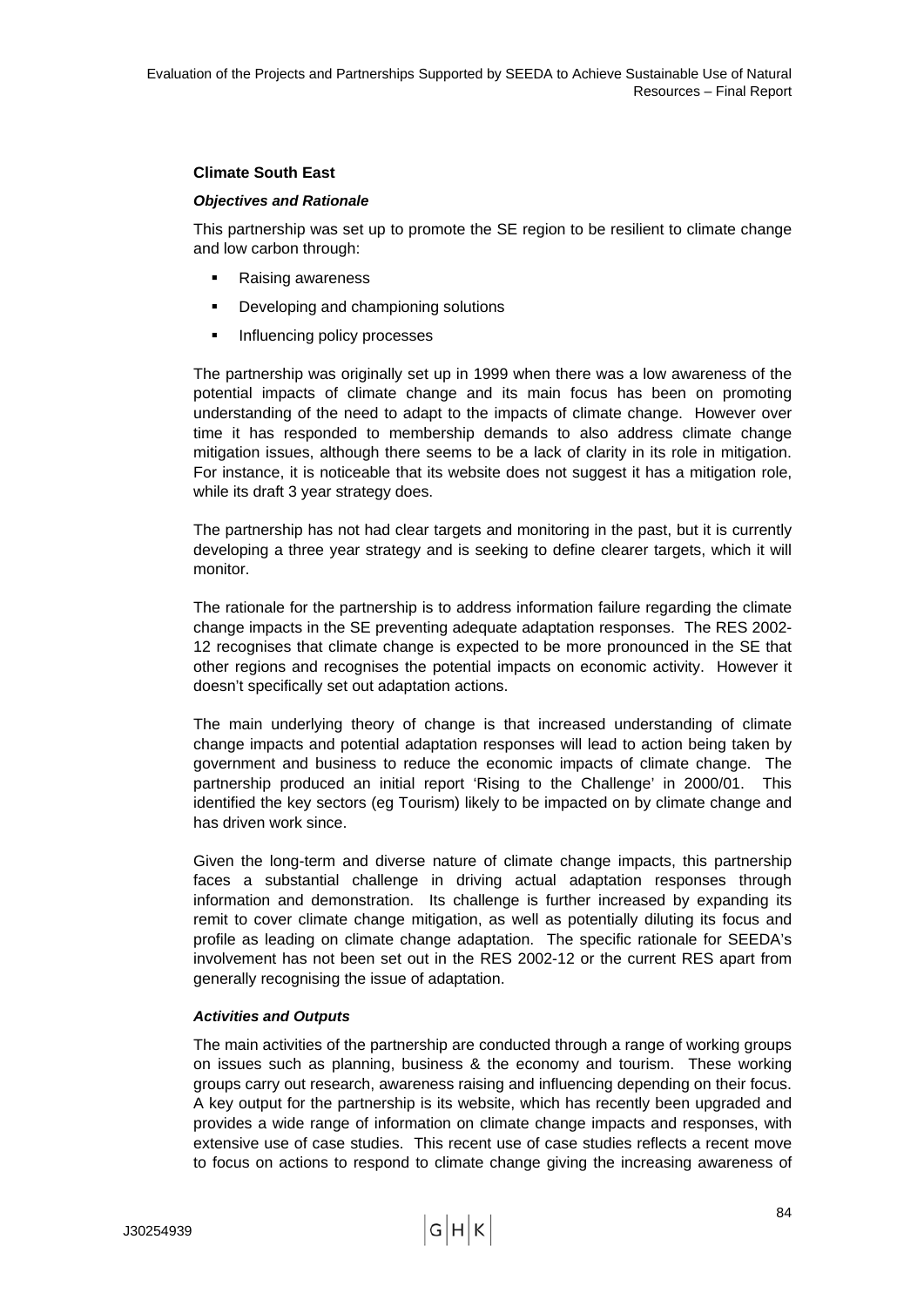### Climate South East

#### *Objectives and Rationale*

This partnership was set up to promote the SE region to be resilient to climate change and low carbon through:

- Raising awareness
- Developing and championing solutions
- Influencing policy processes

The partnership was originally set up in 1999 when there was a low awareness of the potential impacts of climate change and its main focus has been on promoting understanding of the need to adapt to the impacts of climate change. However over time it has responded to membership demands to also address climate change mitigation issues, although there seems to be a lack of clarity in its role in mitigation. For instance, it is noticeable that its website does not suggest it has a mitigation role, while its draft 3 year strategy does.

The partnership has not had clear targets and monitoring in the past, but it is currently developing a three year strategy and is seeking to define clearer targets, which it will monitor.

The rationale for the partnership is to address information failure regarding the climate change impacts in the SE preventing adequate adaptation responses. The RES 2002-12 recognises that climate change is expected to be more pronounced in the SE that other regions and recognises the potential impacts on economic activity. However it doesn't specifically set out adaptation actions.

The main underlying theory of change is that increased understanding of climate change impacts and potential adaptation responses will lead to action being taken by government and business to reduce the economic impacts of climate change. The partnership produced an initial report 'Rising to the Challenge' in 2000/01. This identified the key sectors (eg Tourism) likely to be impacted on by climate change and has driven work since.

Given the long-term and diverse nature of climate change impacts, this partnership faces a substantial challenge in driving actual adaptation responses through information and demonstration. Its challenge is further increased by expanding its remit to cover climate change mitigation, as well as potentially diluting its focus and profile as leading on climate change adaptation. The specific rationale for SEEDA's involvement has not been set out in the RES 2002-12 or the current RES apart from generally recognising the issue of adaptation.

#### *Activities and Outputs*

The main activities of the partnership are conducted through a range of working groups on issues such as planning, business & the economy and tourism. These working groups carry out research, awareness raising and influencing depending on their focus. A key output for the partnership is its website, which has recently been upgraded and provides a wide range of information on climate change impacts and responses, with extensive use of case studies. This recent use of case studies reflects a recent move to focus on actions to respond to climate change giving the increasing awareness of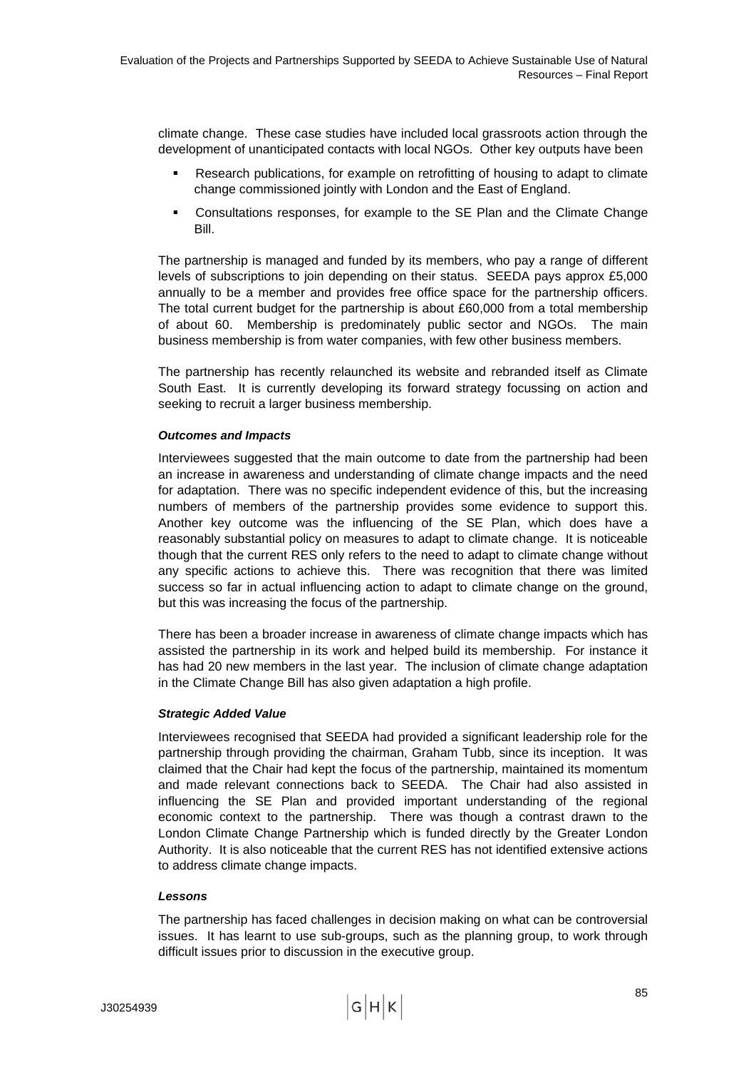climate change. These case studies have included local grassroots action through the development of unanticipated contacts with local NGOs. Other key outputs have been

- Research publications, for example on retrofitting of housing to adapt to climate change commissioned jointly with London and the East of England.
- Consultations responses, for example to the SE Plan and the Climate Change Bill.

The partnership is managed and funded by its members, who pay a range of different levels of subscriptions to join depending on their status. SEEDA pays approx £5,000 annually to be a member and provides free office space for the partnership officers. The total current budget for the partnership is about £60,000 from a total membership of about 60. Membership is predominately public sector and NGOs. The main business membership is from water companies, with few other business members.

The partnership has recently relaunched its website and rebranded itself as Climate South East. It is currently developing its forward strategy focussing on action and seeking to recruit a larger business membership.

***Outcomes and Impacts***

Interviewees suggested that the main outcome to date from the partnership had been an increase in awareness and understanding of climate change impacts and the need for adaptation. There was no specific independent evidence of this, but the increasing numbers of members of the partnership provides some evidence to support this. Another key outcome was the influencing of the SE Plan, which does have a reasonably substantial policy on measures to adapt to climate change. It is noticeable though that the current RES only refers to the need to adapt to climate change without any specific actions to achieve this. There was recognition that there was limited success so far in actual influencing action to adapt to climate change on the ground, but this was increasing the focus of the partnership.

There has been a broader increase in awareness of climate change impacts which has assisted the partnership in its work and helped build its membership. For instance it has had 20 new members in the last year. The inclusion of climate change adaptation in the Climate Change Bill has also given adaptation a high profile.

***Strategic Added Value***

Interviewees recognised that SEEDA had provided a significant leadership role for the partnership through providing the chairman, Graham Tubb, since its inception. It was claimed that the Chair had kept the focus of the partnership, maintained its momentum and made relevant connections back to SEEDA. The Chair had also assisted in influencing the SE Plan and provided important understanding of the regional economic context to the partnership. There was though a contrast drawn to the London Climate Change Partnership which is funded directly by the Greater London Authority. It is also noticeable that the current RES has not identified extensive actions to address climate change impacts.

***Lessons***

The partnership has faced challenges in decision making on what can be controversial issues. It has learnt to use sub-groups, such as the planning group, to work through difficult issues prior to discussion in the executive group.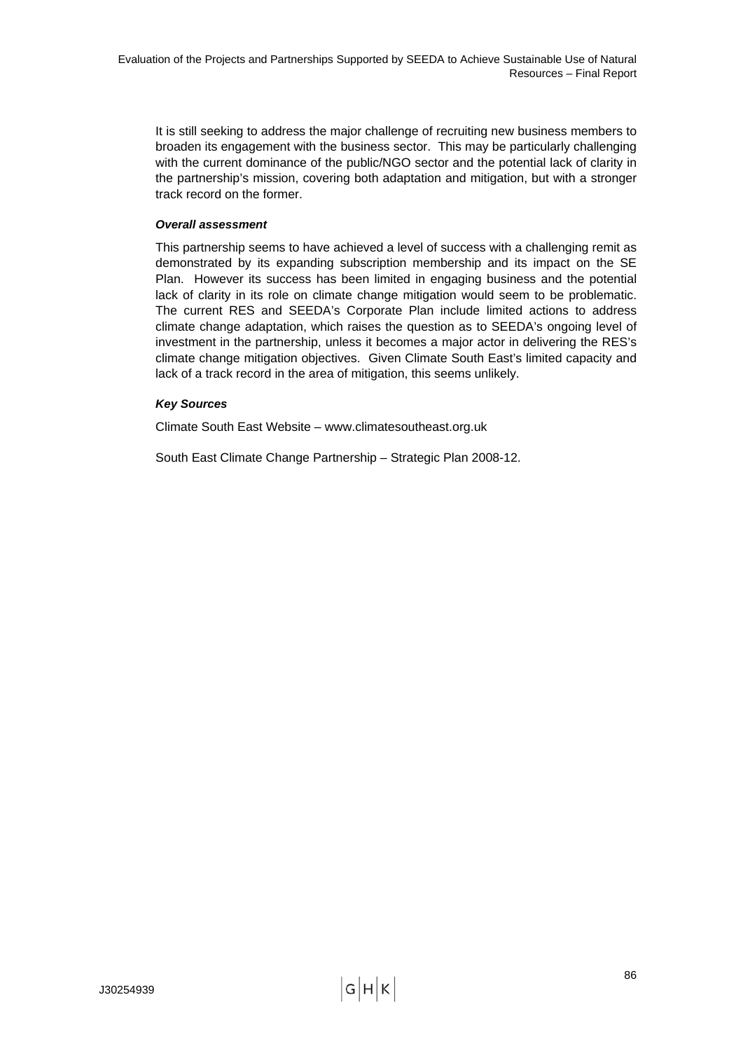It is still seeking to address the major challenge of recruiting new business members to broaden its engagement with the business sector. This may be particularly challenging with the current dominance of the public/NGO sector and the potential lack of clarity in the partnership's mission, covering both adaptation and mitigation, but with a stronger track record on the former.

***Overall assessment***

This partnership seems to have achieved a level of success with a challenging remit as demonstrated by its expanding subscription membership and its impact on the SE Plan. However its success has been limited in engaging business and the potential lack of clarity in its role on climate change mitigation would seem to be problematic. The current RES and SEEDA's Corporate Plan include limited actions to address climate change adaptation, which raises the question as to SEEDA's ongoing level of investment in the partnership, unless it becomes a major actor in delivering the RES's climate change mitigation objectives. Given Climate South East's limited capacity and lack of a track record in the area of mitigation, this seems unlikely.

***Key Sources***

Climate South East Website – www.climatesoutheast.org.uk

South East Climate Change Partnership – Strategic Plan 2008-12.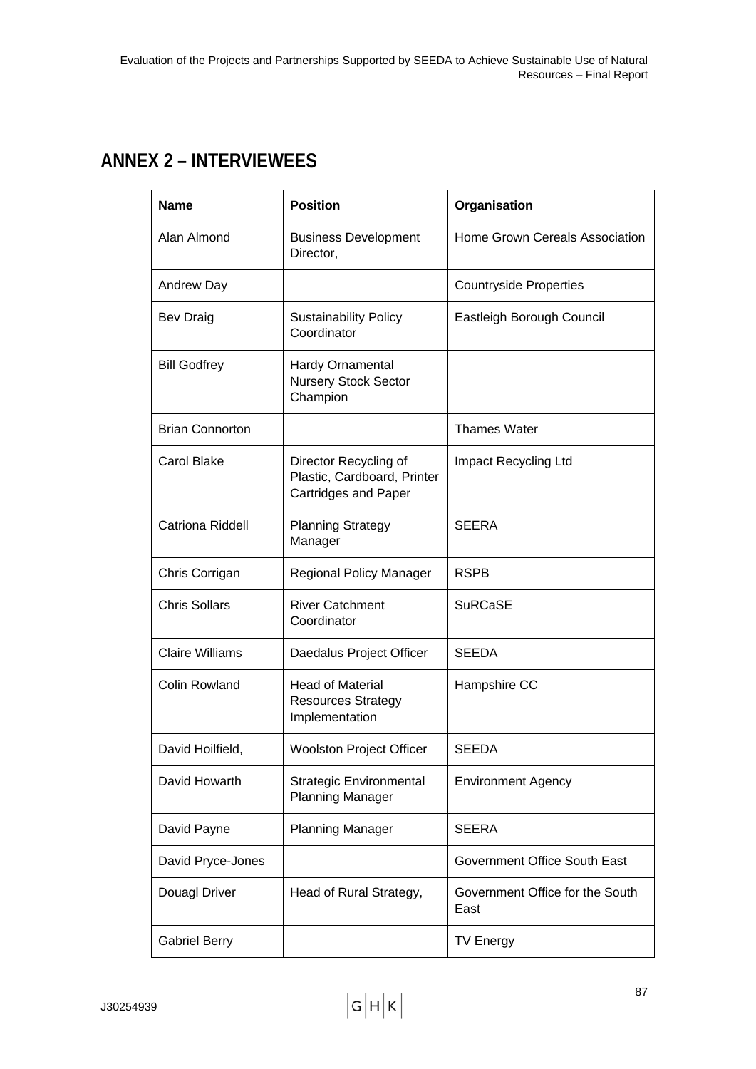## ANNEX 2 – INTERVIEWEES

| Name | Position | Organisation |
|---|---|---|
| Alan Almond | Business Development Director, | Home Grown Cereals Association |
| Andrew Day | | Countryside Properties |
| Bev Draig | Sustainability Policy Coordinator | Eastleigh Borough Council |
| Bill Godfrey | Hardy Ornamental Nursery Stock Sector Champion | |
| Brian Connorton | | Thames Water |
| Carol Blake | Director Recycling of Plastic, Cardboard, Printer Cartridges and Paper | Impact Recycling Ltd |
| Catriona Riddell | Planning Strategy Manager | SEERA |
| Chris Corrigan | Regional Policy Manager | RSPB |
| Chris Sollars | River Catchment Coordinator | SuRCaSE |
| Claire Williams | Daedalus Project Officer | SEEDA |
| Colin Rowland | Head of Material Resources Strategy Implementation | Hampshire CC |
| David Hoilfield, | Woolston Project Officer | SEEDA |
| David Howarth | Strategic Environmental Planning Manager | Environment Agency |
| David Payne | Planning Manager | SEERA |
| David Pryce-Jones | | Government Office South East |
| Douagl Driver | Head of Rural Strategy, | Government Office for the South East |
| Gabriel Berry | | TV Energy |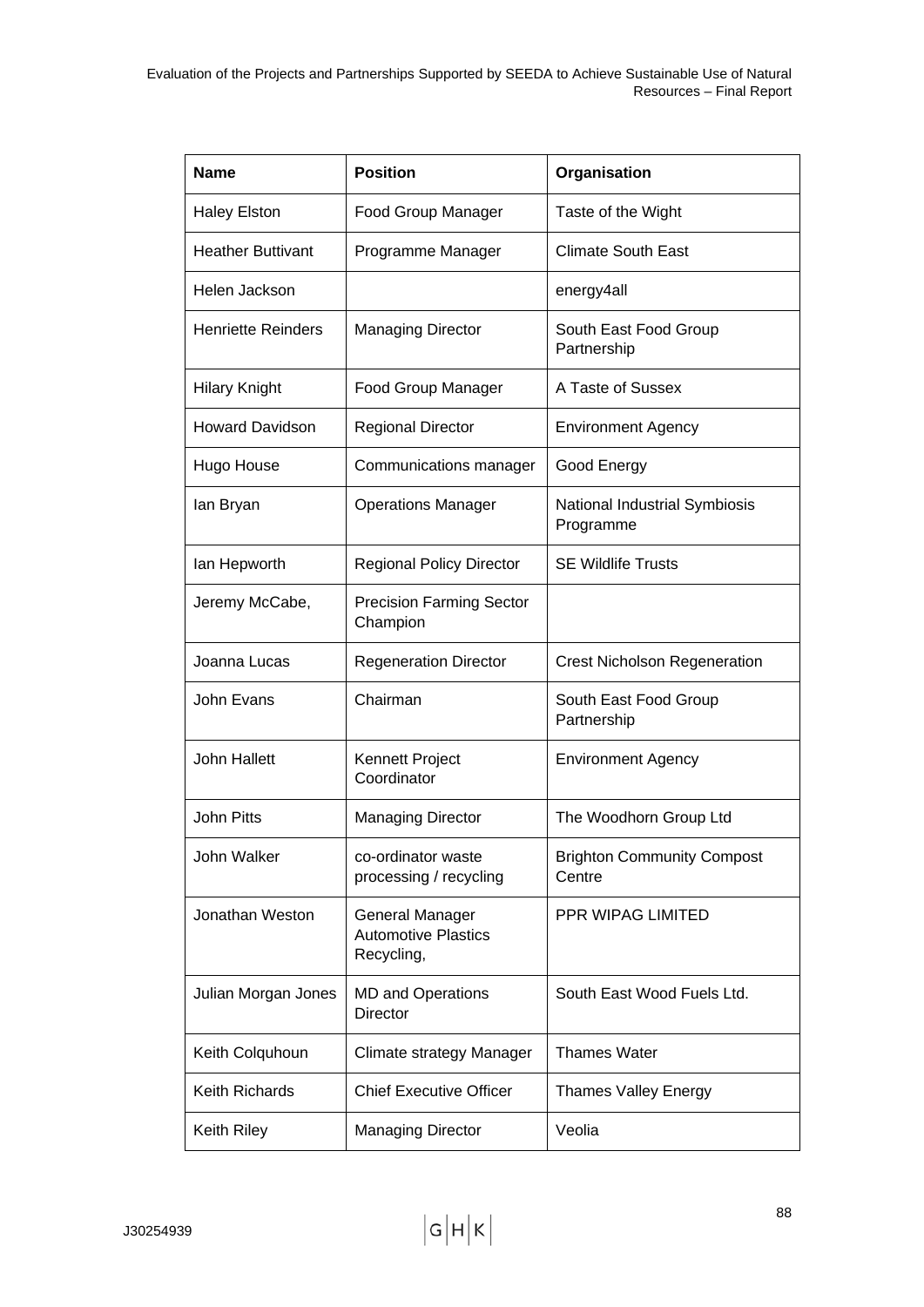| Name | Position | Organisation |
|---|---|---|
| Haley Elston | Food Group Manager | Taste of the Wight |
| Heather Buttivant | Programme Manager | Climate South East |
| Helen Jackson | | energy4all |
| Henriette Reinders | Managing Director | South East Food Group Partnership |
| Hilary Knight | Food Group Manager | A Taste of Sussex |
| Howard Davidson | Regional Director | Environment Agency |
| Hugo House | Communications manager | Good Energy |
| Ian Bryan | Operations Manager | National Industrial Symbiosis Programme |
| Ian Hepworth | Regional Policy Director | SE Wildlife Trusts |
| Jeremy McCabe, | Precision Farming Sector Champion | |
| Joanna Lucas | Regeneration Director | Crest Nicholson Regeneration |
| John Evans | Chairman | South East Food Group Partnership |
| John Hallett | Kennett Project Coordinator | Environment Agency |
| John Pitts | Managing Director | The Woodhorn Group Ltd |
| John Walker | co-ordinator waste processing / recycling | Brighton Community Compost Centre |
| Jonathan Weston | General Manager Automotive Plastics Recycling, | PPR WIPAG LIMITED |
| Julian Morgan Jones | MD and Operations Director | South East Wood Fuels Ltd. |
| Keith Colquhoun | Climate strategy Manager | Thames Water |
| Keith Richards | Chief Executive Officer | Thames Valley Energy |
| Keith Riley | Managing Director | Veolia |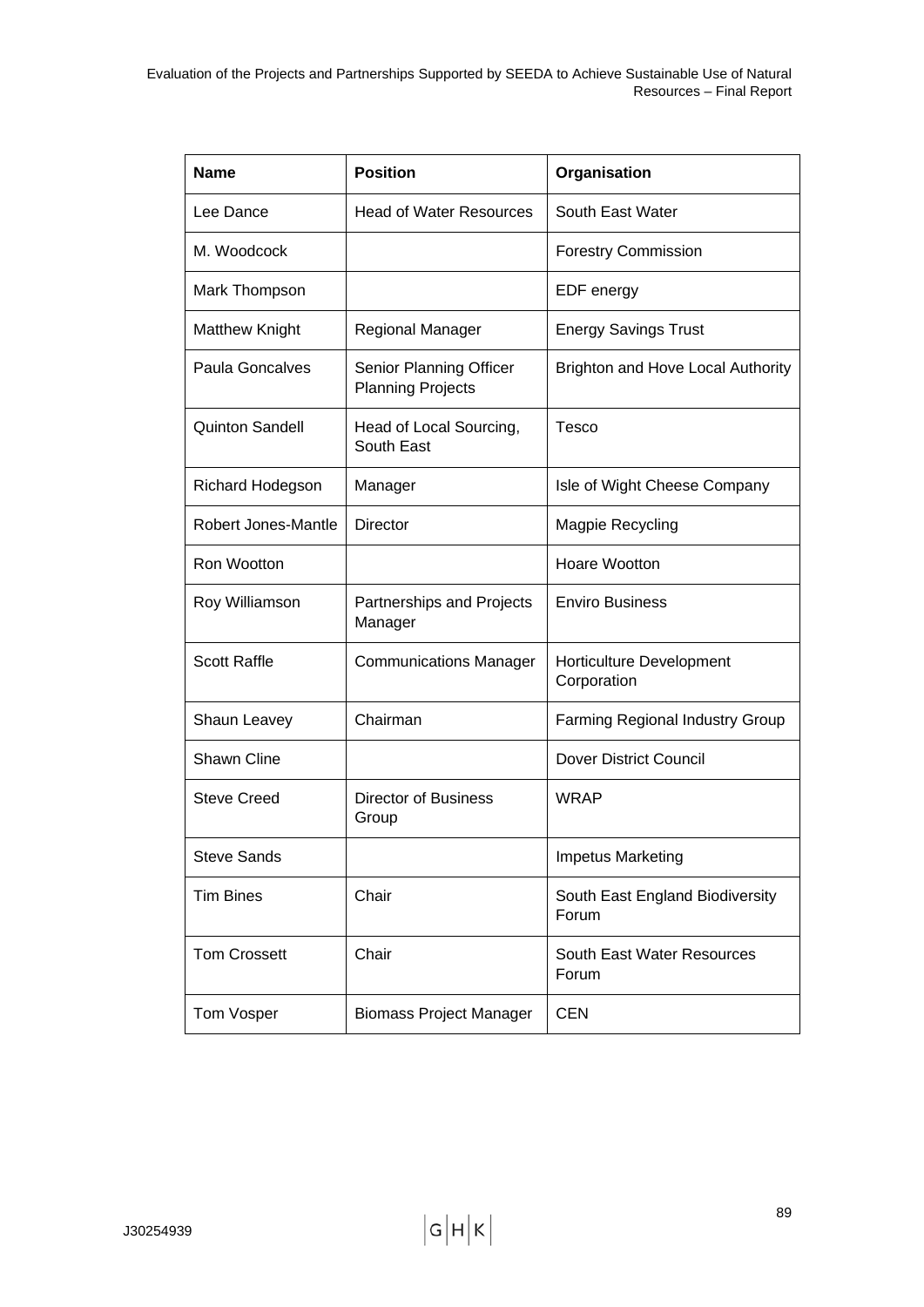| Name | Position | Organisation |
|---|---|---|
| Lee Dance | Head of Water Resources | South East Water |
| M. Woodcock | | Forestry Commission |
| Mark Thompson | | EDF energy |
| Matthew Knight | Regional Manager | Energy Savings Trust |
| Paula Goncalves | Senior Planning Officer Planning Projects | Brighton and Hove Local Authority |
| Quinton Sandell | Head of Local Sourcing, South East | Tesco |
| Richard Hodegson | Manager | Isle of Wight Cheese Company |
| Robert Jones-Mantle | Director | Magpie Recycling |
| Ron Wootton | | Hoare Wootton |
| Roy Williamson | Partnerships and Projects Manager | Enviro Business |
| Scott Raffle | Communications Manager | Horticulture Development Corporation |
| Shaun Leavey | Chairman | Farming Regional Industry Group |
| Shawn Cline | | Dover District Council |
| Steve Creed | Director of Business Group | WRAP |
| Steve Sands | | Impetus Marketing |
| Tim Bines | Chair | South East England Biodiversity Forum |
| Tom Crossett | Chair | South East Water Resources Forum |
| Tom Vosper | Biomass Project Manager | CEN |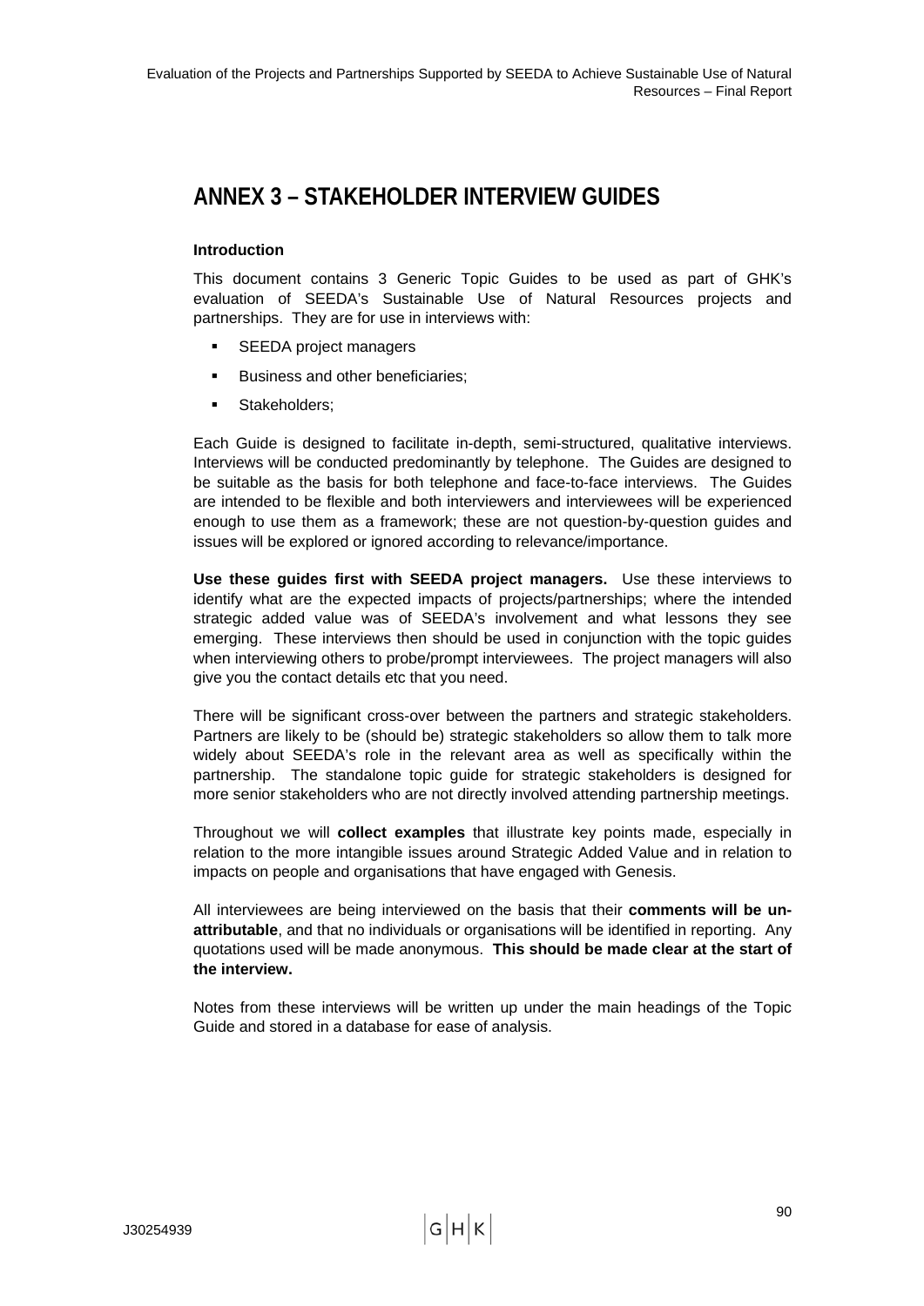# ANNEX 3 – STAKEHOLDER INTERVIEW GUIDES

**Introduction**

This document contains 3 Generic Topic Guides to be used as part of GHK's evaluation of SEEDA's Sustainable Use of Natural Resources projects and partnerships. They are for use in interviews with:

- SEEDA project managers
- Business and other beneficiaries;
- Stakeholders;

Each Guide is designed to facilitate in-depth, semi-structured, qualitative interviews. Interviews will be conducted predominantly by telephone. The Guides are designed to be suitable as the basis for both telephone and face-to-face interviews. The Guides are intended to be flexible and both interviewers and interviewees will be experienced enough to use them as a framework; these are not question-by-question guides and issues will be explored or ignored according to relevance/importance.

**Use these guides first with SEEDA project managers.** Use these interviews to identify what are the expected impacts of projects/partnerships; where the intended strategic added value was of SEEDA's involvement and what lessons they see emerging. These interviews then should be used in conjunction with the topic guides when interviewing others to probe/prompt interviewees. The project managers will also give you the contact details etc that you need.

There will be significant cross-over between the partners and strategic stakeholders. Partners are likely to be (should be) strategic stakeholders so allow them to talk more widely about SEEDA's role in the relevant area as well as specifically within the partnership. The standalone topic guide for strategic stakeholders is designed for more senior stakeholders who are not directly involved attending partnership meetings.

Throughout we will **collect examples** that illustrate key points made, especially in relation to the more intangible issues around Strategic Added Value and in relation to impacts on people and organisations that have engaged with Genesis.

All interviewees are being interviewed on the basis that their **comments will be un-attributable**, and that no individuals or organisations will be identified in reporting. Any quotations used will be made anonymous. **This should be made clear at the start of the interview.**

Notes from these interviews will be written up under the main headings of the Topic Guide and stored in a database for ease of analysis.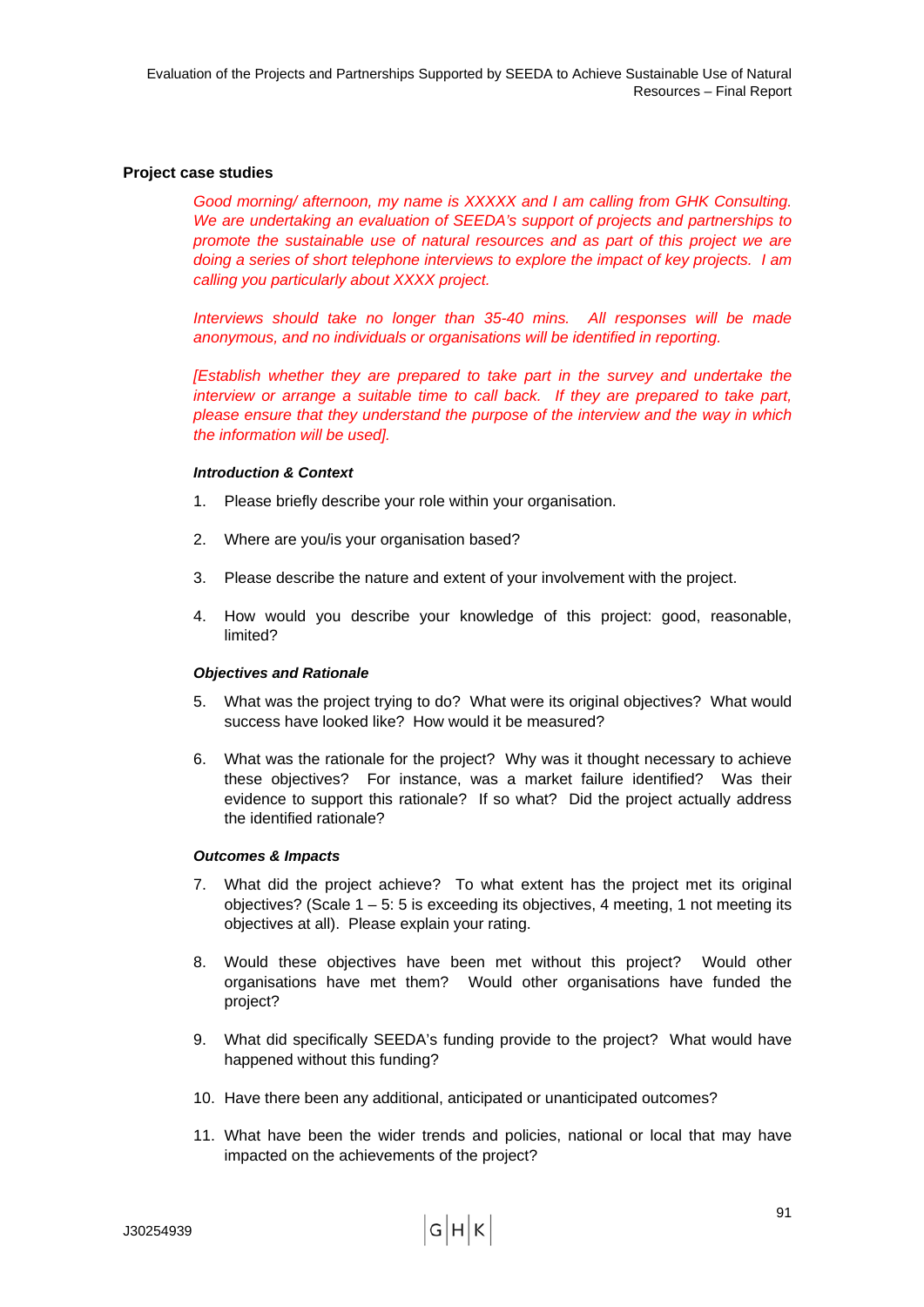**Project case studies**

*Good morning/ afternoon, my name is XXXXX and I am calling from GHK Consulting. We are undertaking an evaluation of SEEDA's support of projects and partnerships to promote the sustainable use of natural resources and as part of this project we are doing a series of short telephone interviews to explore the impact of key projects. I am calling you particularly about XXXX project.*

*Interviews should take no longer than 35-40 mins. All responses will be made anonymous, and no individuals or organisations will be identified in reporting.*

*[Establish whether they are prepared to take part in the survey and undertake the interview or arrange a suitable time to call back. If they are prepared to take part, please ensure that they understand the purpose of the interview and the way in which the information will be used].*

***Introduction & Context***

1. Please briefly describe your role within your organisation.

2. Where are you/is your organisation based?

3. Please describe the nature and extent of your involvement with the project.

4. How would you describe your knowledge of this project: good, reasonable, limited?

***Objectives and Rationale***

5. What was the project trying to do? What were its original objectives? What would success have looked like? How would it be measured?

6. What was the rationale for the project? Why was it thought necessary to achieve these objectives? For instance, was a market failure identified? Was their evidence to support this rationale? If so what? Did the project actually address the identified rationale?

***Outcomes & Impacts***

7. What did the project achieve? To what extent has the project met its original objectives? (Scale 1 – 5: 5 is exceeding its objectives, 4 meeting, 1 not meeting its objectives at all). Please explain your rating.

8. Would these objectives have been met without this project? Would other organisations have met them? Would other organisations have funded the project?

9. What did specifically SEEDA's funding provide to the project? What would have happened without this funding?

10. Have there been any additional, anticipated or unanticipated outcomes?

11. What have been the wider trends and policies, national or local that may have impacted on the achievements of the project?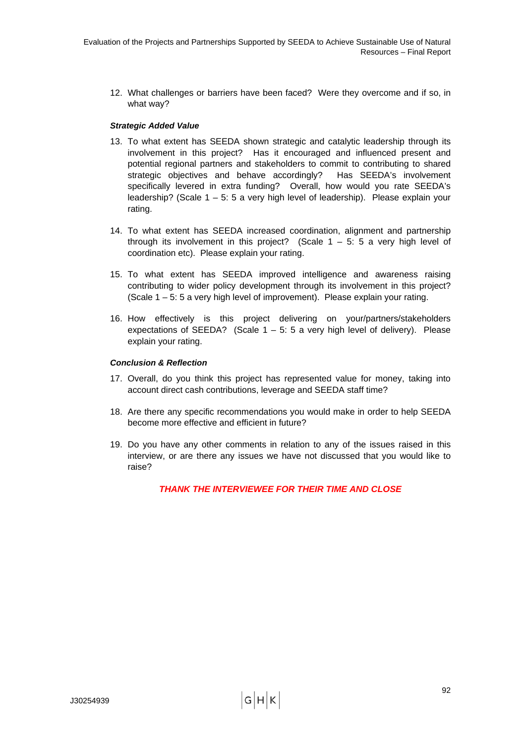12. What challenges or barriers have been faced? Were they overcome and if so, in what way?

***Strategic Added Value***

13. To what extent has SEEDA shown strategic and catalytic leadership through its involvement in this project? Has it encouraged and influenced present and potential regional partners and stakeholders to commit to contributing to shared strategic objectives and behave accordingly? Has SEEDA's involvement specifically levered in extra funding? Overall, how would you rate SEEDA's leadership? (Scale 1 – 5: 5 a very high level of leadership). Please explain your rating.

14. To what extent has SEEDA increased coordination, alignment and partnership through its involvement in this project? (Scale 1 – 5: 5 a very high level of coordination etc). Please explain your rating.

15. To what extent has SEEDA improved intelligence and awareness raising contributing to wider policy development through its involvement in this project? (Scale 1 – 5: 5 a very high level of improvement). Please explain your rating.

16. How effectively is this project delivering on your/partners/stakeholders expectations of SEEDA? (Scale 1 – 5: 5 a very high level of delivery). Please explain your rating.

***Conclusion & Reflection***

17. Overall, do you think this project has represented value for money, taking into account direct cash contributions, leverage and SEEDA staff time?

18. Are there any specific recommendations you would make in order to help SEEDA become more effective and efficient in future?

19. Do you have any other comments in relation to any of the issues raised in this interview, or are there any issues we have not discussed that you would like to raise?

***THANK THE INTERVIEWEE FOR THEIR TIME AND CLOSE***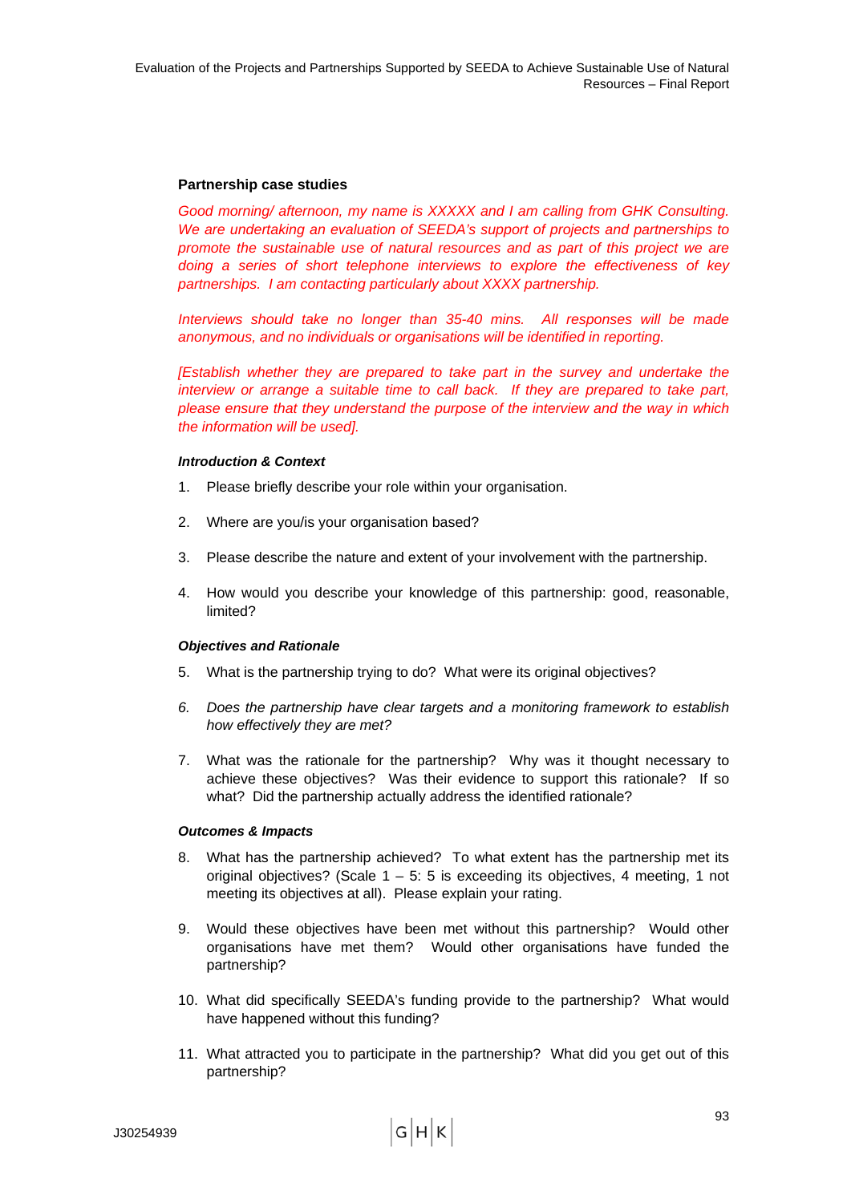**Partnership case studies**

*Good morning/ afternoon, my name is XXXXX and I am calling from GHK Consulting. We are undertaking an evaluation of SEEDA's support of projects and partnerships to promote the sustainable use of natural resources and as part of this project we are doing a series of short telephone interviews to explore the effectiveness of key partnerships. I am contacting particularly about XXXX partnership.*

*Interviews should take no longer than 35-40 mins. All responses will be made anonymous, and no individuals or organisations will be identified in reporting.*

*[Establish whether they are prepared to take part in the survey and undertake the interview or arrange a suitable time to call back. If they are prepared to take part, please ensure that they understand the purpose of the interview and the way in which the information will be used].*

***Introduction & Context***

1. Please briefly describe your role within your organisation.

2. Where are you/is your organisation based?

3. Please describe the nature and extent of your involvement with the partnership.

4. How would you describe your knowledge of this partnership: good, reasonable, limited?

***Objectives and Rationale***

5. What is the partnership trying to do? What were its original objectives?

6. *Does the partnership have clear targets and a monitoring framework to establish how effectively they are met?*

7. What was the rationale for the partnership? Why was it thought necessary to achieve these objectives? Was their evidence to support this rationale? If so what? Did the partnership actually address the identified rationale?

***Outcomes & Impacts***

8. What has the partnership achieved? To what extent has the partnership met its original objectives? (Scale 1 – 5: 5 is exceeding its objectives, 4 meeting, 1 not meeting its objectives at all). Please explain your rating.

9. Would these objectives have been met without this partnership? Would other organisations have met them? Would other organisations have funded the partnership?

10. What did specifically SEEDA's funding provide to the partnership? What would have happened without this funding?

11. What attracted you to participate in the partnership? What did you get out of this partnership?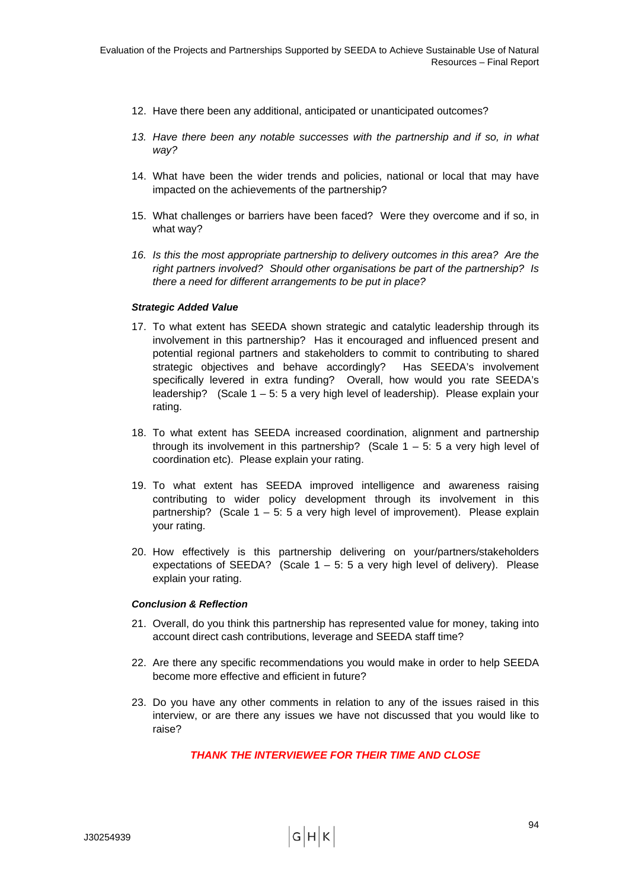12. Have there been any additional, anticipated or unanticipated outcomes?

13. *Have there been any notable successes with the partnership and if so, in what way?*

14. What have been the wider trends and policies, national or local that may have impacted on the achievements of the partnership?

15. What challenges or barriers have been faced? Were they overcome and if so, in what way?

16. *Is this the most appropriate partnership to delivery outcomes in this area? Are the right partners involved? Should other organisations be part of the partnership? Is there a need for different arrangements to be put in place?*

***Strategic Added Value***

17. To what extent has SEEDA shown strategic and catalytic leadership through its involvement in this partnership? Has it encouraged and influenced present and potential regional partners and stakeholders to commit to contributing to shared strategic objectives and behave accordingly? Has SEEDA's involvement specifically levered in extra funding? Overall, how would you rate SEEDA's leadership? (Scale 1 – 5: 5 a very high level of leadership). Please explain your rating.

18. To what extent has SEEDA increased coordination, alignment and partnership through its involvement in this partnership? (Scale 1 – 5: 5 a very high level of coordination etc). Please explain your rating.

19. To what extent has SEEDA improved intelligence and awareness raising contributing to wider policy development through its involvement in this partnership? (Scale 1 – 5: 5 a very high level of improvement). Please explain your rating.

20. How effectively is this partnership delivering on your/partners/stakeholders expectations of SEEDA? (Scale 1 – 5: 5 a very high level of delivery). Please explain your rating.

***Conclusion & Reflection***

21. Overall, do you think this partnership has represented value for money, taking into account direct cash contributions, leverage and SEEDA staff time?

22. Are there any specific recommendations you would make in order to help SEEDA become more effective and efficient in future?

23. Do you have any other comments in relation to any of the issues raised in this interview, or are there any issues we have not discussed that you would like to raise?

***THANK THE INTERVIEWEE FOR THEIR TIME AND CLOSE***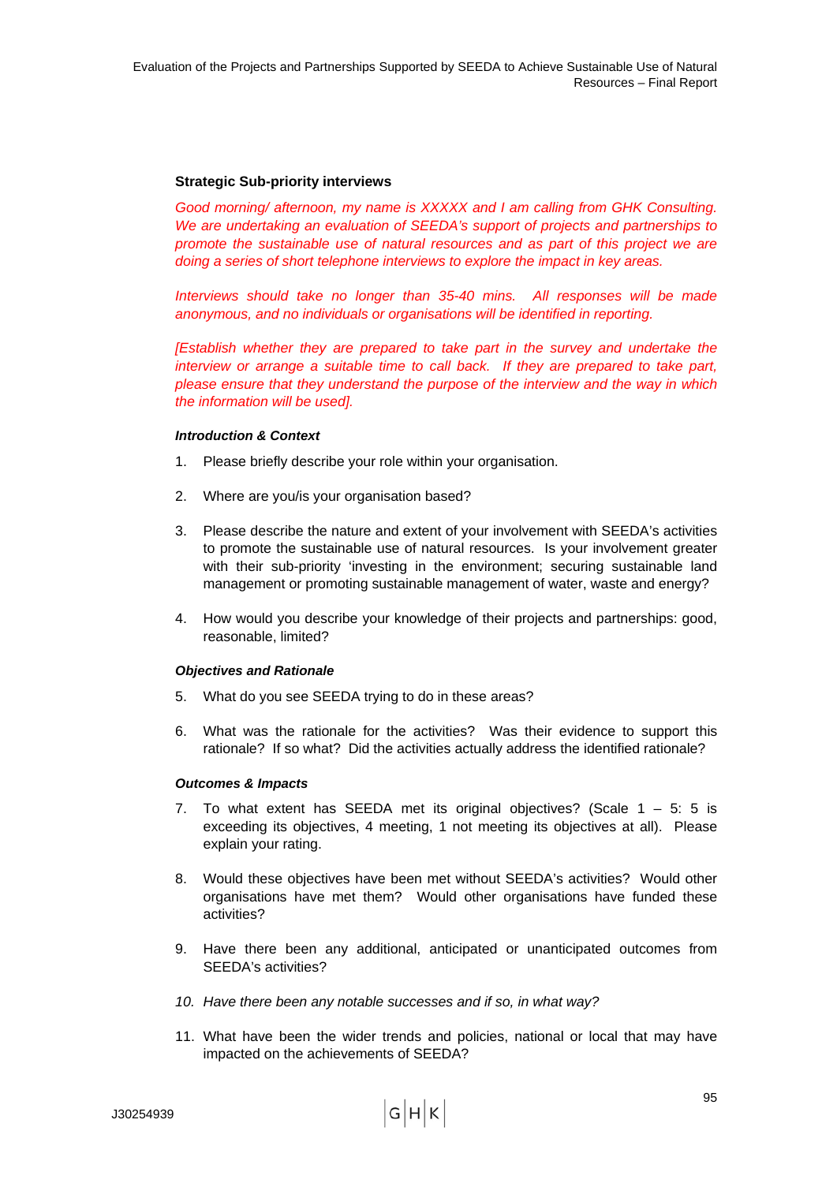**Strategic Sub-priority interviews**

*Good morning/ afternoon, my name is XXXXX and I am calling from GHK Consulting. We are undertaking an evaluation of SEEDA's support of projects and partnerships to promote the sustainable use of natural resources and as part of this project we are doing a series of short telephone interviews to explore the impact in key areas.*

*Interviews should take no longer than 35-40 mins. All responses will be made anonymous, and no individuals or organisations will be identified in reporting.*

*[Establish whether they are prepared to take part in the survey and undertake the interview or arrange a suitable time to call back. If they are prepared to take part, please ensure that they understand the purpose of the interview and the way in which the information will be used].*

***Introduction & Context***

1. Please briefly describe your role within your organisation.

2. Where are you/is your organisation based?

3. Please describe the nature and extent of your involvement with SEEDA's activities to promote the sustainable use of natural resources. Is your involvement greater with their sub-priority 'investing in the environment; securing sustainable land management or promoting sustainable management of water, waste and energy?

4. How would you describe your knowledge of their projects and partnerships: good, reasonable, limited?

***Objectives and Rationale***

5. What do you see SEEDA trying to do in these areas?

6. What was the rationale for the activities? Was their evidence to support this rationale? If so what? Did the activities actually address the identified rationale?

***Outcomes & Impacts***

7. To what extent has SEEDA met its original objectives? (Scale 1 – 5: 5 is exceeding its objectives, 4 meeting, 1 not meeting its objectives at all). Please explain your rating.

8. Would these objectives have been met without SEEDA's activities? Would other organisations have met them? Would other organisations have funded these activities?

9. Have there been any additional, anticipated or unanticipated outcomes from SEEDA's activities?

10. *Have there been any notable successes and if so, in what way?*

11. What have been the wider trends and policies, national or local that may have impacted on the achievements of SEEDA?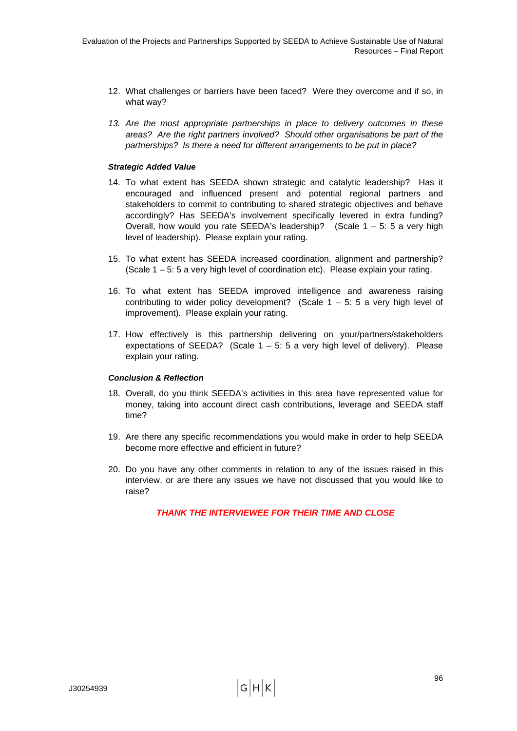12. What challenges or barriers have been faced? Were they overcome and if so, in what way?

13. *Are the most appropriate partnerships in place to delivery outcomes in these areas? Are the right partners involved? Should other organisations be part of the partnerships? Is there a need for different arrangements to be put in place?*

***Strategic Added Value***

14. To what extent has SEEDA shown strategic and catalytic leadership? Has it encouraged and influenced present and potential regional partners and stakeholders to commit to contributing to shared strategic objectives and behave accordingly? Has SEEDA's involvement specifically levered in extra funding? Overall, how would you rate SEEDA's leadership? (Scale 1 – 5: 5 a very high level of leadership). Please explain your rating.

15. To what extent has SEEDA increased coordination, alignment and partnership? (Scale 1 – 5: 5 a very high level of coordination etc). Please explain your rating.

16. To what extent has SEEDA improved intelligence and awareness raising contributing to wider policy development? (Scale 1 – 5: 5 a very high level of improvement). Please explain your rating.

17. How effectively is this partnership delivering on your/partners/stakeholders expectations of SEEDA? (Scale 1 – 5: 5 a very high level of delivery). Please explain your rating.

***Conclusion & Reflection***

18. Overall, do you think SEEDA's activities in this area have represented value for money, taking into account direct cash contributions, leverage and SEEDA staff time?

19. Are there any specific recommendations you would make in order to help SEEDA become more effective and efficient in future?

20. Do you have any other comments in relation to any of the issues raised in this interview, or are there any issues we have not discussed that you would like to raise?

***THANK THE INTERVIEWEE FOR THEIR TIME AND CLOSE***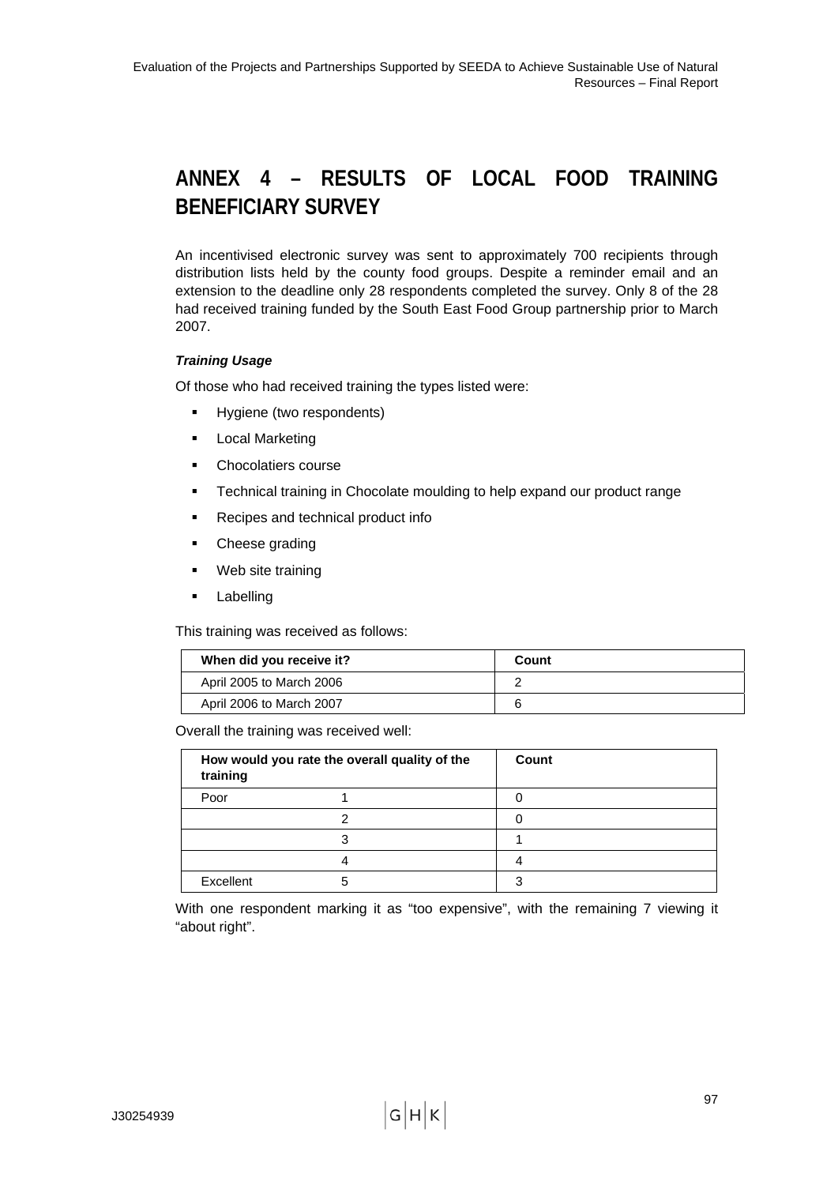# ANNEX 4 – RESULTS OF LOCAL FOOD TRAINING BENEFICIARY SURVEY

An incentivised electronic survey was sent to approximately 700 recipients through distribution lists held by the county food groups. Despite a reminder email and an extension to the deadline only 28 respondents completed the survey. Only 8 of the 28 had received training funded by the South East Food Group partnership prior to March 2007.

***Training Usage***

Of those who had received training the types listed were:

- Hygiene (two respondents)
- Local Marketing
- Chocolatiers course
- Technical training in Chocolate moulding to help expand our product range
- Recipes and technical product info
- Cheese grading
- Web site training
- Labelling

This training was received as follows:

| When did you receive it? | Count |
|---|---|
| April 2005 to March 2006 | 2 |
| April 2006 to March 2007 | 6 |

Overall the training was received well:

| How would you rate the overall quality of the training | | Count |
|---|---|---|
| Poor | 1 | 0 |
| | 2 | 0 |
| | 3 | 1 |
| | 4 | 4 |
| Excellent | 5 | 3 |

With one respondent marking it as "too expensive", with the remaining 7 viewing it "about right".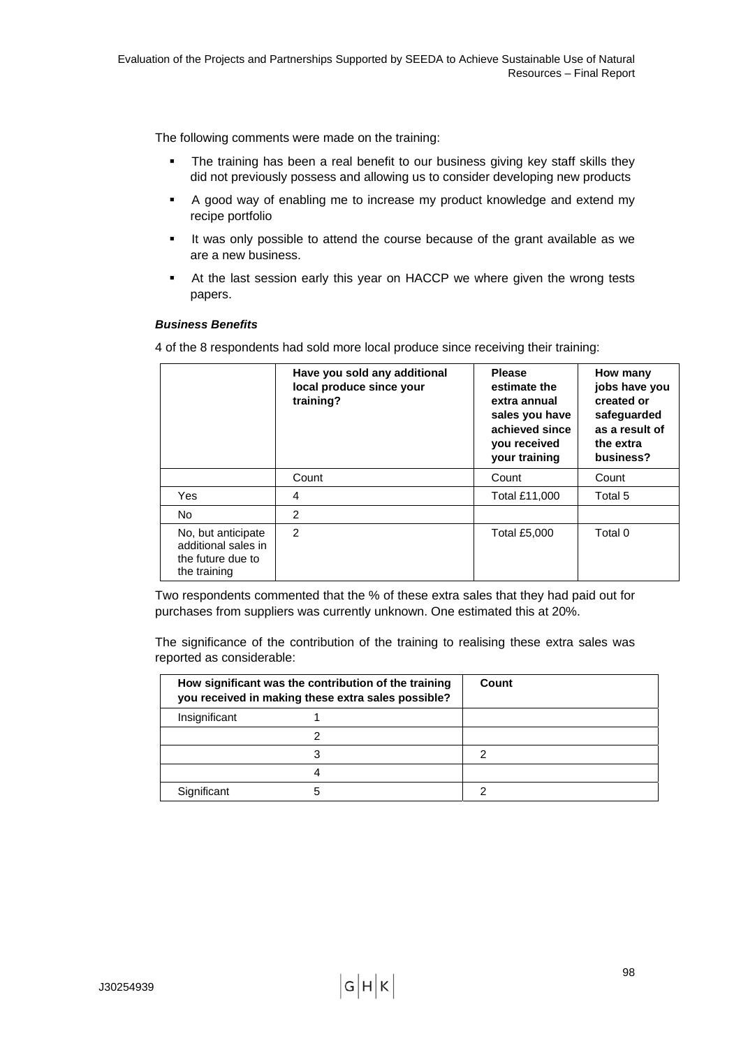The following comments were made on the training:

- The training has been a real benefit to our business giving key staff skills they did not previously possess and allowing us to consider developing new products
- A good way of enabling me to increase my product knowledge and extend my recipe portfolio
- It was only possible to attend the course because of the grant available as we are a new business.
- At the last session early this year on HACCP we where given the wrong tests papers.

***Business Benefits***

4 of the 8 respondents had sold more local produce since receiving their training:

| | Have you sold any additional local produce since your training? | Please estimate the extra annual sales you have achieved since you received your training | How many jobs have you created or safeguarded as a result of the extra business? |
|---|---|---|---|
| | Count | Count | Count |
| Yes | 4 | Total £11,000 | Total 5 |
| No | 2 | | |
| No, but anticipate additional sales in the future due to the training | 2 | Total £5,000 | Total 0 |

Two respondents commented that the % of these extra sales that they had paid out for purchases from suppliers was currently unknown. One estimated this at 20%.

The significance of the contribution of the training to realising these extra sales was reported as considerable:

| How significant was the contribution of the training you received in making these extra sales possible? | | Count |
|---|---|---|
| Insignificant | 1 | |
| | 2 | |
| | 3 | 2 |
| | 4 | |
| Significant | 5 | 2 |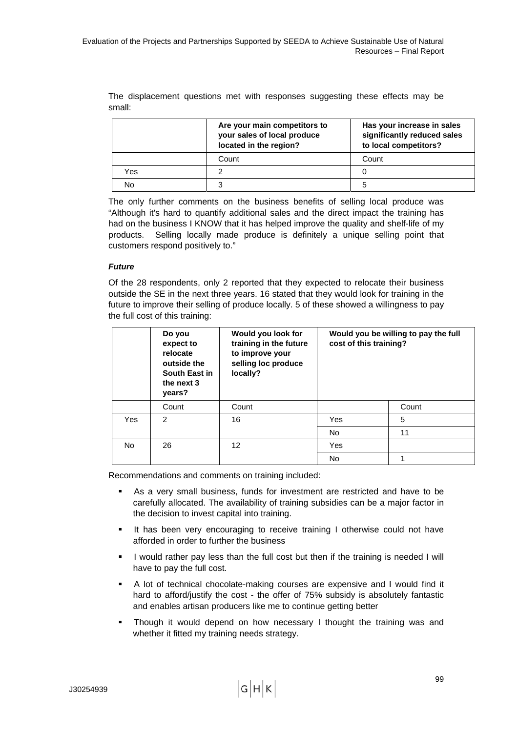The displacement questions met with responses suggesting these effects may be small:

| | Are your main competitors to your sales of local produce located in the region? | Has your increase in sales significantly reduced sales to local competitors? |
|---|---|---|
| | Count | Count |
| Yes | 2 | 0 |
| No | 3 | 5 |

The only further comments on the business benefits of selling local produce was "Although it's hard to quantify additional sales and the direct impact the training has had on the business I KNOW that it has helped improve the quality and shelf-life of my products. Selling locally made produce is definitely a unique selling point that customers respond positively to."

***Future***

Of the 28 respondents, only 2 reported that they expected to relocate their business outside the SE in the next three years. 16 stated that they would look for training in the future to improve their selling of produce locally. 5 of these showed a willingness to pay the full cost of this training:

| | Do you expect to relocate outside the South East in the next 3 years? | Would you look for training in the future to improve your selling loc produce locally? | Would you be willing to pay the full cost of this training? | |
|---|---|---|---|---|
| | Count | Count | | Count |
| Yes | 2 | 16 | Yes | 5 |
| | | | No | 11 |
| No | 26 | 12 | Yes | |
| | | | No | 1 |

Recommendations and comments on training included:

- As a very small business, funds for investment are restricted and have to be carefully allocated. The availability of training subsidies can be a major factor in the decision to invest capital into training.
- It has been very encouraging to receive training I otherwise could not have afforded in order to further the business
- I would rather pay less than the full cost but then if the training is needed I will have to pay the full cost.
- A lot of technical chocolate-making courses are expensive and I would find it hard to afford/justify the cost - the offer of 75% subsidy is absolutely fantastic and enables artisan producers like me to continue getting better
- Though it would depend on how necessary I thought the training was and whether it fitted my training needs strategy.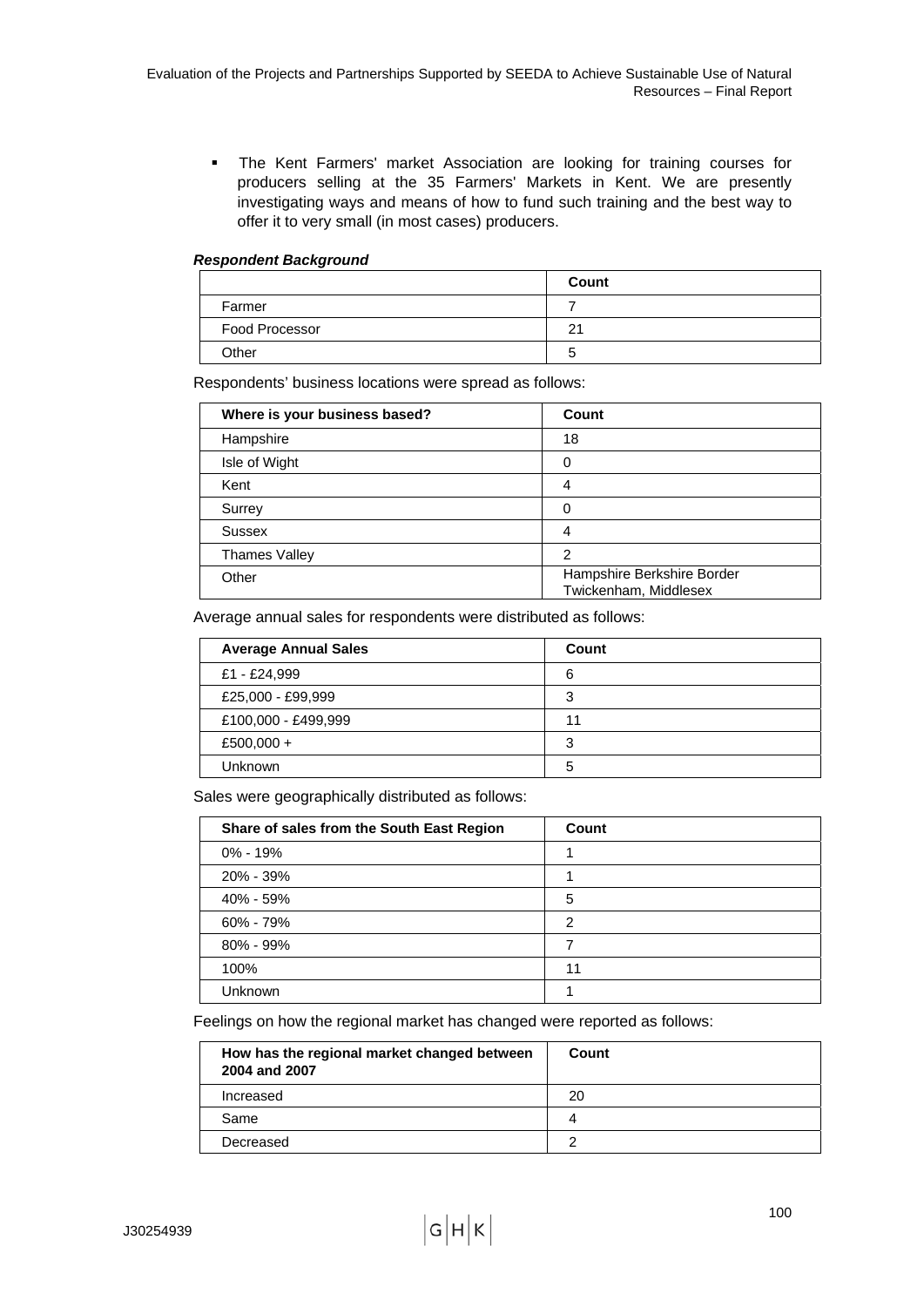- The Kent Farmers' market Association are looking for training courses for producers selling at the 35 Farmers' Markets in Kent. We are presently investigating ways and means of how to fund such training and the best way to offer it to very small (in most cases) producers.

***Respondent Background***

| | Count |
|---|---|
| Farmer | 7 |
| Food Processor | 21 |
| Other | 5 |

Respondents' business locations were spread as follows:

| Where is your business based? | Count |
|---|---|
| Hampshire | 18 |
| Isle of Wight | 0 |
| Kent | 4 |
| Surrey | 0 |
| Sussex | 4 |
| Thames Valley | 2 |
| Other | Hampshire Berkshire Border Twickenham, Middlesex |

Average annual sales for respondents were distributed as follows:

| Average Annual Sales | Count |
|---|---|
| £1 - £24,999 | 6 |
| £25,000 - £99,999 | 3 |
| £100,000 - £499,999 | 11 |
| £500,000 + | 3 |
| Unknown | 5 |

Sales were geographically distributed as follows:

| Share of sales from the South East Region | Count |
|---|---|
| 0% - 19% | 1 |
| 20% - 39% | 1 |
| 40% - 59% | 5 |
| 60% - 79% | 2 |
| 80% - 99% | 7 |
| 100% | 11 |
| Unknown | 1 |

Feelings on how the regional market has changed were reported as follows:

| How has the regional market changed between 2004 and 2007 | Count |
|---|---|
| Increased | 20 |
| Same | 4 |
| Decreased | 2 |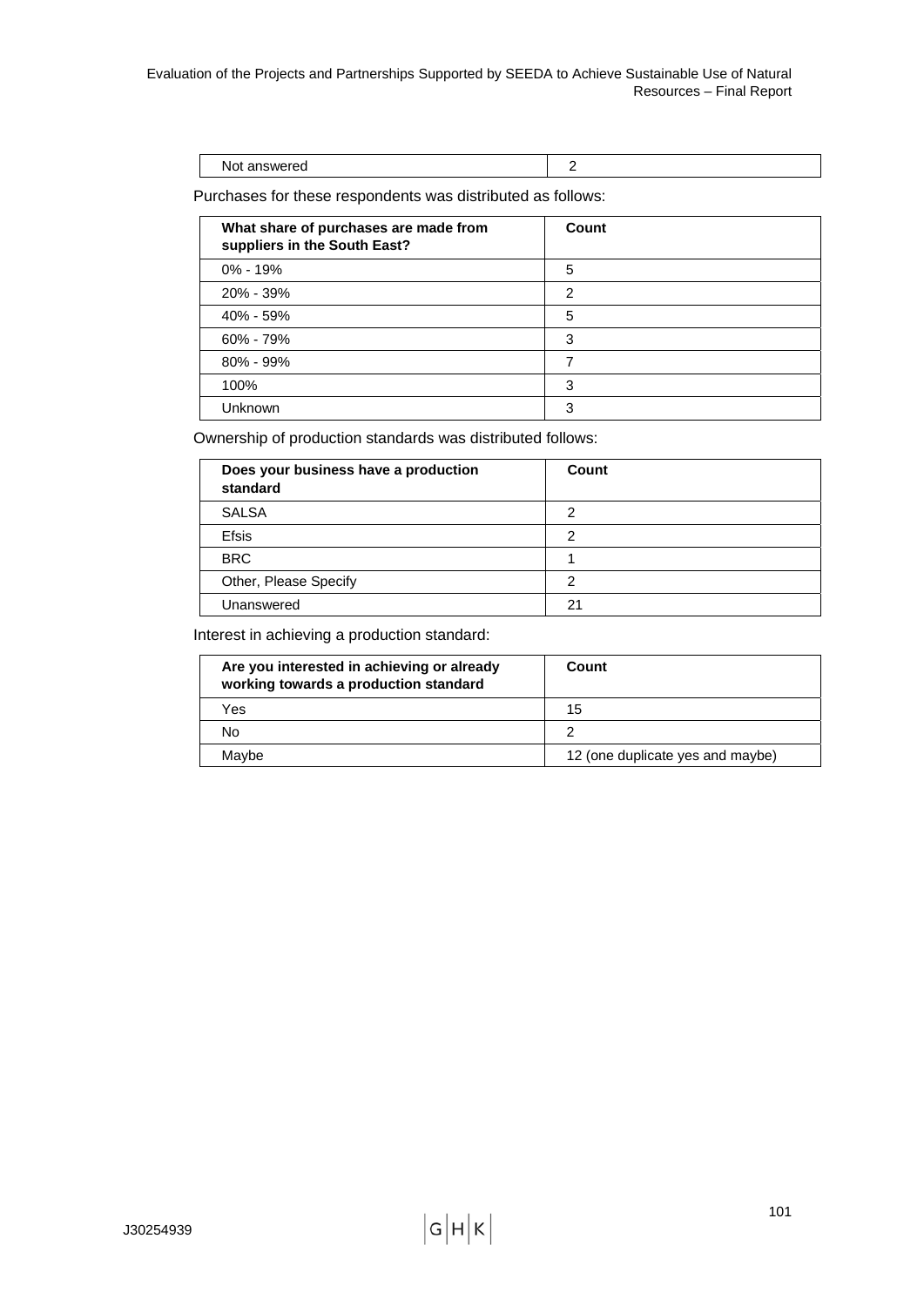| Not answered | 2 |
|---|---|

Purchases for these respondents was distributed as follows:

| What share of purchases are made from suppliers in the South East? | Count |
|---|---|
| 0% - 19% | 5 |
| 20% - 39% | 2 |
| 40% - 59% | 5 |
| 60% - 79% | 3 |
| 80% - 99% | 7 |
| 100% | 3 |
| Unknown | 3 |

Ownership of production standards was distributed follows:

| Does your business have a production standard | Count |
|---|---|
| SALSA | 2 |
| Efsis | 2 |
| BRC | 1 |
| Other, Please Specify | 2 |
| Unanswered | 21 |

Interest in achieving a production standard:

| Are you interested in achieving or already working towards a production standard | Count |
|---|---|
| Yes | 15 |
| No | 2 |
| Maybe | 12 (one duplicate yes and maybe) |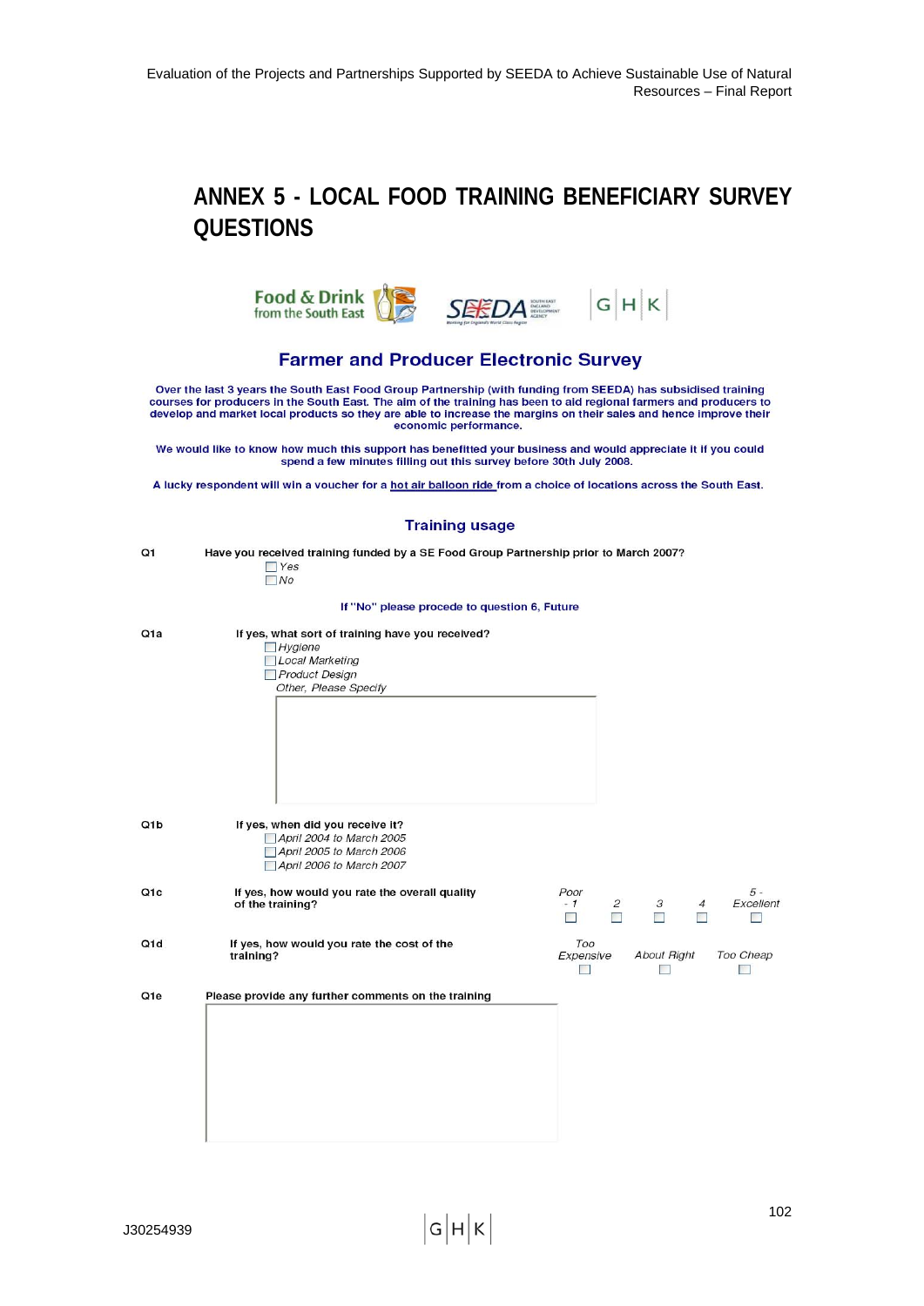# ANNEX 5 - LOCAL FOOD TRAINING BENEFICIARY SURVEY QUESTIONS

## Farmer and Producer Electronic Survey

Over the last 3 years the South East Food Group Partnership (with funding from SEEDA) has subsidised training courses for producers in the South East. The aim of the training has been to aid regional farmers and producers to develop and market local products so they are able to increase the margins on their sales and hence improve their economic performance.

We would like to know how much this support has benefitted your business and would appreciate it if you could spend a few minutes filling out this survey before 30th July 2008.

A lucky respondent will win a voucher for a hot air balloon ride from a choice of locations across the South East.

### Training usage

**Q1** Have you received training funded by a SE Food Group Partnership prior to March 2007?

- ☐ *Yes*
- ☐ *No*

If "No" please procede to question 6, Future

**Q1a** If yes, what sort of training have you received?

- ☐ *Hygiene*
- ☐ *Local Marketing*
- ☐ *Product Design*

*Other, Please Specify*

**Q1b** If yes, when did you receive it?

- ☐ *April 2004 to March 2005*
- ☐ *April 2005 to March 2006*
- ☐ *April 2006 to March 2007*

**Q1c** If yes, how would you rate the overall quality of the training?

| *Poor - 1* | *2* | *3* | *4* | *5 - Excellent* |
|---|---|---|---|---|
| ☐ | ☐ | ☐ | ☐ | ☐ |

**Q1d** If yes, how would you rate the cost of the training?

| *Too Expensive* | *About Right* | *Too Cheap* |
|---|---|---|
| ☐ | ☐ | ☐ |

**Q1e** Please provide any further comments on the training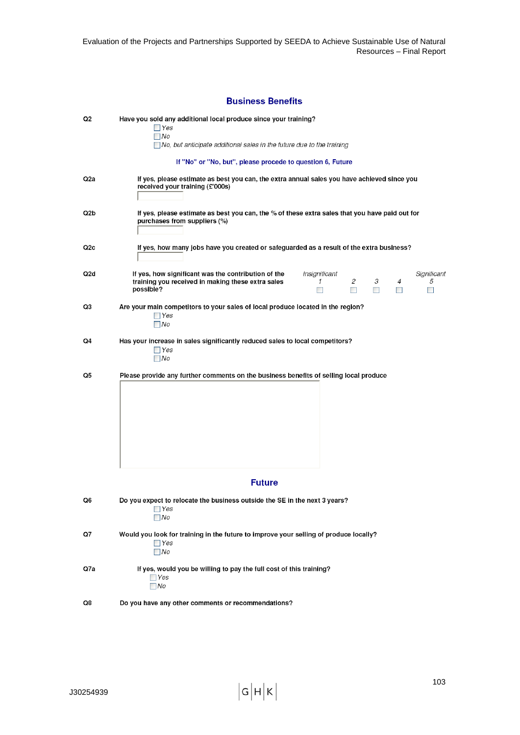## Business Benefits

**Q2** Have you sold any additional local produce since your training?

- ☐ *Yes*
- ☐ *No*
- ☐ *No, but anticipate additional sales in the future due to the training*

**If "No" or "No, but", please procede to question 6, Future**

**Q2a** If yes, please estimate as best you can, the extra annual sales you have achieved since you received your training (£'000s)

**Q2b** If yes, please estimate as best you can, the % of these extra sales that you have paid out for purchases from suppliers (%)

**Q2c** If yes, how many jobs have you created or safeguarded as a result of the extra business?

**Q2d** If yes, how significant was the contribution of the training you received in making these extra sales possible?

| *Insignificant* 1 | 2 | 3 | 4 | *Significant* 5 |
|---|---|---|---|---|
| ☐ | ☐ | ☐ | ☐ | ☐ |

**Q3** Are your main competitors to your sales of local produce located in the region?

- ☐ *Yes*
- ☐ *No*

**Q4** Has your increase in sales significantly reduced sales to local competitors?

- ☐ *Yes*
- ☐ *No*

**Q5** Please provide any further comments on the business benefits of selling local produce

## Future

**Q6** Do you expect to relocate the business outside the SE in the next 3 years?

- ☐ *Yes*
- ☐ *No*

**Q7** Would you look for training in the future to improve your selling of produce locally?

- ☐ *Yes*
- ☐ *No*

**Q7a** If yes, would you be willing to pay the full cost of this training?

- ☐ *Yes*
- ☐ *No*

**Q8** Do you have any other comments or recommendations?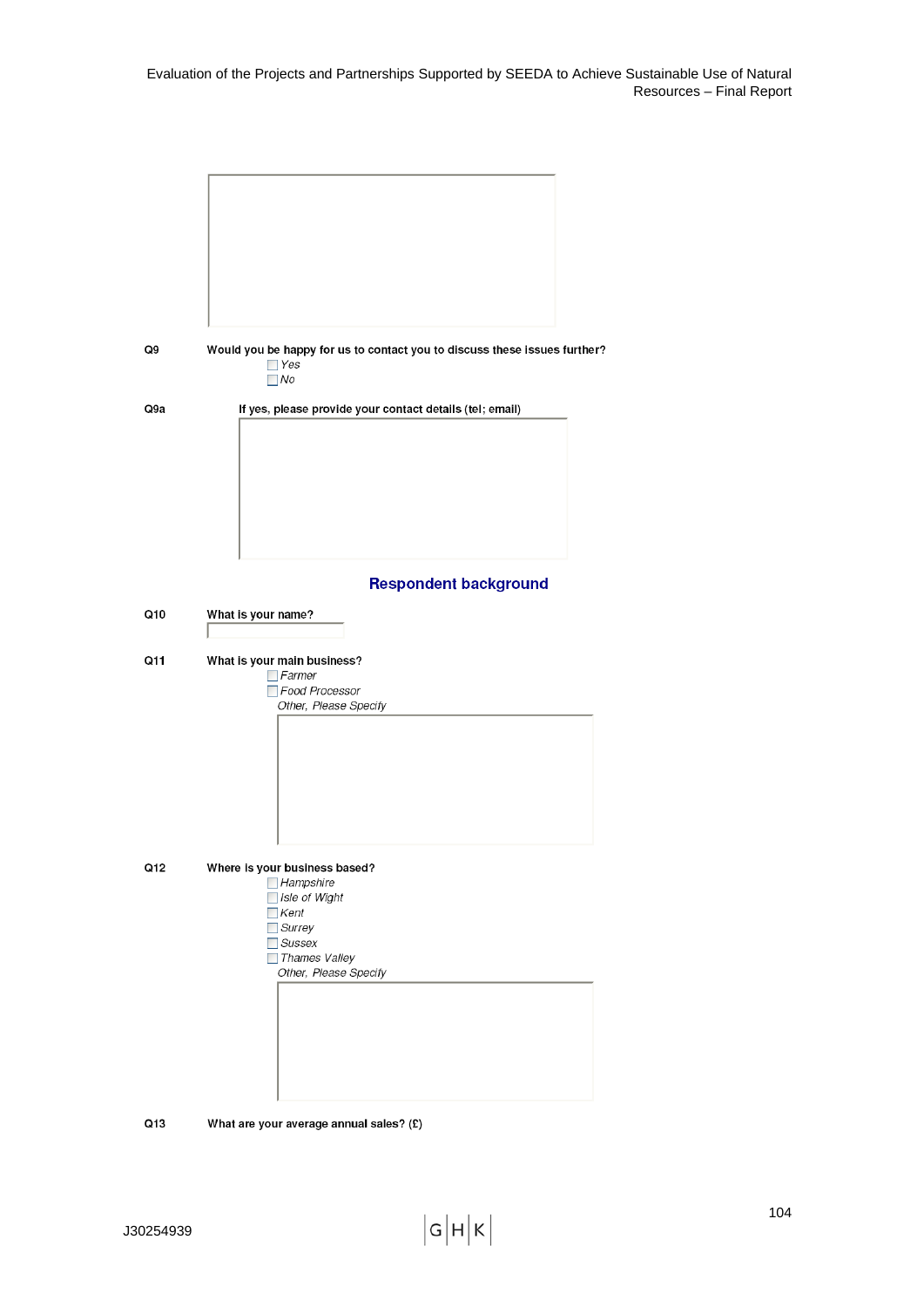**Q9** **Would you be happy for us to contact you to discuss these issues further?**

- ☐ *Yes*
- ☐ *No*

**Q9a** **If yes, please provide your contact details (tel; email)**

## Respondent background

**Q10** **What is your name?**

**Q11** **What is your main business?**

- ☐ *Farmer*
- ☐ *Food Processor*

*Other, Please Specify*

**Q12** **Where is your business based?**

- ☐ *Hampshire*
- ☐ *Isle of Wight*
- ☐ *Kent*
- ☐ *Surrey*
- ☐ *Sussex*
- ☐ *Thames Valley*

*Other, Please Specify*

**Q13** **What are your average annual sales? (£)**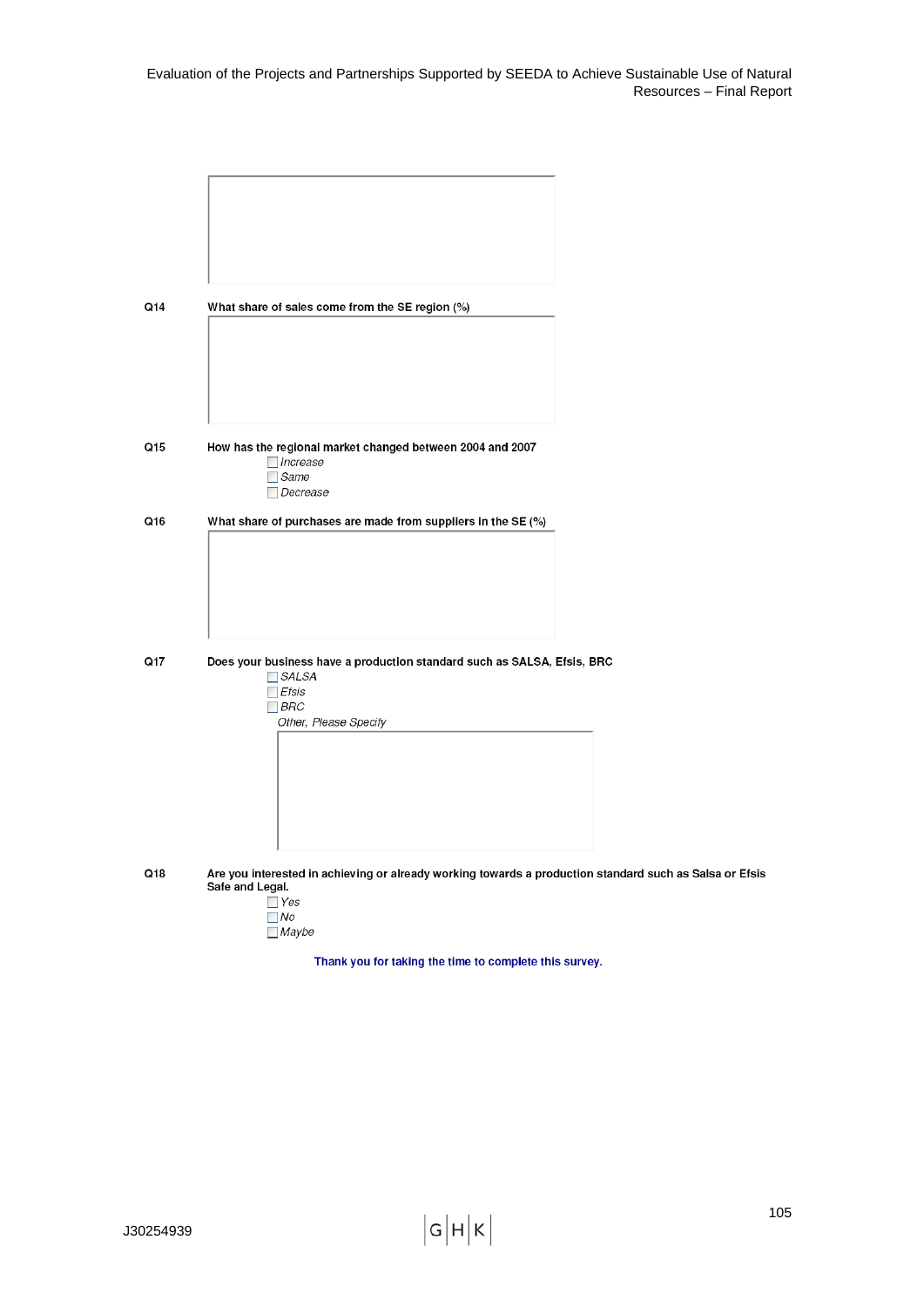Q14 What share of sales come from the SE region (%)

Q15 How has the regional market changed between 2004 and 2007

- Increase
- Same
- Decrease

Q16 What share of purchases are made from suppliers in the SE (%)

Q17 Does your business have a production standard such as SALSA, Efsis, BRC

- SALSA
- Efsis
- BRC

*Other, Please Specify*

Q18 Are you interested in achieving or already working towards a production standard such as Salsa or Efsis Safe and Legal.

- Yes
- No
- Maybe

Thank you for taking the time to complete this survey.

J30254939